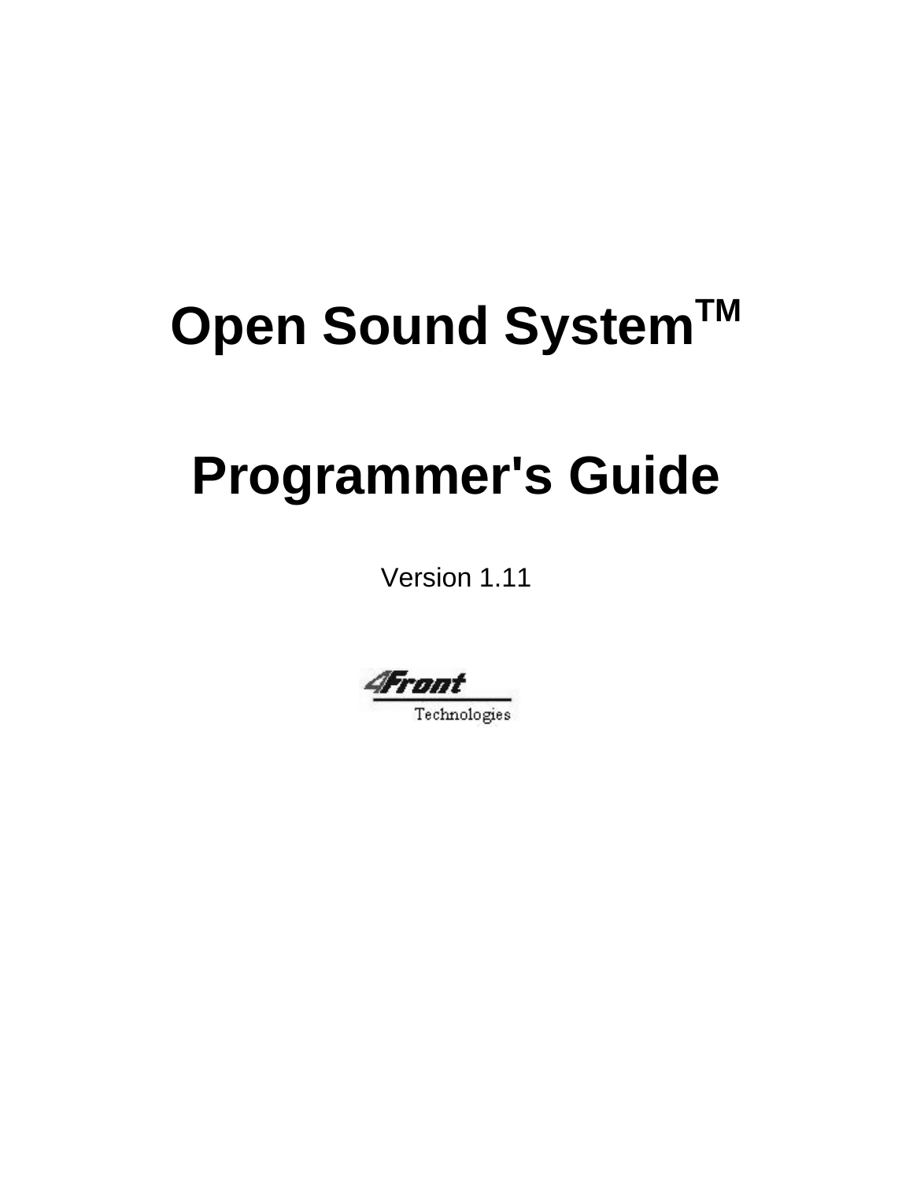# Open Sound System™

# Programmer's Guide

Version 1.11

4Front Technologies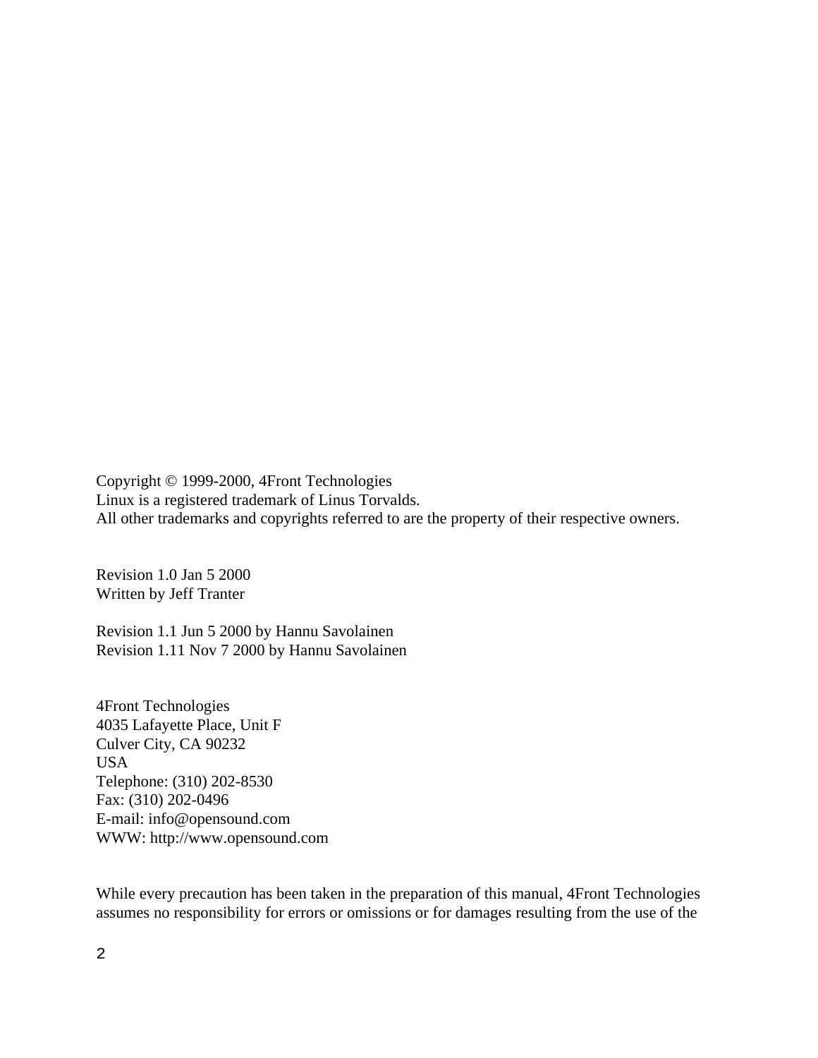Copyright © 1999-2000, 4Front Technologies
Linux is a registered trademark of Linus Torvalds.
All other trademarks and copyrights referred to are the property of their respective owners.

Revision 1.0 Jan 5 2000
Written by Jeff Tranter

Revision 1.1 Jun 5 2000 by Hannu Savolainen
Revision 1.11 Nov 7 2000 by Hannu Savolainen

4Front Technologies
4035 Lafayette Place, Unit F
Culver City, CA 90232
USA
Telephone: (310) 202-8530
Fax: (310) 202-0496
E-mail: info@opensound.com
WWW: http://www.opensound.com

While every precaution has been taken in the preparation of this manual, 4Front Technologies assumes no responsibility for errors or omissions or for damages resulting from the use of the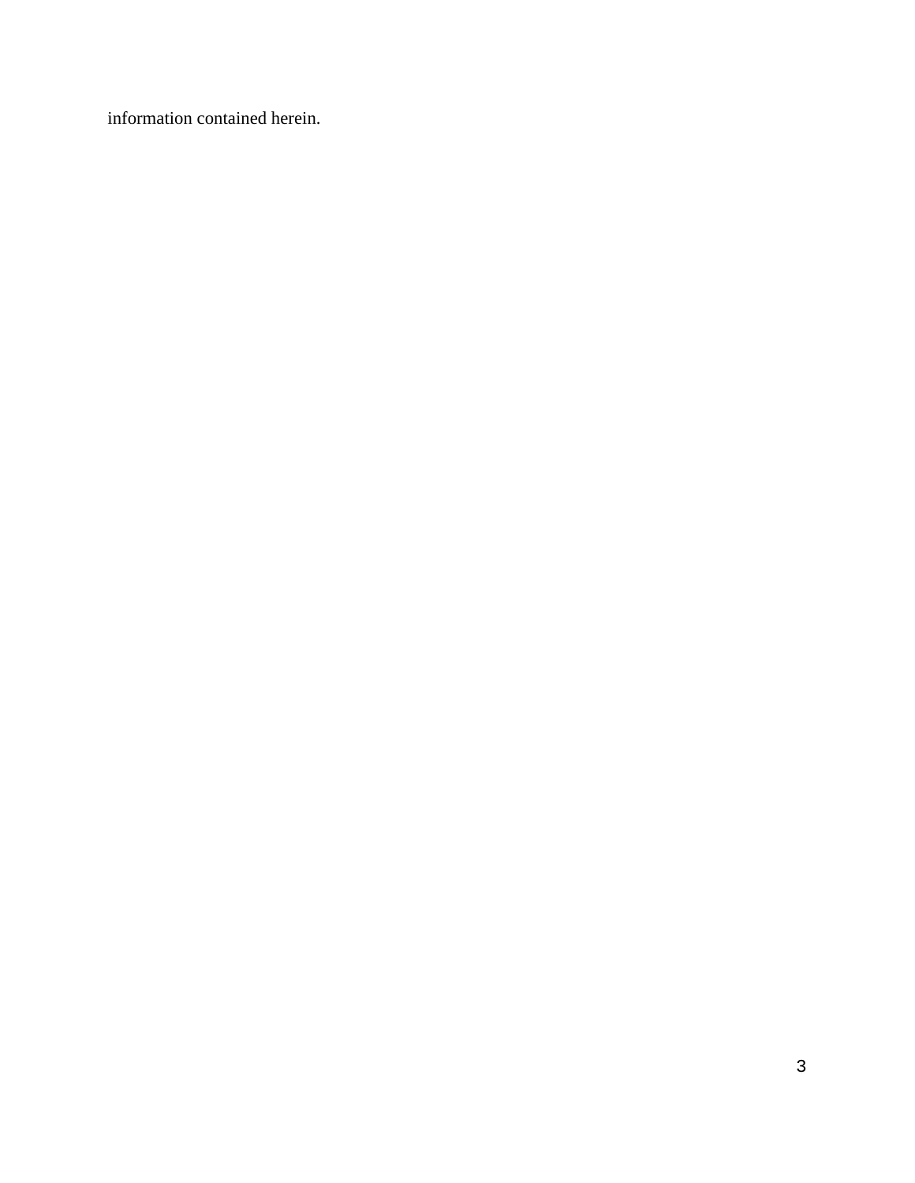information contained herein.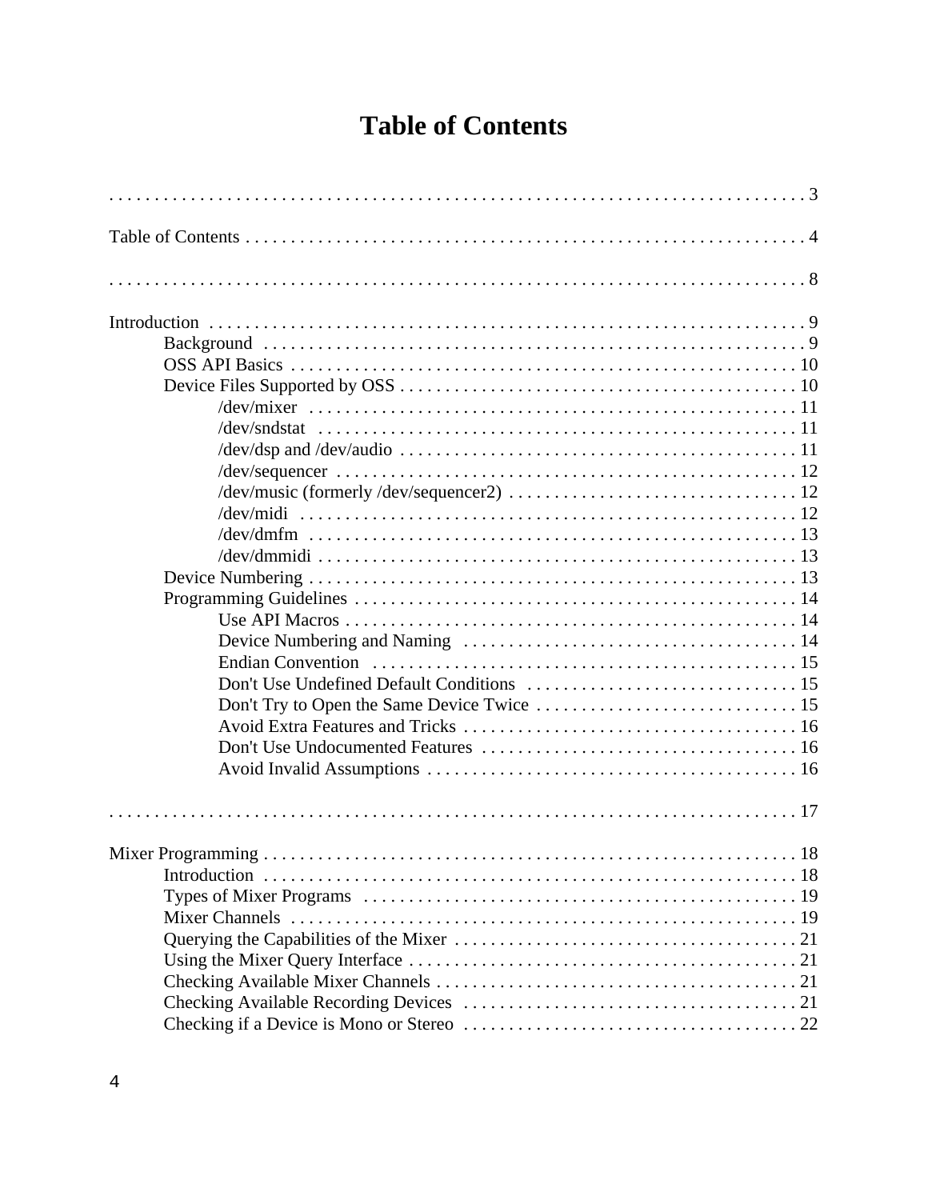# Table of Contents

. . . . . . . . . . . . . . . . . . . . . . . . . . . . . . . . . . . . . . . . . . . . . . . . . . . . . . . . . . . . . . . . . . . . . . . . 3

Table of Contents . . . . . . . . . . . . . . . . . . . . . . . . . . . . . . . . . . . . . . . . . . . . . . . . . . . . . . . . . . . . . 4

. . . . . . . . . . . . . . . . . . . . . . . . . . . . . . . . . . . . . . . . . . . . . . . . . . . . . . . . . . . . . . . . . . . . . . . . 8

Introduction . . . . . . . . . . . . . . . . . . . . . . . . . . . . . . . . . . . . . . . . . . . . . . . . . . . . . . . . . . . . . . . . 9
- Background . . . . . . . . . . . . . . . . . . . . . . . . . . . . . . . . . . . . . . . . . . . . . . . . . . . . . . . . . . . . 9
- OSS API Basics . . . . . . . . . . . . . . . . . . . . . . . . . . . . . . . . . . . . . . . . . . . . . . . . . . . . . . . . 10
- Device Files Supported by OSS . . . . . . . . . . . . . . . . . . . . . . . . . . . . . . . . . . . . . . . . . . . 10
  - /dev/mixer . . . . . . . . . . . . . . . . . . . . . . . . . . . . . . . . . . . . . . . . . . . . . . . . . . . . . . 11
  - /dev/sndstat . . . . . . . . . . . . . . . . . . . . . . . . . . . . . . . . . . . . . . . . . . . . . . . . . . . . . 11
  - /dev/dsp and /dev/audio . . . . . . . . . . . . . . . . . . . . . . . . . . . . . . . . . . . . . . . . . . . . 11
  - /dev/sequencer . . . . . . . . . . . . . . . . . . . . . . . . . . . . . . . . . . . . . . . . . . . . . . . . . . . 12
  - /dev/music (formerly /dev/sequencer2) . . . . . . . . . . . . . . . . . . . . . . . . . . . . . . . . 12
  - /dev/midi . . . . . . . . . . . . . . . . . . . . . . . . . . . . . . . . . . . . . . . . . . . . . . . . . . . . . . . 12
  - /dev/dmfm . . . . . . . . . . . . . . . . . . . . . . . . . . . . . . . . . . . . . . . . . . . . . . . . . . . . . . 13
  - /dev/dmmidi . . . . . . . . . . . . . . . . . . . . . . . . . . . . . . . . . . . . . . . . . . . . . . . . . . . . . 13
- Device Numbering . . . . . . . . . . . . . . . . . . . . . . . . . . . . . . . . . . . . . . . . . . . . . . . . . . . . . . 13
- Programming Guidelines . . . . . . . . . . . . . . . . . . . . . . . . . . . . . . . . . . . . . . . . . . . . . . . . . 14
  - Use API Macros . . . . . . . . . . . . . . . . . . . . . . . . . . . . . . . . . . . . . . . . . . . . . . . . . . 14
  - Device Numbering and Naming . . . . . . . . . . . . . . . . . . . . . . . . . . . . . . . . . . . . . 14
  - Endian Convention . . . . . . . . . . . . . . . . . . . . . . . . . . . . . . . . . . . . . . . . . . . . . . . 15
  - Don't Use Undefined Default Conditions . . . . . . . . . . . . . . . . . . . . . . . . . . . . . . 15
  - Don't Try to Open the Same Device Twice . . . . . . . . . . . . . . . . . . . . . . . . . . . . 15
  - Avoid Extra Features and Tricks . . . . . . . . . . . . . . . . . . . . . . . . . . . . . . . . . . . . . 16
  - Don't Use Undocumented Features . . . . . . . . . . . . . . . . . . . . . . . . . . . . . . . . . . . 16
  - Avoid Invalid Assumptions . . . . . . . . . . . . . . . . . . . . . . . . . . . . . . . . . . . . . . . . . 16

. . . . . . . . . . . . . . . . . . . . . . . . . . . . . . . . . . . . . . . . . . . . . . . . . . . . . . . . . . . . . . . . . . . . . . . 17

Mixer Programming . . . . . . . . . . . . . . . . . . . . . . . . . . . . . . . . . . . . . . . . . . . . . . . . . . . . . . . . . . 18
- Introduction . . . . . . . . . . . . . . . . . . . . . . . . . . . . . . . . . . . . . . . . . . . . . . . . . . . . . . . . . . . 18
- Types of Mixer Programs . . . . . . . . . . . . . . . . . . . . . . . . . . . . . . . . . . . . . . . . . . . . . . . . 19
- Mixer Channels . . . . . . . . . . . . . . . . . . . . . . . . . . . . . . . . . . . . . . . . . . . . . . . . . . . . . . . . 19
- Querying the Capabilities of the Mixer . . . . . . . . . . . . . . . . . . . . . . . . . . . . . . . . . . . . . . 21
- Using the Mixer Query Interface . . . . . . . . . . . . . . . . . . . . . . . . . . . . . . . . . . . . . . . . . . . 21
- Checking Available Mixer Channels . . . . . . . . . . . . . . . . . . . . . . . . . . . . . . . . . . . . . . . . 21
- Checking Available Recording Devices . . . . . . . . . . . . . . . . . . . . . . . . . . . . . . . . . . . . . 21
- Checking if a Device is Mono or Stereo . . . . . . . . . . . . . . . . . . . . . . . . . . . . . . . . . . . . . 22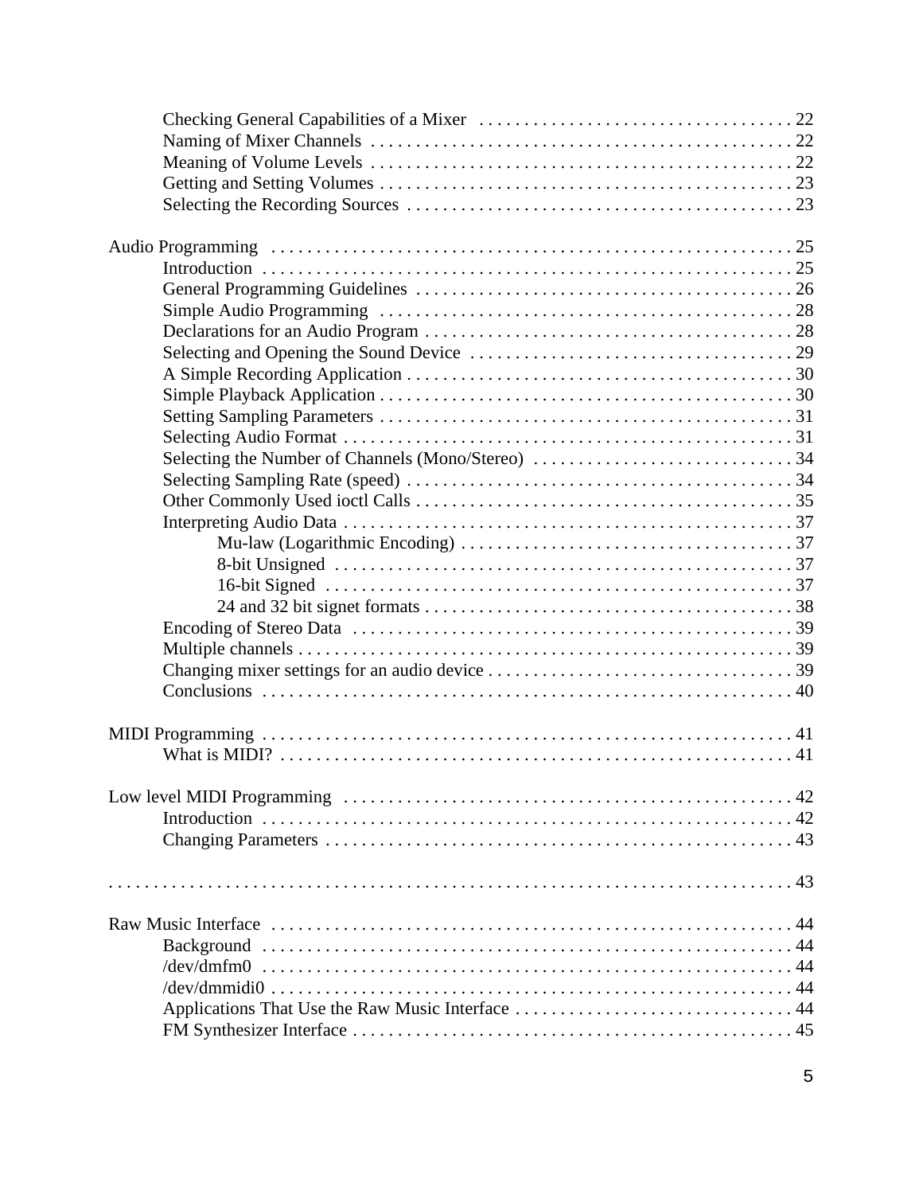- Checking General Capabilities of a Mixer . . . . . . . . . . . . . . . . . . . . . . . . . . . . . . . . . . 22
- Naming of Mixer Channels . . . . . . . . . . . . . . . . . . . . . . . . . . . . . . . . . . . . . . . . . . . . . . 22
- Meaning of Volume Levels . . . . . . . . . . . . . . . . . . . . . . . . . . . . . . . . . . . . . . . . . . . . . . 22
- Getting and Setting Volumes . . . . . . . . . . . . . . . . . . . . . . . . . . . . . . . . . . . . . . . . . . . . . 23
- Selecting the Recording Sources . . . . . . . . . . . . . . . . . . . . . . . . . . . . . . . . . . . . . . . . . . 23

Audio Programming . . . . . . . . . . . . . . . . . . . . . . . . . . . . . . . . . . . . . . . . . . . . . . . . . . . . . . . . . . 25
- Introduction . . . . . . . . . . . . . . . . . . . . . . . . . . . . . . . . . . . . . . . . . . . . . . . . . . . . . . . . . . 25
- General Programming Guidelines . . . . . . . . . . . . . . . . . . . . . . . . . . . . . . . . . . . . . . . . . . 26
- Simple Audio Programming . . . . . . . . . . . . . . . . . . . . . . . . . . . . . . . . . . . . . . . . . . . . . . . 28
- Declarations for an Audio Program . . . . . . . . . . . . . . . . . . . . . . . . . . . . . . . . . . . . . . . . . 28
- Selecting and Opening the Sound Device . . . . . . . . . . . . . . . . . . . . . . . . . . . . . . . . . . . . 29
- A Simple Recording Application . . . . . . . . . . . . . . . . . . . . . . . . . . . . . . . . . . . . . . . . . . . 30
- Simple Playback Application . . . . . . . . . . . . . . . . . . . . . . . . . . . . . . . . . . . . . . . . . . . . . . 30
- Setting Sampling Parameters . . . . . . . . . . . . . . . . . . . . . . . . . . . . . . . . . . . . . . . . . . . . . . 31
- Selecting Audio Format . . . . . . . . . . . . . . . . . . . . . . . . . . . . . . . . . . . . . . . . . . . . . . . . . . 31
- Selecting the Number of Channels (Mono/Stereo) . . . . . . . . . . . . . . . . . . . . . . . . . . . . . 34
- Selecting Sampling Rate (speed) . . . . . . . . . . . . . . . . . . . . . . . . . . . . . . . . . . . . . . . . . . . 34
- Other Commonly Used ioctl Calls . . . . . . . . . . . . . . . . . . . . . . . . . . . . . . . . . . . . . . . . . . 35
- Interpreting Audio Data . . . . . . . . . . . . . . . . . . . . . . . . . . . . . . . . . . . . . . . . . . . . . . . . . . 37
  - Mu-law (Logarithmic Encoding) . . . . . . . . . . . . . . . . . . . . . . . . . . . . . . . . . . . . . . 37
  - 8-bit Unsigned . . . . . . . . . . . . . . . . . . . . . . . . . . . . . . . . . . . . . . . . . . . . . . . . . . . . 37
  - 16-bit Signed . . . . . . . . . . . . . . . . . . . . . . . . . . . . . . . . . . . . . . . . . . . . . . . . . . . . . 37
  - 24 and 32 bit signet formats . . . . . . . . . . . . . . . . . . . . . . . . . . . . . . . . . . . . . . . . . 38
- Encoding of Stereo Data . . . . . . . . . . . . . . . . . . . . . . . . . . . . . . . . . . . . . . . . . . . . . . . . . 39
- Multiple channels . . . . . . . . . . . . . . . . . . . . . . . . . . . . . . . . . . . . . . . . . . . . . . . . . . . . . . 39
- Changing mixer settings for an audio device . . . . . . . . . . . . . . . . . . . . . . . . . . . . . . . . . . 39
- Conclusions . . . . . . . . . . . . . . . . . . . . . . . . . . . . . . . . . . . . . . . . . . . . . . . . . . . . . . . . . . 40

MIDI Programming . . . . . . . . . . . . . . . . . . . . . . . . . . . . . . . . . . . . . . . . . . . . . . . . . . . . . . . . . . . 41
- What is MIDI? . . . . . . . . . . . . . . . . . . . . . . . . . . . . . . . . . . . . . . . . . . . . . . . . . . . . . . . . . 41

Low level MIDI Programming . . . . . . . . . . . . . . . . . . . . . . . . . . . . . . . . . . . . . . . . . . . . . . . . . . 42
- Introduction . . . . . . . . . . . . . . . . . . . . . . . . . . . . . . . . . . . . . . . . . . . . . . . . . . . . . . . . . . 42
- Changing Parameters . . . . . . . . . . . . . . . . . . . . . . . . . . . . . . . . . . . . . . . . . . . . . . . . . . . . 43

. . . . . . . . . . . . . . . . . . . . . . . . . . . . . . . . . . . . . . . . . . . . . . . . . . . . . . . . . . . . . . . . . . . . . . . . 43

Raw Music Interface . . . . . . . . . . . . . . . . . . . . . . . . . . . . . . . . . . . . . . . . . . . . . . . . . . . . . . . . . 44
- Background . . . . . . . . . . . . . . . . . . . . . . . . . . . . . . . . . . . . . . . . . . . . . . . . . . . . . . . . . . . 44
- /dev/dmfm0 . . . . . . . . . . . . . . . . . . . . . . . . . . . . . . . . . . . . . . . . . . . . . . . . . . . . . . . . . . 44
- /dev/dmmidi0 . . . . . . . . . . . . . . . . . . . . . . . . . . . . . . . . . . . . . . . . . . . . . . . . . . . . . . . . . 44
- Applications That Use the Raw Music Interface . . . . . . . . . . . . . . . . . . . . . . . . . . . . . . . 44
- FM Synthesizer Interface . . . . . . . . . . . . . . . . . . . . . . . . . . . . . . . . . . . . . . . . . . . . . . . . . 45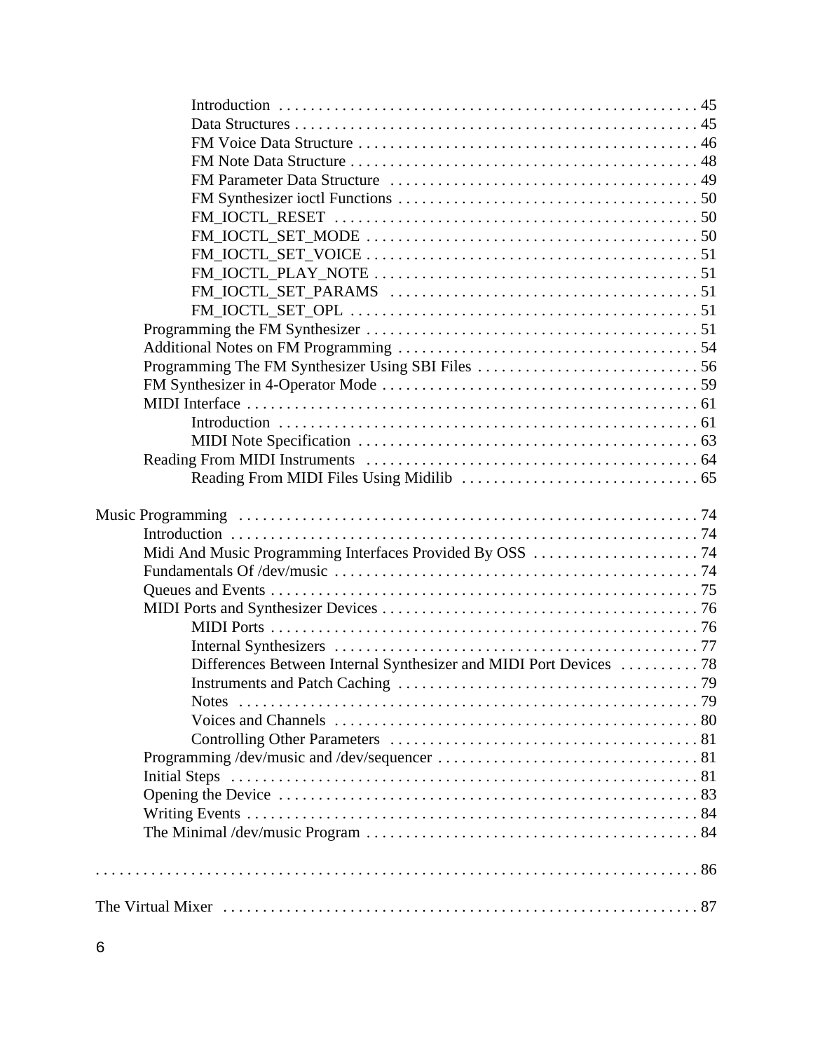Introduction . . . . . . . . . . . . . . . . . . . . . . . . . . . . . . . . . . . . . . . . . . . . . . . . . . . . . 45
Data Structures . . . . . . . . . . . . . . . . . . . . . . . . . . . . . . . . . . . . . . . . . . . . . . . . . . . . 45
FM Voice Data Structure . . . . . . . . . . . . . . . . . . . . . . . . . . . . . . . . . . . . . . . . . . . 46
FM Note Data Structure . . . . . . . . . . . . . . . . . . . . . . . . . . . . . . . . . . . . . . . . . . . . 48
FM Parameter Data Structure . . . . . . . . . . . . . . . . . . . . . . . . . . . . . . . . . . . . . . . 49
FM Synthesizer ioctl Functions . . . . . . . . . . . . . . . . . . . . . . . . . . . . . . . . . . . . . . 50
FM_IOCTL_RESET . . . . . . . . . . . . . . . . . . . . . . . . . . . . . . . . . . . . . . . . . . . . . . 50
FM_IOCTL_SET_MODE . . . . . . . . . . . . . . . . . . . . . . . . . . . . . . . . . . . . . . . . . . 50
FM_IOCTL_SET_VOICE . . . . . . . . . . . . . . . . . . . . . . . . . . . . . . . . . . . . . . . . . . 51
FM_IOCTL_PLAY_NOTE . . . . . . . . . . . . . . . . . . . . . . . . . . . . . . . . . . . . . . . . . 51
FM_IOCTL_SET_PARAMS . . . . . . . . . . . . . . . . . . . . . . . . . . . . . . . . . . . . . . . . 51
FM_IOCTL_SET_OPL . . . . . . . . . . . . . . . . . . . . . . . . . . . . . . . . . . . . . . . . . . . . 51
Programming the FM Synthesizer . . . . . . . . . . . . . . . . . . . . . . . . . . . . . . . . . . . . . . . . . . 51
Additional Notes on FM Programming . . . . . . . . . . . . . . . . . . . . . . . . . . . . . . . . . . . . . . 54
Programming The FM Synthesizer Using SBI Files . . . . . . . . . . . . . . . . . . . . . . . . . . . . 56
FM Synthesizer in 4-Operator Mode . . . . . . . . . . . . . . . . . . . . . . . . . . . . . . . . . . . . . . . . 59
MIDI Interface . . . . . . . . . . . . . . . . . . . . . . . . . . . . . . . . . . . . . . . . . . . . . . . . . . . . . . . . . 61
Introduction . . . . . . . . . . . . . . . . . . . . . . . . . . . . . . . . . . . . . . . . . . . . . . . . . . . . . 61
MIDI Note Specification . . . . . . . . . . . . . . . . . . . . . . . . . . . . . . . . . . . . . . . . . . . 63
Reading From MIDI Instruments . . . . . . . . . . . . . . . . . . . . . . . . . . . . . . . . . . . . . . . . . . 64
Reading From MIDI Files Using Midilib . . . . . . . . . . . . . . . . . . . . . . . . . . . . . . 65

Music Programming . . . . . . . . . . . . . . . . . . . . . . . . . . . . . . . . . . . . . . . . . . . . . . . . . . . . . . . . 74
Introduction . . . . . . . . . . . . . . . . . . . . . . . . . . . . . . . . . . . . . . . . . . . . . . . . . . . . . . . . . . . 74
Midi And Music Programming Interfaces Provided By OSS . . . . . . . . . . . . . . . . . . . . . 74
Fundamentals Of /dev/music . . . . . . . . . . . . . . . . . . . . . . . . . . . . . . . . . . . . . . . . . . . . . . 74
Queues and Events . . . . . . . . . . . . . . . . . . . . . . . . . . . . . . . . . . . . . . . . . . . . . . . . . . . . . . 75
MIDI Ports and Synthesizer Devices . . . . . . . . . . . . . . . . . . . . . . . . . . . . . . . . . . . . . . . . 76
MIDI Ports . . . . . . . . . . . . . . . . . . . . . . . . . . . . . . . . . . . . . . . . . . . . . . . . . . . . . . 76
Internal Synthesizers . . . . . . . . . . . . . . . . . . . . . . . . . . . . . . . . . . . . . . . . . . . . . . 77
Differences Between Internal Synthesizer and MIDI Port Devices . . . . . . . . . . 78
Instruments and Patch Caching . . . . . . . . . . . . . . . . . . . . . . . . . . . . . . . . . . . . . . 79
Notes . . . . . . . . . . . . . . . . . . . . . . . . . . . . . . . . . . . . . . . . . . . . . . . . . . . . . . . . . . 79
Voices and Channels . . . . . . . . . . . . . . . . . . . . . . . . . . . . . . . . . . . . . . . . . . . . . . 80
Controlling Other Parameters . . . . . . . . . . . . . . . . . . . . . . . . . . . . . . . . . . . . . . . 81
Programming /dev/music and /dev/sequencer . . . . . . . . . . . . . . . . . . . . . . . . . . . . . . . . . 81
Initial Steps . . . . . . . . . . . . . . . . . . . . . . . . . . . . . . . . . . . . . . . . . . . . . . . . . . . . . . . . . . . 81
Opening the Device . . . . . . . . . . . . . . . . . . . . . . . . . . . . . . . . . . . . . . . . . . . . . . . . . . . . . 83
Writing Events . . . . . . . . . . . . . . . . . . . . . . . . . . . . . . . . . . . . . . . . . . . . . . . . . . . . . . . . . 84
The Minimal /dev/music Program . . . . . . . . . . . . . . . . . . . . . . . . . . . . . . . . . . . . . . . . . . 84

. . . . . . . . . . . . . . . . . . . . . . . . . . . . . . . . . . . . . . . . . . . . . . . . . . . . . . . . . . . . . . . . . . . . . . . . 86

The Virtual Mixer . . . . . . . . . . . . . . . . . . . . . . . . . . . . . . . . . . . . . . . . . . . . . . . . . . . . . . . . . 87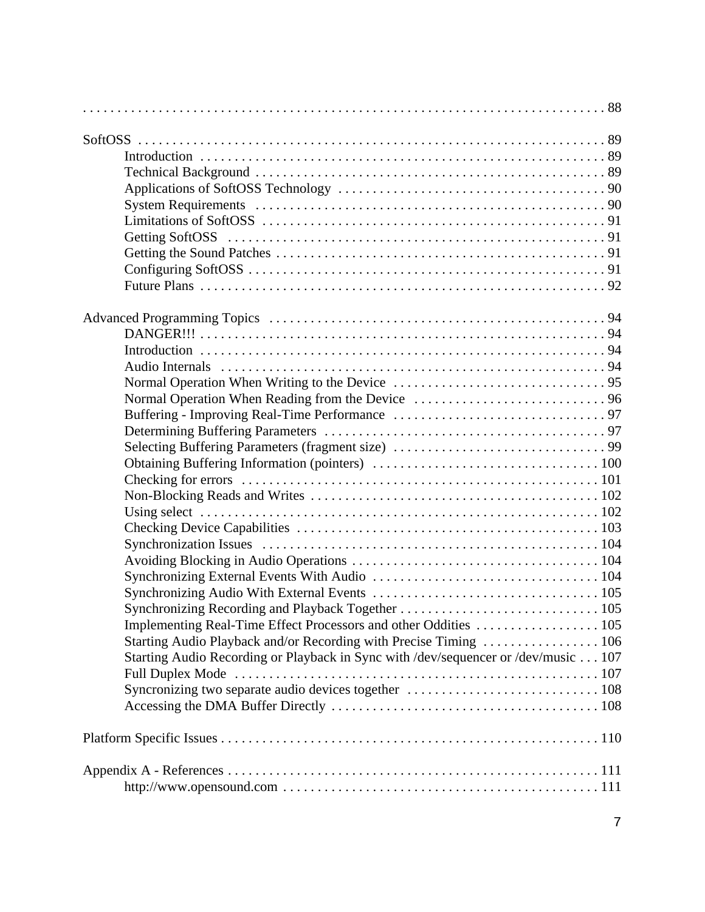. . . . . . . . . . . . . . . . . . . . . . . . . . . . . . . . . . . . . . . . . . . . . . . . . . . . . . . . . . . . . . . . . . . . . . . . . . 88

SoftOSS . . . . . . . . . . . . . . . . . . . . . . . . . . . . . . . . . . . . . . . . . . . . . . . . . . . . . . . . . . . . . . . . . . 89
- Introduction . . . . . . . . . . . . . . . . . . . . . . . . . . . . . . . . . . . . . . . . . . . . . . . . . . . . . . . . . . . 89
- Technical Background . . . . . . . . . . . . . . . . . . . . . . . . . . . . . . . . . . . . . . . . . . . . . . . . . . . 89
- Applications of SoftOSS Technology . . . . . . . . . . . . . . . . . . . . . . . . . . . . . . . . . . . . . . . 90
- System Requirements . . . . . . . . . . . . . . . . . . . . . . . . . . . . . . . . . . . . . . . . . . . . . . . . . . . 90
- Limitations of SoftOSS . . . . . . . . . . . . . . . . . . . . . . . . . . . . . . . . . . . . . . . . . . . . . . . . . . 91
- Getting SoftOSS . . . . . . . . . . . . . . . . . . . . . . . . . . . . . . . . . . . . . . . . . . . . . . . . . . . . . . . 91
- Getting the Sound Patches . . . . . . . . . . . . . . . . . . . . . . . . . . . . . . . . . . . . . . . . . . . . . . . . 91
- Configuring SoftOSS . . . . . . . . . . . . . . . . . . . . . . . . . . . . . . . . . . . . . . . . . . . . . . . . . . . . 91
- Future Plans . . . . . . . . . . . . . . . . . . . . . . . . . . . . . . . . . . . . . . . . . . . . . . . . . . . . . . . . . . . 92

Advanced Programming Topics . . . . . . . . . . . . . . . . . . . . . . . . . . . . . . . . . . . . . . . . . . . . . . . . . 94
- DANGER!!! . . . . . . . . . . . . . . . . . . . . . . . . . . . . . . . . . . . . . . . . . . . . . . . . . . . . . . . . . . . . 94
- Introduction . . . . . . . . . . . . . . . . . . . . . . . . . . . . . . . . . . . . . . . . . . . . . . . . . . . . . . . . . . . 94
- Audio Internals . . . . . . . . . . . . . . . . . . . . . . . . . . . . . . . . . . . . . . . . . . . . . . . . . . . . . . . . . 94
- Normal Operation When Writing to the Device . . . . . . . . . . . . . . . . . . . . . . . . . . . . . . . 95
- Normal Operation When Reading from the Device . . . . . . . . . . . . . . . . . . . . . . . . . . . . 96
- Buffering - Improving Real-Time Performance . . . . . . . . . . . . . . . . . . . . . . . . . . . . . . . 97
- Determining Buffering Parameters . . . . . . . . . . . . . . . . . . . . . . . . . . . . . . . . . . . . . . . . . 97
- Selecting Buffering Parameters (fragment size) . . . . . . . . . . . . . . . . . . . . . . . . . . . . . . . 99
- Obtaining Buffering Information (pointers) . . . . . . . . . . . . . . . . . . . . . . . . . . . . . . . . . 100
- Checking for errors . . . . . . . . . . . . . . . . . . . . . . . . . . . . . . . . . . . . . . . . . . . . . . . . . . . . 101
- Non-Blocking Reads and Writes . . . . . . . . . . . . . . . . . . . . . . . . . . . . . . . . . . . . . . . . . . 102
- Using select . . . . . . . . . . . . . . . . . . . . . . . . . . . . . . . . . . . . . . . . . . . . . . . . . . . . . . . . . . 102
- Checking Device Capabilities . . . . . . . . . . . . . . . . . . . . . . . . . . . . . . . . . . . . . . . . . . . . 103
- Synchronization Issues . . . . . . . . . . . . . . . . . . . . . . . . . . . . . . . . . . . . . . . . . . . . . . . . . . 104
- Avoiding Blocking in Audio Operations . . . . . . . . . . . . . . . . . . . . . . . . . . . . . . . . . . . . 104
- Synchronizing External Events With Audio . . . . . . . . . . . . . . . . . . . . . . . . . . . . . . . . . 104
- Synchronizing Audio With External Events . . . . . . . . . . . . . . . . . . . . . . . . . . . . . . . . . 105
- Synchronizing Recording and Playback Together . . . . . . . . . . . . . . . . . . . . . . . . . . . . . 105
- Implementing Real-Time Effect Processors and other Oddities . . . . . . . . . . . . . . . . . . 105
- Starting Audio Playback and/or Recording with Precise Timing . . . . . . . . . . . . . . . . . 106
- Starting Audio Recording or Playback in Sync with /dev/sequencer or /dev/music . . . 107
- Full Duplex Mode . . . . . . . . . . . . . . . . . . . . . . . . . . . . . . . . . . . . . . . . . . . . . . . . . . . . . 107
- Syncronizing two separate audio devices together . . . . . . . . . . . . . . . . . . . . . . . . . . . . 108
- Accessing the DMA Buffer Directly . . . . . . . . . . . . . . . . . . . . . . . . . . . . . . . . . . . . . . . 108

Platform Specific Issues . . . . . . . . . . . . . . . . . . . . . . . . . . . . . . . . . . . . . . . . . . . . . . . . . . . . . . . 110

Appendix A - References . . . . . . . . . . . . . . . . . . . . . . . . . . . . . . . . . . . . . . . . . . . . . . . . . . . . . . 111
- http://www.opensound.com . . . . . . . . . . . . . . . . . . . . . . . . . . . . . . . . . . . . . . . . . . . . . . 111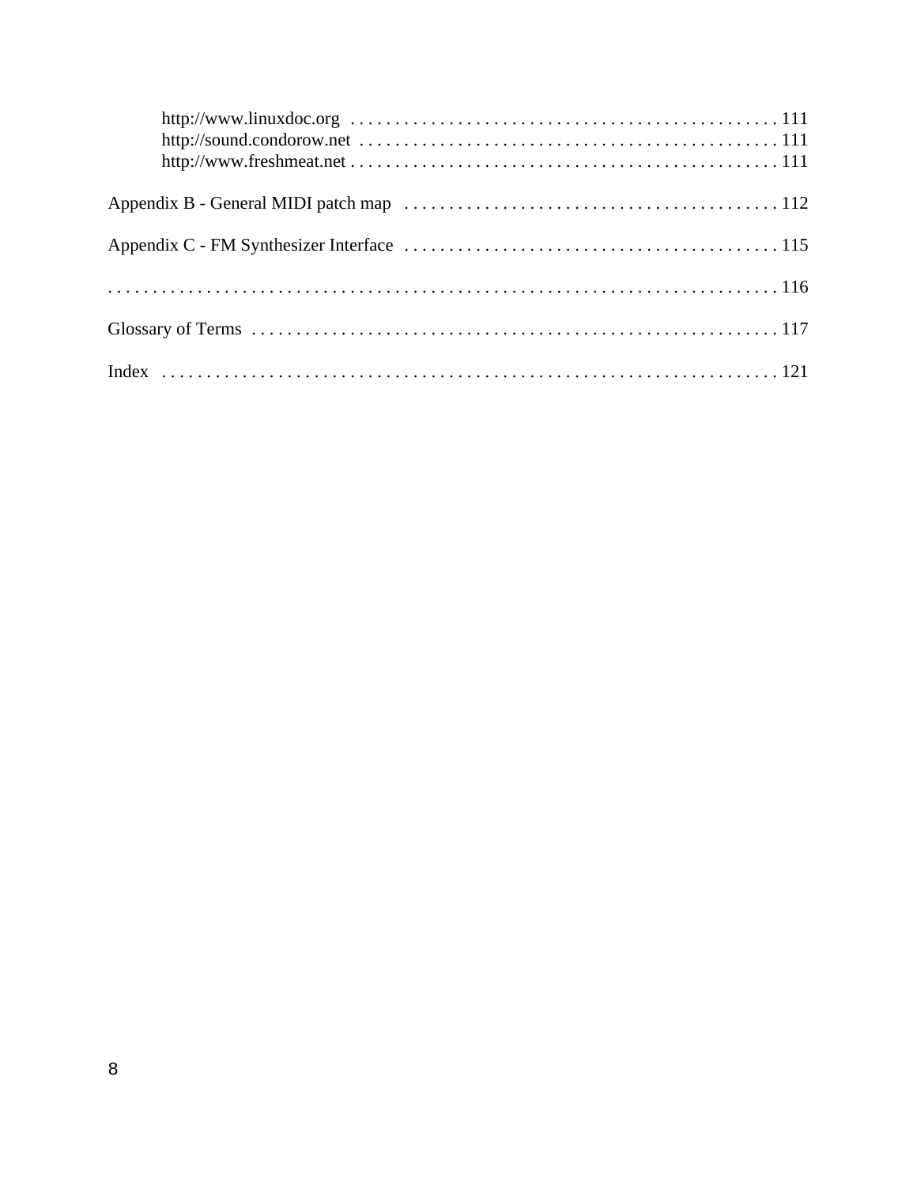http://www.linuxdoc.org . . . . . . . . . . . . . . . . . . . . . . . . . . . . . . . . . . . . . . . . . . . . . . . 111
http://sound.condorow.net . . . . . . . . . . . . . . . . . . . . . . . . . . . . . . . . . . . . . . . . . . . . . . 111
http://www.freshmeat.net . . . . . . . . . . . . . . . . . . . . . . . . . . . . . . . . . . . . . . . . . . . . . . . 111

Appendix B - General MIDI patch map . . . . . . . . . . . . . . . . . . . . . . . . . . . . . . . . . . . . . . . . 112

Appendix C - FM Synthesizer Interface . . . . . . . . . . . . . . . . . . . . . . . . . . . . . . . . . . . . . . . . 115

. . . . . . . . . . . . . . . . . . . . . . . . . . . . . . . . . . . . . . . . . . . . . . . . . . . . . . . . . . . . . . . . . . . . . 116

Glossary of Terms . . . . . . . . . . . . . . . . . . . . . . . . . . . . . . . . . . . . . . . . . . . . . . . . . . . . . . . . 117

Index . . . . . . . . . . . . . . . . . . . . . . . . . . . . . . . . . . . . . . . . . . . . . . . . . . . . . . . . . . . . . . . . . 121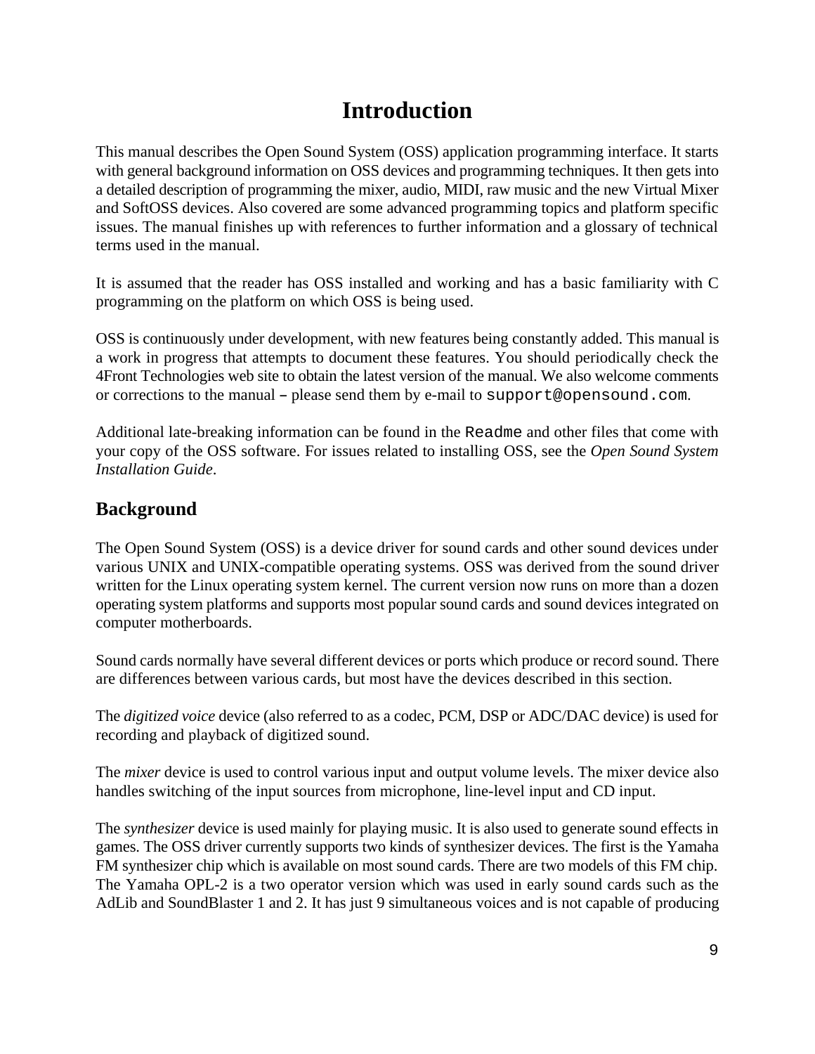# Introduction

This manual describes the Open Sound System (OSS) application programming interface. It starts with general background information on OSS devices and programming techniques. It then gets into a detailed description of programming the mixer, audio, MIDI, raw music and the new Virtual Mixer and SoftOSS devices. Also covered are some advanced programming topics and platform specific issues. The manual finishes up with references to further information and a glossary of technical terms used in the manual.

It is assumed that the reader has OSS installed and working and has a basic familiarity with C programming on the platform on which OSS is being used.

OSS is continuously under development, with new features being constantly added. This manual is a work in progress that attempts to document these features. You should periodically check the 4Front Technologies web site to obtain the latest version of the manual. We also welcome comments or corrections to the manual – please send them by e-mail to `support@opensound.com`.

Additional late-breaking information can be found in the `Readme` and other files that come with your copy of the OSS software. For issues related to installing OSS, see the *Open Sound System Installation Guide*.

## Background

The Open Sound System (OSS) is a device driver for sound cards and other sound devices under various UNIX and UNIX-compatible operating systems. OSS was derived from the sound driver written for the Linux operating system kernel. The current version now runs on more than a dozen operating system platforms and supports most popular sound cards and sound devices integrated on computer motherboards.

Sound cards normally have several different devices or ports which produce or record sound. There are differences between various cards, but most have the devices described in this section.

The *digitized voice* device (also referred to as a codec, PCM, DSP or ADC/DAC device) is used for recording and playback of digitized sound.

The *mixer* device is used to control various input and output volume levels. The mixer device also handles switching of the input sources from microphone, line-level input and CD input.

The *synthesizer* device is used mainly for playing music. It is also used to generate sound effects in games. The OSS driver currently supports two kinds of synthesizer devices. The first is the Yamaha FM synthesizer chip which is available on most sound cards. There are two models of this FM chip. The Yamaha OPL-2 is a two operator version which was used in early sound cards such as the AdLib and SoundBlaster 1 and 2. It has just 9 simultaneous voices and is not capable of producing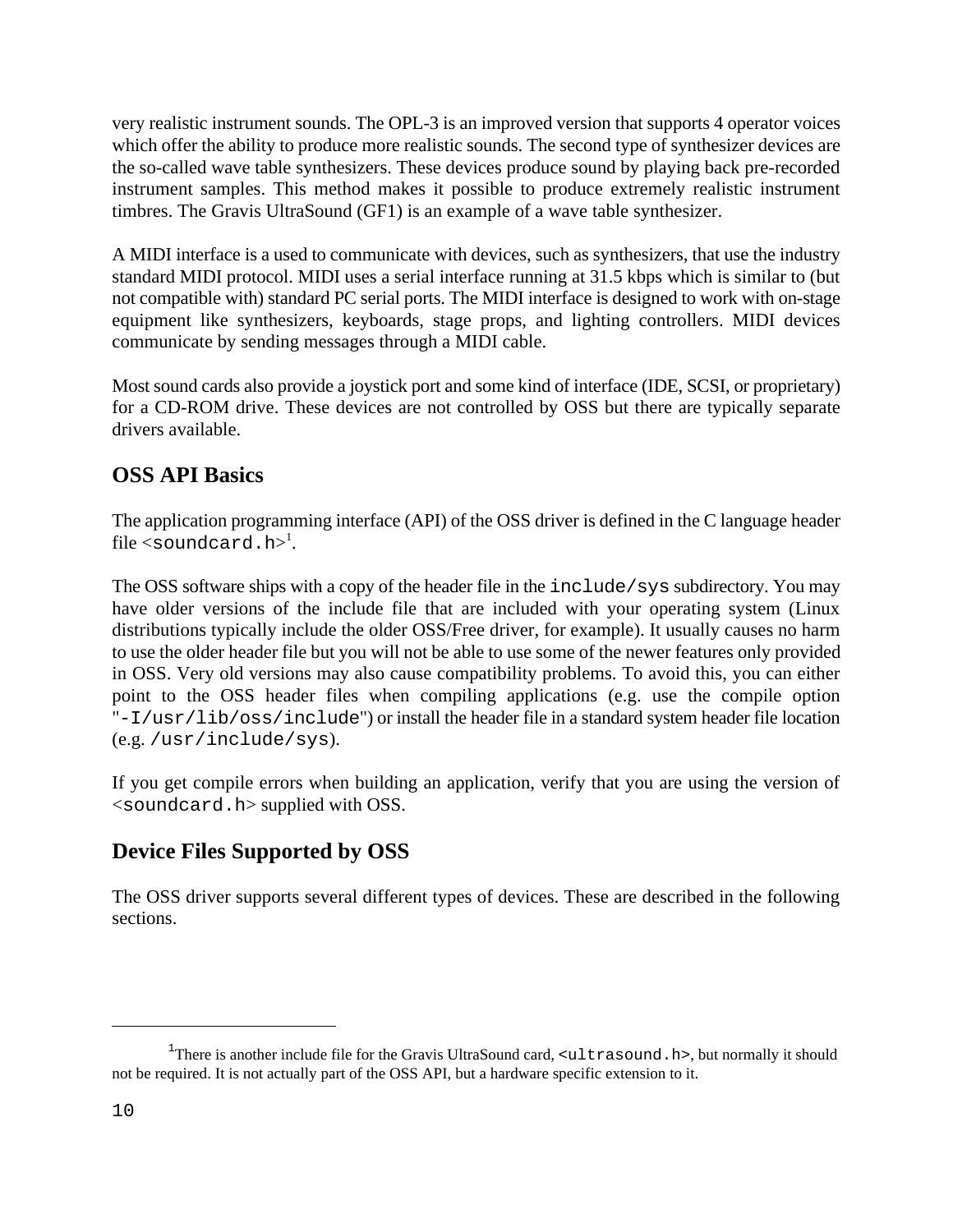very realistic instrument sounds. The OPL-3 is an improved version that supports 4 operator voices which offer the ability to produce more realistic sounds. The second type of synthesizer devices are the so-called wave table synthesizers. These devices produce sound by playing back pre-recorded instrument samples. This method makes it possible to produce extremely realistic instrument timbres. The Gravis UltraSound (GF1) is an example of a wave table synthesizer.

A MIDI interface is a used to communicate with devices, such as synthesizers, that use the industry standard MIDI protocol. MIDI uses a serial interface running at 31.5 kbps which is similar to (but not compatible with) standard PC serial ports. The MIDI interface is designed to work with on-stage equipment like synthesizers, keyboards, stage props, and lighting controllers. MIDI devices communicate by sending messages through a MIDI cable.

Most sound cards also provide a joystick port and some kind of interface (IDE, SCSI, or proprietary) for a CD-ROM drive. These devices are not controlled by OSS but there are typically separate drivers available.

## OSS API Basics

The application programming interface (API) of the OSS driver is defined in the C language header file `<soundcard.h>`[1].

The OSS software ships with a copy of the header file in the `include/sys` subdirectory. You may have older versions of the include file that are included with your operating system (Linux distributions typically include the older OSS/Free driver, for example). It usually causes no harm to use the older header file but you will not be able to use some of the newer features only provided in OSS. Very old versions may also cause compatibility problems. To avoid this, you can either point to the OSS header files when compiling applications (e.g. use the compile option "`-I/usr/lib/oss/include`") or install the header file in a standard system header file location (e.g. `/usr/include/sys`).

If you get compile errors when building an application, verify that you are using the version of `<soundcard.h>` supplied with OSS.

## Device Files Supported by OSS

The OSS driver supports several different types of devices. These are described in the following sections.

---

[1] There is another include file for the Gravis UltraSound card, `<ultrasound.h>`, but normally it should not be required. It is not actually part of the OSS API, but a hardware specific extension to it.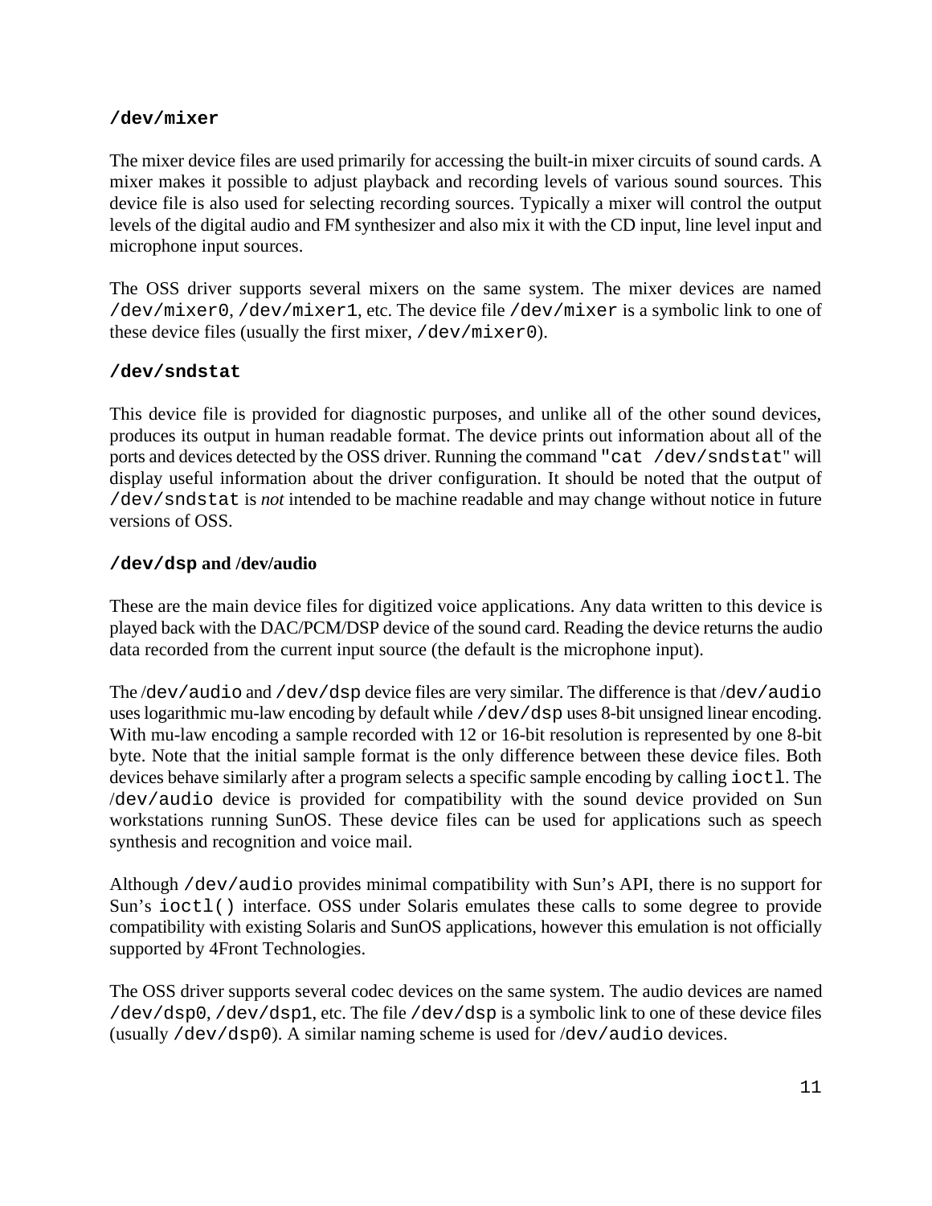### `/dev/mixer`

The mixer device files are used primarily for accessing the built-in mixer circuits of sound cards. A mixer makes it possible to adjust playback and recording levels of various sound sources. This device file is also used for selecting recording sources. Typically a mixer will control the output levels of the digital audio and FM synthesizer and also mix it with the CD input, line level input and microphone input sources.

The OSS driver supports several mixers on the same system. The mixer devices are named `/dev/mixer0`, `/dev/mixer1`, etc. The device file `/dev/mixer` is a symbolic link to one of these device files (usually the first mixer, `/dev/mixer0`).

### `/dev/sndstat`

This device file is provided for diagnostic purposes, and unlike all of the other sound devices, produces its output in human readable format. The device prints out information about all of the ports and devices detected by the OSS driver. Running the command "`cat /dev/sndstat`" will display useful information about the driver configuration. It should be noted that the output of `/dev/sndstat` is *not* intended to be machine readable and may change without notice in future versions of OSS.

### `/dev/dsp` and /dev/audio

These are the main device files for digitized voice applications. Any data written to this device is played back with the DAC/PCM/DSP device of the sound card. Reading the device returns the audio data recorded from the current input source (the default is the microphone input).

The /`dev/audio` and `/dev/dsp` device files are very similar. The difference is that /`dev/audio` uses logarithmic mu-law encoding by default while `/dev/dsp` uses 8-bit unsigned linear encoding. With mu-law encoding a sample recorded with 12 or 16-bit resolution is represented by one 8-bit byte. Note that the initial sample format is the only difference between these device files. Both devices behave similarly after a program selects a specific sample encoding by calling `ioctl`. The /`dev/audio` device is provided for compatibility with the sound device provided on Sun workstations running SunOS. These device files can be used for applications such as speech synthesis and recognition and voice mail.

Although `/dev/audio` provides minimal compatibility with Sun's API, there is no support for Sun's `ioctl()` interface. OSS under Solaris emulates these calls to some degree to provide compatibility with existing Solaris and SunOS applications, however this emulation is not officially supported by 4Front Technologies.

The OSS driver supports several codec devices on the same system. The audio devices are named `/dev/dsp0`, `/dev/dsp1`, etc. The file `/dev/dsp` is a symbolic link to one of these device files (usually `/dev/dsp0`). A similar naming scheme is used for /`dev/audio` devices.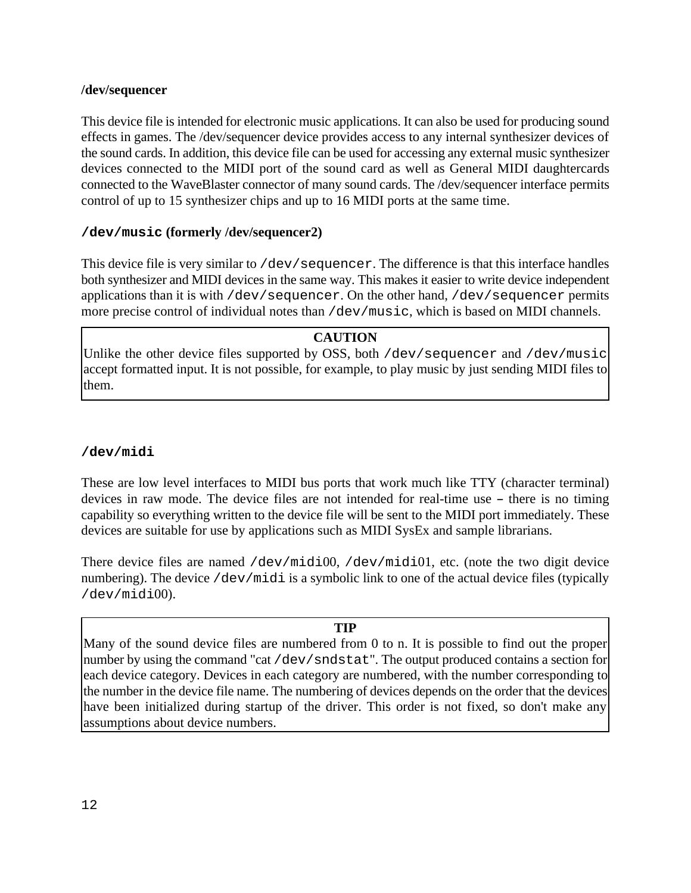### /dev/sequencer

This device file is intended for electronic music applications. It can also be used for producing sound effects in games. The /dev/sequencer device provides access to any internal synthesizer devices of the sound cards. In addition, this device file can be used for accessing any external music synthesizer devices connected to the MIDI port of the sound card as well as General MIDI daughtercards connected to the WaveBlaster connector of many sound cards. The /dev/sequencer interface permits control of up to 15 synthesizer chips and up to 16 MIDI ports at the same time.

### `/dev/music` (formerly /dev/sequencer2)

This device file is very similar to `/dev/sequencer`. The difference is that this interface handles both synthesizer and MIDI devices in the same way. This makes it easier to write device independent applications than it is with `/dev/sequencer`. On the other hand, `/dev/sequencer` permits more precise control of individual notes than `/dev/music`, which is based on MIDI channels.

> **CAUTION**
>
> Unlike the other device files supported by OSS, both `/dev/sequencer` and `/dev/music` accept formatted input. It is not possible, for example, to play music by just sending MIDI files to them.

### `/dev/midi`

These are low level interfaces to MIDI bus ports that work much like TTY (character terminal) devices in raw mode. The device files are not intended for real-time use – there is no timing capability so everything written to the device file will be sent to the MIDI port immediately. These devices are suitable for use by applications such as MIDI SysEx and sample librarians.

There device files are named `/dev/midi`00, `/dev/midi`01, etc. (note the two digit device numbering). The device `/dev/midi` is a symbolic link to one of the actual device files (typically `/dev/midi`00).

> **TIP**
>
> Many of the sound device files are numbered from 0 to n. It is possible to find out the proper number by using the command "cat `/dev/sndstat`". The output produced contains a section for each device category. Devices in each category are numbered, with the number corresponding to the number in the device file name. The numbering of devices depends on the order that the devices have been initialized during startup of the driver. This order is not fixed, so don't make any assumptions about device numbers.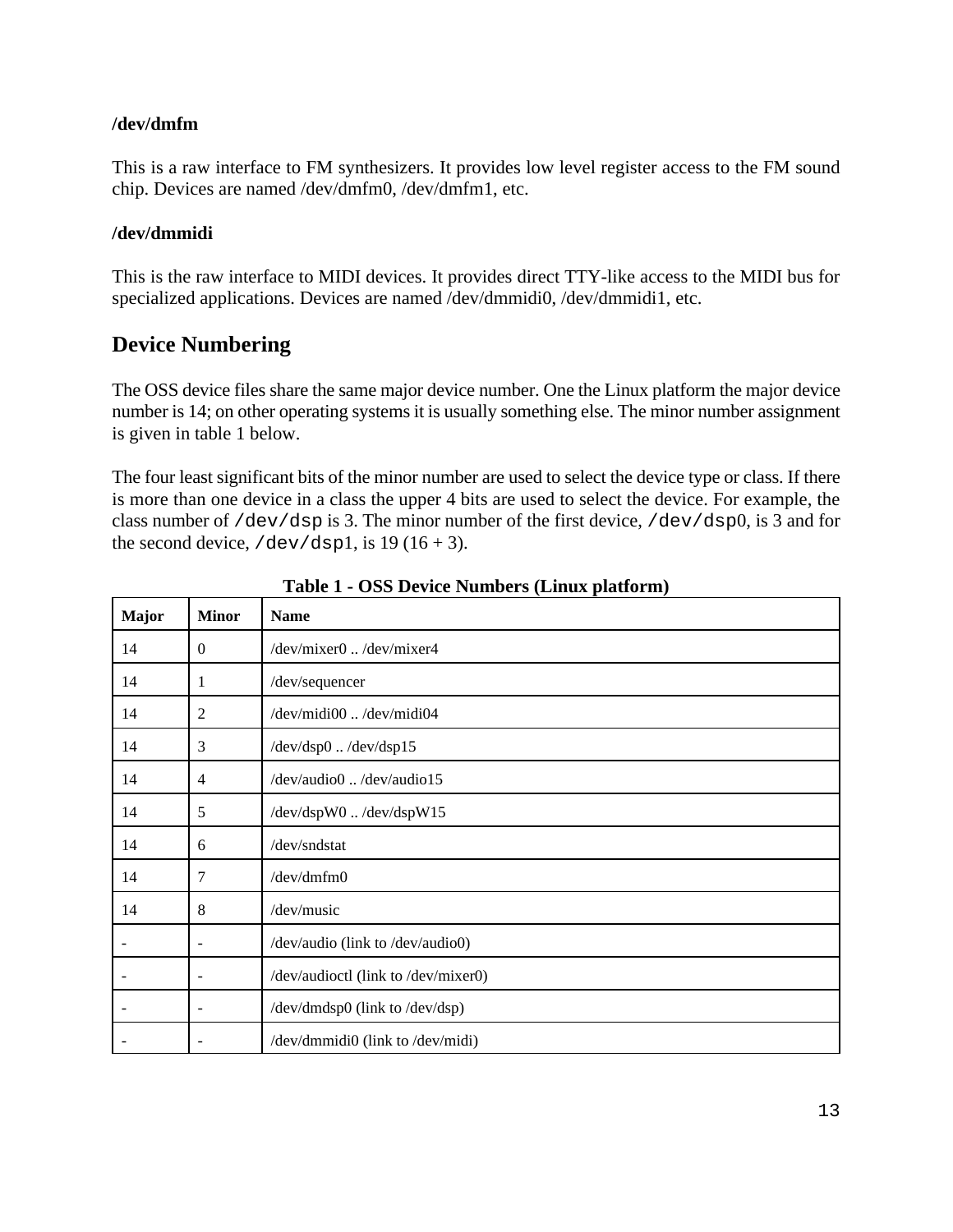**/dev/dmfm**

This is a raw interface to FM synthesizers. It provides low level register access to the FM sound chip. Devices are named /dev/dmfm0, /dev/dmfm1, etc.

**/dev/dmmidi**

This is the raw interface to MIDI devices. It provides direct TTY-like access to the MIDI bus for specialized applications. Devices are named /dev/dmmidi0, /dev/dmmidi1, etc.

## Device Numbering

The OSS device files share the same major device number. One the Linux platform the major device number is 14; on other operating systems it is usually something else. The minor number assignment is given in table 1 below.

The four least significant bits of the minor number are used to select the device type or class. If there is more than one device in a class the upper 4 bits are used to select the device. For example, the class number of `/dev/dsp` is 3. The minor number of the first device, `/dev/dsp0`, is 3 and for the second device, `/dev/dsp1`, is 19 (16 + 3).

**Table 1 - OSS Device Numbers (Linux platform)**

| Major | Minor | Name |
|---|---|---|
| 14 | 0 | /dev/mixer0 .. /dev/mixer4 |
| 14 | 1 | /dev/sequencer |
| 14 | 2 | /dev/midi00 .. /dev/midi04 |
| 14 | 3 | /dev/dsp0 .. /dev/dsp15 |
| 14 | 4 | /dev/audio0 .. /dev/audio15 |
| 14 | 5 | /dev/dspW0 .. /dev/dspW15 |
| 14 | 6 | /dev/sndstat |
| 14 | 7 | /dev/dmfm0 |
| 14 | 8 | /dev/music |
| - | - | /dev/audio (link to /dev/audio0) |
| - | - | /dev/audioctl (link to /dev/mixer0) |
| - | - | /dev/dmdsp0 (link to /dev/dsp) |
| - | - | /dev/dmmidi0 (link to /dev/midi) |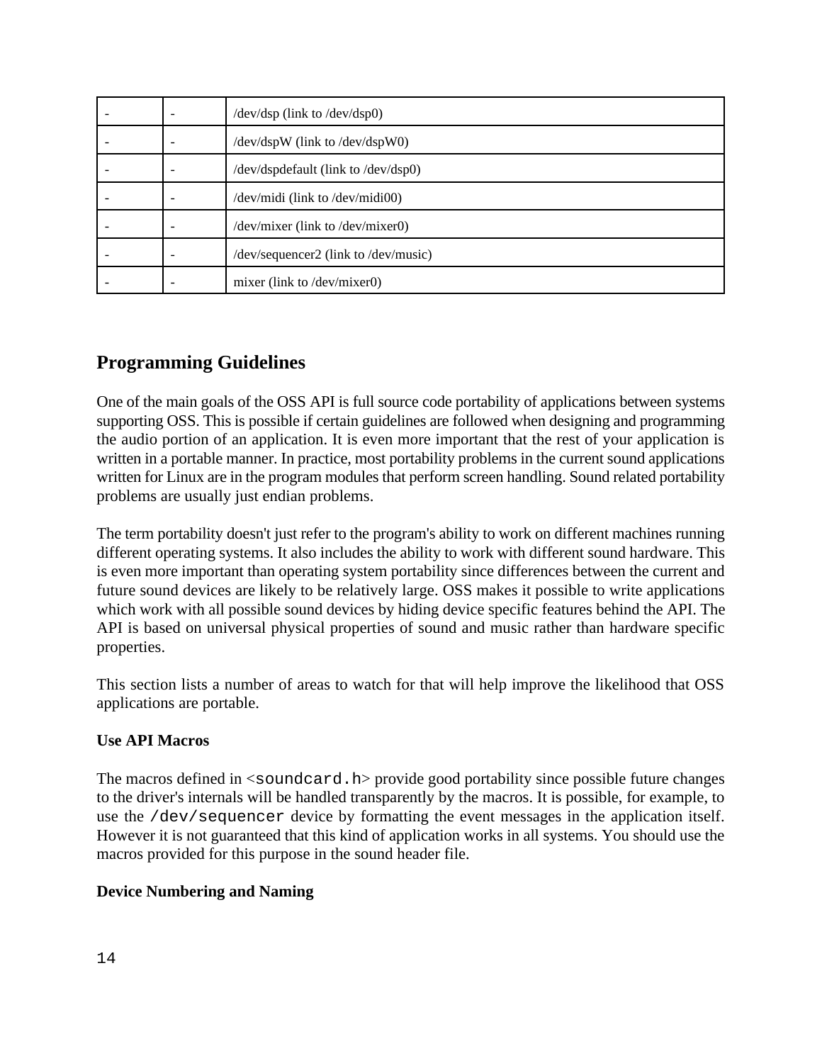| - | - | /dev/dsp (link to /dev/dsp0) |
|---|---|---|
| - | - | /dev/dspW (link to /dev/dspW0) |
| - | - | /dev/dspdefault (link to /dev/dsp0) |
| - | - | /dev/midi (link to /dev/midi00) |
| - | - | /dev/mixer (link to /dev/mixer0) |
| - | - | /dev/sequencer2 (link to /dev/music) |
| - | - | mixer (link to /dev/mixer0) |

## Programming Guidelines

One of the main goals of the OSS API is full source code portability of applications between systems supporting OSS. This is possible if certain guidelines are followed when designing and programming the audio portion of an application. It is even more important that the rest of your application is written in a portable manner. In practice, most portability problems in the current sound applications written for Linux are in the program modules that perform screen handling. Sound related portability problems are usually just endian problems.

The term portability doesn't just refer to the program's ability to work on different machines running different operating systems. It also includes the ability to work with different sound hardware. This is even more important than operating system portability since differences between the current and future sound devices are likely to be relatively large. OSS makes it possible to write applications which work with all possible sound devices by hiding device specific features behind the API. The API is based on universal physical properties of sound and music rather than hardware specific properties.

This section lists a number of areas to watch for that will help improve the likelihood that OSS applications are portable.

**Use API Macros**

The macros defined in <`soundcard.h`> provide good portability since possible future changes to the driver's internals will be handled transparently by the macros. It is possible, for example, to use the `/dev/sequencer` device by formatting the event messages in the application itself. However it is not guaranteed that this kind of application works in all systems. You should use the macros provided for this purpose in the sound header file.

**Device Numbering and Naming**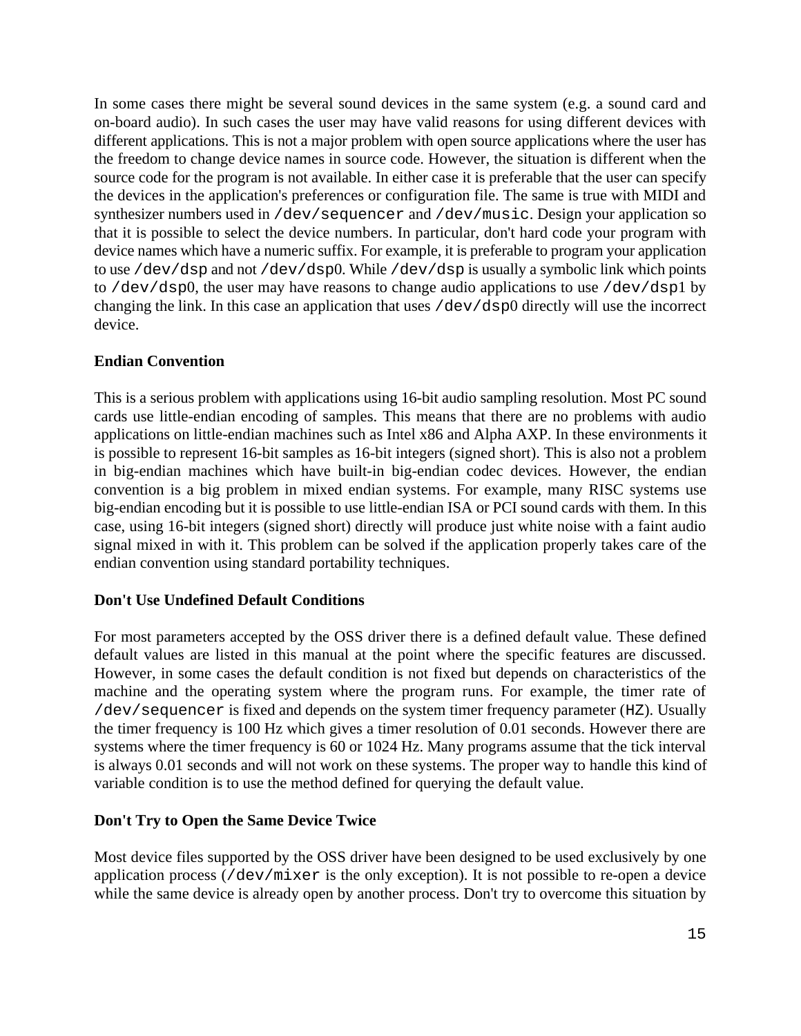In some cases there might be several sound devices in the same system (e.g. a sound card and on-board audio). In such cases the user may have valid reasons for using different devices with different applications. This is not a major problem with open source applications where the user has the freedom to change device names in source code. However, the situation is different when the source code for the program is not available. In either case it is preferable that the user can specify the devices in the application's preferences or configuration file. The same is true with MIDI and synthesizer numbers used in `/dev/sequencer` and `/dev/music`. Design your application so that it is possible to select the device numbers. In particular, don't hard code your program with device names which have a numeric suffix. For example, it is preferable to program your application to use `/dev/dsp` and not `/dev/dsp`0. While `/dev/dsp` is usually a symbolic link which points to `/dev/dsp`0, the user may have reasons to change audio applications to use `/dev/dsp`1 by changing the link. In this case an application that uses `/dev/dsp`0 directly will use the incorrect device.

**Endian Convention**

This is a serious problem with applications using 16-bit audio sampling resolution. Most PC sound cards use little-endian encoding of samples. This means that there are no problems with audio applications on little-endian machines such as Intel x86 and Alpha AXP. In these environments it is possible to represent 16-bit samples as 16-bit integers (signed short). This is also not a problem in big-endian machines which have built-in big-endian codec devices. However, the endian convention is a big problem in mixed endian systems. For example, many RISC systems use big-endian encoding but it is possible to use little-endian ISA or PCI sound cards with them. In this case, using 16-bit integers (signed short) directly will produce just white noise with a faint audio signal mixed in with it. This problem can be solved if the application properly takes care of the endian convention using standard portability techniques.

**Don't Use Undefined Default Conditions**

For most parameters accepted by the OSS driver there is a defined default value. These defined default values are listed in this manual at the point where the specific features are discussed. However, in some cases the default condition is not fixed but depends on characteristics of the machine and the operating system where the program runs. For example, the timer rate of `/dev/sequencer` is fixed and depends on the system timer frequency parameter (`HZ`). Usually the timer frequency is 100 Hz which gives a timer resolution of 0.01 seconds. However there are systems where the timer frequency is 60 or 1024 Hz. Many programs assume that the tick interval is always 0.01 seconds and will not work on these systems. The proper way to handle this kind of variable condition is to use the method defined for querying the default value.

**Don't Try to Open the Same Device Twice**

Most device files supported by the OSS driver have been designed to be used exclusively by one application process (`/dev/mixer` is the only exception). It is not possible to re-open a device while the same device is already open by another process. Don't try to overcome this situation by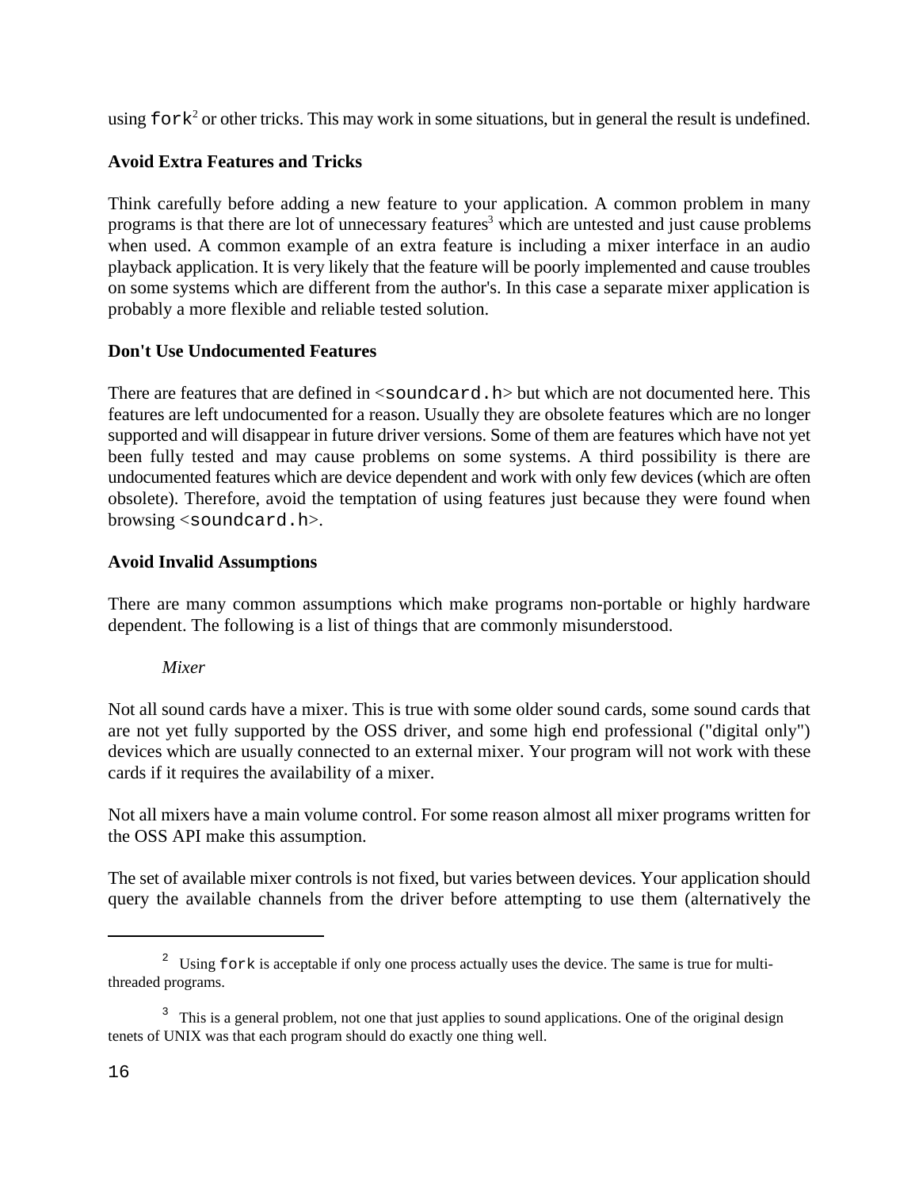using `fork`[2] or other tricks. This may work in some situations, but in general the result is undefined.

**Avoid Extra Features and Tricks**

Think carefully before adding a new feature to your application. A common problem in many programs is that there are lot of unnecessary features[3] which are untested and just cause problems when used. A common example of an extra feature is including a mixer interface in an audio playback application. It is very likely that the feature will be poorly implemented and cause troubles on some systems which are different from the author's. In this case a separate mixer application is probably a more flexible and reliable tested solution.

**Don't Use Undocumented Features**

There are features that are defined in <`soundcard.h`> but which are not documented here. This features are left undocumented for a reason. Usually they are obsolete features which are no longer supported and will disappear in future driver versions. Some of them are features which have not yet been fully tested and may cause problems on some systems. A third possibility is there are undocumented features which are device dependent and work with only few devices (which are often obsolete). Therefore, avoid the temptation of using features just because they were found when browsing <`soundcard.h`>.

**Avoid Invalid Assumptions**

There are many common assumptions which make programs non-portable or highly hardware dependent. The following is a list of things that are commonly misunderstood.

*Mixer*

Not all sound cards have a mixer. This is true with some older sound cards, some sound cards that are not yet fully supported by the OSS driver, and some high end professional ("digital only") devices which are usually connected to an external mixer. Your program will not work with these cards if it requires the availability of a mixer.

Not all mixers have a main volume control. For some reason almost all mixer programs written for the OSS API make this assumption.

The set of available mixer controls is not fixed, but varies between devices. Your application should query the available channels from the driver before attempting to use them (alternatively the

---

[2] Using `fork` is acceptable if only one process actually uses the device. The same is true for multi-threaded programs.

[3] This is a general problem, not one that just applies to sound applications. One of the original design tenets of UNIX was that each program should do exactly one thing well.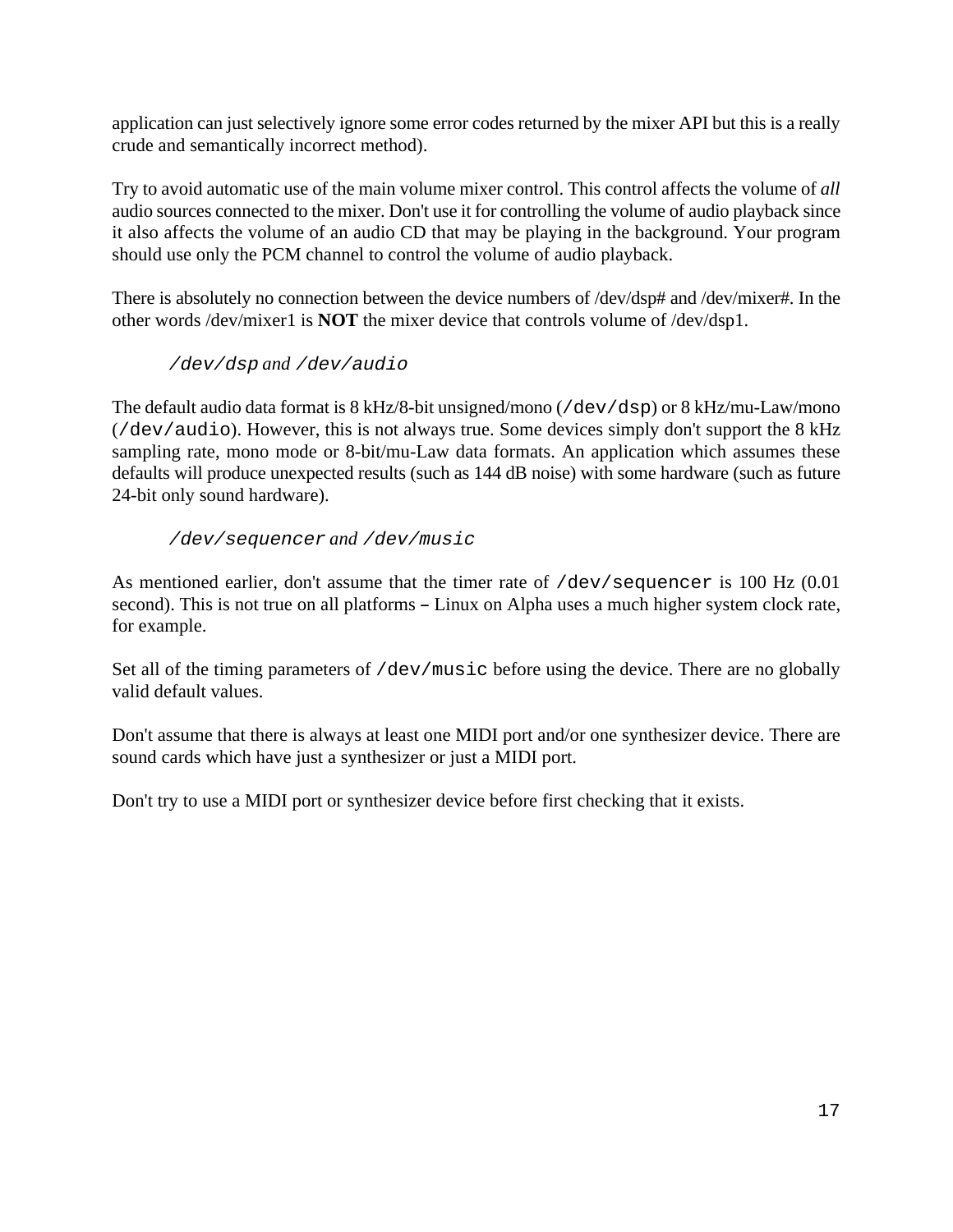application can just selectively ignore some error codes returned by the mixer API but this is a really crude and semantically incorrect method).

Try to avoid automatic use of the main volume mixer control. This control affects the volume of *all* audio sources connected to the mixer. Don't use it for controlling the volume of audio playback since it also affects the volume of an audio CD that may be playing in the background. Your program should use only the PCM channel to control the volume of audio playback.

There is absolutely no connection between the device numbers of /dev/dsp# and /dev/mixer#. In the other words /dev/mixer1 is **NOT** the mixer device that controls volume of /dev/dsp1.

### *`/dev/dsp` and `/dev/audio`*

The default audio data format is 8 kHz/8-bit unsigned/mono (`/dev/dsp`) or 8 kHz/mu-Law/mono (`/dev/audio`). However, this is not always true. Some devices simply don't support the 8 kHz sampling rate, mono mode or 8-bit/mu-Law data formats. An application which assumes these defaults will produce unexpected results (such as 144 dB noise) with some hardware (such as future 24-bit only sound hardware).

### *`/dev/sequencer` and `/dev/music`*

As mentioned earlier, don't assume that the timer rate of `/dev/sequencer` is 100 Hz (0.01 second). This is not true on all platforms – Linux on Alpha uses a much higher system clock rate, for example.

Set all of the timing parameters of `/dev/music` before using the device. There are no globally valid default values.

Don't assume that there is always at least one MIDI port and/or one synthesizer device. There are sound cards which have just a synthesizer or just a MIDI port.

Don't try to use a MIDI port or synthesizer device before first checking that it exists.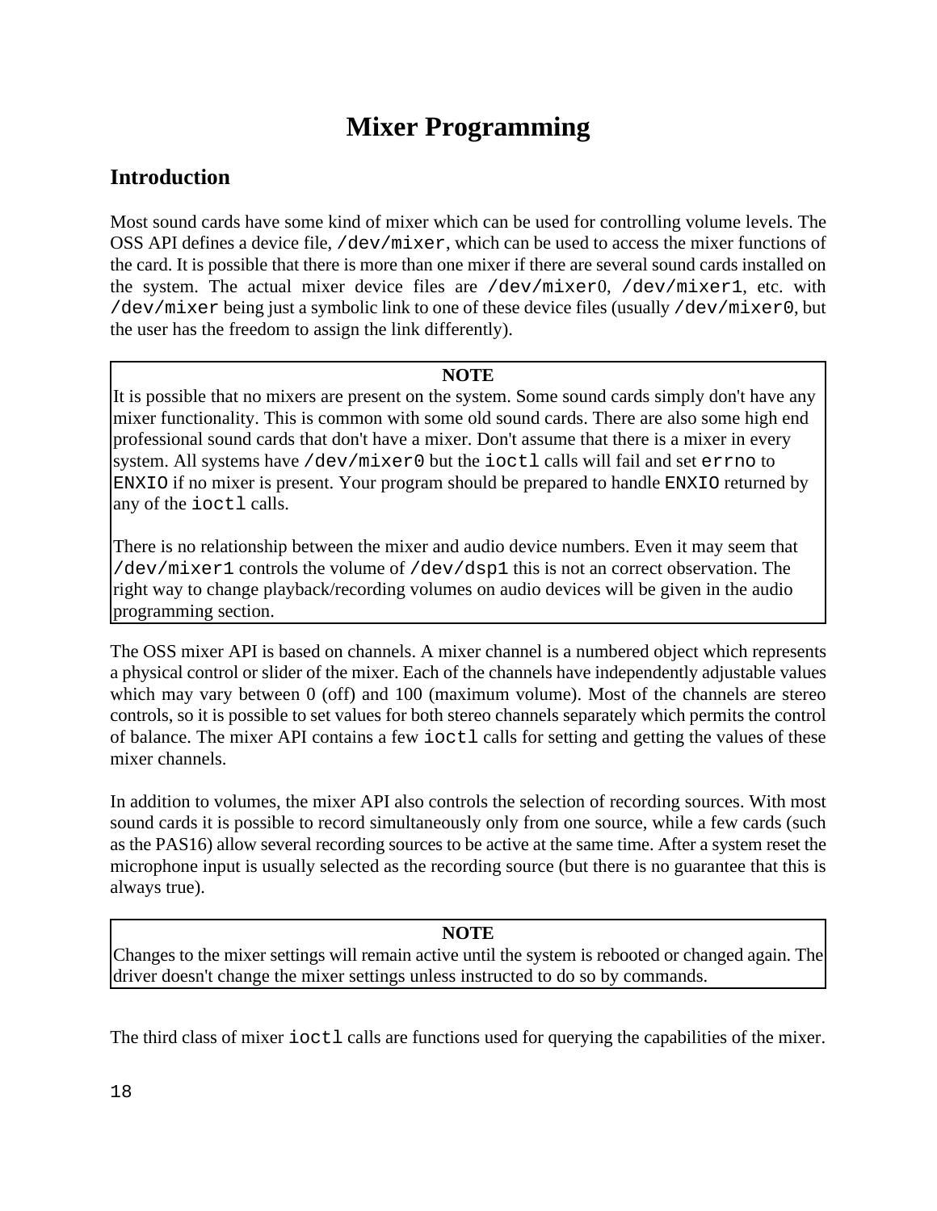# Mixer Programming

## Introduction

Most sound cards have some kind of mixer which can be used for controlling volume levels. The OSS API defines a device file, `/dev/mixer`, which can be used to access the mixer functions of the card. It is possible that there is more than one mixer if there are several sound cards installed on the system. The actual mixer device files are `/dev/mixer0`, `/dev/mixer1`, etc. with `/dev/mixer` being just a symbolic link to one of these device files (usually `/dev/mixer0`, but the user has the freedom to assign the link differently).

> **NOTE**
>
> It is possible that no mixers are present on the system. Some sound cards simply don't have any mixer functionality. This is common with some old sound cards. There are also some high end professional sound cards that don't have a mixer. Don't assume that there is a mixer in every system. All systems have `/dev/mixer0` but the `ioctl` calls will fail and set `errno` to `ENXIO` if no mixer is present. Your program should be prepared to handle `ENXIO` returned by any of the `ioctl` calls.
>
> There is no relationship between the mixer and audio device numbers. Even it may seem that `/dev/mixer1` controls the volume of `/dev/dsp1` this is not an correct observation. The right way to change playback/recording volumes on audio devices will be given in the audio programming section.

The OSS mixer API is based on channels. A mixer channel is a numbered object which represents a physical control or slider of the mixer. Each of the channels have independently adjustable values which may vary between 0 (off) and 100 (maximum volume). Most of the channels are stereo controls, so it is possible to set values for both stereo channels separately which permits the control of balance. The mixer API contains a few `ioctl` calls for setting and getting the values of these mixer channels.

In addition to volumes, the mixer API also controls the selection of recording sources. With most sound cards it is possible to record simultaneously only from one source, while a few cards (such as the PAS16) allow several recording sources to be active at the same time. After a system reset the microphone input is usually selected as the recording source (but there is no guarantee that this is always true).

> **NOTE**
>
> Changes to the mixer settings will remain active until the system is rebooted or changed again. The driver doesn't change the mixer settings unless instructed to do so by commands.

The third class of mixer `ioctl` calls are functions used for querying the capabilities of the mixer.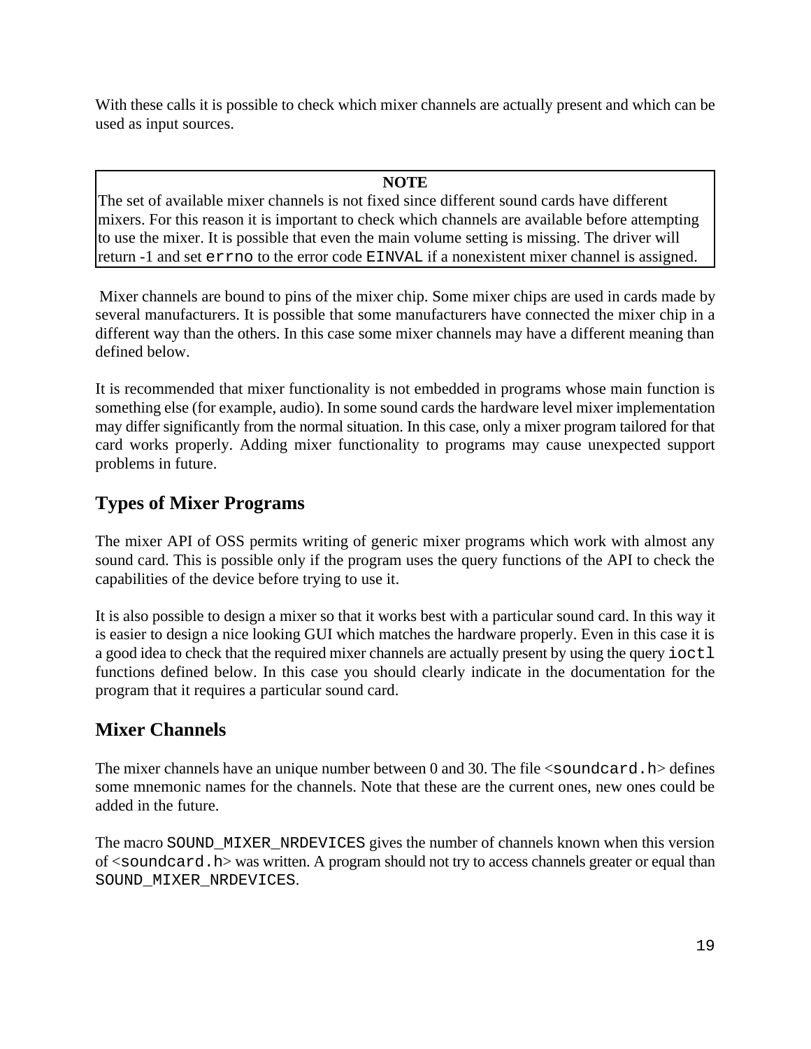With these calls it is possible to check which mixer channels are actually present and which can be used as input sources.

> **NOTE**
> The set of available mixer channels is not fixed since different sound cards have different mixers. For this reason it is important to check which channels are available before attempting to use the mixer. It is possible that even the main volume setting is missing. The driver will return -1 and set `errno` to the error code `EINVAL` if a nonexistent mixer channel is assigned.

Mixer channels are bound to pins of the mixer chip. Some mixer chips are used in cards made by several manufacturers. It is possible that some manufacturers have connected the mixer chip in a different way than the others. In this case some mixer channels may have a different meaning than defined below.

It is recommended that mixer functionality is not embedded in programs whose main function is something else (for example, audio). In some sound cards the hardware level mixer implementation may differ significantly from the normal situation. In this case, only a mixer program tailored for that card works properly. Adding mixer functionality to programs may cause unexpected support problems in future.

## Types of Mixer Programs

The mixer API of OSS permits writing of generic mixer programs which work with almost any sound card. This is possible only if the program uses the query functions of the API to check the capabilities of the device before trying to use it.

It is also possible to design a mixer so that it works best with a particular sound card. In this way it is easier to design a nice looking GUI which matches the hardware properly. Even in this case it is a good idea to check that the required mixer channels are actually present by using the query `ioctl` functions defined below. In this case you should clearly indicate in the documentation for the program that it requires a particular sound card.

## Mixer Channels

The mixer channels have an unique number between 0 and 30. The file <`soundcard.h`> defines some mnemonic names for the channels. Note that these are the current ones, new ones could be added in the future.

The macro `SOUND_MIXER_NRDEVICES` gives the number of channels known when this version of <`soundcard.h`> was written. A program should not try to access channels greater or equal than `SOUND_MIXER_NRDEVICES`.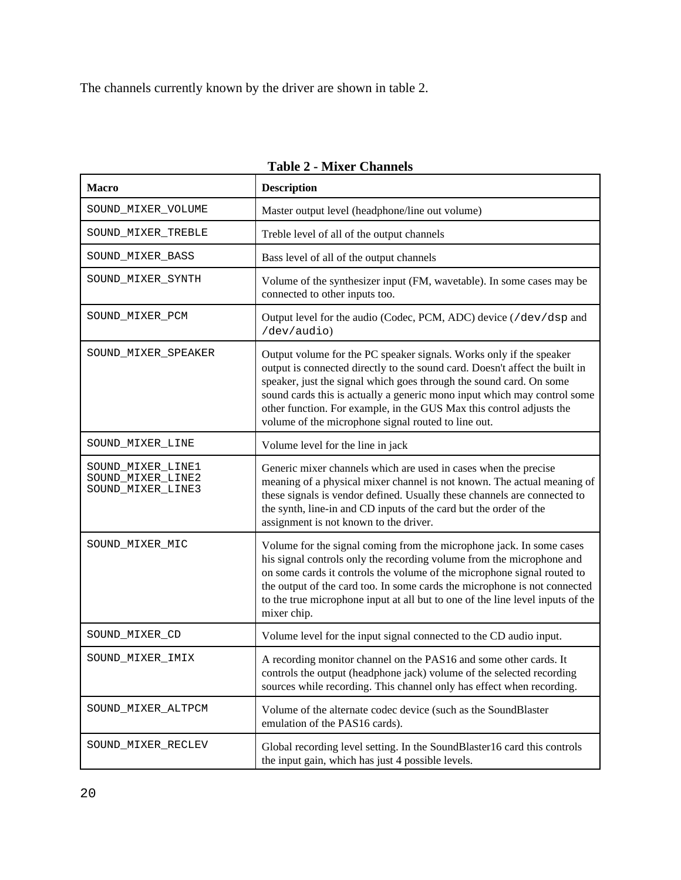The channels currently known by the driver are shown in table 2.

**Table 2 - Mixer Channels**

| Macro | Description |
|---|---|
| SOUND_MIXER_VOLUME | Master output level (headphone/line out volume) |
| SOUND_MIXER_TREBLE | Treble level of all of the output channels |
| SOUND_MIXER_BASS | Bass level of all of the output channels |
| SOUND_MIXER_SYNTH | Volume of the synthesizer input (FM, wavetable). In some cases may be connected to other inputs too. |
| SOUND_MIXER_PCM | Output level for the audio (Codec, PCM, ADC) device (`/dev/dsp` and `/dev/audio`) |
| SOUND_MIXER_SPEAKER | Output volume for the PC speaker signals. Works only if the speaker output is connected directly to the sound card. Doesn't affect the built in speaker, just the signal which goes through the sound card. On some sound cards this is actually a generic mono input which may control some other function. For example, in the GUS Max this control adjusts the volume of the microphone signal routed to line out. |
| SOUND_MIXER_LINE | Volume level for the line in jack |
| SOUND_MIXER_LINE1<br>SOUND_MIXER_LINE2<br>SOUND_MIXER_LINE3 | Generic mixer channels which are used in cases when the precise meaning of a physical mixer channel is not known. The actual meaning of these signals is vendor defined. Usually these channels are connected to the synth, line-in and CD inputs of the card but the order of the assignment is not known to the driver. |
| SOUND_MIXER_MIC | Volume for the signal coming from the microphone jack. In some cases his signal controls only the recording volume from the microphone and on some cards it controls the volume of the microphone signal routed to the output of the card too. In some cards the microphone is not connected to the true microphone input at all but to one of the line level inputs of the mixer chip. |
| SOUND_MIXER_CD | Volume level for the input signal connected to the CD audio input. |
| SOUND_MIXER_IMIX | A recording monitor channel on the PAS16 and some other cards. It controls the output (headphone jack) volume of the selected recording sources while recording. This channel only has effect when recording. |
| SOUND_MIXER_ALTPCM | Volume of the alternate codec device (such as the SoundBlaster emulation of the PAS16 cards). |
| SOUND_MIXER_RECLEV | Global recording level setting. In the SoundBlaster16 card this controls the input gain, which has just 4 possible levels. |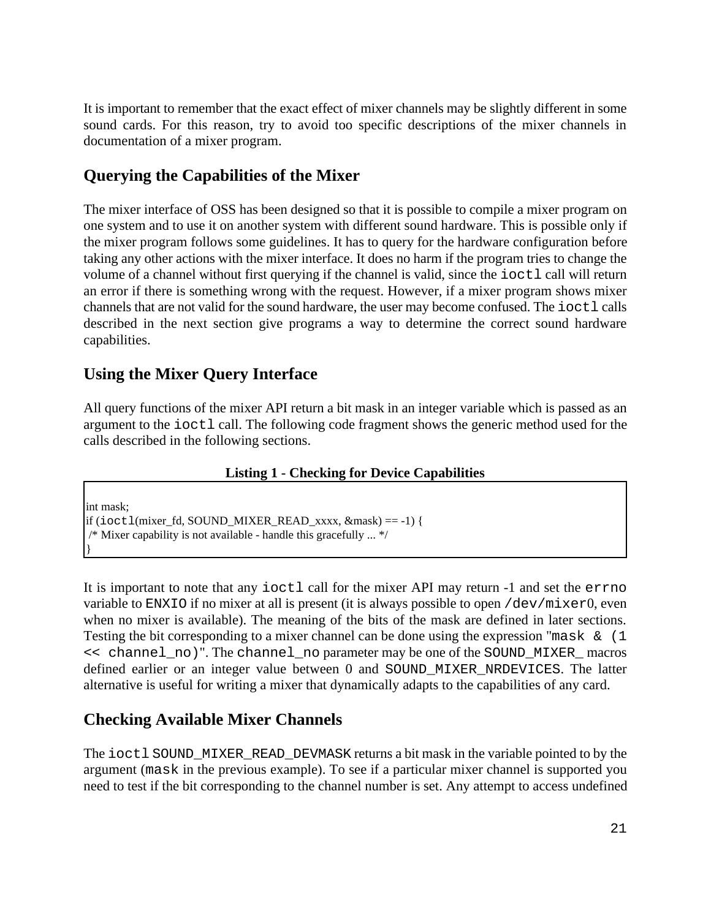It is important to remember that the exact effect of mixer channels may be slightly different in some sound cards. For this reason, try to avoid too specific descriptions of the mixer channels in documentation of a mixer program.

## Querying the Capabilities of the Mixer

The mixer interface of OSS has been designed so that it is possible to compile a mixer program on one system and to use it on another system with different sound hardware. This is possible only if the mixer program follows some guidelines. It has to query for the hardware configuration before taking any other actions with the mixer interface. It does no harm if the program tries to change the volume of a channel without first querying if the channel is valid, since the `ioctl` call will return an error if there is something wrong with the request. However, if a mixer program shows mixer channels that are not valid for the sound hardware, the user may become confused. The `ioctl` calls described in the next section give programs a way to determine the correct sound hardware capabilities.

## Using the Mixer Query Interface

All query functions of the mixer API return a bit mask in an integer variable which is passed as an argument to the `ioctl` call. The following code fragment shows the generic method used for the calls described in the following sections.

**Listing 1 - Checking for Device Capabilities**

```
int mask;
if (ioctl(mixer_fd, SOUND_MIXER_READ_xxxx, &mask) == -1) {
 /* Mixer capability is not available - handle this gracefully ... */
}
```

It is important to note that any `ioctl` call for the mixer API may return -1 and set the `errno` variable to `ENXIO` if no mixer at all is present (it is always possible to open `/dev/mixer0`, even when no mixer is available). The meaning of the bits of the mask are defined in later sections. Testing the bit corresponding to a mixer channel can be done using the expression "`mask & (1 << channel_no)`". The `channel_no` parameter may be one of the `SOUND_MIXER_` macros defined earlier or an integer value between 0 and `SOUND_MIXER_NRDEVICES`. The latter alternative is useful for writing a mixer that dynamically adapts to the capabilities of any card.

## Checking Available Mixer Channels

The `ioctl` `SOUND_MIXER_READ_DEVMASK` returns a bit mask in the variable pointed to by the argument (`mask` in the previous example). To see if a particular mixer channel is supported you need to test if the bit corresponding to the channel number is set. Any attempt to access undefined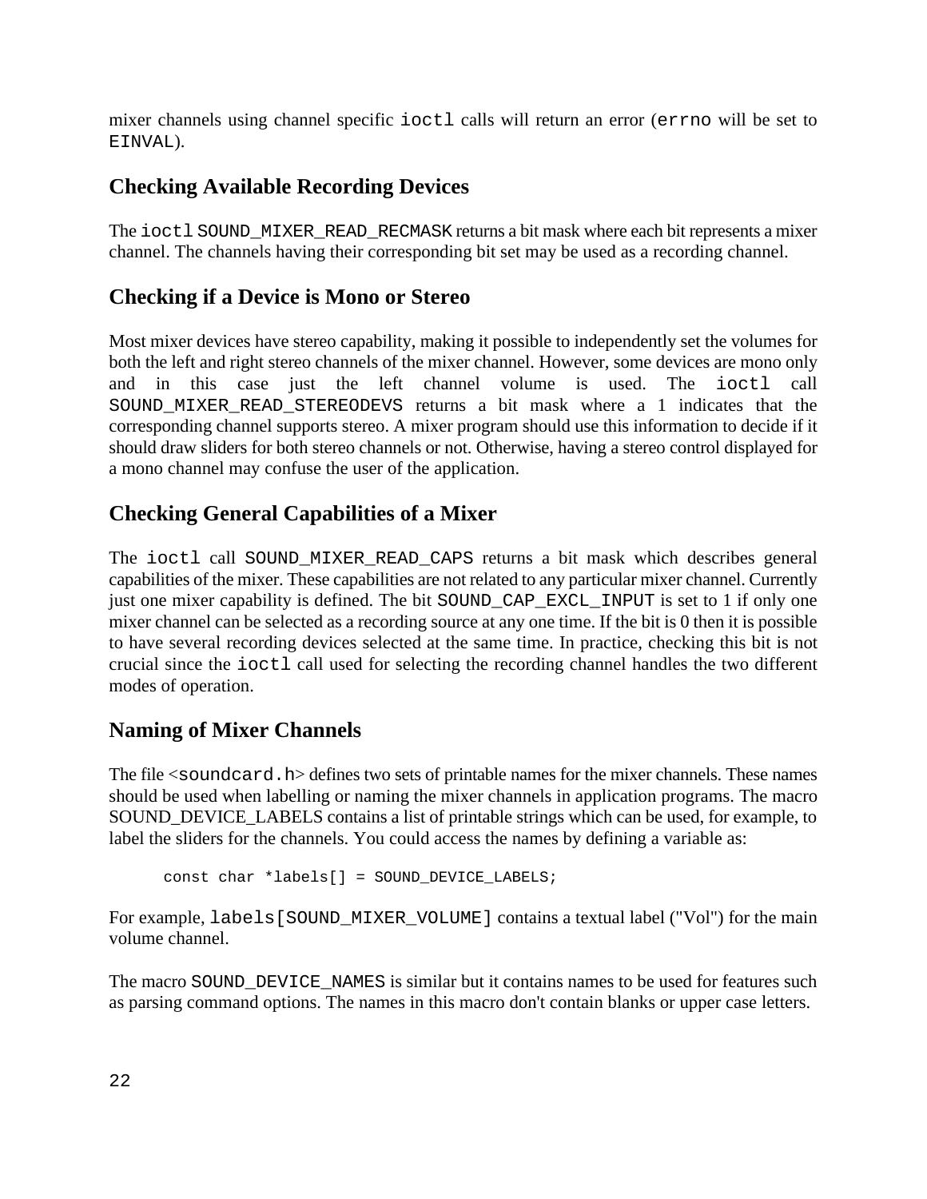mixer channels using channel specific `ioctl` calls will return an error (`errno` will be set to `EINVAL`).

## Checking Available Recording Devices

The `ioctl` `SOUND_MIXER_READ_RECMASK` returns a bit mask where each bit represents a mixer channel. The channels having their corresponding bit set may be used as a recording channel.

## Checking if a Device is Mono or Stereo

Most mixer devices have stereo capability, making it possible to independently set the volumes for both the left and right stereo channels of the mixer channel. However, some devices are mono only and in this case just the left channel volume is used. The `ioctl` call `SOUND_MIXER_READ_STEREODEVS` returns a bit mask where a 1 indicates that the corresponding channel supports stereo. A mixer program should use this information to decide if it should draw sliders for both stereo channels or not. Otherwise, having a stereo control displayed for a mono channel may confuse the user of the application.

## Checking General Capabilities of a Mixer

The `ioctl` call `SOUND_MIXER_READ_CAPS` returns a bit mask which describes general capabilities of the mixer. These capabilities are not related to any particular mixer channel. Currently just one mixer capability is defined. The bit `SOUND_CAP_EXCL_INPUT` is set to 1 if only one mixer channel can be selected as a recording source at any one time. If the bit is 0 then it is possible to have several recording devices selected at the same time. In practice, checking this bit is not crucial since the `ioctl` call used for selecting the recording channel handles the two different modes of operation.

## Naming of Mixer Channels

The file <`soundcard.h`> defines two sets of printable names for the mixer channels. These names should be used when labelling or naming the mixer channels in application programs. The macro SOUND_DEVICE_LABELS contains a list of printable strings which can be used, for example, to label the sliders for the channels. You could access the names by defining a variable as:

```
const char *labels[] = SOUND_DEVICE_LABELS;
```

For example, `labels[SOUND_MIXER_VOLUME]` contains a textual label ("Vol") for the main volume channel.

The macro `SOUND_DEVICE_NAMES` is similar but it contains names to be used for features such as parsing command options. The names in this macro don't contain blanks or upper case letters.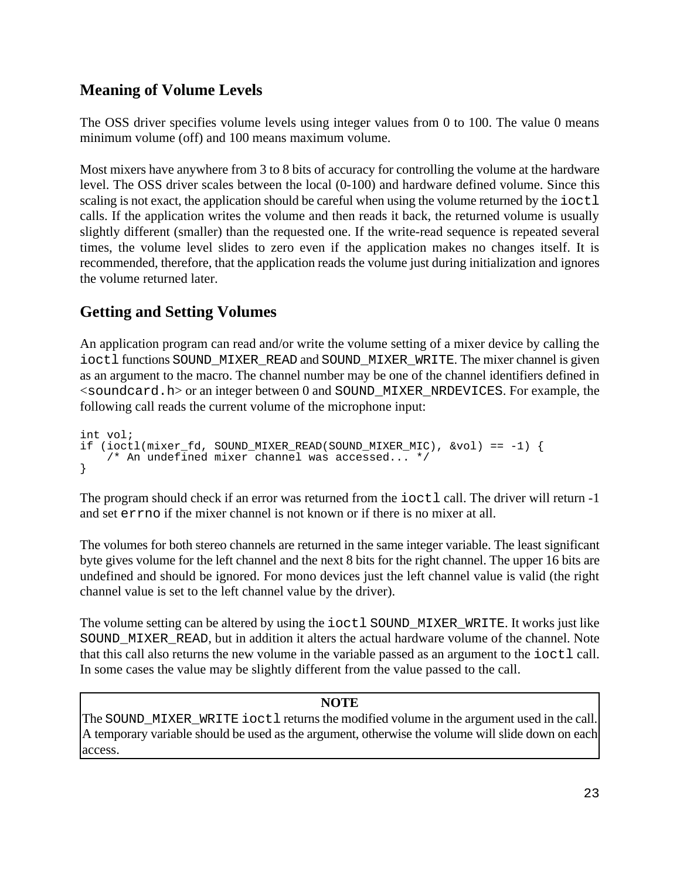## Meaning of Volume Levels

The OSS driver specifies volume levels using integer values from 0 to 100. The value 0 means minimum volume (off) and 100 means maximum volume.

Most mixers have anywhere from 3 to 8 bits of accuracy for controlling the volume at the hardware level. The OSS driver scales between the local (0-100) and hardware defined volume. Since this scaling is not exact, the application should be careful when using the volume returned by the `ioctl` calls. If the application writes the volume and then reads it back, the returned volume is usually slightly different (smaller) than the requested one. If the write-read sequence is repeated several times, the volume level slides to zero even if the application makes no changes itself. It is recommended, therefore, that the application reads the volume just during initialization and ignores the volume returned later.

## Getting and Setting Volumes

An application program can read and/or write the volume setting of a mixer device by calling the `ioctl` functions `SOUND_MIXER_READ` and `SOUND_MIXER_WRITE`. The mixer channel is given as an argument to the macro. The channel number may be one of the channel identifiers defined in <`soundcard.h`> or an integer between 0 and `SOUND_MIXER_NRDEVICES`. For example, the following call reads the current volume of the microphone input:

```
int vol;
if (ioctl(mixer_fd, SOUND_MIXER_READ(SOUND_MIXER_MIC), &vol) == -1) {
    /* An undefined mixer channel was accessed... */
}
```

The program should check if an error was returned from the `ioctl` call. The driver will return -1 and set `errno` if the mixer channel is not known or if there is no mixer at all.

The volumes for both stereo channels are returned in the same integer variable. The least significant byte gives volume for the left channel and the next 8 bits for the right channel. The upper 16 bits are undefined and should be ignored. For mono devices just the left channel value is valid (the right channel value is set to the left channel value by the driver).

The volume setting can be altered by using the `ioctl` `SOUND_MIXER_WRITE`. It works just like `SOUND_MIXER_READ`, but in addition it alters the actual hardware volume of the channel. Note that this call also returns the new volume in the variable passed as an argument to the `ioctl` call. In some cases the value may be slightly different from the value passed to the call.

| **NOTE** |
| --- |
| The `SOUND_MIXER_WRITE` `ioctl` returns the modified volume in the argument used in the call. A temporary variable should be used as the argument, otherwise the volume will slide down on each access. |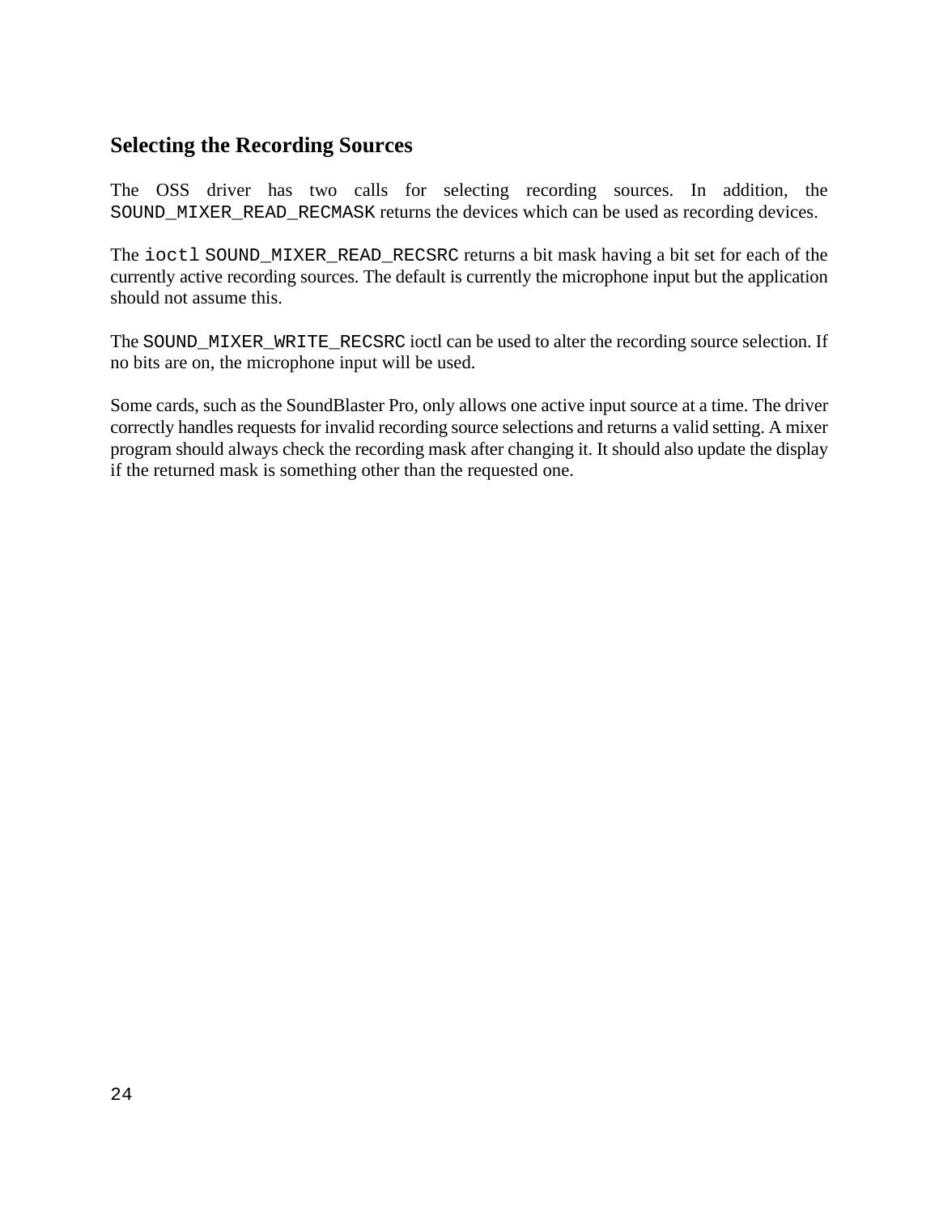## Selecting the Recording Sources

The OSS driver has two calls for selecting recording sources. In addition, the `SOUND_MIXER_READ_RECMASK` returns the devices which can be used as recording devices.

The `ioctl` `SOUND_MIXER_READ_RECSRC` returns a bit mask having a bit set for each of the currently active recording sources. The default is currently the microphone input but the application should not assume this.

The `SOUND_MIXER_WRITE_RECSRC` ioctl can be used to alter the recording source selection. If no bits are on, the microphone input will be used.

Some cards, such as the SoundBlaster Pro, only allows one active input source at a time. The driver correctly handles requests for invalid recording source selections and returns a valid setting. A mixer program should always check the recording mask after changing it. It should also update the display if the returned mask is something other than the requested one.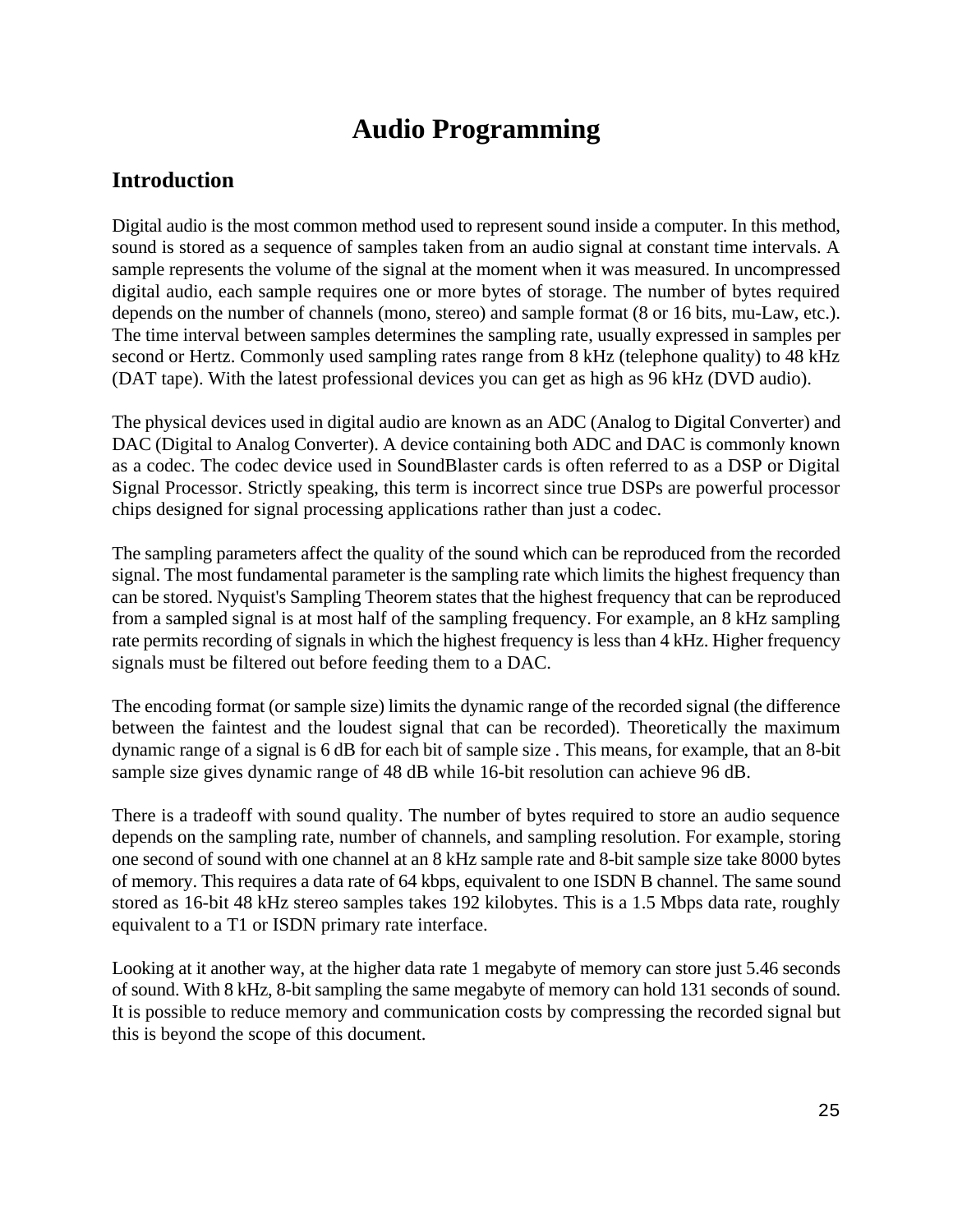# Audio Programming

## Introduction

Digital audio is the most common method used to represent sound inside a computer. In this method, sound is stored as a sequence of samples taken from an audio signal at constant time intervals. A sample represents the volume of the signal at the moment when it was measured. In uncompressed digital audio, each sample requires one or more bytes of storage. The number of bytes required depends on the number of channels (mono, stereo) and sample format (8 or 16 bits, mu-Law, etc.). The time interval between samples determines the sampling rate, usually expressed in samples per second or Hertz. Commonly used sampling rates range from 8 kHz (telephone quality) to 48 kHz (DAT tape). With the latest professional devices you can get as high as 96 kHz (DVD audio).

The physical devices used in digital audio are known as an ADC (Analog to Digital Converter) and DAC (Digital to Analog Converter). A device containing both ADC and DAC is commonly known as a codec. The codec device used in SoundBlaster cards is often referred to as a DSP or Digital Signal Processor. Strictly speaking, this term is incorrect since true DSPs are powerful processor chips designed for signal processing applications rather than just a codec.

The sampling parameters affect the quality of the sound which can be reproduced from the recorded signal. The most fundamental parameter is the sampling rate which limits the highest frequency than can be stored. Nyquist's Sampling Theorem states that the highest frequency that can be reproduced from a sampled signal is at most half of the sampling frequency. For example, an 8 kHz sampling rate permits recording of signals in which the highest frequency is less than 4 kHz. Higher frequency signals must be filtered out before feeding them to a DAC.

The encoding format (or sample size) limits the dynamic range of the recorded signal (the difference between the faintest and the loudest signal that can be recorded). Theoretically the maximum dynamic range of a signal is 6 dB for each bit of sample size . This means, for example, that an 8-bit sample size gives dynamic range of 48 dB while 16-bit resolution can achieve 96 dB.

There is a tradeoff with sound quality. The number of bytes required to store an audio sequence depends on the sampling rate, number of channels, and sampling resolution. For example, storing one second of sound with one channel at an 8 kHz sample rate and 8-bit sample size take 8000 bytes of memory. This requires a data rate of 64 kbps, equivalent to one ISDN B channel. The same sound stored as 16-bit 48 kHz stereo samples takes 192 kilobytes. This is a 1.5 Mbps data rate, roughly equivalent to a T1 or ISDN primary rate interface.

Looking at it another way, at the higher data rate 1 megabyte of memory can store just 5.46 seconds of sound. With 8 kHz, 8-bit sampling the same megabyte of memory can hold 131 seconds of sound. It is possible to reduce memory and communication costs by compressing the recorded signal but this is beyond the scope of this document.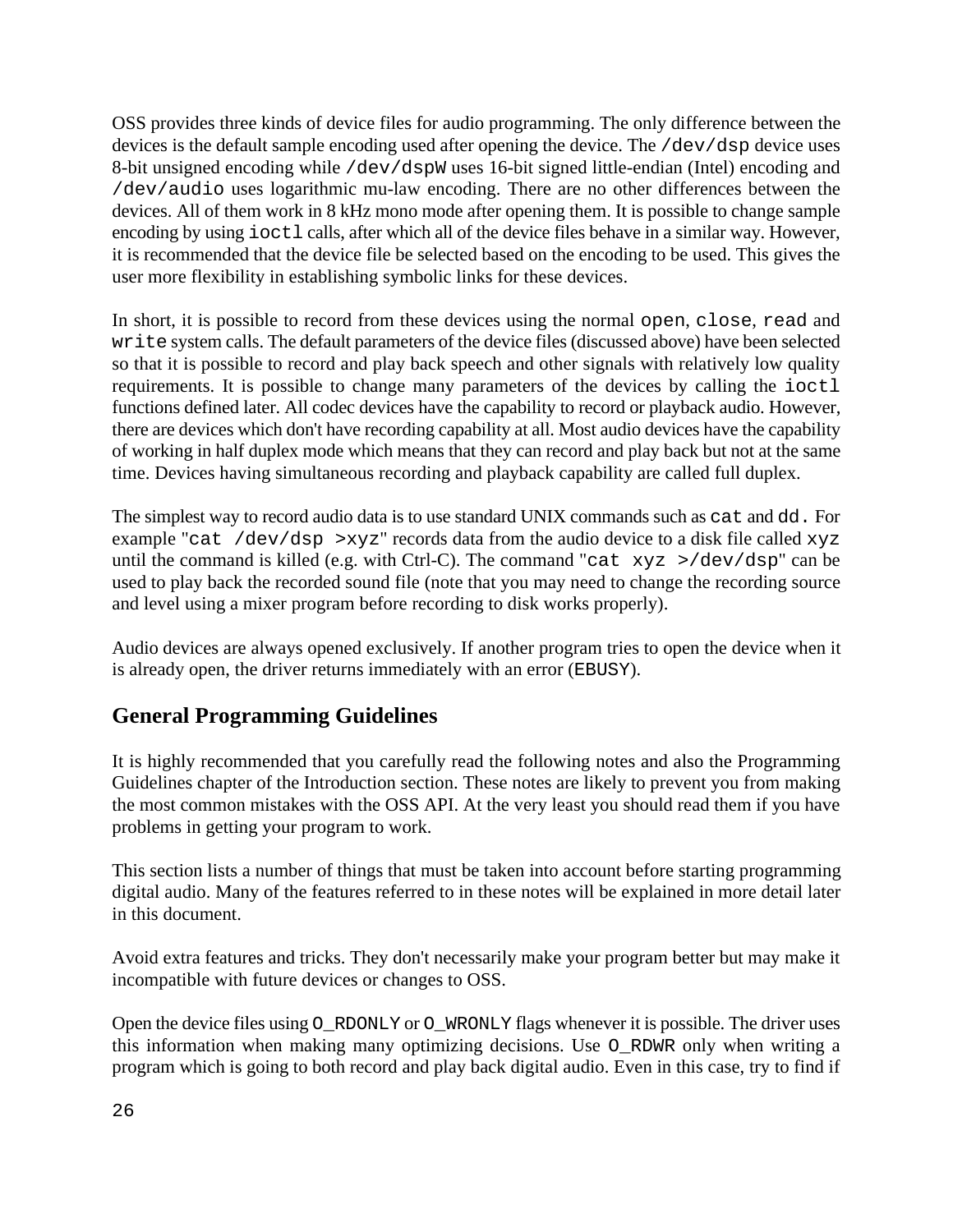OSS provides three kinds of device files for audio programming. The only difference between the devices is the default sample encoding used after opening the device. The `/dev/dsp` device uses 8-bit unsigned encoding while `/dev/dspW` uses 16-bit signed little-endian (Intel) encoding and `/dev/audio` uses logarithmic mu-law encoding. There are no other differences between the devices. All of them work in 8 kHz mono mode after opening them. It is possible to change sample encoding by using `ioctl` calls, after which all of the device files behave in a similar way. However, it is recommended that the device file be selected based on the encoding to be used. This gives the user more flexibility in establishing symbolic links for these devices.

In short, it is possible to record from these devices using the normal `open`, `close`, `read` and `write` system calls. The default parameters of the device files (discussed above) have been selected so that it is possible to record and play back speech and other signals with relatively low quality requirements. It is possible to change many parameters of the devices by calling the `ioctl` functions defined later. All codec devices have the capability to record or playback audio. However, there are devices which don't have recording capability at all. Most audio devices have the capability of working in half duplex mode which means that they can record and play back but not at the same time. Devices having simultaneous recording and playback capability are called full duplex.

The simplest way to record audio data is to use standard UNIX commands such as `cat` and `dd.` For example "`cat /dev/dsp >xyz`" records data from the audio device to a disk file called `xyz` until the command is killed (e.g. with Ctrl-C). The command "`cat xyz >/dev/dsp`" can be used to play back the recorded sound file (note that you may need to change the recording source and level using a mixer program before recording to disk works properly).

Audio devices are always opened exclusively. If another program tries to open the device when it is already open, the driver returns immediately with an error (`EBUSY`).

## General Programming Guidelines

It is highly recommended that you carefully read the following notes and also the Programming Guidelines chapter of the Introduction section. These notes are likely to prevent you from making the most common mistakes with the OSS API. At the very least you should read them if you have problems in getting your program to work.

This section lists a number of things that must be taken into account before starting programming digital audio. Many of the features referred to in these notes will be explained in more detail later in this document.

Avoid extra features and tricks. They don't necessarily make your program better but may make it incompatible with future devices or changes to OSS.

Open the device files using `O_RDONLY` or `O_WRONLY` flags whenever it is possible. The driver uses this information when making many optimizing decisions. Use `O_RDWR` only when writing a program which is going to both record and play back digital audio. Even in this case, try to find if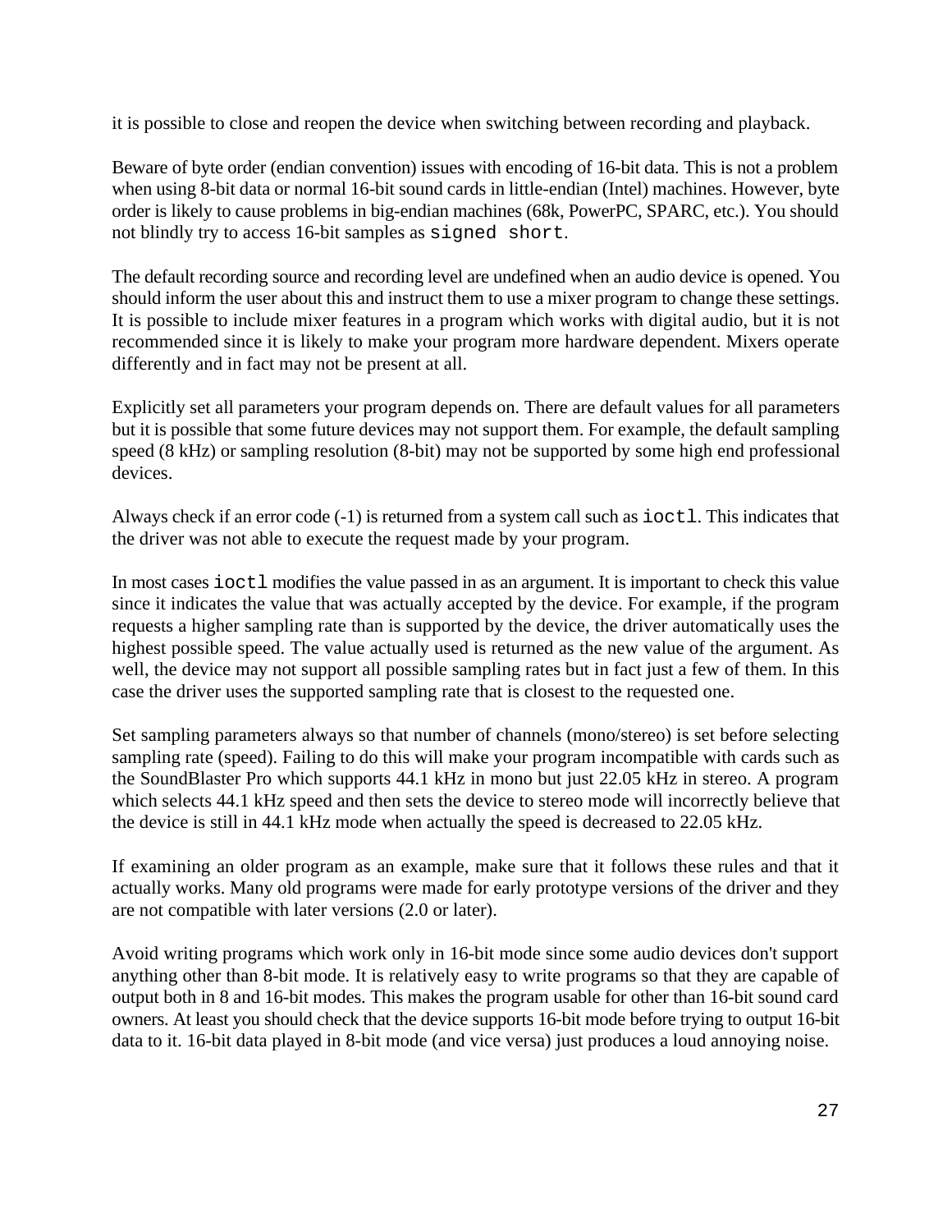it is possible to close and reopen the device when switching between recording and playback.

Beware of byte order (endian convention) issues with encoding of 16-bit data. This is not a problem when using 8-bit data or normal 16-bit sound cards in little-endian (Intel) machines. However, byte order is likely to cause problems in big-endian machines (68k, PowerPC, SPARC, etc.). You should not blindly try to access 16-bit samples as `signed short`.

The default recording source and recording level are undefined when an audio device is opened. You should inform the user about this and instruct them to use a mixer program to change these settings. It is possible to include mixer features in a program which works with digital audio, but it is not recommended since it is likely to make your program more hardware dependent. Mixers operate differently and in fact may not be present at all.

Explicitly set all parameters your program depends on. There are default values for all parameters but it is possible that some future devices may not support them. For example, the default sampling speed (8 kHz) or sampling resolution (8-bit) may not be supported by some high end professional devices.

Always check if an error code (-1) is returned from a system call such as `ioctl`. This indicates that the driver was not able to execute the request made by your program.

In most cases `ioctl` modifies the value passed in as an argument. It is important to check this value since it indicates the value that was actually accepted by the device. For example, if the program requests a higher sampling rate than is supported by the device, the driver automatically uses the highest possible speed. The value actually used is returned as the new value of the argument. As well, the device may not support all possible sampling rates but in fact just a few of them. In this case the driver uses the supported sampling rate that is closest to the requested one.

Set sampling parameters always so that number of channels (mono/stereo) is set before selecting sampling rate (speed). Failing to do this will make your program incompatible with cards such as the SoundBlaster Pro which supports 44.1 kHz in mono but just 22.05 kHz in stereo. A program which selects 44.1 kHz speed and then sets the device to stereo mode will incorrectly believe that the device is still in 44.1 kHz mode when actually the speed is decreased to 22.05 kHz.

If examining an older program as an example, make sure that it follows these rules and that it actually works. Many old programs were made for early prototype versions of the driver and they are not compatible with later versions (2.0 or later).

Avoid writing programs which work only in 16-bit mode since some audio devices don't support anything other than 8-bit mode. It is relatively easy to write programs so that they are capable of output both in 8 and 16-bit modes. This makes the program usable for other than 16-bit sound card owners. At least you should check that the device supports 16-bit mode before trying to output 16-bit data to it. 16-bit data played in 8-bit mode (and vice versa) just produces a loud annoying noise.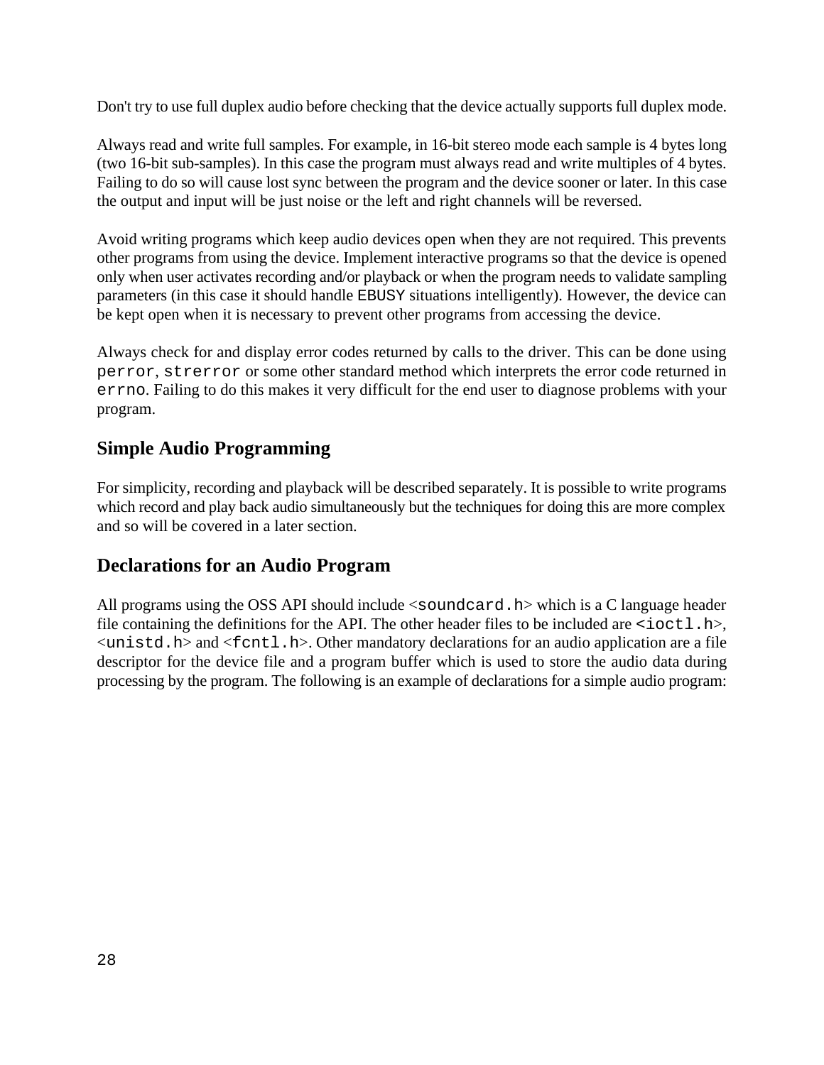Don't try to use full duplex audio before checking that the device actually supports full duplex mode.

Always read and write full samples. For example, in 16-bit stereo mode each sample is 4 bytes long (two 16-bit sub-samples). In this case the program must always read and write multiples of 4 bytes. Failing to do so will cause lost sync between the program and the device sooner or later. In this case the output and input will be just noise or the left and right channels will be reversed.

Avoid writing programs which keep audio devices open when they are not required. This prevents other programs from using the device. Implement interactive programs so that the device is opened only when user activates recording and/or playback or when the program needs to validate sampling parameters (in this case it should handle `EBUSY` situations intelligently). However, the device can be kept open when it is necessary to prevent other programs from accessing the device.

Always check for and display error codes returned by calls to the driver. This can be done using `perror`, `strerror` or some other standard method which interprets the error code returned in `errno`. Failing to do this makes it very difficult for the end user to diagnose problems with your program.

## Simple Audio Programming

For simplicity, recording and playback will be described separately. It is possible to write programs which record and play back audio simultaneously but the techniques for doing this are more complex and so will be covered in a later section.

## Declarations for an Audio Program

All programs using the OSS API should include <`soundcard.h`> which is a C language header file containing the definitions for the API. The other header files to be included are `<ioctl.h>`, <`unistd.h`> and <`fcntl.h`>. Other mandatory declarations for an audio application are a file descriptor for the device file and a program buffer which is used to store the audio data during processing by the program. The following is an example of declarations for a simple audio program: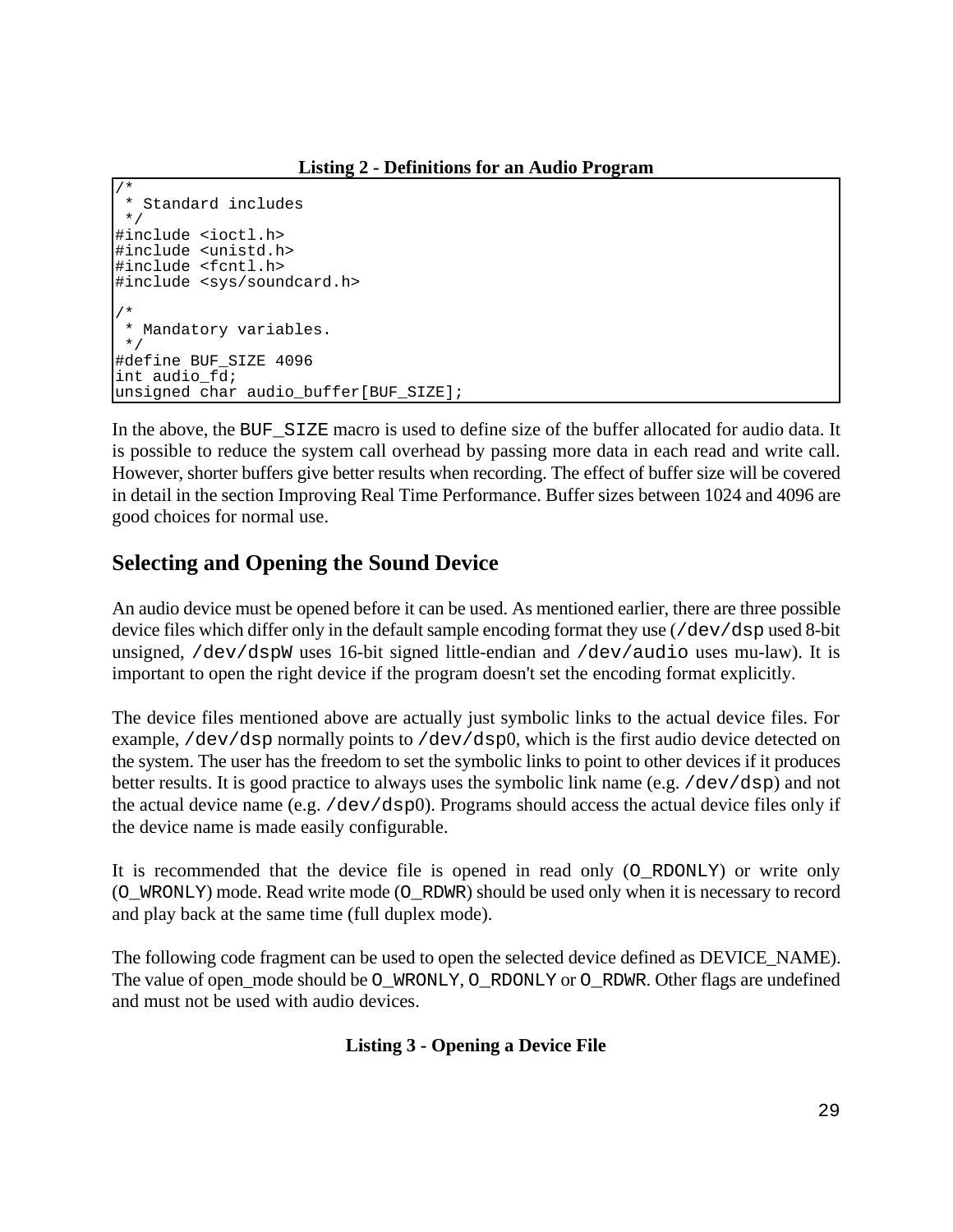**Listing 2 - Definitions for an Audio Program**

```
/*
 * Standard includes
 */
#include <ioctl.h>
#include <unistd.h>
#include <fcntl.h>
#include <sys/soundcard.h>

/*
 * Mandatory variables.
 */
#define BUF_SIZE 4096
int audio_fd;
unsigned char audio_buffer[BUF_SIZE];
```

In the above, the `BUF_SIZE` macro is used to define size of the buffer allocated for audio data. It is possible to reduce the system call overhead by passing more data in each read and write call. However, shorter buffers give better results when recording. The effect of buffer size will be covered in detail in the section Improving Real Time Performance. Buffer sizes between 1024 and 4096 are good choices for normal use.

## Selecting and Opening the Sound Device

An audio device must be opened before it can be used. As mentioned earlier, there are three possible device files which differ only in the default sample encoding format they use (`/dev/dsp` used 8-bit unsigned, `/dev/dspW` uses 16-bit signed little-endian and `/dev/audio` uses mu-law). It is important to open the right device if the program doesn't set the encoding format explicitly.

The device files mentioned above are actually just symbolic links to the actual device files. For example, `/dev/dsp` normally points to `/dev/dsp`0, which is the first audio device detected on the system. The user has the freedom to set the symbolic links to point to other devices if it produces better results. It is good practice to always uses the symbolic link name (e.g. `/dev/dsp`) and not the actual device name (e.g. `/dev/dsp`0). Programs should access the actual device files only if the device name is made easily configurable.

It is recommended that the device file is opened in read only (`O_RDONLY`) or write only (`O_WRONLY`) mode. Read write mode (`O_RDWR`) should be used only when it is necessary to record and play back at the same time (full duplex mode).

The following code fragment can be used to open the selected device defined as DEVICE_NAME). The value of open_mode should be `O_WRONLY`, `O_RDONLY` or `O_RDWR`. Other flags are undefined and must not be used with audio devices.

**Listing 3 - Opening a Device File**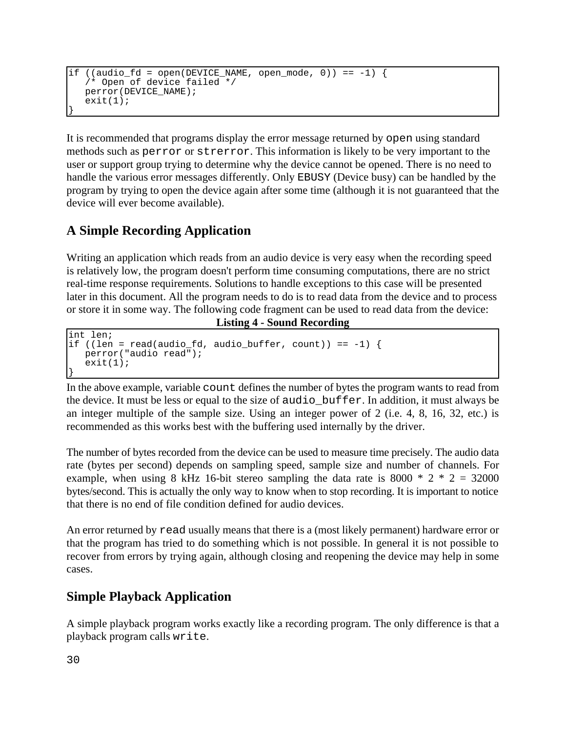```
if ((audio_fd = open(DEVICE_NAME, open_mode, 0)) == -1) {
   /* Open of device failed */
   perror(DEVICE_NAME);
   exit(1);
}
```

It is recommended that programs display the error message returned by `open` using standard methods such as `perror` or `strerror`. This information is likely to be very important to the user or support group trying to determine why the device cannot be opened. There is no need to handle the various error messages differently. Only `EBUSY` (Device busy) can be handled by the program by trying to open the device again after some time (although it is not guaranteed that the device will ever become available).

## A Simple Recording Application

Writing an application which reads from an audio device is very easy when the recording speed is relatively low, the program doesn't perform time consuming computations, there are no strict real-time response requirements. Solutions to handle exceptions to this case will be presented later in this document. All the program needs to do is to read data from the device and to process or store it in some way. The following code fragment can be used to read data from the device:

**Listing 4 - Sound Recording**

```
int len;
if ((len = read(audio_fd, audio_buffer, count)) == -1) {
   perror("audio read");
   exit(1);
}
```

In the above example, variable `count` defines the number of bytes the program wants to read from the device. It must be less or equal to the size of `audio_buffer`. In addition, it must always be an integer multiple of the sample size. Using an integer power of 2 (i.e. 4, 8, 16, 32, etc.) is recommended as this works best with the buffering used internally by the driver.

The number of bytes recorded from the device can be used to measure time precisely. The audio data rate (bytes per second) depends on sampling speed, sample size and number of channels. For example, when using 8 kHz 16-bit stereo sampling the data rate is 8000 * 2 * 2 = 32000 bytes/second. This is actually the only way to know when to stop recording. It is important to notice that there is no end of file condition defined for audio devices.

An error returned by `read` usually means that there is a (most likely permanent) hardware error or that the program has tried to do something which is not possible. In general it is not possible to recover from errors by trying again, although closing and reopening the device may help in some cases.

## Simple Playback Application

A simple playback program works exactly like a recording program. The only difference is that a playback program calls `write`.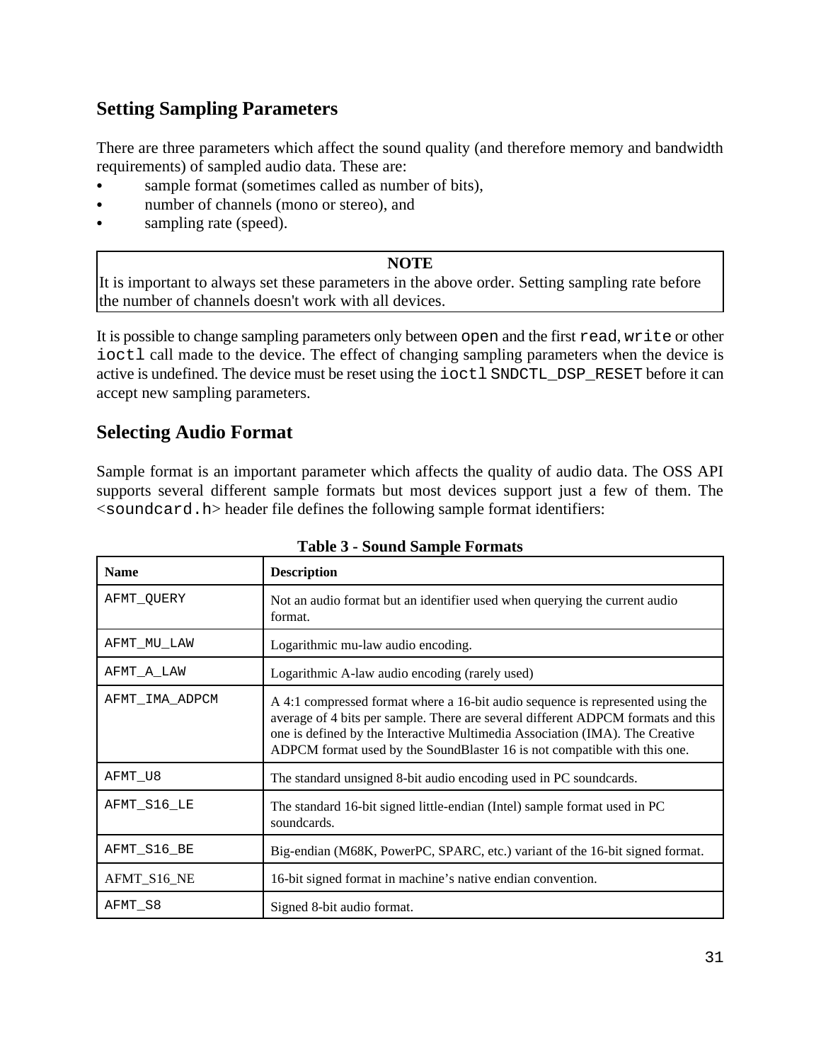## Setting Sampling Parameters

There are three parameters which affect the sound quality (and therefore memory and bandwidth requirements) of sampled audio data. These are:

- sample format (sometimes called as number of bits),
- number of channels (mono or stereo), and
- sampling rate (speed).

> **NOTE**
> It is important to always set these parameters in the above order. Setting sampling rate before the number of channels doesn't work with all devices.

It is possible to change sampling parameters only between `open` and the first `read`, `write` or other `ioctl` call made to the device. The effect of changing sampling parameters when the device is active is undefined. The device must be reset using the `ioctl` `SNDCTL_DSP_RESET` before it can accept new sampling parameters.

## Selecting Audio Format

Sample format is an important parameter which affects the quality of audio data. The OSS API supports several different sample formats but most devices support just a few of them. The <`soundcard.h`> header file defines the following sample format identifiers:

**Table 3 - Sound Sample Formats**

| Name | Description |
|---|---|
| `AFMT_QUERY` | Not an audio format but an identifier used when querying the current audio format. |
| `AFMT_MU_LAW` | Logarithmic mu-law audio encoding. |
| `AFMT_A_LAW` | Logarithmic A-law audio encoding (rarely used) |
| `AFMT_IMA_ADPCM` | A 4:1 compressed format where a 16-bit audio sequence is represented using the average of 4 bits per sample. There are several different ADPCM formats and this one is defined by the Interactive Multimedia Association (IMA). The Creative ADPCM format used by the SoundBlaster 16 is not compatible with this one. |
| `AFMT_U8` | The standard unsigned 8-bit audio encoding used in PC soundcards. |
| `AFMT_S16_LE` | The standard 16-bit signed little-endian (Intel) sample format used in PC soundcards. |
| `AFMT_S16_BE` | Big-endian (M68K, PowerPC, SPARC, etc.) variant of the 16-bit signed format. |
| AFMT_S16_NE | 16-bit signed format in machine’s native endian convention. |
| `AFMT_S8` | Signed 8-bit audio format. |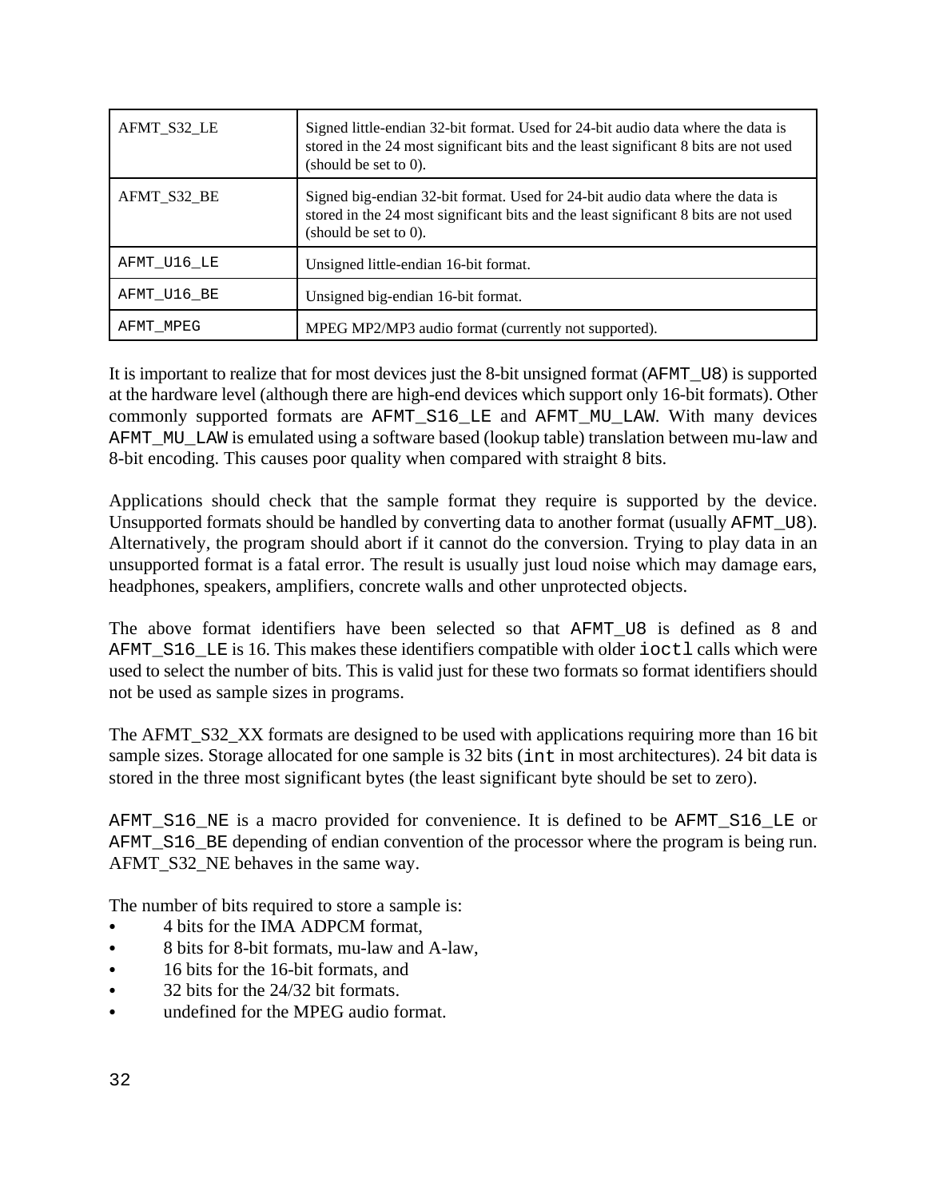| | |
|---|---|
| AFMT_S32_LE | Signed little-endian 32-bit format. Used for 24-bit audio data where the data is stored in the 24 most significant bits and the least significant 8 bits are not used (should be set to 0). |
| AFMT_S32_BE | Signed big-endian 32-bit format. Used for 24-bit audio data where the data is stored in the 24 most significant bits and the least significant 8 bits are not used (should be set to 0). |
| AFMT_U16_LE | Unsigned little-endian 16-bit format. |
| AFMT_U16_BE | Unsigned big-endian 16-bit format. |
| AFMT_MPEG | MPEG MP2/MP3 audio format (currently not supported). |

It is important to realize that for most devices just the 8-bit unsigned format (`AFMT_U8`) is supported at the hardware level (although there are high-end devices which support only 16-bit formats). Other commonly supported formats are `AFMT_S16_LE` and `AFMT_MU_LAW`. With many devices `AFMT_MU_LAW` is emulated using a software based (lookup table) translation between mu-law and 8-bit encoding. This causes poor quality when compared with straight 8 bits.

Applications should check that the sample format they require is supported by the device. Unsupported formats should be handled by converting data to another format (usually `AFMT_U8`). Alternatively, the program should abort if it cannot do the conversion. Trying to play data in an unsupported format is a fatal error. The result is usually just loud noise which may damage ears, headphones, speakers, amplifiers, concrete walls and other unprotected objects.

The above format identifiers have been selected so that `AFMT_U8` is defined as 8 and `AFMT_S16_LE` is 16. This makes these identifiers compatible with older `ioctl` calls which were used to select the number of bits. This is valid just for these two formats so format identifiers should not be used as sample sizes in programs.

The AFMT_S32_XX formats are designed to be used with applications requiring more than 16 bit sample sizes. Storage allocated for one sample is 32 bits (`int` in most architectures). 24 bit data is stored in the three most significant bytes (the least significant byte should be set to zero).

`AFMT_S16_NE` is a macro provided for convenience. It is defined to be `AFMT_S16_LE` or `AFMT_S16_BE` depending of endian convention of the processor where the program is being run. AFMT_S32_NE behaves in the same way.

The number of bits required to store a sample is:

- 4 bits for the IMA ADPCM format,
- 8 bits for 8-bit formats, mu-law and A-law,
- 16 bits for the 16-bit formats, and
- 32 bits for the 24/32 bit formats.
- undefined for the MPEG audio format.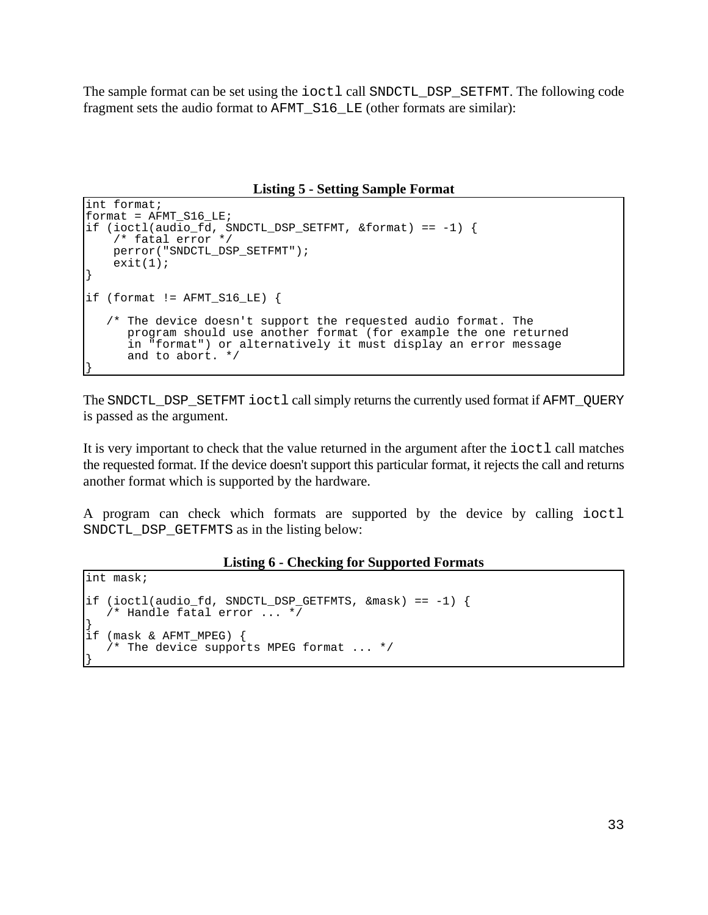The sample format can be set using the `ioctl` call `SNDCTL_DSP_SETFMT`. The following code fragment sets the audio format to `AFMT_S16_LE` (other formats are similar):

**Listing 5 - Setting Sample Format**

```
int format;
format = AFMT_S16_LE;
if (ioctl(audio_fd, SNDCTL_DSP_SETFMT, &format) == -1) {
    /* fatal error */
    perror("SNDCTL_DSP_SETFMT");
    exit(1);
}

if (format != AFMT_S16_LE) {

   /* The device doesn't support the requested audio format. The
      program should use another format (for example the one returned
      in "format") or alternatively it must display an error message
      and to abort. */
}
```

The `SNDCTL_DSP_SETFMT` `ioctl` call simply returns the currently used format if `AFMT_QUERY` is passed as the argument.

It is very important to check that the value returned in the argument after the `ioctl` call matches the requested format. If the device doesn't support this particular format, it rejects the call and returns another format which is supported by the hardware.

A program can check which formats are supported by the device by calling `ioctl` `SNDCTL_DSP_GETFMTS` as in the listing below:

**Listing 6 - Checking for Supported Formats**

```
int mask;

if (ioctl(audio_fd, SNDCTL_DSP_GETFMTS, &mask) == -1) {
   /* Handle fatal error ... */
}
if (mask & AFMT_MPEG) {
   /* The device supports MPEG format ... */
}
```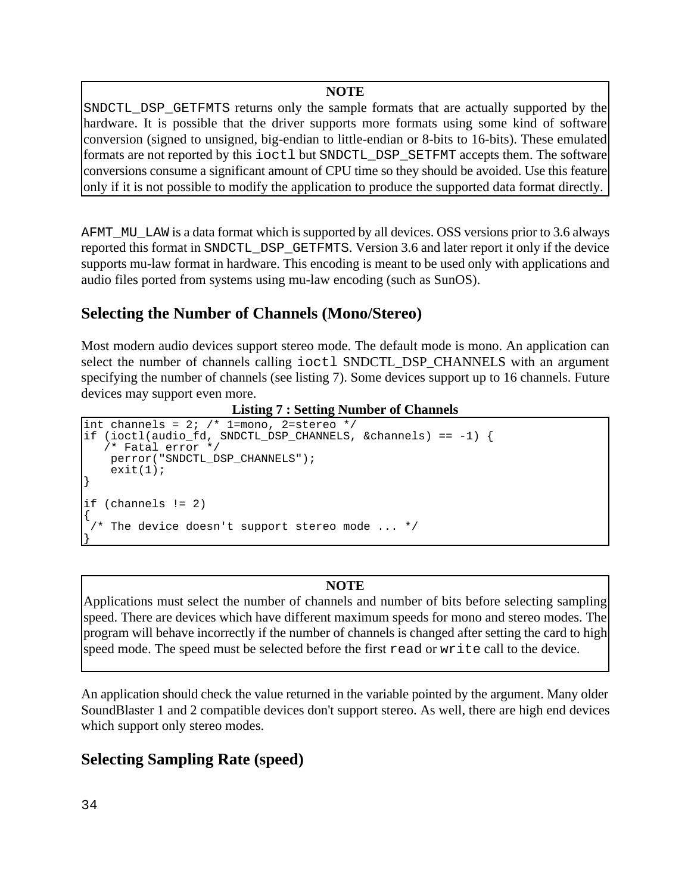> **NOTE**
>
> `SNDCTL_DSP_GETFMTS` returns only the sample formats that are actually supported by the hardware. It is possible that the driver supports more formats using some kind of software conversion (signed to unsigned, big-endian to little-endian or 8-bits to 16-bits). These emulated formats are not reported by this `ioctl` but `SNDCTL_DSP_SETFMT` accepts them. The software conversions consume a significant amount of CPU time so they should be avoided. Use this feature only if it is not possible to modify the application to produce the supported data format directly.

`AFMT_MU_LAW` is a data format which is supported by all devices. OSS versions prior to 3.6 always reported this format in `SNDCTL_DSP_GETFMTS`. Version 3.6 and later report it only if the device supports mu-law format in hardware. This encoding is meant to be used only with applications and audio files ported from systems using mu-law encoding (such as SunOS).

## Selecting the Number of Channels (Mono/Stereo)

Most modern audio devices support stereo mode. The default mode is mono. An application can select the number of channels calling `ioctl` SNDCTL_DSP_CHANNELS with an argument specifying the number of channels (see listing 7). Some devices support up to 16 channels. Future devices may support even more.

**Listing 7 : Setting Number of Channels**

```
int channels = 2; /* 1=mono, 2=stereo */
if (ioctl(audio_fd, SNDCTL_DSP_CHANNELS, &channels) == -1) {
   /* Fatal error */
    perror("SNDCTL_DSP_CHANNELS");
    exit(1);
}

if (channels != 2)
{
 /* The device doesn't support stereo mode ... */
}
```

> **NOTE**
>
> Applications must select the number of channels and number of bits before selecting sampling speed. There are devices which have different maximum speeds for mono and stereo modes. The program will behave incorrectly if the number of channels is changed after setting the card to high speed mode. The speed must be selected before the first `read` or `write` call to the device.

An application should check the value returned in the variable pointed by the argument. Many older SoundBlaster 1 and 2 compatible devices don't support stereo. As well, there are high end devices which support only stereo modes.

## Selecting Sampling Rate (speed)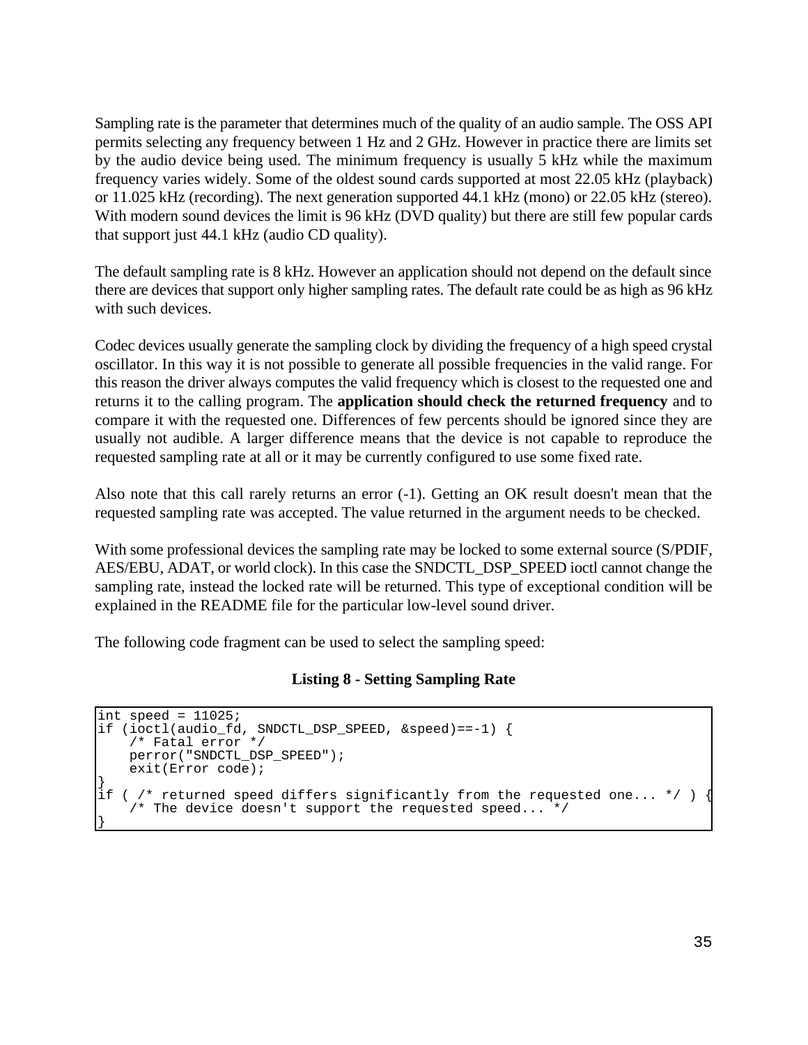Sampling rate is the parameter that determines much of the quality of an audio sample. The OSS API permits selecting any frequency between 1 Hz and 2 GHz. However in practice there are limits set by the audio device being used. The minimum frequency is usually 5 kHz while the maximum frequency varies widely. Some of the oldest sound cards supported at most 22.05 kHz (playback) or 11.025 kHz (recording). The next generation supported 44.1 kHz (mono) or 22.05 kHz (stereo). With modern sound devices the limit is 96 kHz (DVD quality) but there are still few popular cards that support just 44.1 kHz (audio CD quality).

The default sampling rate is 8 kHz. However an application should not depend on the default since there are devices that support only higher sampling rates. The default rate could be as high as 96 kHz with such devices.

Codec devices usually generate the sampling clock by dividing the frequency of a high speed crystal oscillator. In this way it is not possible to generate all possible frequencies in the valid range. For this reason the driver always computes the valid frequency which is closest to the requested one and returns it to the calling program. The **application should check the returned frequency** and to compare it with the requested one. Differences of few percents should be ignored since they are usually not audible. A larger difference means that the device is not capable to reproduce the requested sampling rate at all or it may be currently configured to use some fixed rate.

Also note that this call rarely returns an error (-1). Getting an OK result doesn't mean that the requested sampling rate was accepted. The value returned in the argument needs to be checked.

With some professional devices the sampling rate may be locked to some external source (S/PDIF, AES/EBU, ADAT, or world clock). In this case the SNDCTL_DSP_SPEED ioctl cannot change the sampling rate, instead the locked rate will be returned. This type of exceptional condition will be explained in the README file for the particular low-level sound driver.

The following code fragment can be used to select the sampling speed:

**Listing 8 - Setting Sampling Rate**

```
int speed = 11025;
if (ioctl(audio_fd, SNDCTL_DSP_SPEED, &speed)==-1) {
    /* Fatal error */
    perror("SNDCTL_DSP_SPEED");
    exit(Error code);
}
if ( /* returned speed differs significantly from the requested one... */ ) {
    /* The device doesn't support the requested speed... */
}
```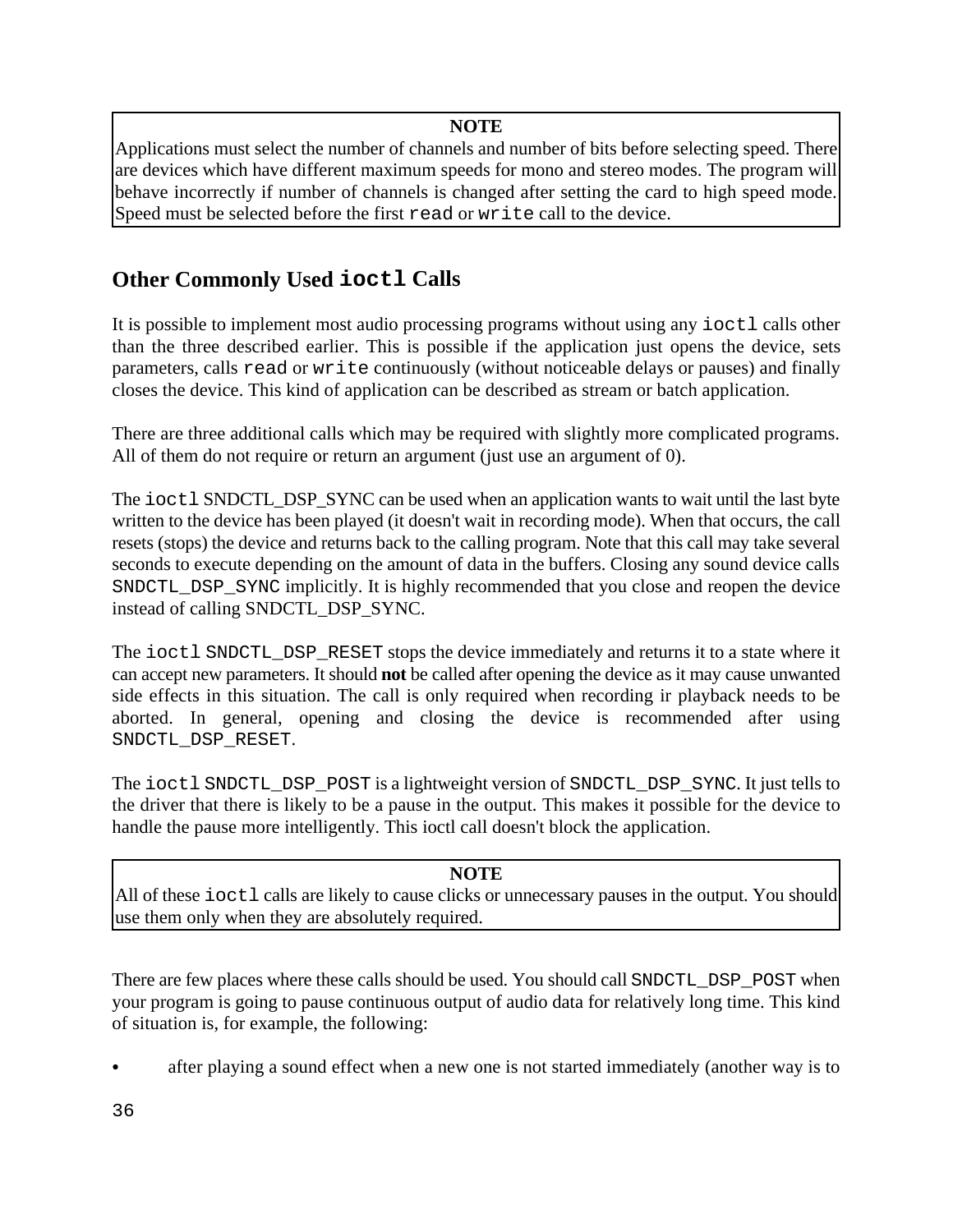> **NOTE**
>
> Applications must select the number of channels and number of bits before selecting speed. There are devices which have different maximum speeds for mono and stereo modes. The program will behave incorrectly if number of channels is changed after setting the card to high speed mode. Speed must be selected before the first `read` or `write` call to the device.

## Other Commonly Used `ioctl` Calls

It is possible to implement most audio processing programs without using any `ioctl` calls other than the three described earlier. This is possible if the application just opens the device, sets parameters, calls `read` or `write` continuously (without noticeable delays or pauses) and finally closes the device. This kind of application can be described as stream or batch application.

There are three additional calls which may be required with slightly more complicated programs. All of them do not require or return an argument (just use an argument of 0).

The `ioctl` SNDCTL_DSP_SYNC can be used when an application wants to wait until the last byte written to the device has been played (it doesn't wait in recording mode). When that occurs, the call resets (stops) the device and returns back to the calling program. Note that this call may take several seconds to execute depending on the amount of data in the buffers. Closing any sound device calls `SNDCTL_DSP_SYNC` implicitly. It is highly recommended that you close and reopen the device instead of calling SNDCTL_DSP_SYNC.

The `ioctl` `SNDCTL_DSP_RESET` stops the device immediately and returns it to a state where it can accept new parameters. It should **not** be called after opening the device as it may cause unwanted side effects in this situation. The call is only required when recording ir playback needs to be aborted. In general, opening and closing the device is recommended after using `SNDCTL_DSP_RESET`.

The `ioctl` `SNDCTL_DSP_POST` is a lightweight version of `SNDCTL_DSP_SYNC`. It just tells to the driver that there is likely to be a pause in the output. This makes it possible for the device to handle the pause more intelligently. This ioctl call doesn't block the application.

> **NOTE**
>
> All of these `ioctl` calls are likely to cause clicks or unnecessary pauses in the output. You should use them only when they are absolutely required.

There are few places where these calls should be used. You should call `SNDCTL_DSP_POST` when your program is going to pause continuous output of audio data for relatively long time. This kind of situation is, for example, the following:

- after playing a sound effect when a new one is not started immediately (another way is to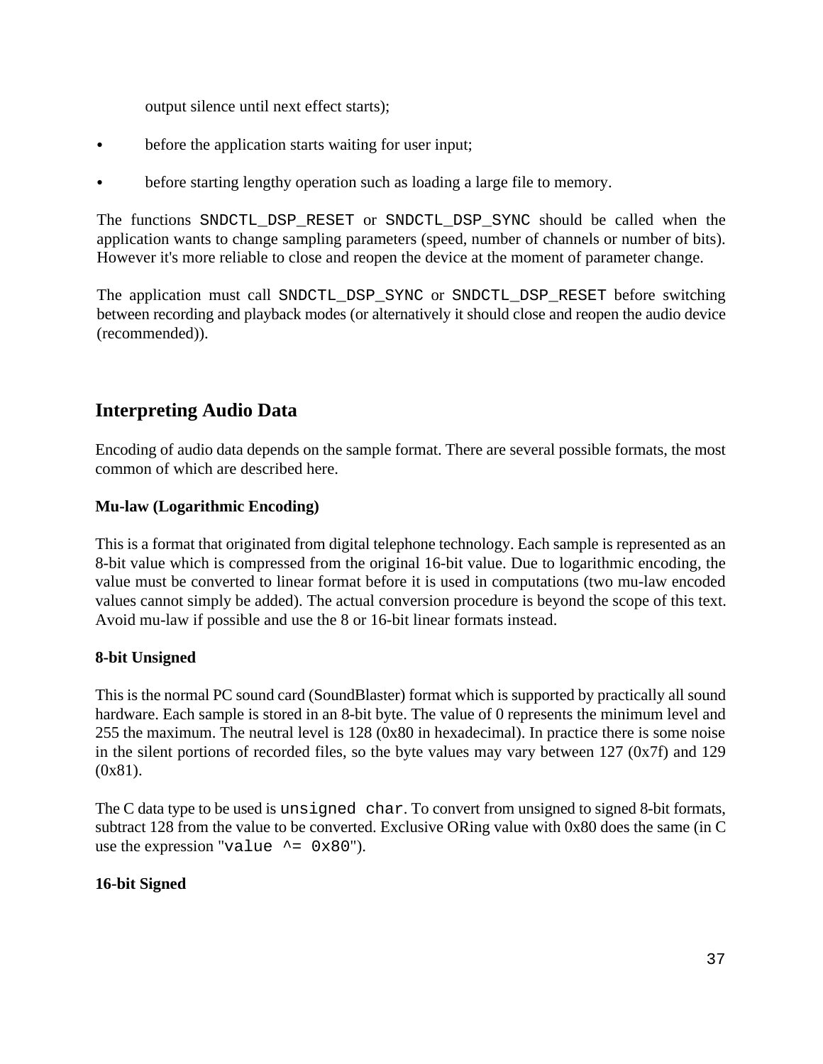output silence until next effect starts);

- before the application starts waiting for user input;
- before starting lengthy operation such as loading a large file to memory.

The functions `SNDCTL_DSP_RESET` or `SNDCTL_DSP_SYNC` should be called when the application wants to change sampling parameters (speed, number of channels or number of bits). However it's more reliable to close and reopen the device at the moment of parameter change.

The application must call `SNDCTL_DSP_SYNC` or `SNDCTL_DSP_RESET` before switching between recording and playback modes (or alternatively it should close and reopen the audio device (recommended)).

## Interpreting Audio Data

Encoding of audio data depends on the sample format. There are several possible formats, the most common of which are described here.

### Mu-law (Logarithmic Encoding)

This is a format that originated from digital telephone technology. Each sample is represented as an 8-bit value which is compressed from the original 16-bit value. Due to logarithmic encoding, the value must be converted to linear format before it is used in computations (two mu-law encoded values cannot simply be added). The actual conversion procedure is beyond the scope of this text. Avoid mu-law if possible and use the 8 or 16-bit linear formats instead.

### 8-bit Unsigned

This is the normal PC sound card (SoundBlaster) format which is supported by practically all sound hardware. Each sample is stored in an 8-bit byte. The value of 0 represents the minimum level and 255 the maximum. The neutral level is 128 (0x80 in hexadecimal). In practice there is some noise in the silent portions of recorded files, so the byte values may vary between 127 (0x7f) and 129 (0x81).

The C data type to be used is `unsigned char`. To convert from unsigned to signed 8-bit formats, subtract 128 from the value to be converted. Exclusive ORing value with 0x80 does the same (in C use the expression "`value ^= 0x80`").

### 16-bit Signed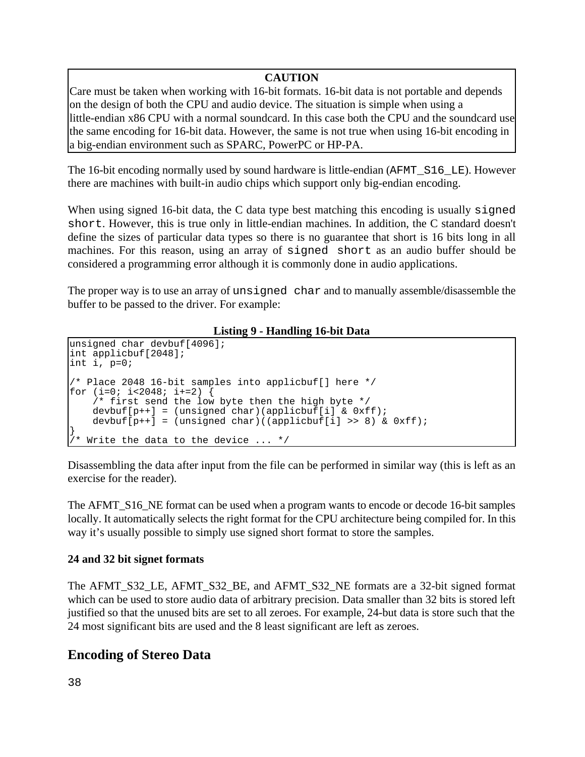**CAUTION**

Care must be taken when working with 16-bit formats. 16-bit data is not portable and depends on the design of both the CPU and audio device. The situation is simple when using a little-endian x86 CPU with a normal soundcard. In this case both the CPU and the soundcard use the same encoding for 16-bit data. However, the same is not true when using 16-bit encoding in a big-endian environment such as SPARC, PowerPC or HP-PA.

The 16-bit encoding normally used by sound hardware is little-endian (`AFMT_S16_LE`). However there are machines with built-in audio chips which support only big-endian encoding.

When using signed 16-bit data, the C data type best matching this encoding is usually `signed short`. However, this is true only in little-endian machines. In addition, the C standard doesn't define the sizes of particular data types so there is no guarantee that short is 16 bits long in all machines. For this reason, using an array of `signed short` as an audio buffer should be considered a programming error although it is commonly done in audio applications.

The proper way is to use an array of `unsigned char` and to manually assemble/disassemble the buffer to be passed to the driver. For example:

**Listing 9 - Handling 16-bit Data**

```
unsigned char devbuf[4096];
int applicbuf[2048];
int i, p=0;

/* Place 2048 16-bit samples into applicbuf[] here */
for (i=0; i<2048; i+=2) {
    /* first send the low byte then the high byte */
    devbuf[p++] = (unsigned char)(applicbuf[i] & 0xff);
    devbuf[p++] = (unsigned char)((applicbuf[i] >> 8) & 0xff);
}
/* Write the data to the device ... */
```

Disassembling the data after input from the file can be performed in similar way (this is left as an exercise for the reader).

The AFMT_S16_NE format can be used when a program wants to encode or decode 16-bit samples locally. It automatically selects the right format for the CPU architecture being compiled for. In this way it’s usually possible to simply use signed short format to store the samples.

**24 and 32 bit signet formats**

The AFMT_S32_LE, AFMT_S32_BE, and AFMT_S32_NE formats are a 32-bit signed format which can be used to store audio data of arbitrary precision. Data smaller than 32 bits is stored left justified so that the unused bits are set to all zeroes. For example, 24-but data is store such that the 24 most significant bits are used and the 8 least significant are left as zeroes.

## Encoding of Stereo Data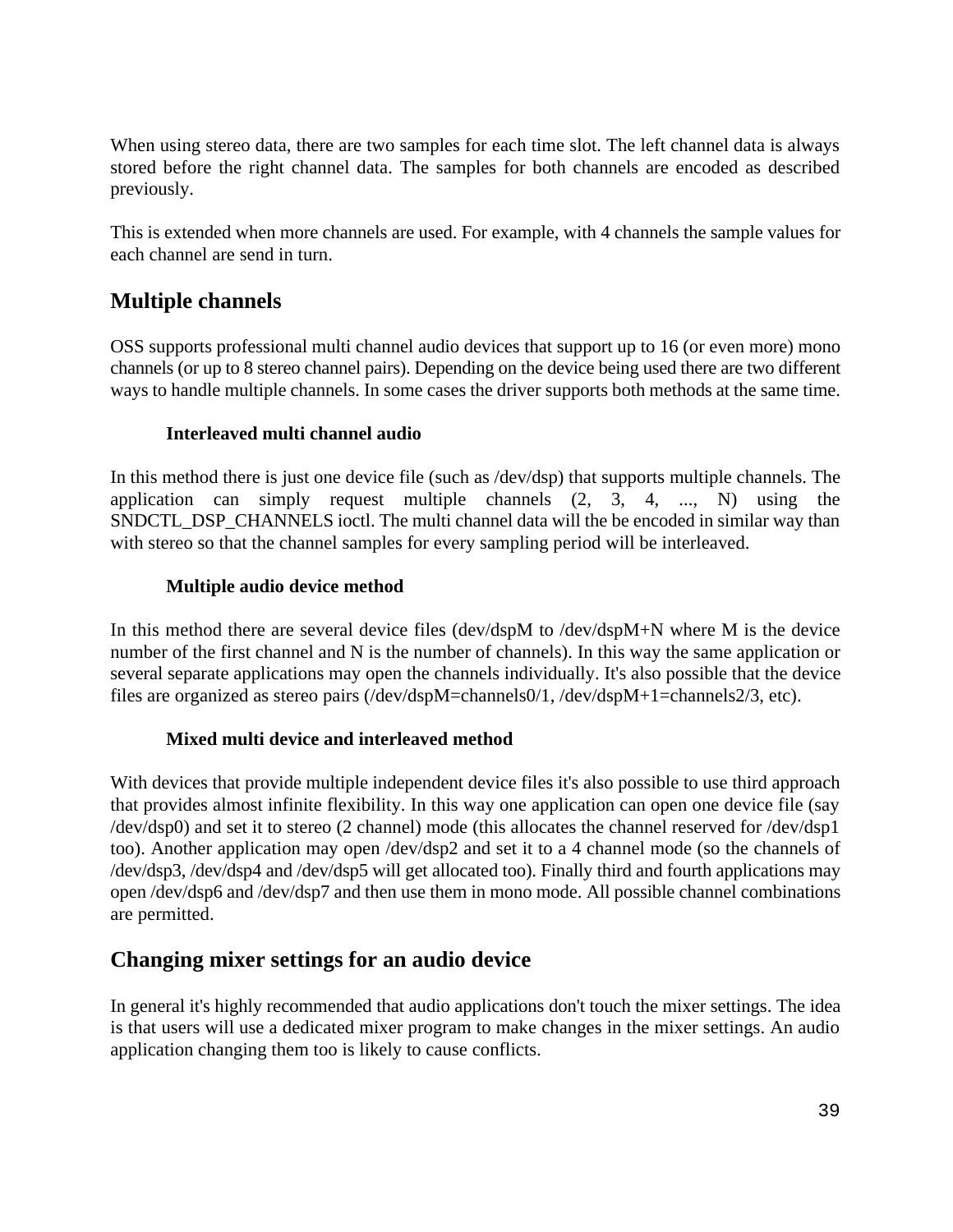When using stereo data, there are two samples for each time slot. The left channel data is always stored before the right channel data. The samples for both channels are encoded as described previously.

This is extended when more channels are used. For example, with 4 channels the sample values for each channel are send in turn.

## Multiple channels

OSS supports professional multi channel audio devices that support up to 16 (or even more) mono channels (or up to 8 stereo channel pairs). Depending on the device being used there are two different ways to handle multiple channels. In some cases the driver supports both methods at the same time.

### Interleaved multi channel audio

In this method there is just one device file (such as /dev/dsp) that supports multiple channels. The application can simply request multiple channels (2, 3, 4, ..., N) using the SNDCTL_DSP_CHANNELS ioctl. The multi channel data will the be encoded in similar way than with stereo so that the channel samples for every sampling period will be interleaved.

### Multiple audio device method

In this method there are several device files (dev/dspM to /dev/dspM+N where M is the device number of the first channel and N is the number of channels). In this way the same application or several separate applications may open the channels individually. It's also possible that the device files are organized as stereo pairs (/dev/dspM=channels0/1, /dev/dspM+1=channels2/3, etc).

### Mixed multi device and interleaved method

With devices that provide multiple independent device files it's also possible to use third approach that provides almost infinite flexibility. In this way one application can open one device file (say /dev/dsp0) and set it to stereo (2 channel) mode (this allocates the channel reserved for /dev/dsp1 too). Another application may open /dev/dsp2 and set it to a 4 channel mode (so the channels of /dev/dsp3, /dev/dsp4 and /dev/dsp5 will get allocated too). Finally third and fourth applications may open /dev/dsp6 and /dev/dsp7 and then use them in mono mode. All possible channel combinations are permitted.

## Changing mixer settings for an audio device

In general it's highly recommended that audio applications don't touch the mixer settings. The idea is that users will use a dedicated mixer program to make changes in the mixer settings. An audio application changing them too is likely to cause conflicts.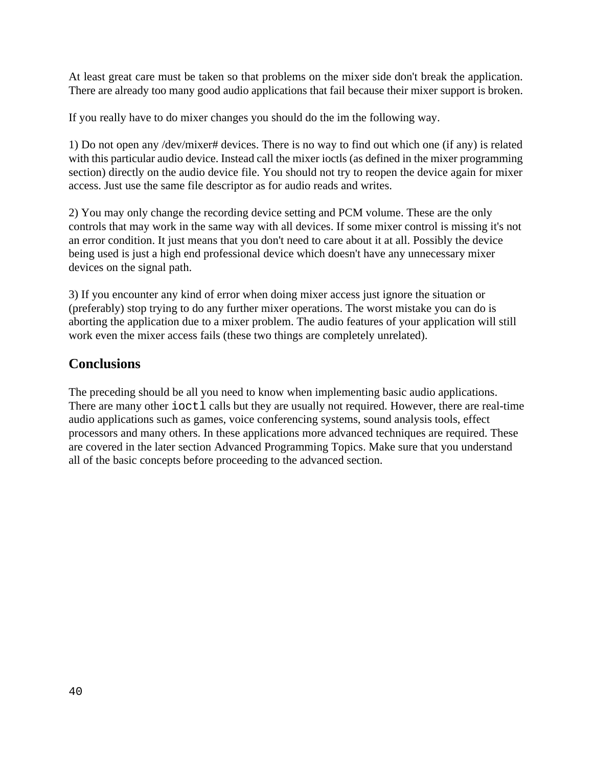At least great care must be taken so that problems on the mixer side don't break the application. There are already too many good audio applications that fail because their mixer support is broken.

If you really have to do mixer changes you should do the im the following way.

1) Do not open any /dev/mixer# devices. There is no way to find out which one (if any) is related with this particular audio device. Instead call the mixer ioctls (as defined in the mixer programming section) directly on the audio device file. You should not try to reopen the device again for mixer access. Just use the same file descriptor as for audio reads and writes.

2) You may only change the recording device setting and PCM volume. These are the only controls that may work in the same way with all devices. If some mixer control is missing it's not an error condition. It just means that you don't need to care about it at all. Possibly the device being used is just a high end professional device which doesn't have any unnecessary mixer devices on the signal path.

3) If you encounter any kind of error when doing mixer access just ignore the situation or (preferably) stop trying to do any further mixer operations. The worst mistake you can do is aborting the application due to a mixer problem. The audio features of your application will still work even the mixer access fails (these two things are completely unrelated).

## Conclusions

The preceding should be all you need to know when implementing basic audio applications. There are many other `ioctl` calls but they are usually not required. However, there are real-time audio applications such as games, voice conferencing systems, sound analysis tools, effect processors and many others. In these applications more advanced techniques are required. These are covered in the later section Advanced Programming Topics. Make sure that you understand all of the basic concepts before proceeding to the advanced section.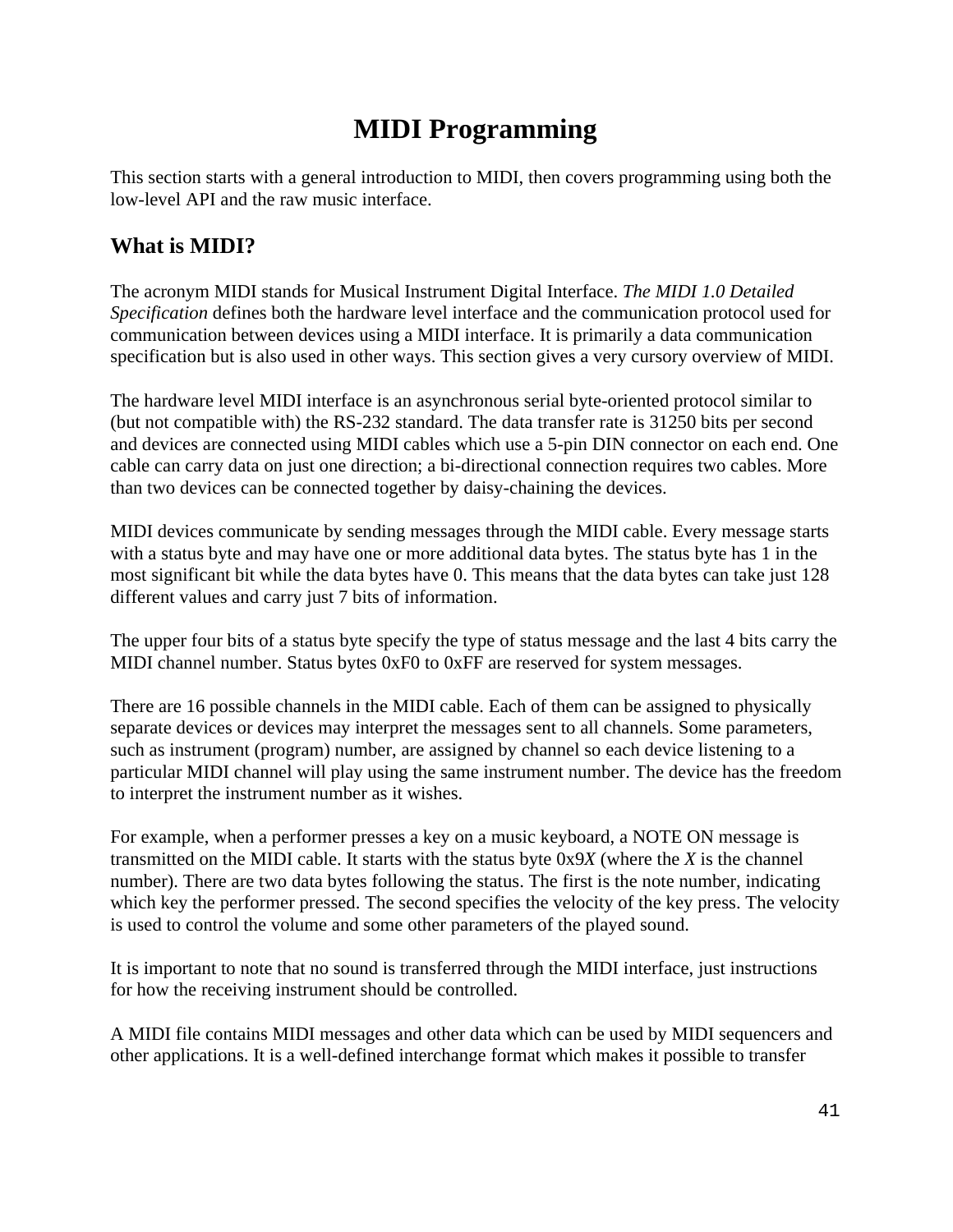# MIDI Programming

This section starts with a general introduction to MIDI, then covers programming using both the low-level API and the raw music interface.

## What is MIDI?

The acronym MIDI stands for Musical Instrument Digital Interface. *The MIDI 1.0 Detailed Specification* defines both the hardware level interface and the communication protocol used for communication between devices using a MIDI interface. It is primarily a data communication specification but is also used in other ways. This section gives a very cursory overview of MIDI.

The hardware level MIDI interface is an asynchronous serial byte-oriented protocol similar to (but not compatible with) the RS-232 standard. The data transfer rate is 31250 bits per second and devices are connected using MIDI cables which use a 5-pin DIN connector on each end. One cable can carry data on just one direction; a bi-directional connection requires two cables. More than two devices can be connected together by daisy-chaining the devices.

MIDI devices communicate by sending messages through the MIDI cable. Every message starts with a status byte and may have one or more additional data bytes. The status byte has 1 in the most significant bit while the data bytes have 0. This means that the data bytes can take just 128 different values and carry just 7 bits of information.

The upper four bits of a status byte specify the type of status message and the last 4 bits carry the MIDI channel number. Status bytes 0xF0 to 0xFF are reserved for system messages.

There are 16 possible channels in the MIDI cable. Each of them can be assigned to physically separate devices or devices may interpret the messages sent to all channels. Some parameters, such as instrument (program) number, are assigned by channel so each device listening to a particular MIDI channel will play using the same instrument number. The device has the freedom to interpret the instrument number as it wishes.

For example, when a performer presses a key on a music keyboard, a NOTE ON message is transmitted on the MIDI cable. It starts with the status byte 0x9*X* (where the *X* is the channel number). There are two data bytes following the status. The first is the note number, indicating which key the performer pressed. The second specifies the velocity of the key press. The velocity is used to control the volume and some other parameters of the played sound.

It is important to note that no sound is transferred through the MIDI interface, just instructions for how the receiving instrument should be controlled.

A MIDI file contains MIDI messages and other data which can be used by MIDI sequencers and other applications. It is a well-defined interchange format which makes it possible to transfer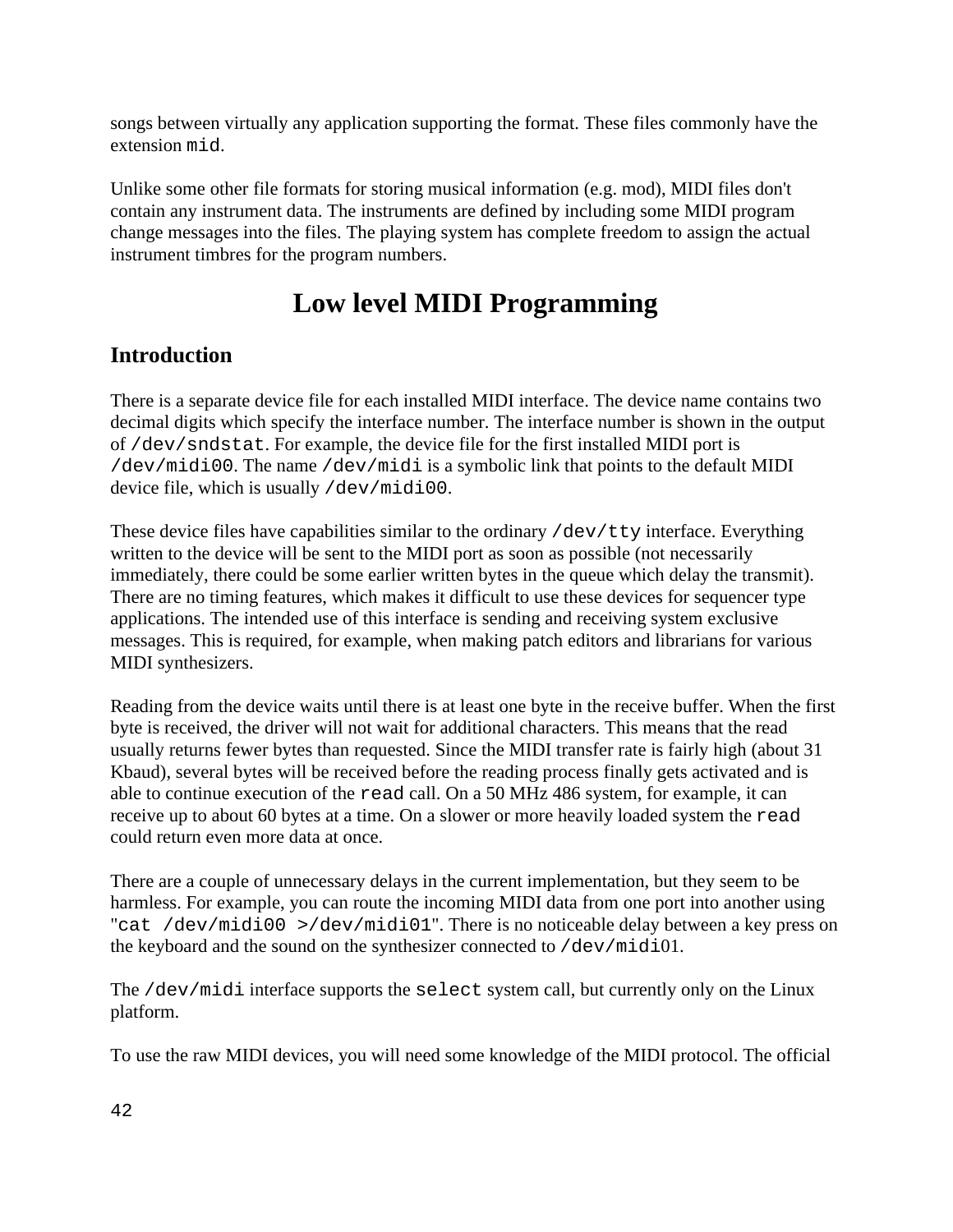songs between virtually any application supporting the format. These files commonly have the extension `mid`.

Unlike some other file formats for storing musical information (e.g. mod), MIDI files don't contain any instrument data. The instruments are defined by including some MIDI program change messages into the files. The playing system has complete freedom to assign the actual instrument timbres for the program numbers.

# Low level MIDI Programming

## Introduction

There is a separate device file for each installed MIDI interface. The device name contains two decimal digits which specify the interface number. The interface number is shown in the output of `/dev/sndstat`. For example, the device file for the first installed MIDI port is `/dev/midi00`. The name `/dev/midi` is a symbolic link that points to the default MIDI device file, which is usually `/dev/midi00`.

These device files have capabilities similar to the ordinary `/dev/tty` interface. Everything written to the device will be sent to the MIDI port as soon as possible (not necessarily immediately, there could be some earlier written bytes in the queue which delay the transmit). There are no timing features, which makes it difficult to use these devices for sequencer type applications. The intended use of this interface is sending and receiving system exclusive messages. This is required, for example, when making patch editors and librarians for various MIDI synthesizers.

Reading from the device waits until there is at least one byte in the receive buffer. When the first byte is received, the driver will not wait for additional characters. This means that the read usually returns fewer bytes than requested. Since the MIDI transfer rate is fairly high (about 31 Kbaud), several bytes will be received before the reading process finally gets activated and is able to continue execution of the `read` call. On a 50 MHz 486 system, for example, it can receive up to about 60 bytes at a time. On a slower or more heavily loaded system the `read` could return even more data at once.

There are a couple of unnecessary delays in the current implementation, but they seem to be harmless. For example, you can route the incoming MIDI data from one port into another using "`cat /dev/midi00 >/dev/midi01`". There is no noticeable delay between a key press on the keyboard and the sound on the synthesizer connected to `/dev/midi`01.

The `/dev/midi` interface supports the `select` system call, but currently only on the Linux platform.

To use the raw MIDI devices, you will need some knowledge of the MIDI protocol. The official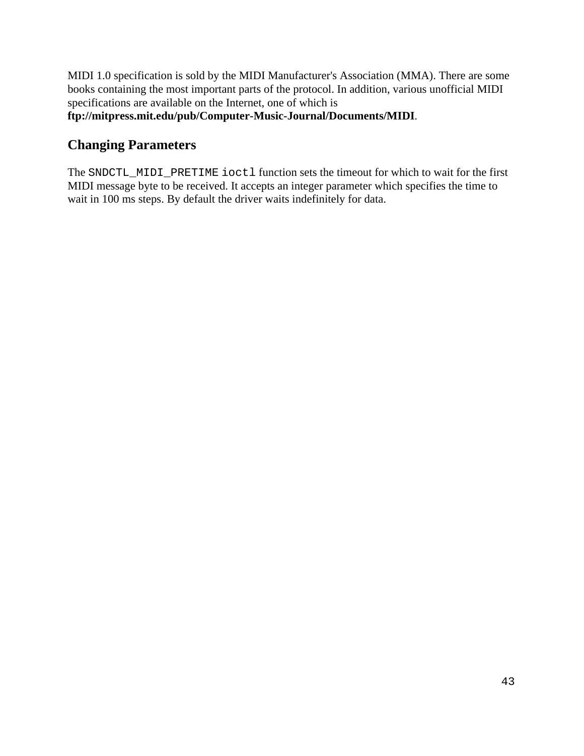MIDI 1.0 specification is sold by the MIDI Manufacturer's Association (MMA). There are some books containing the most important parts of the protocol. In addition, various unofficial MIDI specifications are available on the Internet, one of which is **ftp://mitpress.mit.edu/pub/Computer-Music-Journal/Documents/MIDI**.

## Changing Parameters

The `SNDCTL_MIDI_PRETIME` `ioctl` function sets the timeout for which to wait for the first MIDI message byte to be received. It accepts an integer parameter which specifies the time to wait in 100 ms steps. By default the driver waits indefinitely for data.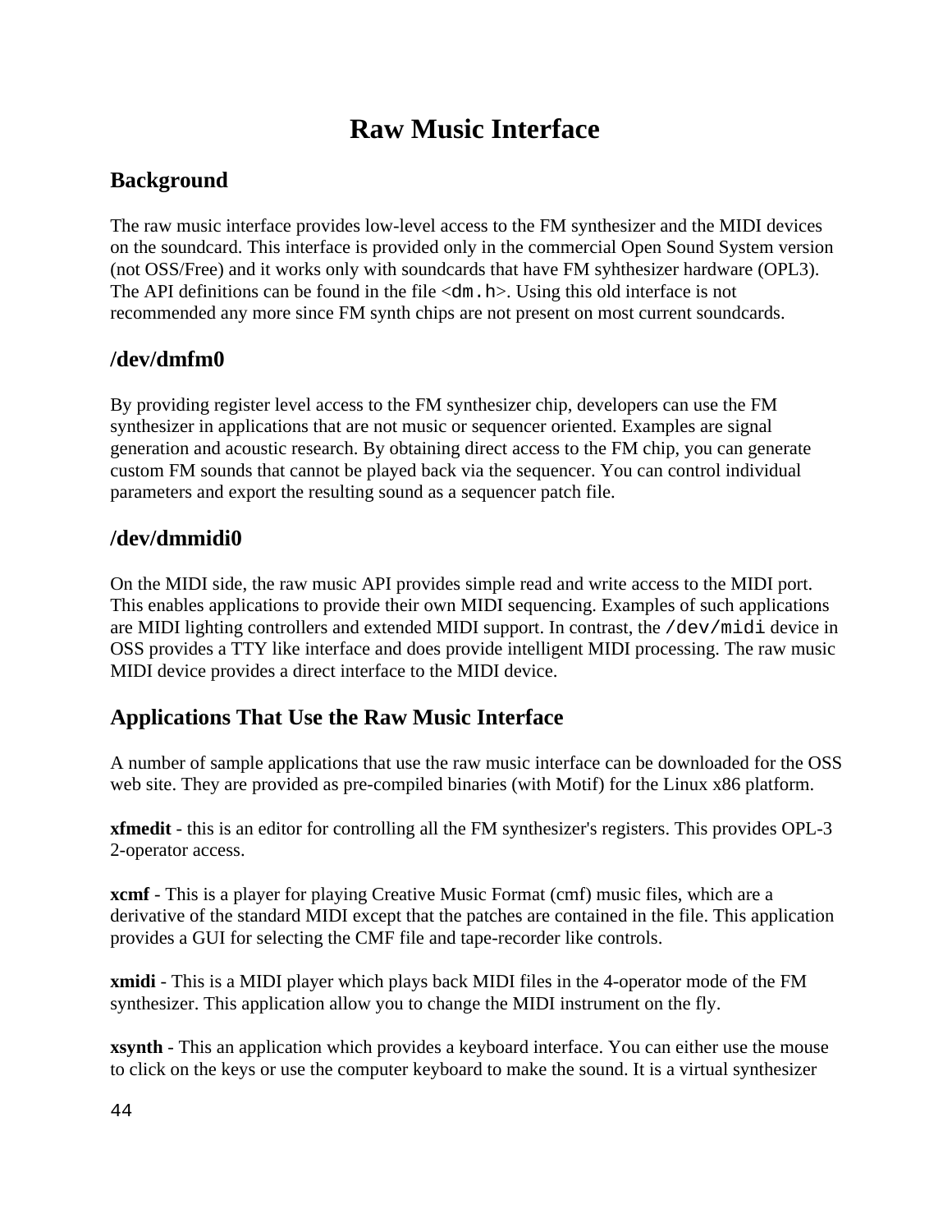# Raw Music Interface

## Background

The raw music interface provides low-level access to the FM synthesizer and the MIDI devices on the soundcard. This interface is provided only in the commercial Open Sound System version (not OSS/Free) and it works only with soundcards that have FM syhthesizer hardware (OPL3). The API definitions can be found in the file <`dm.h`>. Using this old interface is not recommended any more since FM synth chips are not present on most current soundcards.

## /dev/dmfm0

By providing register level access to the FM synthesizer chip, developers can use the FM synthesizer in applications that are not music or sequencer oriented. Examples are signal generation and acoustic research. By obtaining direct access to the FM chip, you can generate custom FM sounds that cannot be played back via the sequencer. You can control individual parameters and export the resulting sound as a sequencer patch file.

## /dev/dmmidi0

On the MIDI side, the raw music API provides simple read and write access to the MIDI port. This enables applications to provide their own MIDI sequencing. Examples of such applications are MIDI lighting controllers and extended MIDI support. In contrast, the `/dev/midi` device in OSS provides a TTY like interface and does provide intelligent MIDI processing. The raw music MIDI device provides a direct interface to the MIDI device.

## Applications That Use the Raw Music Interface

A number of sample applications that use the raw music interface can be downloaded for the OSS web site. They are provided as pre-compiled binaries (with Motif) for the Linux x86 platform.

**xfmedit** - this is an editor for controlling all the FM synthesizer's registers. This provides OPL-3 2-operator access.

**xcmf** - This is a player for playing Creative Music Format (cmf) music files, which are a derivative of the standard MIDI except that the patches are contained in the file. This application provides a GUI for selecting the CMF file and tape-recorder like controls.

**xmidi** - This is a MIDI player which plays back MIDI files in the 4-operator mode of the FM synthesizer. This application allow you to change the MIDI instrument on the fly.

**xsynth** - This an application which provides a keyboard interface. You can either use the mouse to click on the keys or use the computer keyboard to make the sound. It is a virtual synthesizer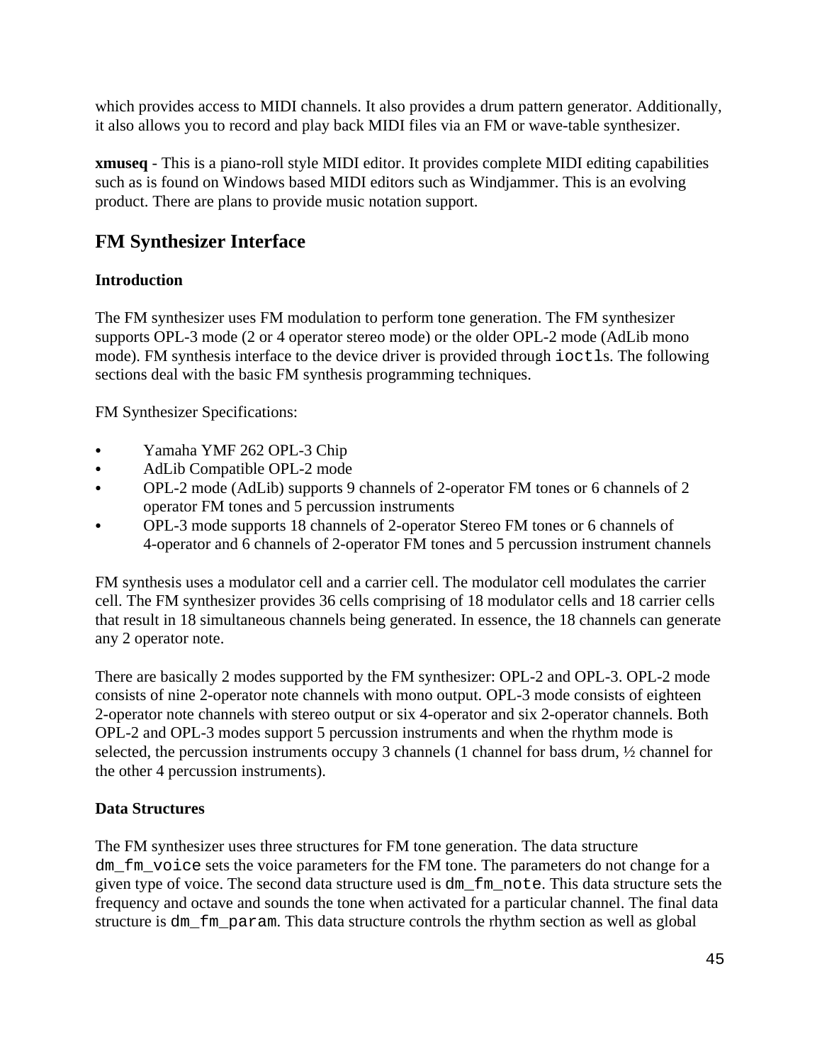which provides access to MIDI channels. It also provides a drum pattern generator. Additionally, it also allows you to record and play back MIDI files via an FM or wave-table synthesizer.

**xmuseq** - This is a piano-roll style MIDI editor. It provides complete MIDI editing capabilities such as is found on Windows based MIDI editors such as Windjammer. This is an evolving product. There are plans to provide music notation support.

## FM Synthesizer Interface

### Introduction

The FM synthesizer uses FM modulation to perform tone generation. The FM synthesizer supports OPL-3 mode (2 or 4 operator stereo mode) or the older OPL-2 mode (AdLib mono mode). FM synthesis interface to the device driver is provided through `ioctl`s. The following sections deal with the basic FM synthesis programming techniques.

FM Synthesizer Specifications:

- Yamaha YMF 262 OPL-3 Chip
- AdLib Compatible OPL-2 mode
- OPL-2 mode (AdLib) supports 9 channels of 2-operator FM tones or 6 channels of 2 operator FM tones and 5 percussion instruments
- OPL-3 mode supports 18 channels of 2-operator Stereo FM tones or 6 channels of 4-operator and 6 channels of 2-operator FM tones and 5 percussion instrument channels

FM synthesis uses a modulator cell and a carrier cell. The modulator cell modulates the carrier cell. The FM synthesizer provides 36 cells comprising of 18 modulator cells and 18 carrier cells that result in 18 simultaneous channels being generated. In essence, the 18 channels can generate any 2 operator note.

There are basically 2 modes supported by the FM synthesizer: OPL-2 and OPL-3. OPL-2 mode consists of nine 2-operator note channels with mono output. OPL-3 mode consists of eighteen 2-operator note channels with stereo output or six 4-operator and six 2-operator channels. Both OPL-2 and OPL-3 modes support 5 percussion instruments and when the rhythm mode is selected, the percussion instruments occupy 3 channels (1 channel for bass drum, ½ channel for the other 4 percussion instruments).

### Data Structures

The FM synthesizer uses three structures for FM tone generation. The data structure `dm_fm_voice` sets the voice parameters for the FM tone. The parameters do not change for a given type of voice. The second data structure used is `dm_fm_note`. This data structure sets the frequency and octave and sounds the tone when activated for a particular channel. The final data structure is `dm_fm_param`. This data structure controls the rhythm section as well as global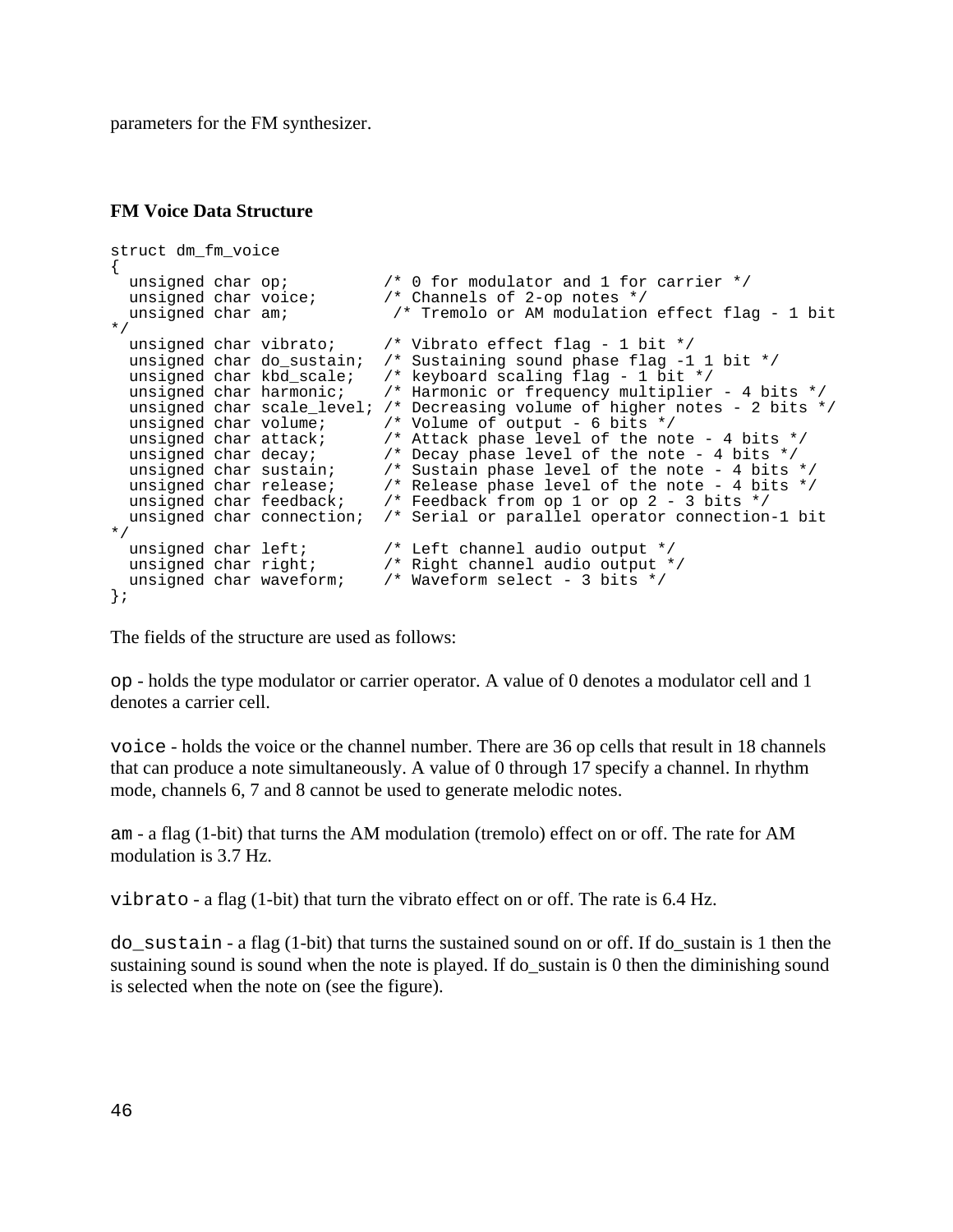parameters for the FM synthesizer.

**FM Voice Data Structure**

```
struct dm_fm_voice
{
  unsigned char op;          /* 0 for modulator and 1 for carrier */
  unsigned char voice;       /* Channels of 2-op notes */
  unsigned char am;           /* Tremolo or AM modulation effect flag - 1 bit
*/
  unsigned char vibrato;     /* Vibrato effect flag - 1 bit */
  unsigned char do_sustain;  /* Sustaining sound phase flag -1 1 bit */
  unsigned char kbd_scale;   /* keyboard scaling flag - 1 bit */
  unsigned char harmonic;    /* Harmonic or frequency multiplier - 4 bits */
  unsigned char scale_level; /* Decreasing volume of higher notes - 2 bits */
  unsigned char volume;      /* Volume of output - 6 bits */
  unsigned char attack;      /* Attack phase level of the note - 4 bits */
  unsigned char decay;       /* Decay phase level of the note - 4 bits */
  unsigned char sustain;     /* Sustain phase level of the note - 4 bits */
  unsigned char release;     /* Release phase level of the note - 4 bits */
  unsigned char feedback;    /* Feedback from op 1 or op 2 - 3 bits */
  unsigned char connection;  /* Serial or parallel operator connection-1 bit
*/
  unsigned char left;        /* Left channel audio output */
  unsigned char right;       /* Right channel audio output */
  unsigned char waveform;    /* Waveform select - 3 bits */
};
```

The fields of the structure are used as follows:

`op` - holds the type modulator or carrier operator. A value of 0 denotes a modulator cell and 1 denotes a carrier cell.

`voice` - holds the voice or the channel number. There are 36 op cells that result in 18 channels that can produce a note simultaneously. A value of 0 through 17 specify a channel. In rhythm mode, channels 6, 7 and 8 cannot be used to generate melodic notes.

`am` - a flag (1-bit) that turns the AM modulation (tremolo) effect on or off. The rate for AM modulation is 3.7 Hz.

`vibrato` - a flag (1-bit) that turn the vibrato effect on or off. The rate is 6.4 Hz.

`do_sustain` - a flag (1-bit) that turns the sustained sound on or off. If do_sustain is 1 then the sustaining sound is sound when the note is played. If do_sustain is 0 then the diminishing sound is selected when the note on (see the figure).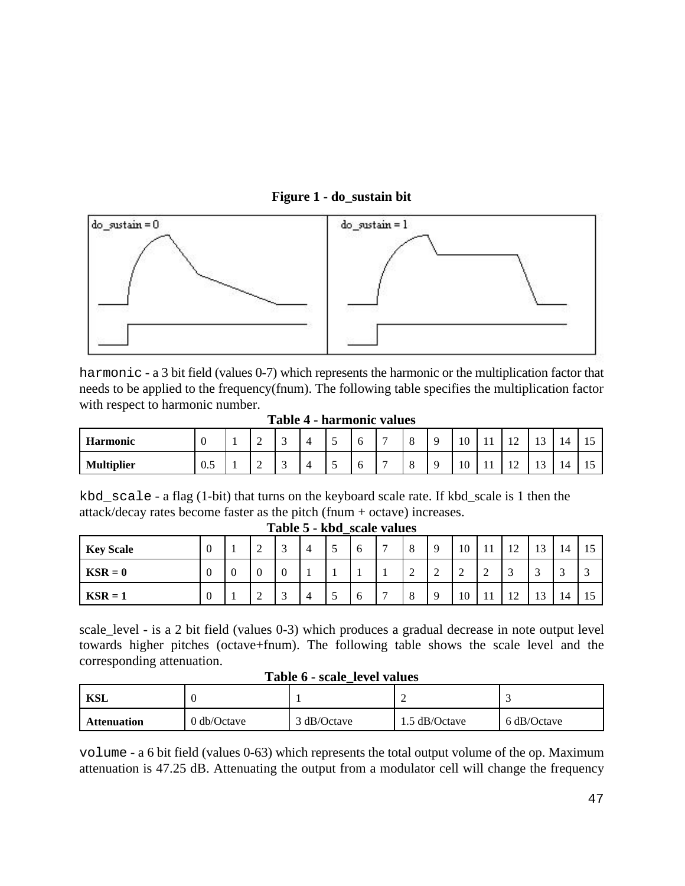**Figure 1 - do_sustain bit**

harmonic - a 3 bit field (values 0-7) which represents the harmonic or the multiplication factor that needs to be applied to the frequency(fnum). The following table specifies the multiplication factor with respect to harmonic number.

**Table 4 - harmonic values**

| **Harmonic** | 0 | 1 | 2 | 3 | 4 | 5 | 6 | 7 | 8 | 9 | 10 | 11 | 12 | 13 | 14 | 15 |
|---|---|---|---|---|---|---|---|---|---|---|---|---|---|---|---|---|
| **Multiplier** | 0.5 | 1 | 2 | 3 | 4 | 5 | 6 | 7 | 8 | 9 | 10 | 11 | 12 | 13 | 14 | 15 |

kbd_scale - a flag (1-bit) that turns on the keyboard scale rate. If kbd_scale is 1 then the attack/decay rates become faster as the pitch (fnum + octave) increases.

**Table 5 - kbd_scale values**

| **Key Scale** | 0 | 1 | 2 | 3 | 4 | 5 | 6 | 7 | 8 | 9 | 10 | 11 | 12 | 13 | 14 | 15 |
|---|---|---|---|---|---|---|---|---|---|---|---|---|---|---|---|---|
| **KSR = 0** | 0 | 0 | 0 | 0 | 1 | 1 | 1 | 1 | 2 | 2 | 2 | 2 | 3 | 3 | 3 | 3 |
| **KSR = 1** | 0 | 1 | 2 | 3 | 4 | 5 | 6 | 7 | 8 | 9 | 10 | 11 | 12 | 13 | 14 | 15 |

scale_level - is a 2 bit field (values 0-3) which produces a gradual decrease in note output level towards higher pitches (octave+fnum). The following table shows the scale level and the corresponding attenuation.

**Table 6 - scale_level values**

| **KSL** | 0 | 1 | 2 | 3 |
|---|---|---|---|---|
| **Attenuation** | 0 db/Octave | 3 dB/Octave | 1.5 dB/Octave | 6 dB/Octave |

volume - a 6 bit field (values 0-63) which represents the total output volume of the op. Maximum attenuation is 47.25 dB. Attenuating the output from a modulator cell will change the frequency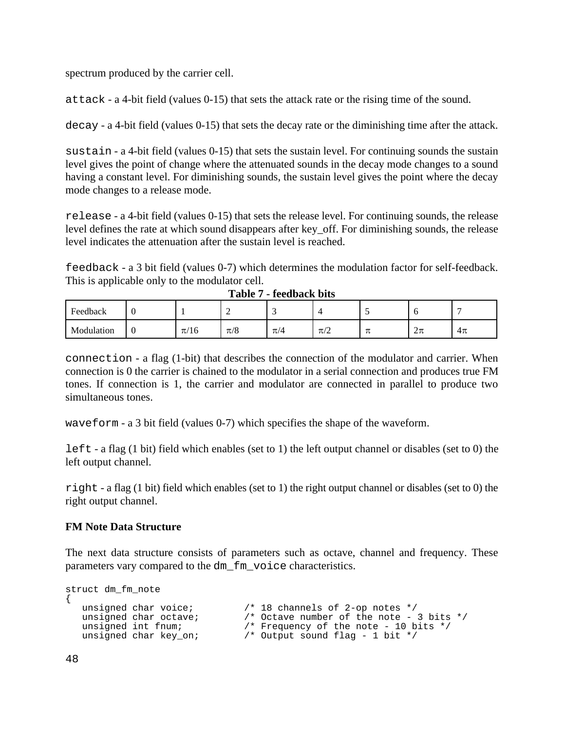spectrum produced by the carrier cell.

`attack` - a 4-bit field (values 0-15) that sets the attack rate or the rising time of the sound.

`decay` - a 4-bit field (values 0-15) that sets the decay rate or the diminishing time after the attack.

`sustain` - a 4-bit field (values 0-15) that sets the sustain level. For continuing sounds the sustain level gives the point of change where the attenuated sounds in the decay mode changes to a sound having a constant level. For diminishing sounds, the sustain level gives the point where the decay mode changes to a release mode.

`release` - a 4-bit field (values 0-15) that sets the release level. For continuing sounds, the release level defines the rate at which sound disappears after key_off. For diminishing sounds, the release level indicates the attenuation after the sustain level is reached.

`feedback` - a 3 bit field (values 0-7) which determines the modulation factor for self-feedback. This is applicable only to the modulator cell.

**Table 7 - feedback bits**

| Feedback | 0 | 1 | 2 | 3 | 4 | 5 | 6 | 7 |
|---|---|---|---|---|---|---|---|---|
| Modulation | 0 | $\pi/16$ | $\pi/8$ | $\pi/4$ | $\pi/2$ | $\pi$ | $2\pi$ | $4\pi$ |

`connection` - a flag (1-bit) that describes the connection of the modulator and carrier. When connection is 0 the carrier is chained to the modulator in a serial connection and produces true FM tones. If connection is 1, the carrier and modulator are connected in parallel to produce two simultaneous tones.

`waveform` - a 3 bit field (values 0-7) which specifies the shape of the waveform.

`left` - a flag (1 bit) field which enables (set to 1) the left output channel or disables (set to 0) the left output channel.

`right` - a flag (1 bit) field which enables (set to 1) the right output channel or disables (set to 0) the right output channel.

**FM Note Data Structure**

The next data structure consists of parameters such as octave, channel and frequency. These parameters vary compared to the `dm_fm_voice` characteristics.

```
struct dm_fm_note
{
   unsigned char voice;          /* 18 channels of 2-op notes */
   unsigned char octave;         /* Octave number of the note - 3 bits */
   unsigned int fnum;            /* Frequency of the note - 10 bits */
   unsigned char key_on;         /* Output sound flag - 1 bit */
```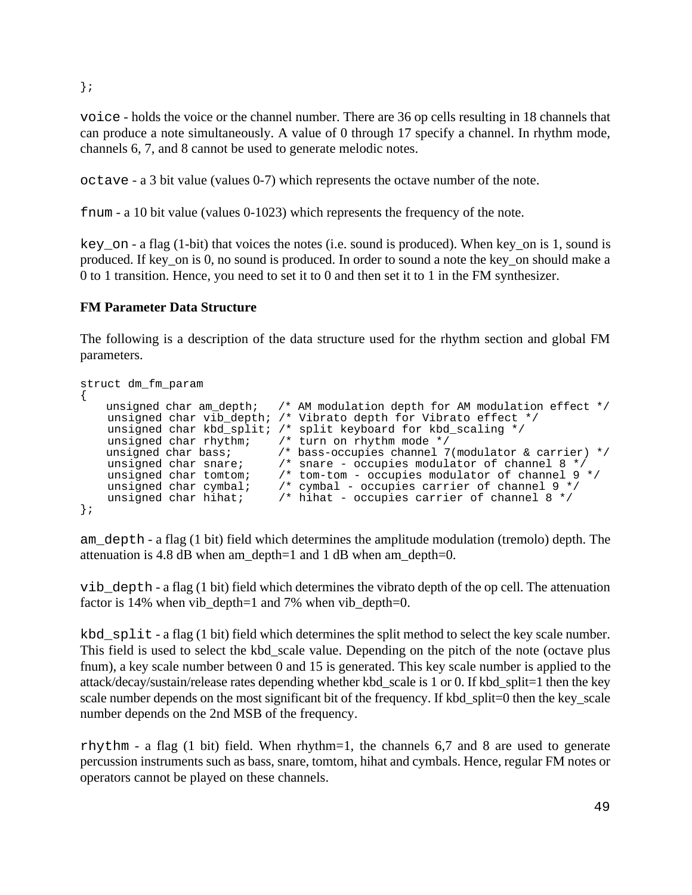```
};
```

`voice` - holds the voice or the channel number. There are 36 op cells resulting in 18 channels that can produce a note simultaneously. A value of 0 through 17 specify a channel. In rhythm mode, channels 6, 7, and 8 cannot be used to generate melodic notes.

`octave` - a 3 bit value (values 0-7) which represents the octave number of the note.

`fnum` - a 10 bit value (values 0-1023) which represents the frequency of the note.

`key_on` - a flag (1-bit) that voices the notes (i.e. sound is produced). When key_on is 1, sound is produced. If key_on is 0, no sound is produced. In order to sound a note the key_on should make a 0 to 1 transition. Hence, you need to set it to 0 and then set it to 1 in the FM synthesizer.

**FM Parameter Data Structure**

The following is a description of the data structure used for the rhythm section and global FM parameters.

```
struct dm_fm_param
{
    unsigned char am_depth;   /* AM modulation depth for AM modulation effect */
    unsigned char vib_depth; /* Vibrato depth for Vibrato effect */
    unsigned char kbd_split; /* split keyboard for kbd_scaling */
    unsigned char rhythm;    /* turn on rhythm mode */
    unsigned char bass;      /* bass-occupies channel 7(modulator & carrier) */
    unsigned char snare;     /* snare - occupies modulator of channel 8 */
    unsigned char tomtom;    /* tom-tom - occupies modulator of channel 9 */
    unsigned char cymbal;    /* cymbal - occupies carrier of channel 9 */
    unsigned char hihat;     /* hihat - occupies carrier of channel 8 */
};
```

`am_depth` - a flag (1 bit) field which determines the amplitude modulation (tremolo) depth. The attenuation is 4.8 dB when am_depth=1 and 1 dB when am_depth=0.

`vib_depth` - a flag (1 bit) field which determines the vibrato depth of the op cell. The attenuation factor is 14% when vib_depth=1 and 7% when vib_depth=0.

`kbd_split` - a flag (1 bit) field which determines the split method to select the key scale number. This field is used to select the kbd_scale value. Depending on the pitch of the note (octave plus fnum), a key scale number between 0 and 15 is generated. This key scale number is applied to the attack/decay/sustain/release rates depending whether kbd_scale is 1 or 0. If kbd_split=1 then the key scale number depends on the most significant bit of the frequency. If kbd_split=0 then the key_scale number depends on the 2nd MSB of the frequency.

`rhythm` - a flag (1 bit) field. When rhythm=1, the channels 6,7 and 8 are used to generate percussion instruments such as bass, snare, tomtom, hihat and cymbals. Hence, regular FM notes or operators cannot be played on these channels.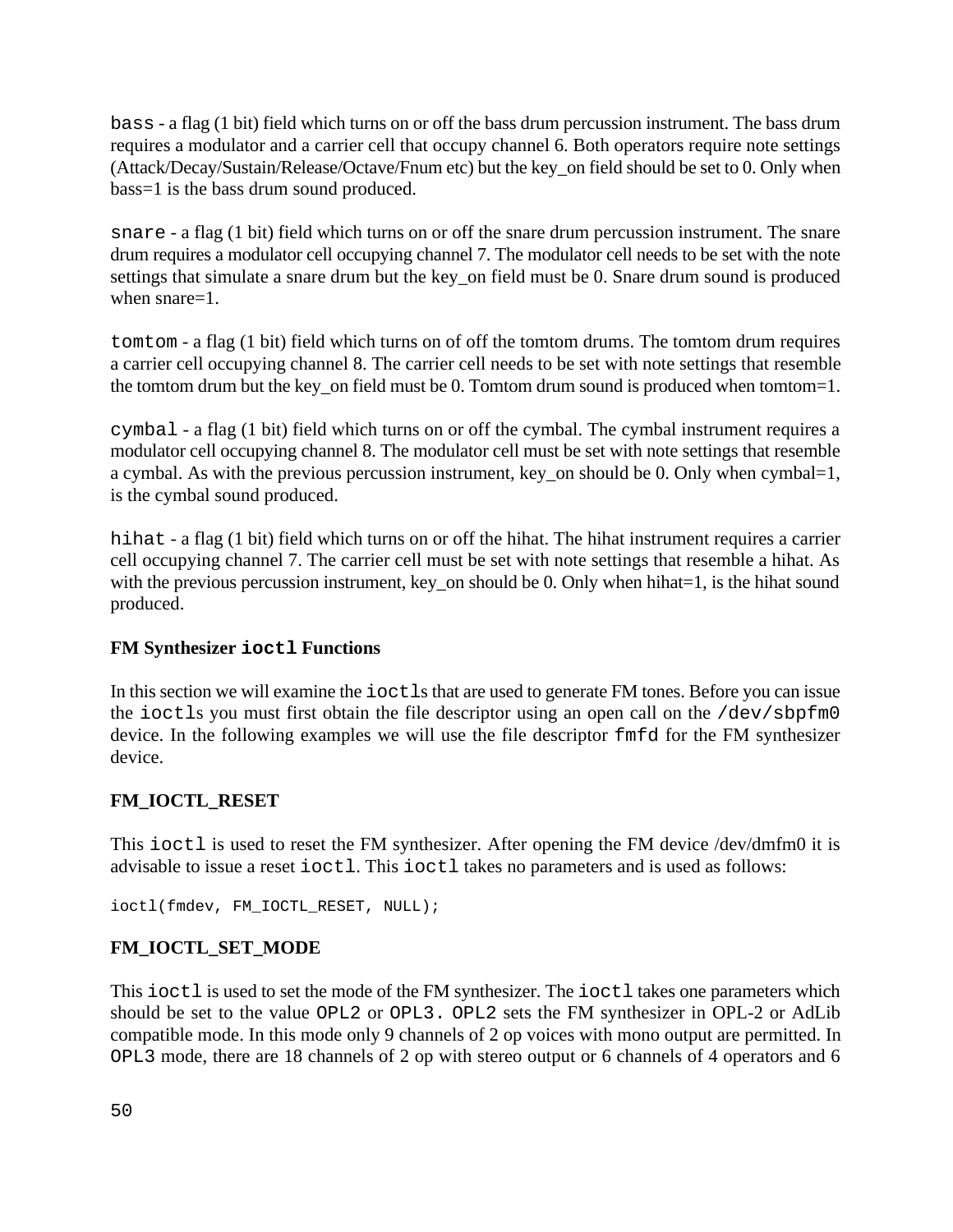`bass` - a flag (1 bit) field which turns on or off the bass drum percussion instrument. The bass drum requires a modulator and a carrier cell that occupy channel 6. Both operators require note settings (Attack/Decay/Sustain/Release/Octave/Fnum etc) but the key_on field should be set to 0. Only when bass=1 is the bass drum sound produced.

`snare` - a flag (1 bit) field which turns on or off the snare drum percussion instrument. The snare drum requires a modulator cell occupying channel 7. The modulator cell needs to be set with the note settings that simulate a snare drum but the key_on field must be 0. Snare drum sound is produced when snare=1.

`tomtom` - a flag (1 bit) field which turns on of off the tomtom drums. The tomtom drum requires a carrier cell occupying channel 8. The carrier cell needs to be set with note settings that resemble the tomtom drum but the key_on field must be 0. Tomtom drum sound is produced when tomtom=1.

`cymbal` - a flag (1 bit) field which turns on or off the cymbal. The cymbal instrument requires a modulator cell occupying channel 8. The modulator cell must be set with note settings that resemble a cymbal. As with the previous percussion instrument, key_on should be 0. Only when cymbal=1, is the cymbal sound produced.

`hihat` - a flag (1 bit) field which turns on or off the hihat. The hihat instrument requires a carrier cell occupying channel 7. The carrier cell must be set with note settings that resemble a hihat. As with the previous percussion instrument, key_on should be 0. Only when hihat=1, is the hihat sound produced.

**FM Synthesizer `ioctl` Functions**

In this section we will examine the `ioctl`s that are used to generate FM tones. Before you can issue the `ioctl`s you must first obtain the file descriptor using an open call on the `/dev/sbpfm0` device. In the following examples we will use the file descriptor `fmfd` for the FM synthesizer device.

**FM_IOCTL_RESET**

This `ioctl` is used to reset the FM synthesizer. After opening the FM device /dev/dmfm0 it is advisable to issue a reset `ioctl`. This `ioctl` takes no parameters and is used as follows:

```
ioctl(fmdev, FM_IOCTL_RESET, NULL);
```

**FM_IOCTL_SET_MODE**

This `ioctl` is used to set the mode of the FM synthesizer. The `ioctl` takes one parameters which should be set to the value `OPL2` or `OPL3`. `OPL2` sets the FM synthesizer in OPL-2 or AdLib compatible mode. In this mode only 9 channels of 2 op voices with mono output are permitted. In `OPL3` mode, there are 18 channels of 2 op with stereo output or 6 channels of 4 operators and 6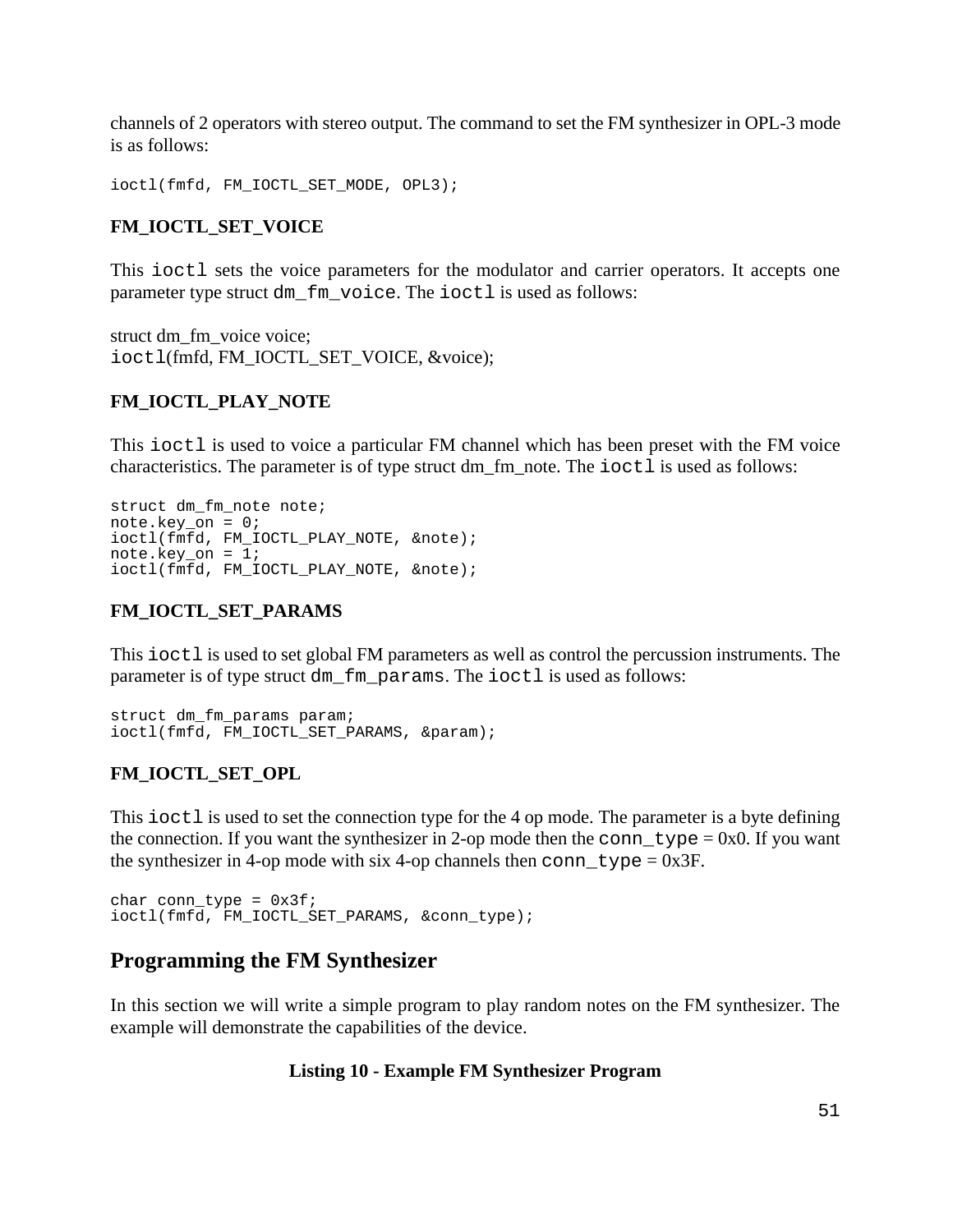channels of 2 operators with stereo output. The command to set the FM synthesizer in OPL-3 mode is as follows:

```
ioctl(fmfd, FM_IOCTL_SET_MODE, OPL3);
```

**FM_IOCTL_SET_VOICE**

This `ioctl` sets the voice parameters for the modulator and carrier operators. It accepts one parameter type struct `dm_fm_voice`. The `ioctl` is used as follows:

```
struct dm_fm_voice voice;
ioctl(fmfd, FM_IOCTL_SET_VOICE, &voice);
```

**FM_IOCTL_PLAY_NOTE**

This `ioctl` is used to voice a particular FM channel which has been preset with the FM voice characteristics. The parameter is of type struct dm_fm_note. The `ioctl` is used as follows:

```
struct dm_fm_note note;
note.key_on = 0;
ioctl(fmfd, FM_IOCTL_PLAY_NOTE, &note);
note.key_on = 1;
ioctl(fmfd, FM_IOCTL_PLAY_NOTE, &note);
```

**FM_IOCTL_SET_PARAMS**

This `ioctl` is used to set global FM parameters as well as control the percussion instruments. The parameter is of type struct `dm_fm_params`. The `ioctl` is used as follows:

```
struct dm_fm_params param;
ioctl(fmfd, FM_IOCTL_SET_PARAMS, &param);
```

**FM_IOCTL_SET_OPL**

This `ioctl` is used to set the connection type for the 4 op mode. The parameter is a byte defining the connection. If you want the synthesizer in 2-op mode then the `conn_type` = 0x0. If you want the synthesizer in 4-op mode with six 4-op channels then `conn_type` = 0x3F.

```
char conn_type = 0x3f;
ioctl(fmfd, FM_IOCTL_SET_PARAMS, &conn_type);
```

## Programming the FM Synthesizer

In this section we will write a simple program to play random notes on the FM synthesizer. The example will demonstrate the capabilities of the device.

**Listing 10 - Example FM Synthesizer Program**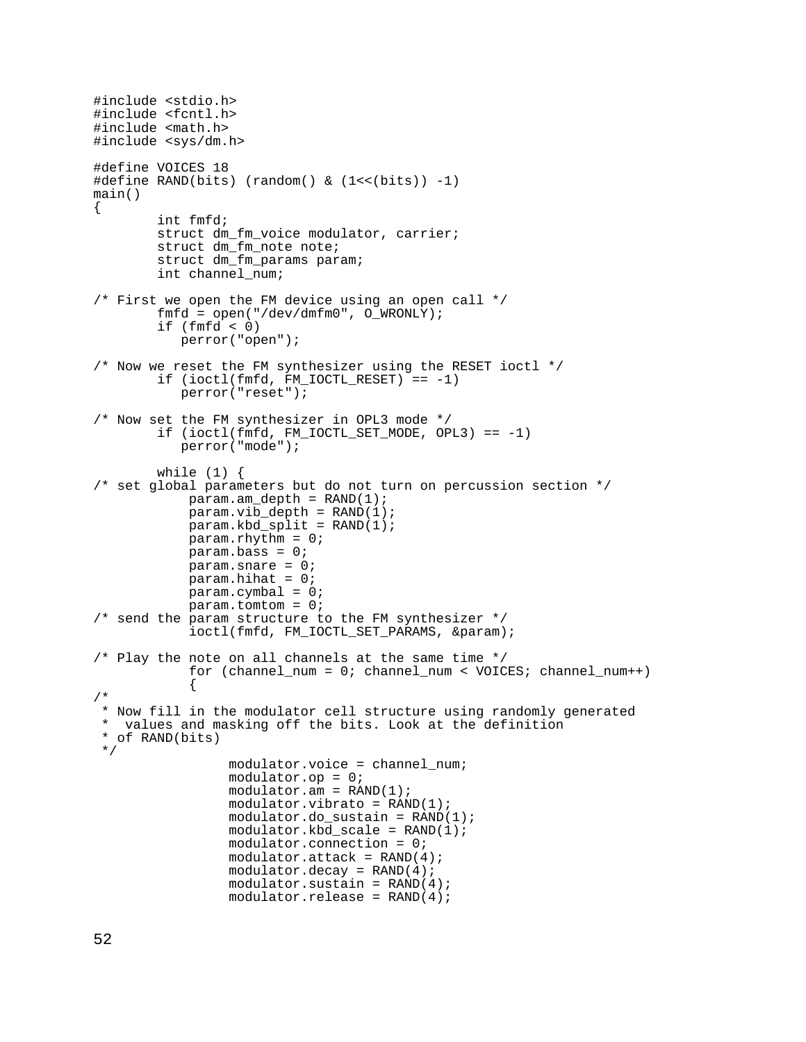```
#include <stdio.h>
#include <fcntl.h>
#include <math.h>
#include <sys/dm.h>

#define VOICES 18
#define RAND(bits) (random() & (1<<(bits)) -1)
main()
{
        int fmfd;
        struct dm_fm_voice modulator, carrier;
        struct dm_fm_note note;
        struct dm_fm_params param;
        int channel_num;

/* First we open the FM device using an open call */
        fmfd = open("/dev/dmfm0", O_WRONLY);
        if (fmfd < 0)
           perror("open");

/* Now we reset the FM synthesizer using the RESET ioctl */
        if (ioctl(fmfd, FM_IOCTL_RESET) == -1)
           perror("reset");

/* Now set the FM synthesizer in OPL3 mode */
        if (ioctl(fmfd, FM_IOCTL_SET_MODE, OPL3) == -1)
           perror("mode");

        while (1) {
/* set global parameters but do not turn on percussion section */
            param.am_depth = RAND(1);
            param.vib_depth = RAND(1);
            param.kbd_split = RAND(1);
            param.rhythm = 0;
            param.bass = 0;
            param.snare = 0;
            param.hihat = 0;
            param.cymbal = 0;
            param.tomtom = 0;
/* send the param structure to the FM synthesizer */
            ioctl(fmfd, FM_IOCTL_SET_PARAMS, &param);

/* Play the note on all channels at the same time */
            for (channel_num = 0; channel_num < VOICES; channel_num++)
            {
/*
 * Now fill in the modulator cell structure using randomly generated
 *  values and masking off the bits. Look at the definition
 * of RAND(bits)
 */
                 modulator.voice = channel_num;
                 modulator.op = 0;
                 modulator.am = RAND(1);
                 modulator.vibrato = RAND(1);
                 modulator.do_sustain = RAND(1);
                 modulator.kbd_scale = RAND(1);
                 modulator.connection = 0;
                 modulator.attack = RAND(4);
                 modulator.decay = RAND(4);
                 modulator.sustain = RAND(4);
                 modulator.release = RAND(4);
```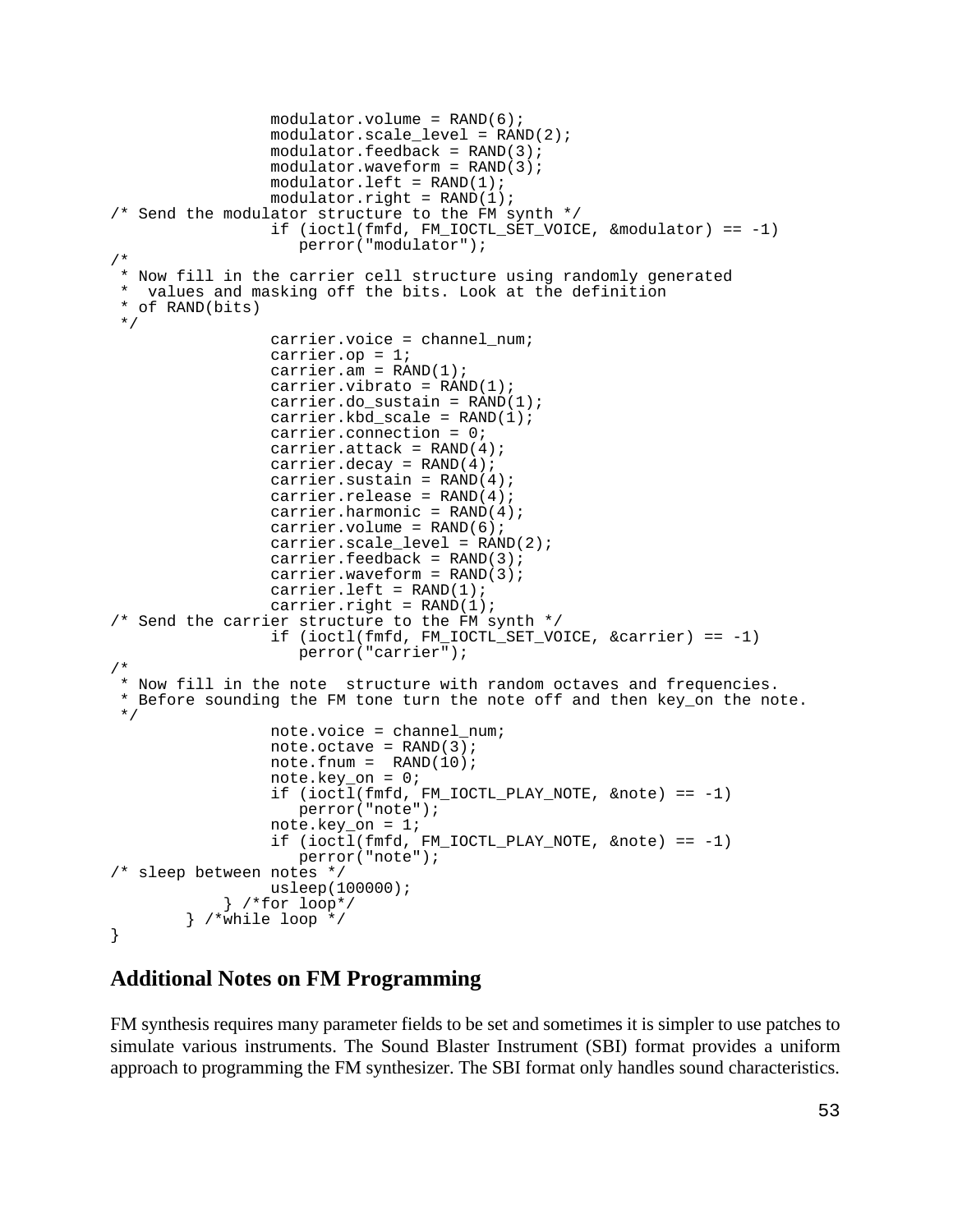```
                modulator.volume = RAND(6);
                modulator.scale_level = RAND(2);
                modulator.feedback = RAND(3);
                modulator.waveform = RAND(3);
                modulator.left = RAND(1);
                modulator.right = RAND(1);
/* Send the modulator structure to the FM synth */
                if (ioctl(fmfd, FM_IOCTL_SET_VOICE, &modulator) == -1)
                   perror("modulator");
/*
 * Now fill in the carrier cell structure using randomly generated
 *  values and masking off the bits. Look at the definition
 * of RAND(bits)
 */
                carrier.voice = channel_num;
                carrier.op = 1;
                carrier.am = RAND(1);
                carrier.vibrato = RAND(1);
                carrier.do_sustain = RAND(1);
                carrier.kbd_scale = RAND(1);
                carrier.connection = 0;
                carrier.attack = RAND(4);
                carrier.decay = RAND(4);
                carrier.sustain = RAND(4);
                carrier.release = RAND(4);
                carrier.harmonic = RAND(4);
                carrier.volume = RAND(6);
                carrier.scale_level = RAND(2);
                carrier.feedback = RAND(3);
                carrier.waveform = RAND(3);
                carrier.left = RAND(1);
                carrier.right = RAND(1);
/* Send the carrier structure to the FM synth */
                if (ioctl(fmfd, FM_IOCTL_SET_VOICE, &carrier) == -1)
                   perror("carrier");
/*
 * Now fill in the note  structure with random octaves and frequencies.
 * Before sounding the FM tone turn the note off and then key_on the note.
 */
                note.voice = channel_num;
                note.octave = RAND(3);
                note.fnum =  RAND(10);
                note.key_on = 0;
                if (ioctl(fmfd, FM_IOCTL_PLAY_NOTE, &note) == -1)
                   perror("note");
                note.key_on = 1;
                if (ioctl(fmfd, FM_IOCTL_PLAY_NOTE, &note) == -1)
                   perror("note");
/* sleep between notes */
                usleep(100000);
            } /*for loop*/
        } /*while loop */
}
```

## Additional Notes on FM Programming

FM synthesis requires many parameter fields to be set and sometimes it is simpler to use patches to simulate various instruments. The Sound Blaster Instrument (SBI) format provides a uniform approach to programming the FM synthesizer. The SBI format only handles sound characteristics.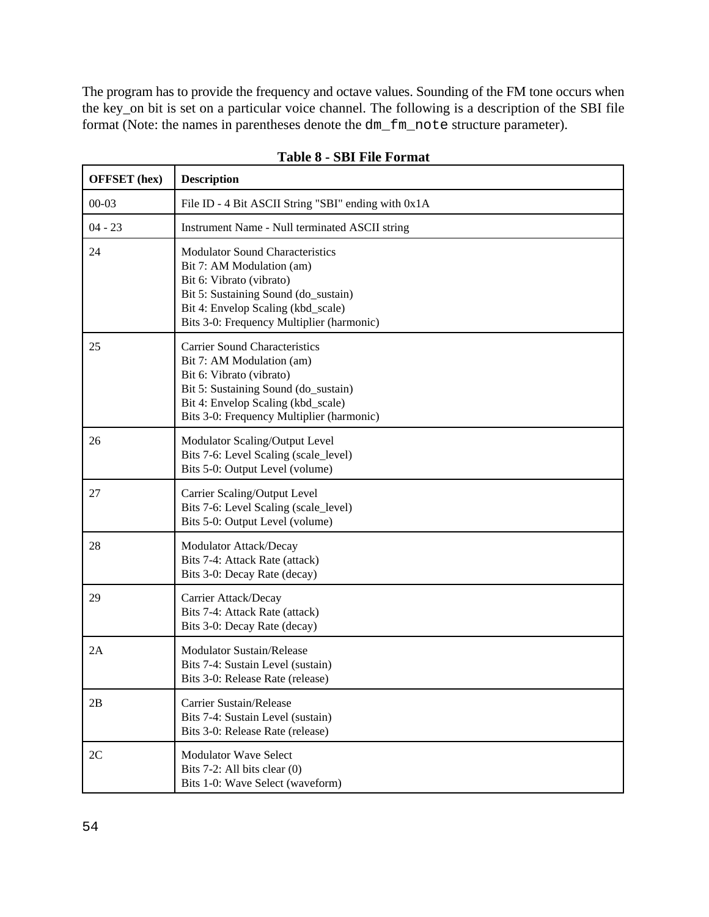The program has to provide the frequency and octave values. Sounding of the FM tone occurs when the key_on bit is set on a particular voice channel. The following is a description of the SBI file format (Note: the names in parentheses denote the `dm_fm_note` structure parameter).

**Table 8 - SBI File Format**

| OFFSET (hex) | Description |
|---|---|
| 00-03 | File ID - 4 Bit ASCII String "SBI" ending with 0x1A |
| 04 - 23 | Instrument Name - Null terminated ASCII string |
| 24 | Modulator Sound Characteristics<br>Bit 7: AM Modulation (am)<br>Bit 6: Vibrato (vibrato)<br>Bit 5: Sustaining Sound (do_sustain)<br>Bit 4: Envelop Scaling (kbd_scale)<br>Bits 3-0: Frequency Multiplier (harmonic) |
| 25 | Carrier Sound Characteristics<br>Bit 7: AM Modulation (am)<br>Bit 6: Vibrato (vibrato)<br>Bit 5: Sustaining Sound (do_sustain)<br>Bit 4: Envelop Scaling (kbd_scale)<br>Bits 3-0: Frequency Multiplier (harmonic) |
| 26 | Modulator Scaling/Output Level<br>Bits 7-6: Level Scaling (scale_level)<br>Bits 5-0: Output Level (volume) |
| 27 | Carrier Scaling/Output Level<br>Bits 7-6: Level Scaling (scale_level)<br>Bits 5-0: Output Level (volume) |
| 28 | Modulator Attack/Decay<br>Bits 7-4: Attack Rate (attack)<br>Bits 3-0: Decay Rate (decay) |
| 29 | Carrier Attack/Decay<br>Bits 7-4: Attack Rate (attack)<br>Bits 3-0: Decay Rate (decay) |
| 2A | Modulator Sustain/Release<br>Bits 7-4: Sustain Level (sustain)<br>Bits 3-0: Release Rate (release) |
| 2B | Carrier Sustain/Release<br>Bits 7-4: Sustain Level (sustain)<br>Bits 3-0: Release Rate (release) |
| 2C | Modulator Wave Select<br>Bits 7-2: All bits clear (0)<br>Bits 1-0: Wave Select (waveform) |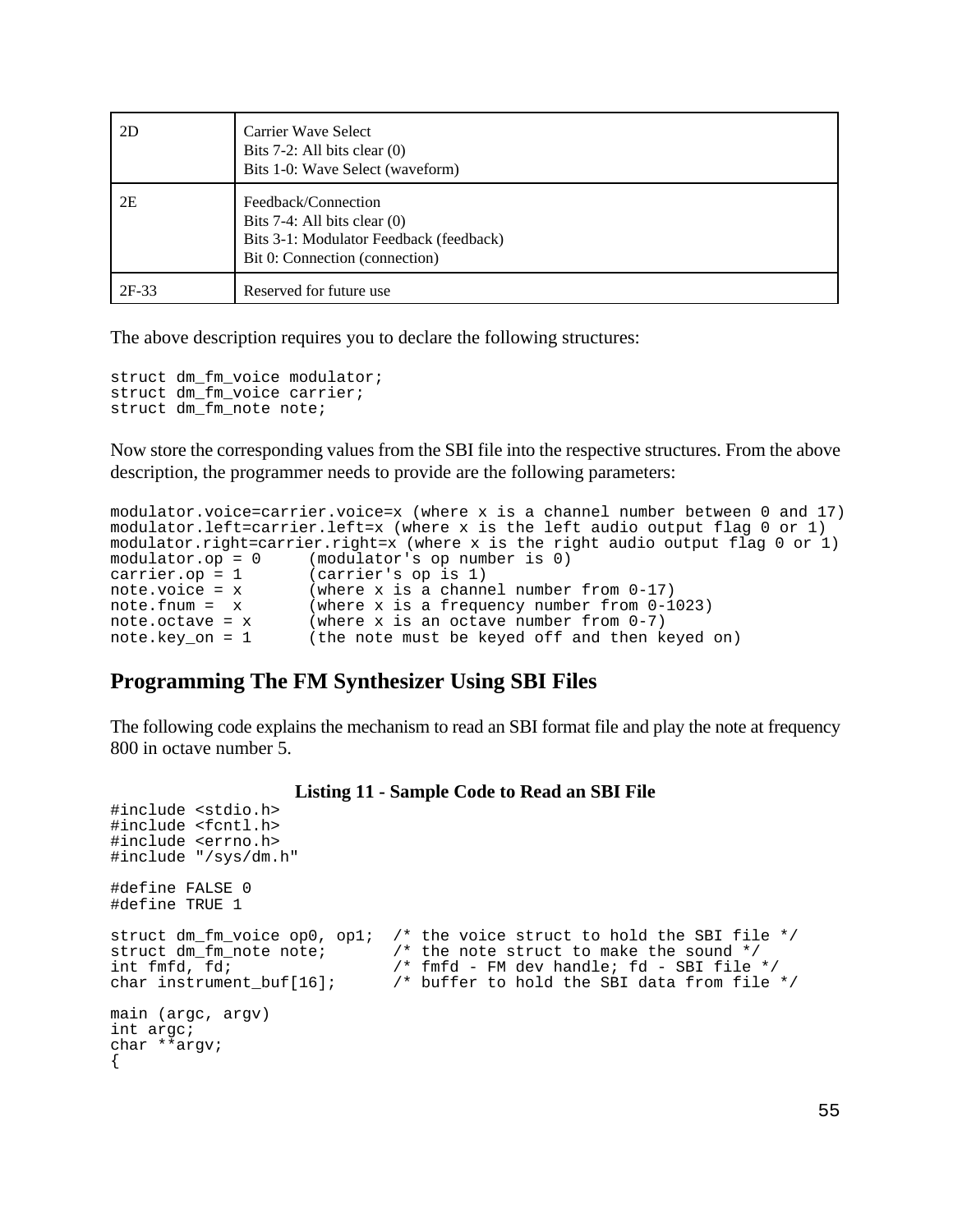| 2D | Carrier Wave Select<br>Bits 7-2: All bits clear (0)<br>Bits 1-0: Wave Select (waveform) |
|---|---|
| 2E | Feedback/Connection<br>Bits 7-4: All bits clear (0)<br>Bits 3-1: Modulator Feedback (feedback)<br>Bit 0: Connection (connection) |
| 2F-33 | Reserved for future use |

The above description requires you to declare the following structures:

```
struct dm_fm_voice modulator;
struct dm_fm_voice carrier;
struct dm_fm_note note;
```

Now store the corresponding values from the SBI file into the respective structures. From the above description, the programmer needs to provide are the following parameters:

```
modulator.voice=carrier.voice=x (where x is a channel number between 0 and 17)
modulator.left=carrier.left=x (where x is the left audio output flag 0 or 1)
modulator.right=carrier.right=x (where x is the right audio output flag 0 or 1)
modulator.op = 0     (modulator's op number is 0)
carrier.op = 1       (carrier's op is 1)
note.voice = x       (where x is a channel number from 0-17)
note.fnum =  x       (where x is a frequency number from 0-1023)
note.octave = x      (where x is an octave number from 0-7)
note.key_on = 1      (the note must be keyed off and then keyed on)
```

## Programming The FM Synthesizer Using SBI Files

The following code explains the mechanism to read an SBI format file and play the note at frequency 800 in octave number 5.

**Listing 11 - Sample Code to Read an SBI File**

```
#include <stdio.h>
#include <fcntl.h>
#include <errno.h>
#include "/sys/dm.h"

#define FALSE 0
#define TRUE 1

struct dm_fm_voice op0, op1;  /* the voice struct to hold the SBI file */
struct dm_fm_note note;       /* the note struct to make the sound */
int fmfd, fd;                 /* fmfd - FM dev handle; fd - SBI file */
char instrument_buf[16];      /* buffer to hold the SBI data from file */

main (argc, argv)
int argc;
char **argv;
{
```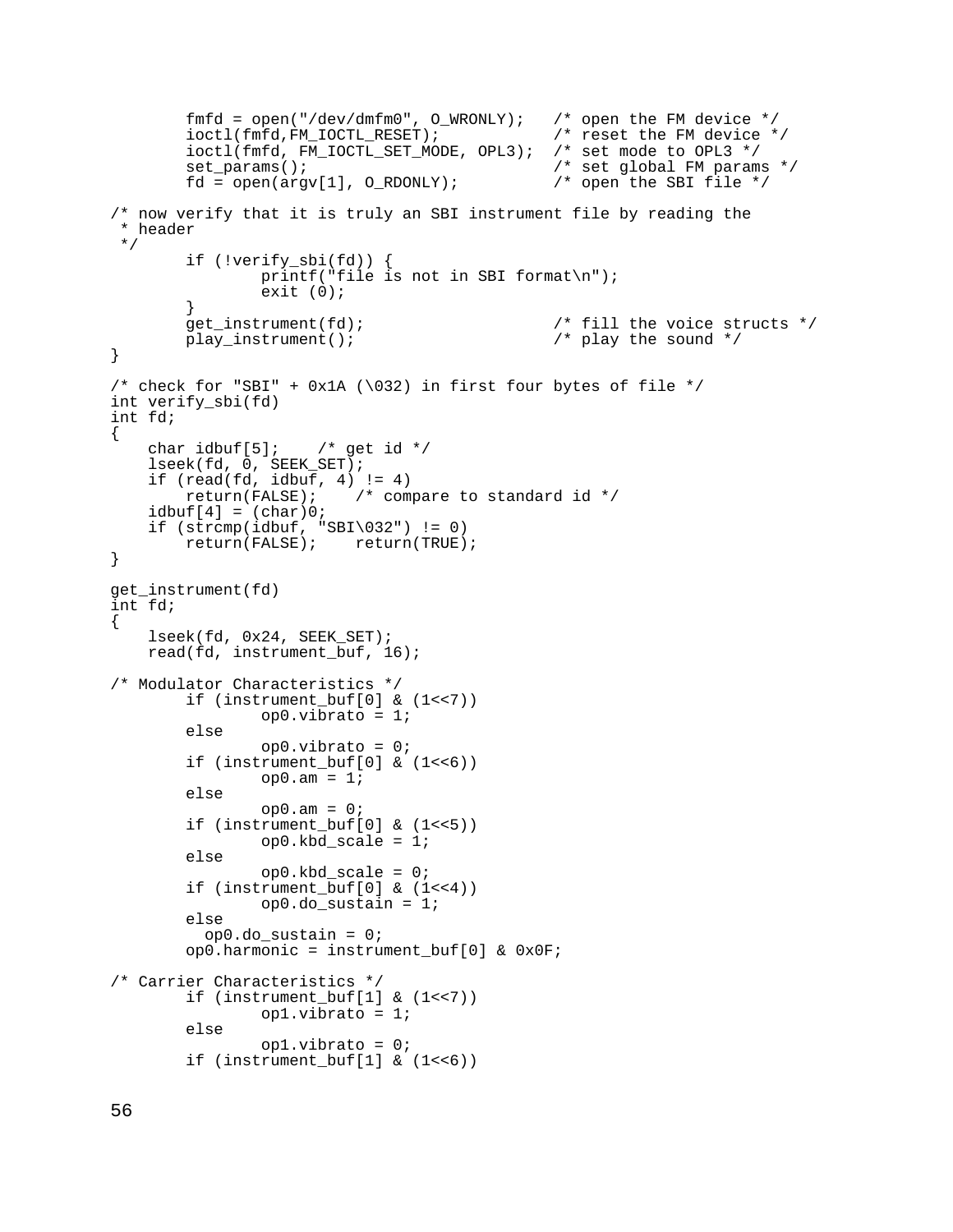```
        fmfd = open("/dev/dmfm0", O_WRONLY);   /* open the FM device */
        ioctl(fmfd,FM_IOCTL_RESET);            /* reset the FM device */
        ioctl(fmfd, FM_IOCTL_SET_MODE, OPL3);  /* set mode to OPL3 */
        set_params();                          /* set global FM params */
        fd = open(argv[1], O_RDONLY);          /* open the SBI file */

/* now verify that it is truly an SBI instrument file by reading the
 * header
 */
        if (!verify_sbi(fd)) {
                printf("file is not in SBI format\n");
                exit (0);
        }
        get_instrument(fd);                    /* fill the voice structs */
        play_instrument();                     /* play the sound */
}

/* check for "SBI" + 0x1A (\032) in first four bytes of file */
int verify_sbi(fd)
int fd;
{
    char idbuf[5];    /* get id */
    lseek(fd, 0, SEEK_SET);
    if (read(fd, idbuf, 4) != 4)
        return(FALSE);    /* compare to standard id */
    idbuf[4] = (char)0;
    if (strcmp(idbuf, "SBI\032") != 0)
        return(FALSE);    return(TRUE);
}

get_instrument(fd)
int fd;
{
    lseek(fd, 0x24, SEEK_SET);
    read(fd, instrument_buf, 16);

/* Modulator Characteristics */
        if (instrument_buf[0] & (1<<7))
                op0.vibrato = 1;
        else
                op0.vibrato = 0;
        if (instrument_buf[0] & (1<<6))
                op0.am = 1;
        else
                op0.am = 0;
        if (instrument_buf[0] & (1<<5))
                op0.kbd_scale = 1;
        else
                op0.kbd_scale = 0;
        if (instrument_buf[0] & (1<<4))
                op0.do_sustain = 1;
        else
          op0.do_sustain = 0;
        op0.harmonic = instrument_buf[0] & 0x0F;

/* Carrier Characteristics */
        if (instrument_buf[1] & (1<<7))
                op1.vibrato = 1;
        else
                op1.vibrato = 0;
        if (instrument_buf[1] & (1<<6))
```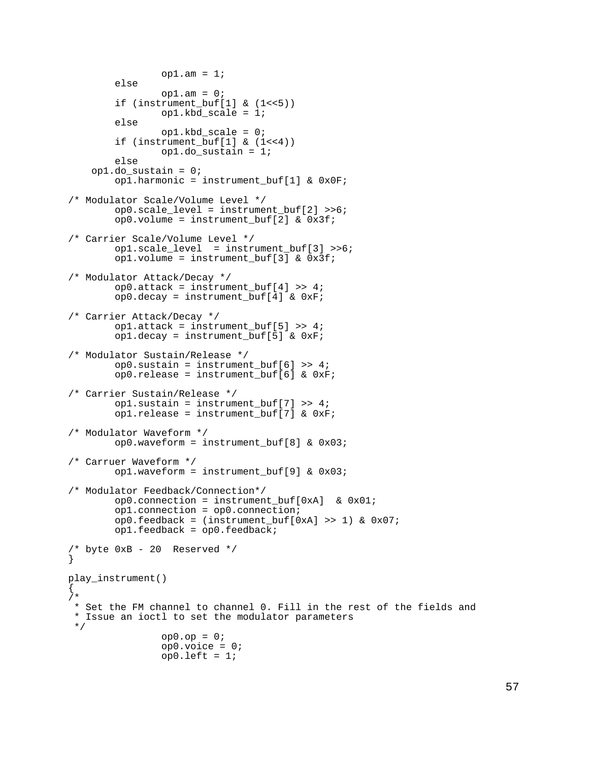```
                op1.am = 1;
        else
                op1.am = 0;
        if (instrument_buf[1] & (1<<5))
                op1.kbd_scale = 1;
        else
                op1.kbd_scale = 0;
        if (instrument_buf[1] & (1<<4))
                op1.do_sustain = 1;
        else
    op1.do_sustain = 0;
        op1.harmonic = instrument_buf[1] & 0x0F;

/* Modulator Scale/Volume Level */
        op0.scale_level = instrument_buf[2] >>6;
        op0.volume = instrument_buf[2] & 0x3f;

/* Carrier Scale/Volume Level */
        op1.scale_level  = instrument_buf[3] >>6;
        op1.volume = instrument_buf[3] & 0x3f;

/* Modulator Attack/Decay */
        op0.attack = instrument_buf[4] >> 4;
        op0.decay = instrument_buf[4] & 0xF;

/* Carrier Attack/Decay */
        op1.attack = instrument_buf[5] >> 4;
        op1.decay = instrument_buf[5] & 0xF;

/* Modulator Sustain/Release */
        op0.sustain = instrument_buf[6] >> 4;
        op0.release = instrument_buf[6] & 0xF;

/* Carrier Sustain/Release */
        op1.sustain = instrument_buf[7] >> 4;
        op1.release = instrument_buf[7] & 0xF;

/* Modulator Waveform */
        op0.waveform = instrument_buf[8] & 0x03;

/* Carruer Waveform */
        op1.waveform = instrument_buf[9] & 0x03;

/* Modulator Feedback/Connection*/
        op0.connection = instrument_buf[0xA]  & 0x01;
        op1.connection = op0.connection;
        op0.feedback = (instrument_buf[0xA] >> 1) & 0x07;
        op1.feedback = op0.feedback;

/* byte 0xB - 20  Reserved */
}

play_instrument()
{
/*
 * Set the FM channel to channel 0. Fill in the rest of the fields and
 * Issue an ioctl to set the modulator parameters
 */
                op0.op = 0;
                op0.voice = 0;
                op0.left = 1;
```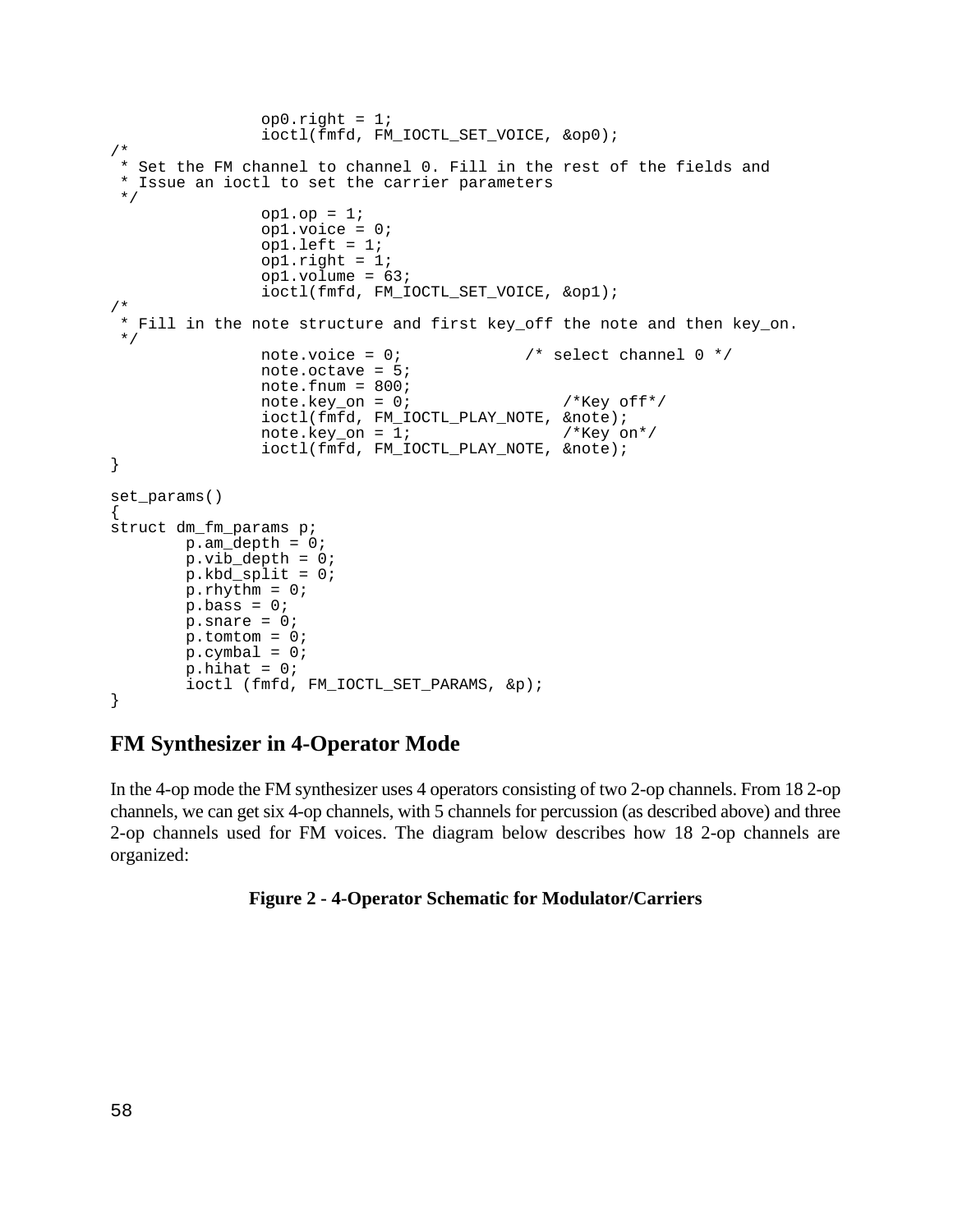```
                op0.right = 1;
                ioctl(fmfd, FM_IOCTL_SET_VOICE, &op0);
/*
 * Set the FM channel to channel 0. Fill in the rest of the fields and
 * Issue an ioctl to set the carrier parameters
 */
                op1.op = 1;
                op1.voice = 0;
                op1.left = 1;
                op1.right = 1;
                op1.volume = 63;
                ioctl(fmfd, FM_IOCTL_SET_VOICE, &op1);
/*
 * Fill in the note structure and first key_off the note and then key_on.
 */
                note.voice = 0;             /* select channel 0 */
                note.octave = 5;
                note.fnum = 800;
                note.key_on = 0;                /*Key off*/
                ioctl(fmfd, FM_IOCTL_PLAY_NOTE, &note);
                note.key_on = 1;                /*Key on*/
                ioctl(fmfd, FM_IOCTL_PLAY_NOTE, &note);
}

set_params()
{
struct dm_fm_params p;
        p.am_depth = 0;
        p.vib_depth = 0;
        p.kbd_split = 0;
        p.rhythm = 0;
        p.bass = 0;
        p.snare = 0;
        p.tomtom = 0;
        p.cymbal = 0;
        p.hihat = 0;
        ioctl (fmfd, FM_IOCTL_SET_PARAMS, &p);
}
```

## FM Synthesizer in 4-Operator Mode

In the 4-op mode the FM synthesizer uses 4 operators consisting of two 2-op channels. From 18 2-op channels, we can get six 4-op channels, with 5 channels for percussion (as described above) and three 2-op channels used for FM voices. The diagram below describes how 18 2-op channels are organized:

**Figure 2 - 4-Operator Schematic for Modulator/Carriers**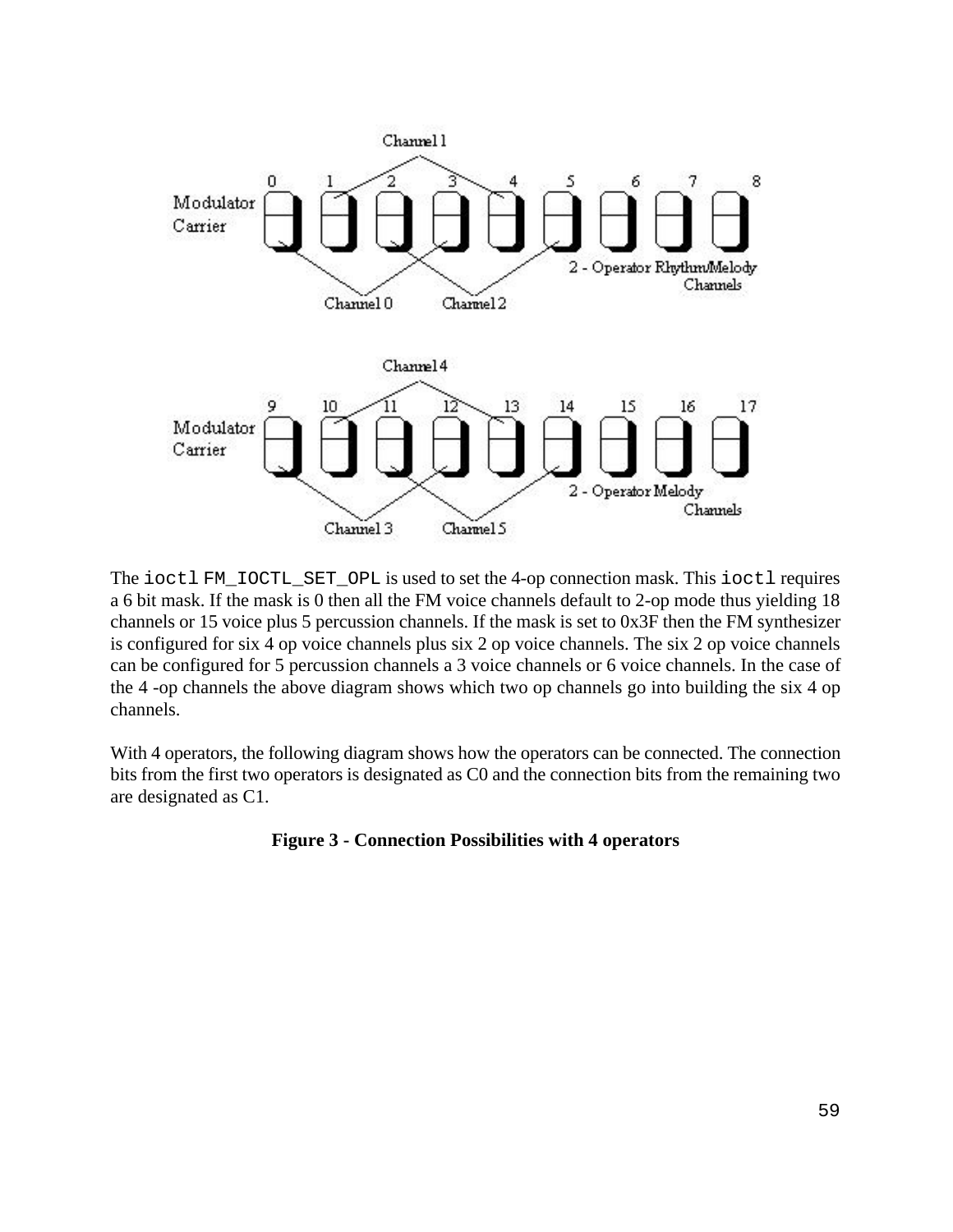The ioctl FM_IOCTL_SET_OPL is used to set the 4-op connection mask. This ioctl requires a 6 bit mask. If the mask is 0 then all the FM voice channels default to 2-op mode thus yielding 18 channels or 15 voice plus 5 percussion channels. If the mask is set to 0x3F then the FM synthesizer is configured for six 4 op voice channels plus six 2 op voice channels. The six 2 op voice channels can be configured for 5 percussion channels a 3 voice channels or 6 voice channels. In the case of the 4 -op channels the above diagram shows which two op channels go into building the six 4 op channels.

With 4 operators, the following diagram shows how the operators can be connected. The connection bits from the first two operators is designated as C0 and the connection bits from the remaining two are designated as C1.

**Figure 3 - Connection Possibilities with 4 operators**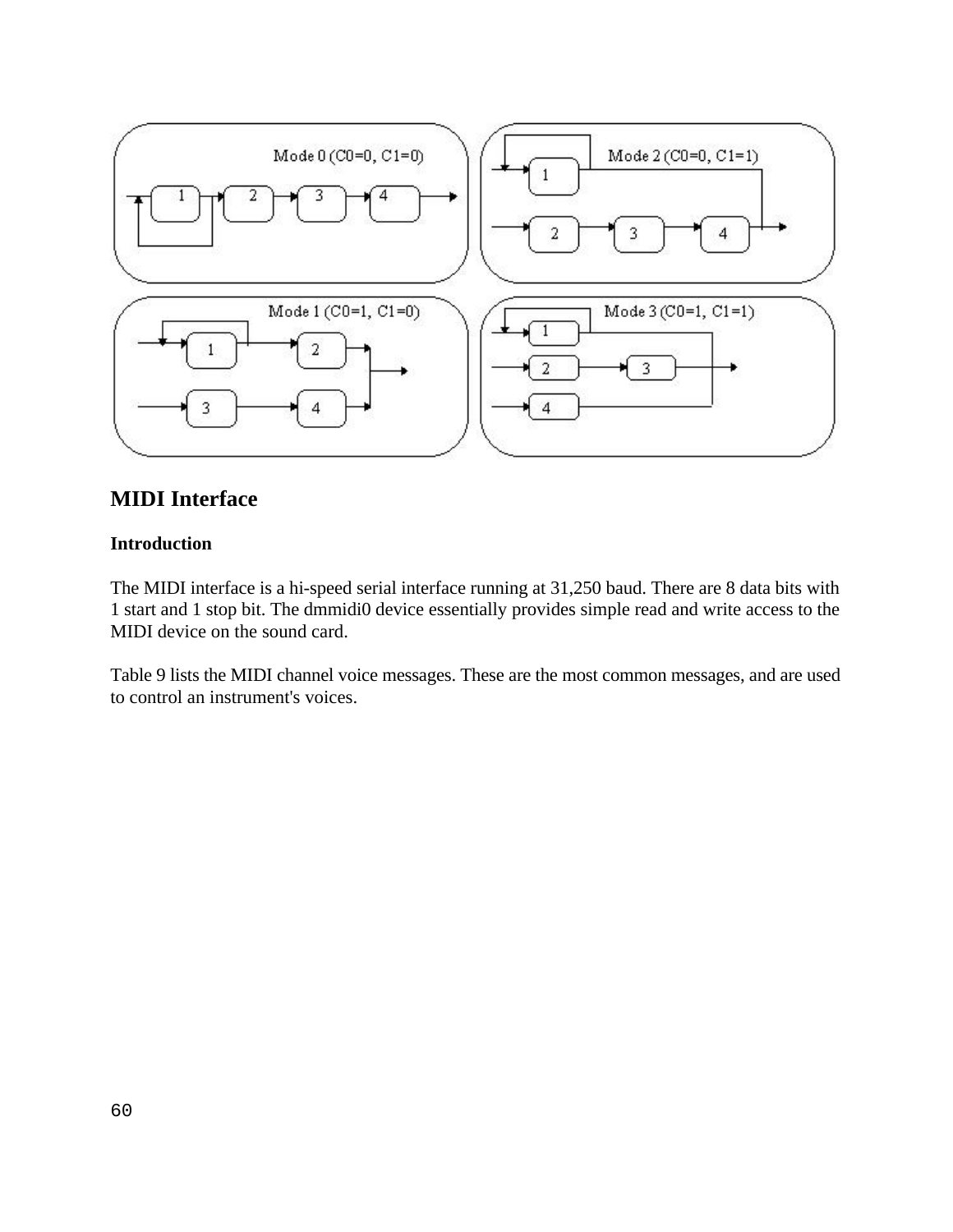## MIDI Interface

### Introduction

The MIDI interface is a hi-speed serial interface running at 31,250 baud. There are 8 data bits with 1 start and 1 stop bit. The dmmidi0 device essentially provides simple read and write access to the MIDI device on the sound card.

Table 9 lists the MIDI channel voice messages. These are the most common messages, and are used to control an instrument's voices.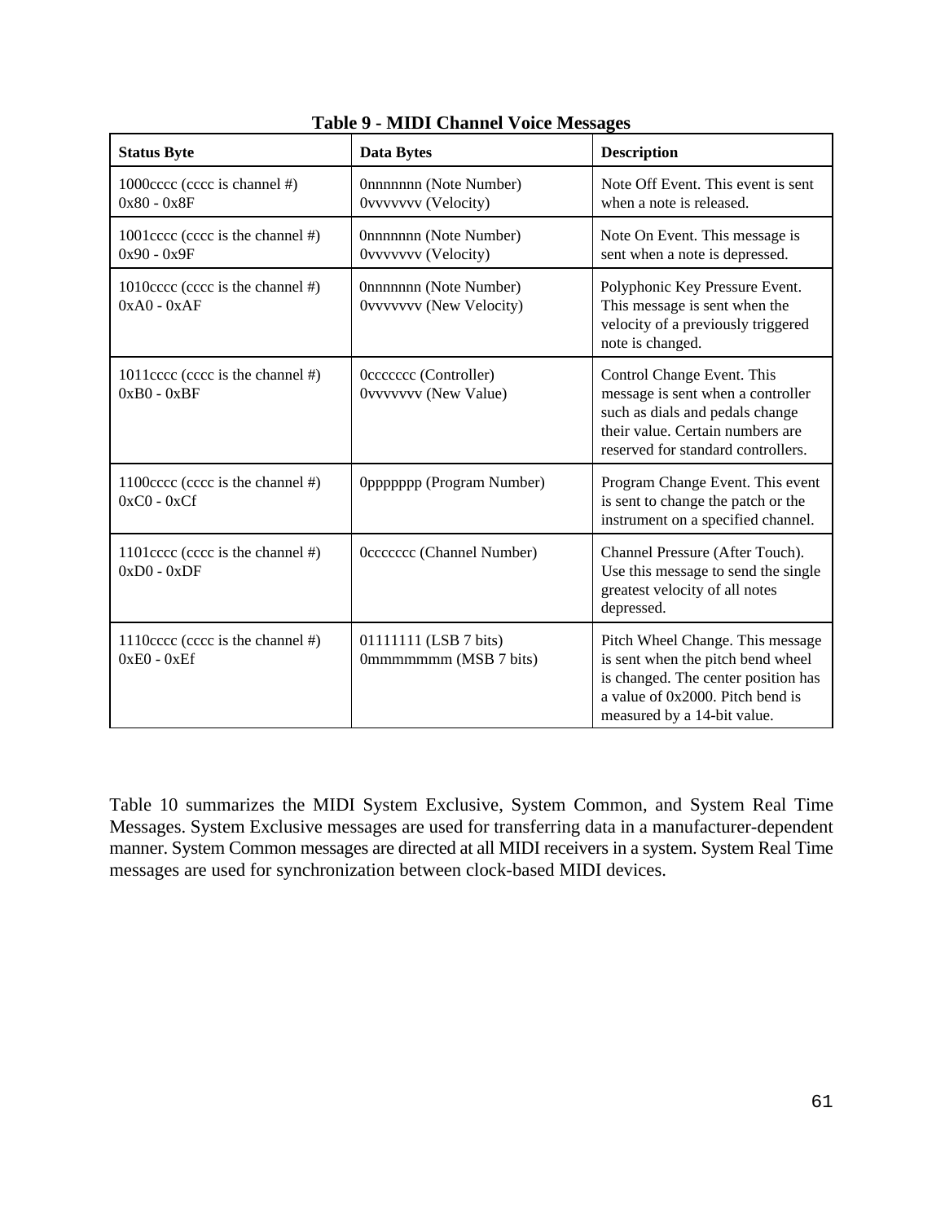**Table 9 - MIDI Channel Voice Messages**

| Status Byte | Data Bytes | Description |
|---|---|---|
| 1000cccc (cccc is channel #)<br>0x80 - 0x8F | 0nnnnnnn (Note Number)<br>0vvvvvvv (Velocity) | Note Off Event. This event is sent when a note is released. |
| 1001cccc (cccc is the channel #)<br>0x90 - 0x9F | 0nnnnnnn (Note Number)<br>0vvvvvvv (Velocity) | Note On Event. This message is sent when a note is depressed. |
| 1010cccc (cccc is the channel #)<br>0xA0 - 0xAF | 0nnnnnnn (Note Number)<br>0vvvvvvv (New Velocity) | Polyphonic Key Pressure Event. This message is sent when the velocity of a previously triggered note is changed. |
| 1011cccc (cccc is the channel #)<br>0xB0 - 0xBF | 0ccccccc (Controller)<br>0vvvvvvv (New Value) | Control Change Event. This message is sent when a controller such as dials and pedals change their value. Certain numbers are reserved for standard controllers. |
| 1100cccc (cccc is the channel #)<br>0xC0 - 0xCf | 0ppppppp (Program Number) | Program Change Event. This event is sent to change the patch or the instrument on a specified channel. |
| 1101cccc (cccc is the channel #)<br>0xD0 - 0xDF | 0ccccccc (Channel Number) | Channel Pressure (After Touch). Use this message to send the single greatest velocity of all notes depressed. |
| 1110cccc (cccc is the channel #)<br>0xE0 - 0xEf | 01111111 (LSB 7 bits)<br>0mmmmmmm (MSB 7 bits) | Pitch Wheel Change. This message is sent when the pitch bend wheel is changed. The center position has a value of 0x2000. Pitch bend is measured by a 14-bit value. |

Table 10 summarizes the MIDI System Exclusive, System Common, and System Real Time Messages. System Exclusive messages are used for transferring data in a manufacturer-dependent manner. System Common messages are directed at all MIDI receivers in a system. System Real Time messages are used for synchronization between clock-based MIDI devices.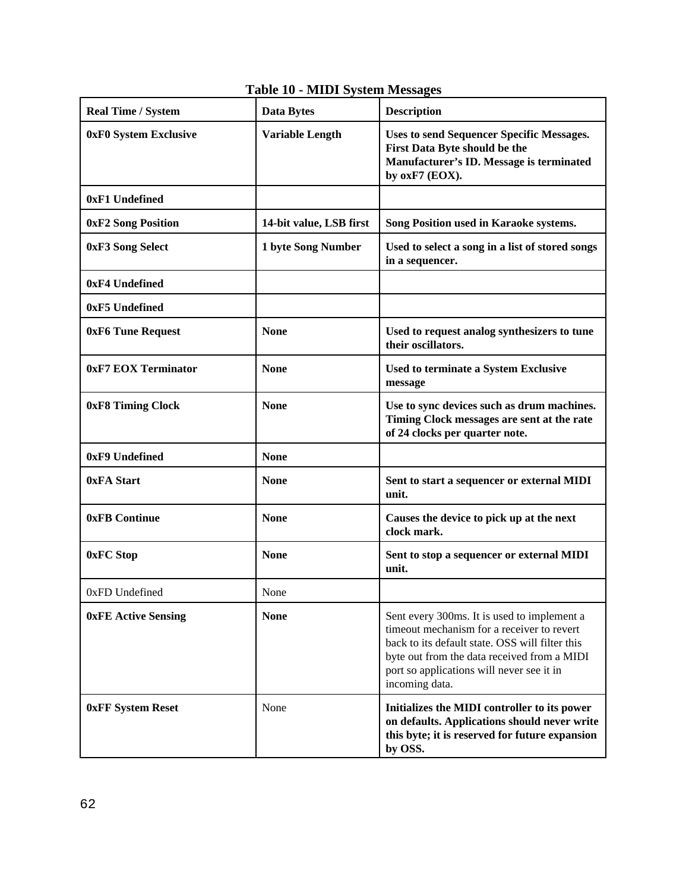**Table 10 - MIDI System Messages**

| Real Time / System | Data Bytes | Description |
|---|---|---|
| 0xF0 System Exclusive | Variable Length | Uses to send Sequencer Specific Messages. First Data Byte should be the Manufacturer's ID. Message is terminated by oxF7 (EOX). |
| 0xF1 Undefined | | |
| 0xF2 Song Position | 14-bit value, LSB first | Song Position used in Karaoke systems. |
| 0xF3 Song Select | 1 byte Song Number | Used to select a song in a list of stored songs in a sequencer. |
| 0xF4 Undefined | | |
| 0xF5 Undefined | | |
| 0xF6 Tune Request | None | Used to request analog synthesizers to tune their oscillators. |
| 0xF7 EOX Terminator | None | Used to terminate a System Exclusive message |
| 0xF8 Timing Clock | None | Use to sync devices such as drum machines. Timing Clock messages are sent at the rate of 24 clocks per quarter note. |
| 0xF9 Undefined | None | |
| 0xFA Start | None | Sent to start a sequencer or external MIDI unit. |
| 0xFB Continue | None | Causes the device to pick up at the next clock mark. |
| 0xFC Stop | None | Sent to stop a sequencer or external MIDI unit. |
| 0xFD Undefined | None | |
| 0xFE Active Sensing | None | Sent every 300ms. It is used to implement a timeout mechanism for a receiver to revert back to its default state. OSS will filter this byte out from the data received from a MIDI port so applications will never see it in incoming data. |
| 0xFF System Reset | None | Initializes the MIDI controller to its power on defaults. Applications should never write this byte; it is reserved for future expansion by OSS. |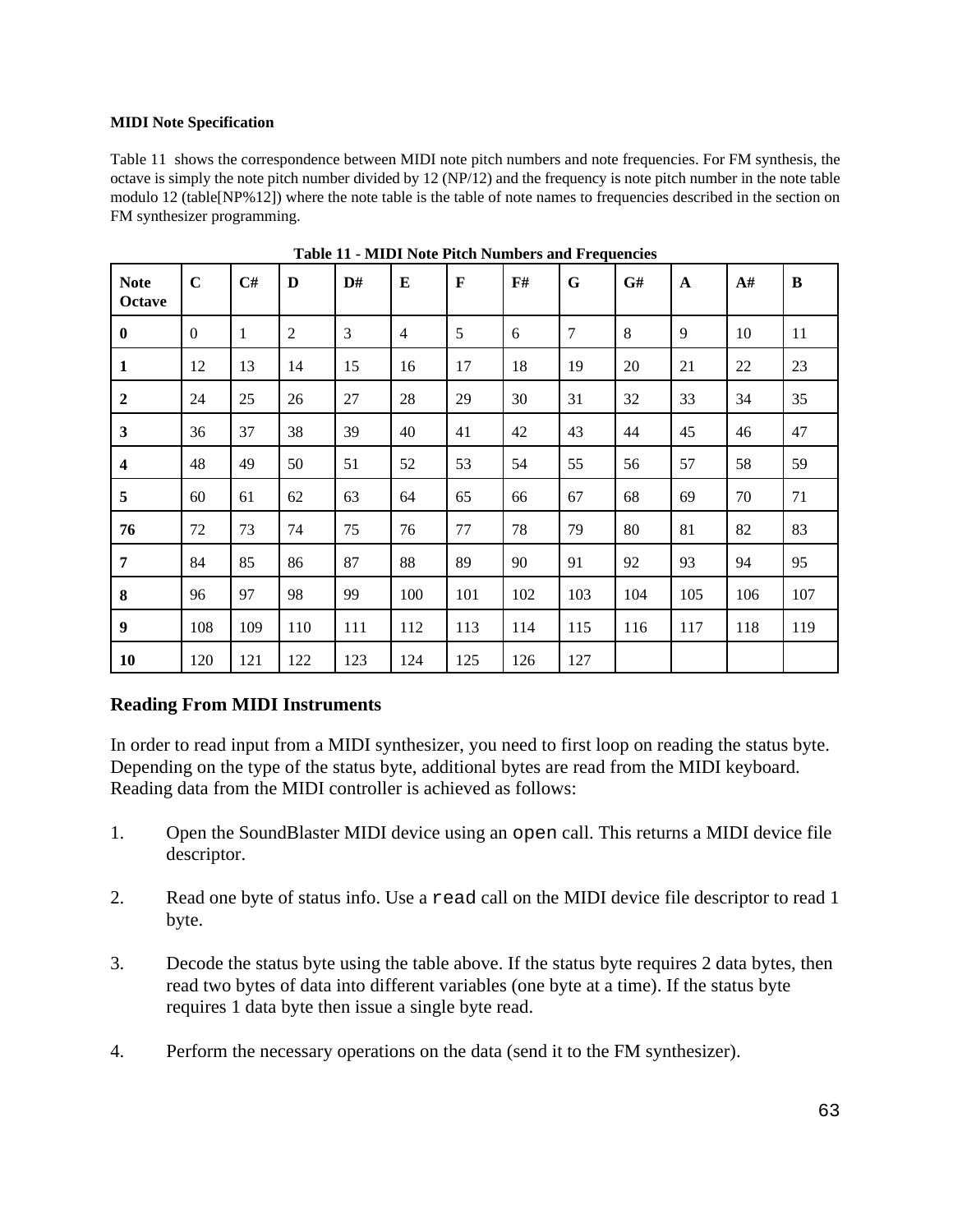#### MIDI Note Specification

Table 11 shows the correspondence between MIDI note pitch numbers and note frequencies. For FM synthesis, the octave is simply the note pitch number divided by 12 (NP/12) and the frequency is note pitch number in the note table modulo 12 (table[NP%12]) where the note table is the table of note names to frequencies described in the section on FM synthesizer programming.

**Table 11 - MIDI Note Pitch Numbers and Frequencies**

| Note Octave | C | C# | D | D# | E | F | F# | G | G# | A | A# | B |
|---|---|---|---|---|---|---|---|---|---|---|---|---|
| **0** | 0 | 1 | 2 | 3 | 4 | 5 | 6 | 7 | 8 | 9 | 10 | 11 |
| **1** | 12 | 13 | 14 | 15 | 16 | 17 | 18 | 19 | 20 | 21 | 22 | 23 |
| **2** | 24 | 25 | 26 | 27 | 28 | 29 | 30 | 31 | 32 | 33 | 34 | 35 |
| **3** | 36 | 37 | 38 | 39 | 40 | 41 | 42 | 43 | 44 | 45 | 46 | 47 |
| **4** | 48 | 49 | 50 | 51 | 52 | 53 | 54 | 55 | 56 | 57 | 58 | 59 |
| **5** | 60 | 61 | 62 | 63 | 64 | 65 | 66 | 67 | 68 | 69 | 70 | 71 |
| **76** | 72 | 73 | 74 | 75 | 76 | 77 | 78 | 79 | 80 | 81 | 82 | 83 |
| **7** | 84 | 85 | 86 | 87 | 88 | 89 | 90 | 91 | 92 | 93 | 94 | 95 |
| **8** | 96 | 97 | 98 | 99 | 100 | 101 | 102 | 103 | 104 | 105 | 106 | 107 |
| **9** | 108 | 109 | 110 | 111 | 112 | 113 | 114 | 115 | 116 | 117 | 118 | 119 |
| **10** | 120 | 121 | 122 | 123 | 124 | 125 | 126 | 127 | | | | |

### Reading From MIDI Instruments

In order to read input from a MIDI synthesizer, you need to first loop on reading the status byte. Depending on the type of the status byte, additional bytes are read from the MIDI keyboard. Reading data from the MIDI controller is achieved as follows:

1. Open the SoundBlaster MIDI device using an `open` call. This returns a MIDI device file descriptor.

2. Read one byte of status info. Use a `read` call on the MIDI device file descriptor to read 1 byte.

3. Decode the status byte using the table above. If the status byte requires 2 data bytes, then read two bytes of data into different variables (one byte at a time). If the status byte requires 1 data byte then issue a single byte read.

4. Perform the necessary operations on the data (send it to the FM synthesizer).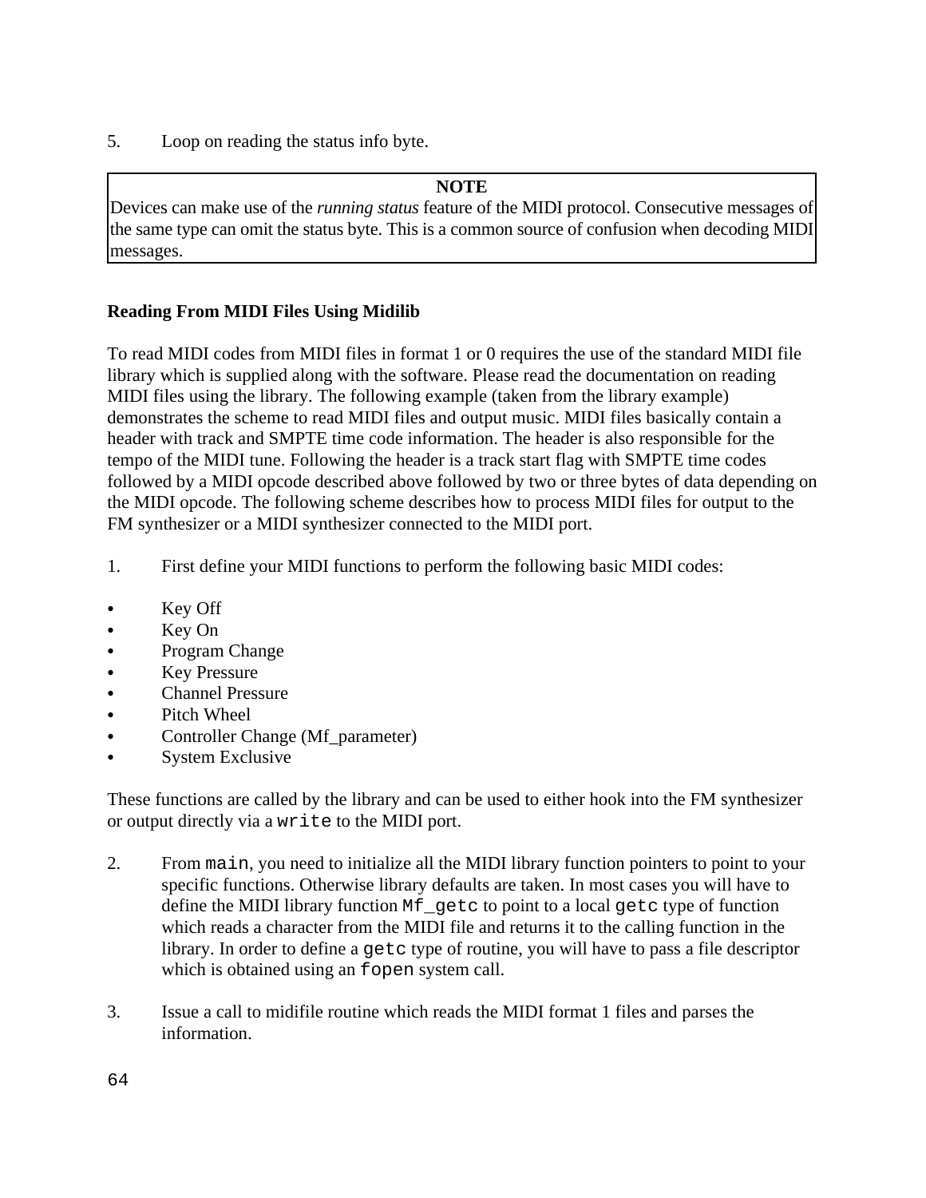5. Loop on reading the status info byte.

> **NOTE**
> Devices can make use of the *running status* feature of the MIDI protocol. Consecutive messages of the same type can omit the status byte. This is a common source of confusion when decoding MIDI messages.

**Reading From MIDI Files Using Midilib**

To read MIDI codes from MIDI files in format 1 or 0 requires the use of the standard MIDI file library which is supplied along with the software. Please read the documentation on reading MIDI files using the library. The following example (taken from the library example) demonstrates the scheme to read MIDI files and output music. MIDI files basically contain a header with track and SMPTE time code information. The header is also responsible for the tempo of the MIDI tune. Following the header is a track start flag with SMPTE time codes followed by a MIDI opcode described above followed by two or three bytes of data depending on the MIDI opcode. The following scheme describes how to process MIDI files for output to the FM synthesizer or a MIDI synthesizer connected to the MIDI port.

1. First define your MIDI functions to perform the following basic MIDI codes:

- Key Off
- Key On
- Program Change
- Key Pressure
- Channel Pressure
- Pitch Wheel
- Controller Change (Mf_parameter)
- System Exclusive

These functions are called by the library and can be used to either hook into the FM synthesizer or output directly via a `write` to the MIDI port.

2. From `main`, you need to initialize all the MIDI library function pointers to point to your specific functions. Otherwise library defaults are taken. In most cases you will have to define the MIDI library function `Mf_getc` to point to a local `getc` type of function which reads a character from the MIDI file and returns it to the calling function in the library. In order to define a `getc` type of routine, you will have to pass a file descriptor which is obtained using an `fopen` system call.

3. Issue a call to midifile routine which reads the MIDI format 1 files and parses the information.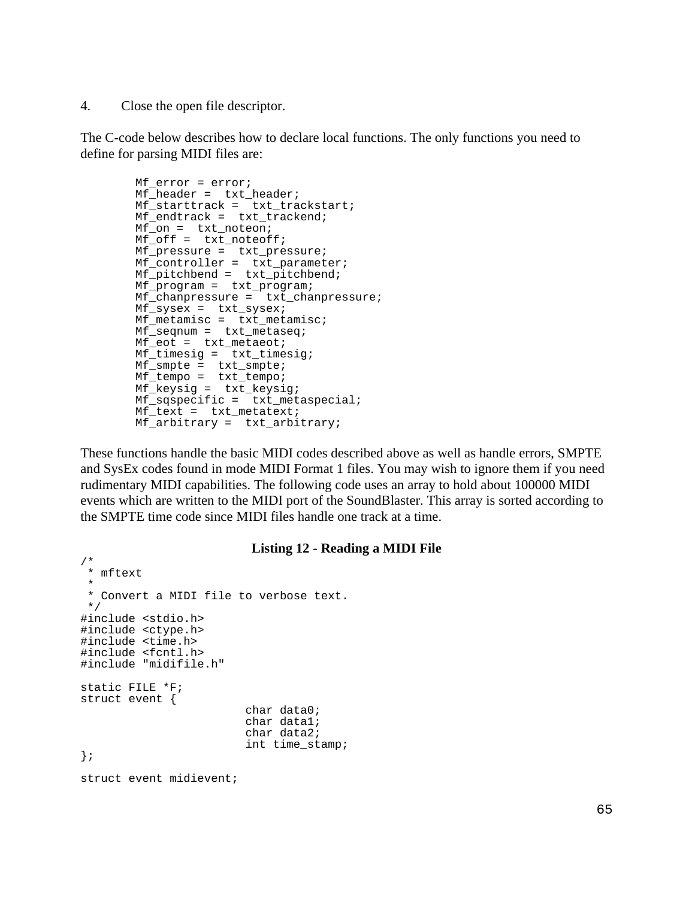4. Close the open file descriptor.

The C-code below describes how to declare local functions. The only functions you need to define for parsing MIDI files are:

```
        Mf_error = error;
        Mf_header =  txt_header;
        Mf_starttrack =  txt_trackstart;
        Mf_endtrack =  txt_trackend;
        Mf_on =  txt_noteon;
        Mf_off =  txt_noteoff;
        Mf_pressure =  txt_pressure;
        Mf_controller =  txt_parameter;
        Mf_pitchbend =  txt_pitchbend;
        Mf_program =  txt_program;
        Mf_chanpressure =  txt_chanpressure;
        Mf_sysex =  txt_sysex;
        Mf_metamisc =  txt_metamisc;
        Mf_seqnum =  txt_metaseq;
        Mf_eot =  txt_metaeot;
        Mf_timesig =  txt_timesig;
        Mf_smpte =  txt_smpte;
        Mf_tempo =  txt_tempo;
        Mf_keysig =  txt_keysig;
        Mf_sqspecific =  txt_metaspecial;
        Mf_text =  txt_metatext;
        Mf_arbitrary =  txt_arbitrary;
```

These functions handle the basic MIDI codes described above as well as handle errors, SMPTE and SysEx codes found in mode MIDI Format 1 files. You may wish to ignore them if you need rudimentary MIDI capabilities. The following code uses an array to hold about 100000 MIDI events which are written to the MIDI port of the SoundBlaster. This array is sorted according to the SMPTE time code since MIDI files handle one track at a time.

**Listing 12 - Reading a MIDI File**

```
/*
 * mftext
 *
 * Convert a MIDI file to verbose text.
 */
#include <stdio.h>
#include <ctype.h>
#include <time.h>
#include <fcntl.h>
#include "midifile.h"

static FILE *F;
struct event {
                        char data0;
                        char data1;
                        char data2;
                        int time_stamp;
};

struct event midievent;
```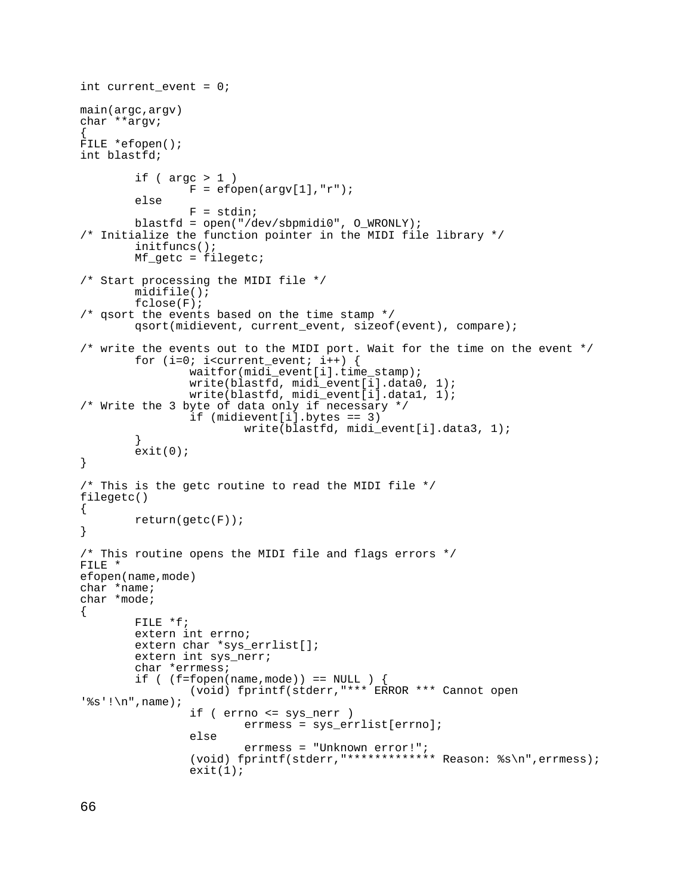```
int current_event = 0;

main(argc,argv)
char **argv;
{
FILE *efopen();
int blastfd;

        if ( argc > 1 )
                F = efopen(argv[1],"r");
        else
                F = stdin;
        blastfd = open("/dev/sbpmidi0", O_WRONLY);
/* Initialize the function pointer in the MIDI file library */
        initfuncs();
        Mf_getc = filegetc;

/* Start processing the MIDI file */
        midifile();
        fclose(F);
/* qsort the events based on the time stamp */
        qsort(midievent, current_event, sizeof(event), compare);

/* write the events out to the MIDI port. Wait for the time on the event */
        for (i=0; i<current_event; i++) {
                waitfor(midi_event[i].time_stamp);
                write(blastfd, midi_event[i].data0, 1);
                write(blastfd, midi_event[i].data1, 1);
/* Write the 3 byte of data only if necessary */
                if (midievent[i].bytes == 3)
                        write(blastfd, midi_event[i].data3, 1);
        }
        exit(0);
}

/* This is the getc routine to read the MIDI file */
filegetc()
{
        return(getc(F));
}

/* This routine opens the MIDI file and flags errors */
FILE *
efopen(name,mode)
char *name;
char *mode;
{
        FILE *f;
        extern int errno;
        extern char *sys_errlist[];
        extern int sys_nerr;
        char *errmess;
        if ( (f=fopen(name,mode)) == NULL ) {
                (void) fprintf(stderr,"*** ERROR *** Cannot open
'%s'!\n",name);
                if ( errno <= sys_nerr )
                        errmess = sys_errlist[errno];
                else
                        errmess = "Unknown error!";
                (void) fprintf(stderr,"************* Reason: %s\n",errmess);
                exit(1);
```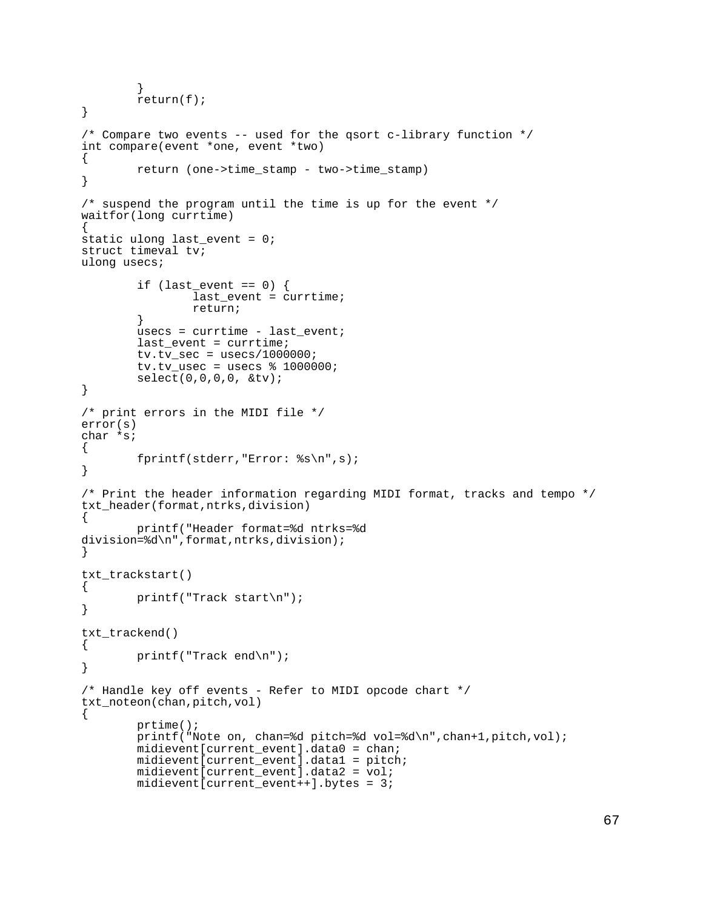```
        }
        return(f);
}

/* Compare two events -- used for the qsort c-library function */
int compare(event *one, event *two)
{
        return (one->time_stamp - two->time_stamp)
}

/* suspend the program until the time is up for the event */
waitfor(long currtime)
{
static ulong last_event = 0;
struct timeval tv;
ulong usecs;

        if (last_event == 0) {
                last_event = currtime;
                return;
        }
        usecs = currtime - last_event;
        last_event = currtime;
        tv.tv_sec = usecs/1000000;
        tv.tv_usec = usecs % 1000000;
        select(0,0,0,0, &tv);
}

/* print errors in the MIDI file */
error(s)
char *s;
{
        fprintf(stderr,"Error: %s\n",s);
}

/* Print the header information regarding MIDI format, tracks and tempo */
txt_header(format,ntrks,division)
{
        printf("Header format=%d ntrks=%d
division=%d\n",format,ntrks,division);
}

txt_trackstart()
{
        printf("Track start\n");
}

txt_trackend()
{
        printf("Track end\n");
}

/* Handle key off events - Refer to MIDI opcode chart */
txt_noteon(chan,pitch,vol)
{
        prtime();
        printf("Note on, chan=%d pitch=%d vol=%d\n",chan+1,pitch,vol);
        midievent[current_event].data0 = chan;
        midievent[current_event].data1 = pitch;
        midievent[current_event].data2 = vol;
        midievent[current_event++].bytes = 3;
```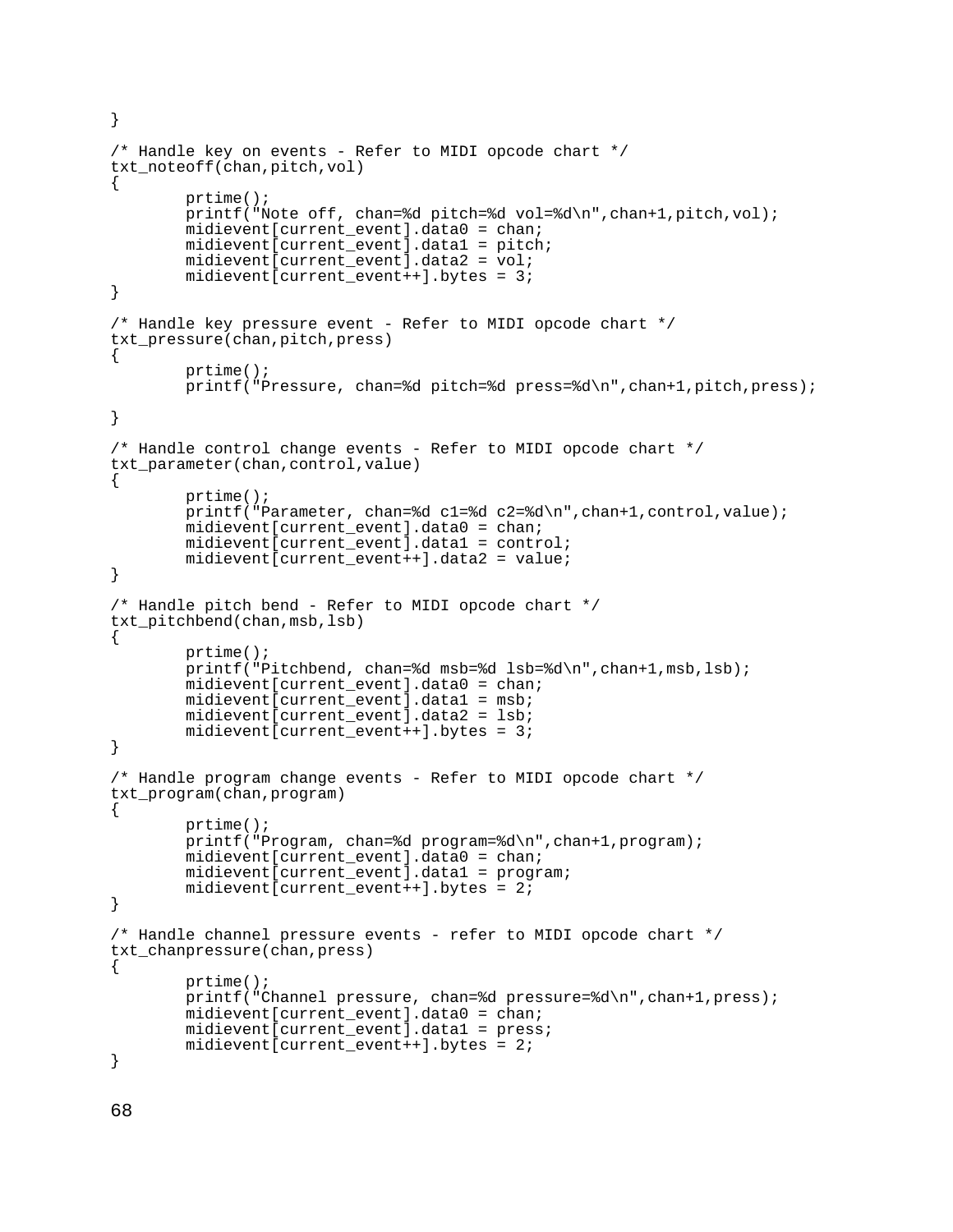```
}

/* Handle key on events - Refer to MIDI opcode chart */
txt_noteoff(chan,pitch,vol)
{
        prtime();
        printf("Note off, chan=%d pitch=%d vol=%d\n",chan+1,pitch,vol);
        midievent[current_event].data0 = chan;
        midievent[current_event].data1 = pitch;
        midievent[current_event].data2 = vol;
        midievent[current_event++].bytes = 3;
}

/* Handle key pressure event - Refer to MIDI opcode chart */
txt_pressure(chan,pitch,press)
{
        prtime();
        printf("Pressure, chan=%d pitch=%d press=%d\n",chan+1,pitch,press);

}

/* Handle control change events - Refer to MIDI opcode chart */
txt_parameter(chan,control,value)
{
        prtime();
        printf("Parameter, chan=%d c1=%d c2=%d\n",chan+1,control,value);
        midievent[current_event].data0 = chan;
        midievent[current_event].data1 = control;
        midievent[current_event++].data2 = value;
}

/* Handle pitch bend - Refer to MIDI opcode chart */
txt_pitchbend(chan,msb,lsb)
{
        prtime();
        printf("Pitchbend, chan=%d msb=%d lsb=%d\n",chan+1,msb,lsb);
        midievent[current_event].data0 = chan;
        midievent[current_event].data1 = msb;
        midievent[current_event].data2 = lsb;
        midievent[current_event++].bytes = 3;
}

/* Handle program change events - Refer to MIDI opcode chart */
txt_program(chan,program)
{
        prtime();
        printf("Program, chan=%d program=%d\n",chan+1,program);
        midievent[current_event].data0 = chan;
        midievent[current_event].data1 = program;
        midievent[current_event++].bytes = 2;
}

/* Handle channel pressure events - refer to MIDI opcode chart */
txt_chanpressure(chan,press)
{
        prtime();
        printf("Channel pressure, chan=%d pressure=%d\n",chan+1,press);
        midievent[current_event].data0 = chan;
        midievent[current_event].data1 = press;
        midievent[current_event++].bytes = 2;
}
```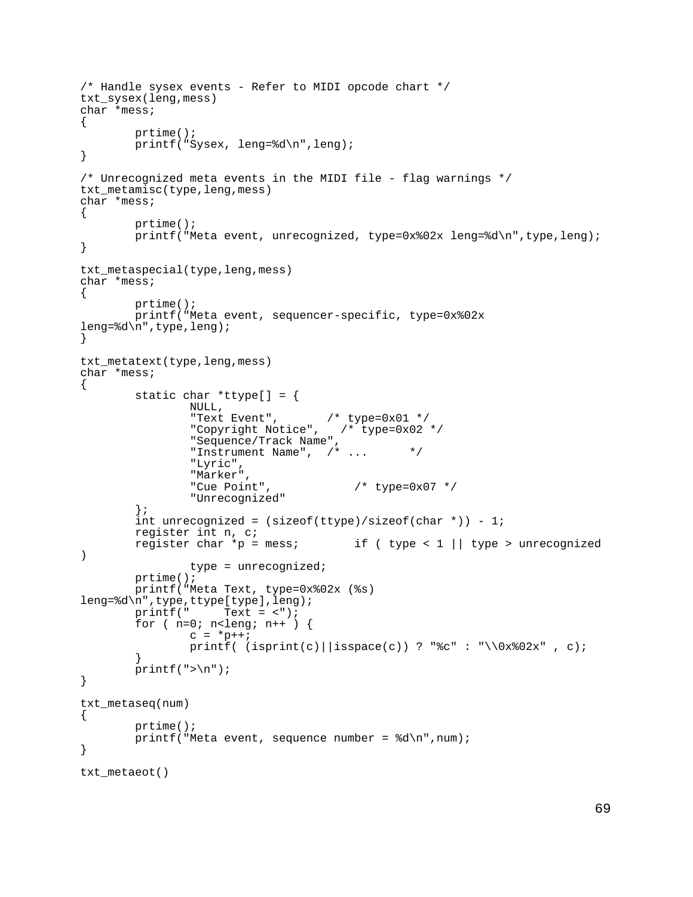```
/* Handle sysex events - Refer to MIDI opcode chart */
txt_sysex(leng,mess)
char *mess;
{
        prtime();
        printf("Sysex, leng=%d\n",leng);
}

/* Unrecognized meta events in the MIDI file - flag warnings */
txt_metamisc(type,leng,mess)
char *mess;
{
        prtime();
        printf("Meta event, unrecognized, type=0x%02x leng=%d\n",type,leng);
}

txt_metaspecial(type,leng,mess)
char *mess;
{
        prtime();
        printf("Meta event, sequencer-specific, type=0x%02x
leng=%d\n",type,leng);
}

txt_metatext(type,leng,mess)
char *mess;
{
        static char *ttype[] = {
                NULL,
                "Text Event",       /* type=0x01 */
                "Copyright Notice",   /* type=0x02 */
                "Sequence/Track Name",
                "Instrument Name",  /* ...      */
                "Lyric",
                "Marker",
                "Cue Point",            /* type=0x07 */
                "Unrecognized"
        };
        int unrecognized = (sizeof(ttype)/sizeof(char *)) - 1;
        register int n, c;
        register char *p = mess;        if ( type < 1 || type > unrecognized
)
                type = unrecognized;
        prtime();
        printf("Meta Text, type=0x%02x (%s)
leng=%d\n",type,ttype[type],leng);
        printf("     Text = <");
        for ( n=0; n<leng; n++ ) {
                c = *p++;
                printf( (isprint(c)||isspace(c)) ? "%c" : "\\0x%02x" , c);
        }
        printf(">\n");
}

txt_metaseq(num)
{
        prtime();
        printf("Meta event, sequence number = %d\n",num);
}

txt_metaeot()
```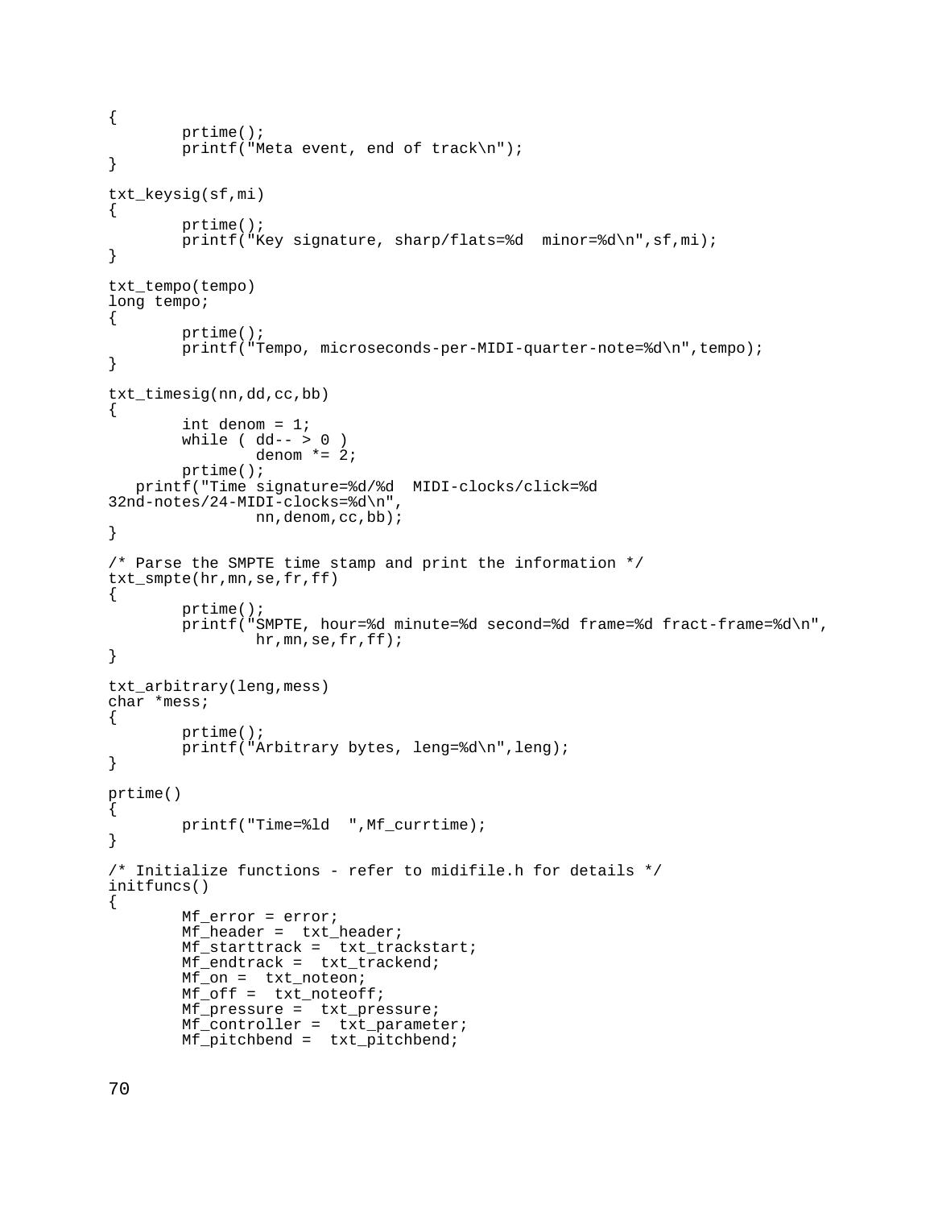```
{
        prtime();
        printf("Meta event, end of track\n");
}

txt_keysig(sf,mi)
{
        prtime();
        printf("Key signature, sharp/flats=%d  minor=%d\n",sf,mi);
}

txt_tempo(tempo)
long tempo;
{
        prtime();
        printf("Tempo, microseconds-per-MIDI-quarter-note=%d\n",tempo);
}

txt_timesig(nn,dd,cc,bb)
{
        int denom = 1;
        while ( dd-- > 0 )
                denom *= 2;
        prtime();
   printf("Time signature=%d/%d  MIDI-clocks/click=%d
32nd-notes/24-MIDI-clocks=%d\n",
                nn,denom,cc,bb);
}

/* Parse the SMPTE time stamp and print the information */
txt_smpte(hr,mn,se,fr,ff)
{
        prtime();
        printf("SMPTE, hour=%d minute=%d second=%d frame=%d fract-frame=%d\n",
                hr,mn,se,fr,ff);
}

txt_arbitrary(leng,mess)
char *mess;
{
        prtime();
        printf("Arbitrary bytes, leng=%d\n",leng);
}

prtime()
{
        printf("Time=%ld  ",Mf_currtime);
}

/* Initialize functions - refer to midifile.h for details */
initfuncs()
{
        Mf_error = error;
        Mf_header =  txt_header;
        Mf_starttrack =  txt_trackstart;
        Mf_endtrack =  txt_trackend;
        Mf_on =  txt_noteon;
        Mf_off =  txt_noteoff;
        Mf_pressure =  txt_pressure;
        Mf_controller =  txt_parameter;
        Mf_pitchbend =  txt_pitchbend;
```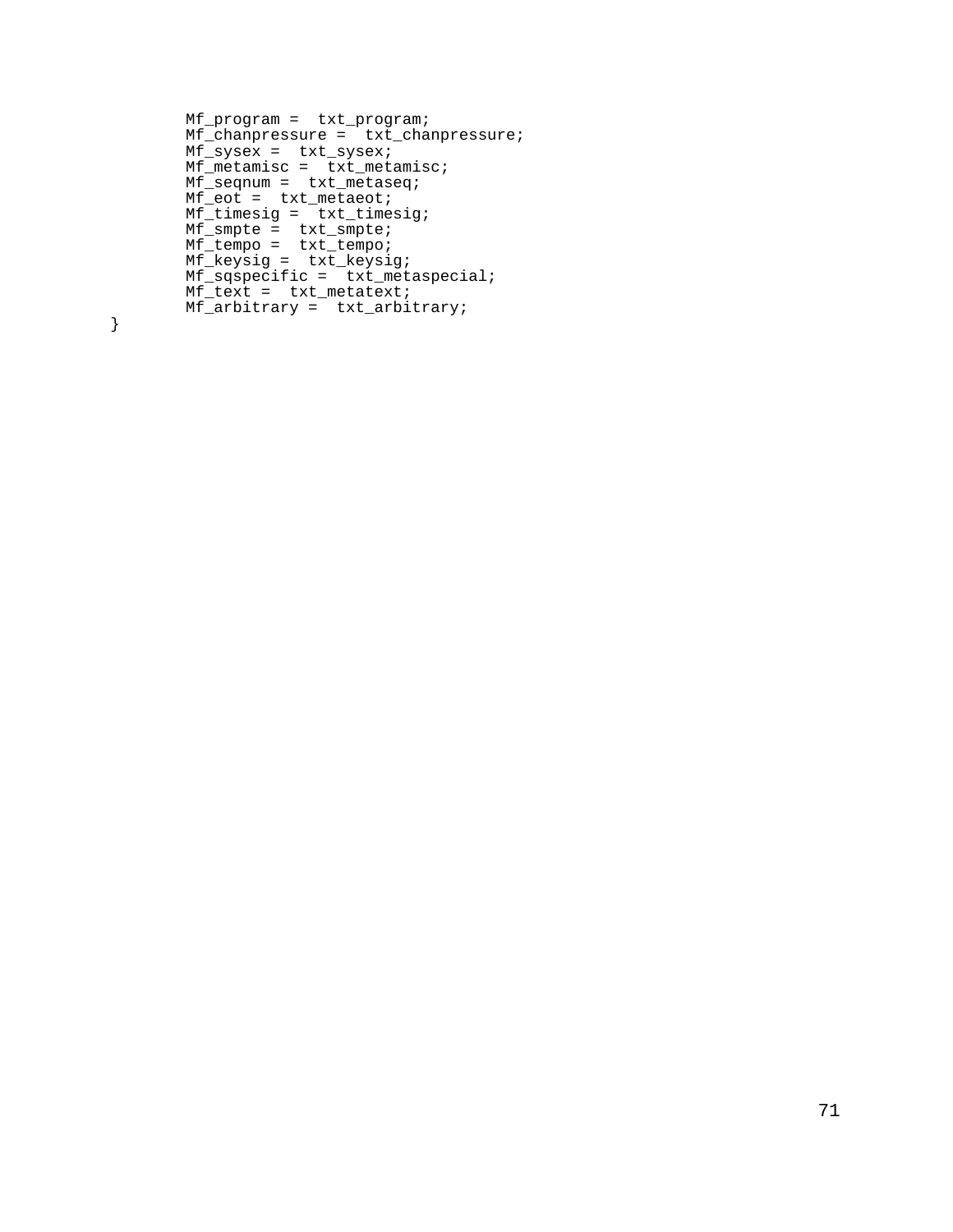```
        Mf_program =  txt_program;
        Mf_chanpressure =  txt_chanpressure;
        Mf_sysex =  txt_sysex;
        Mf_metamisc =  txt_metamisc;
        Mf_seqnum =  txt_metaseq;
        Mf_eot =  txt_metaeot;
        Mf_timesig =  txt_timesig;
        Mf_smpte =  txt_smpte;
        Mf_tempo =  txt_tempo;
        Mf_keysig =  txt_keysig;
        Mf_sqspecific =  txt_metaspecial;
        Mf_text =  txt_metatext;
        Mf_arbitrary =  txt_arbitrary;
}
```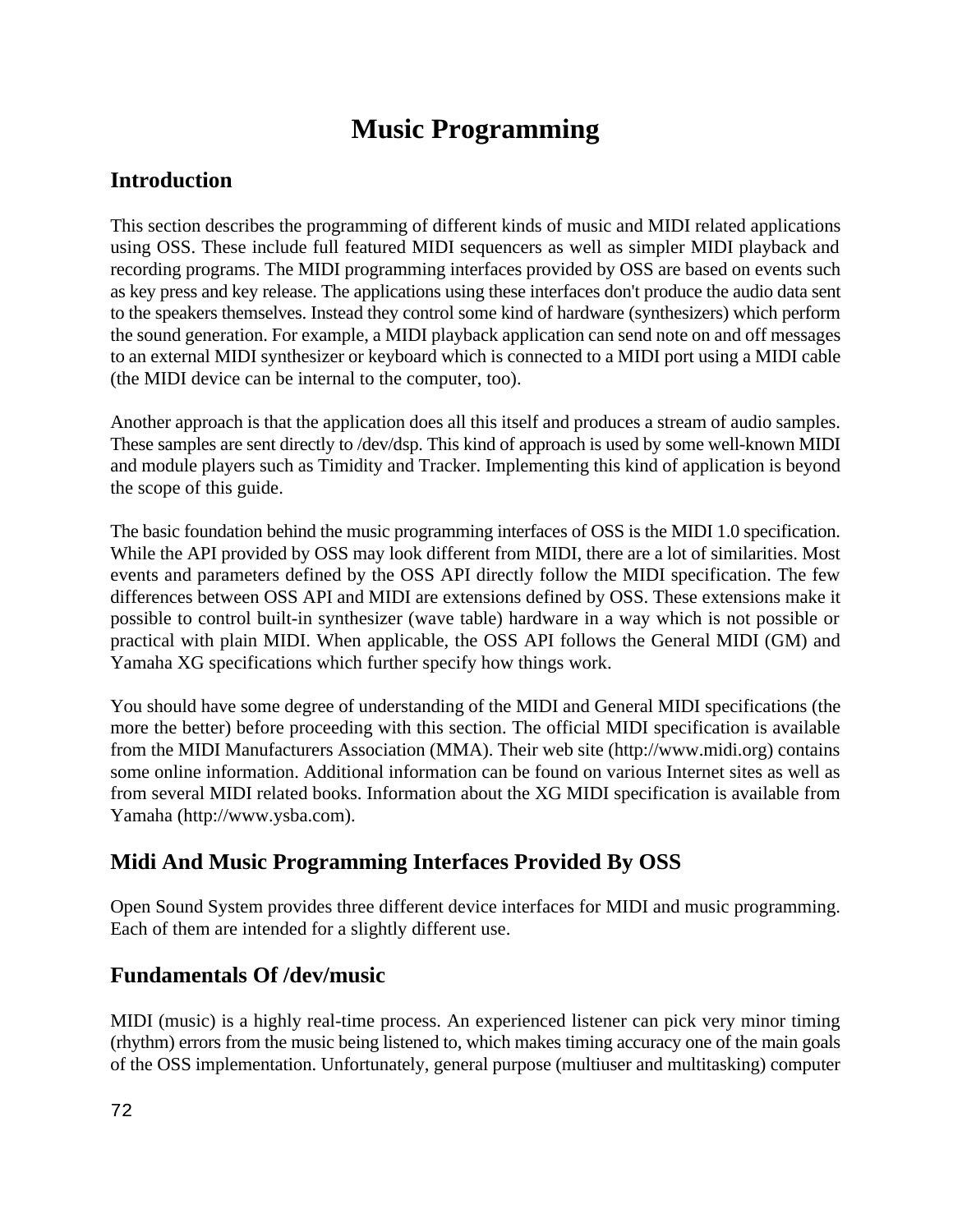# Music Programming

## Introduction

This section describes the programming of different kinds of music and MIDI related applications using OSS. These include full featured MIDI sequencers as well as simpler MIDI playback and recording programs. The MIDI programming interfaces provided by OSS are based on events such as key press and key release. The applications using these interfaces don't produce the audio data sent to the speakers themselves. Instead they control some kind of hardware (synthesizers) which perform the sound generation. For example, a MIDI playback application can send note on and off messages to an external MIDI synthesizer or keyboard which is connected to a MIDI port using a MIDI cable (the MIDI device can be internal to the computer, too).

Another approach is that the application does all this itself and produces a stream of audio samples. These samples are sent directly to /dev/dsp. This kind of approach is used by some well-known MIDI and module players such as Timidity and Tracker. Implementing this kind of application is beyond the scope of this guide.

The basic foundation behind the music programming interfaces of OSS is the MIDI 1.0 specification. While the API provided by OSS may look different from MIDI, there are a lot of similarities. Most events and parameters defined by the OSS API directly follow the MIDI specification. The few differences between OSS API and MIDI are extensions defined by OSS. These extensions make it possible to control built-in synthesizer (wave table) hardware in a way which is not possible or practical with plain MIDI. When applicable, the OSS API follows the General MIDI (GM) and Yamaha XG specifications which further specify how things work.

You should have some degree of understanding of the MIDI and General MIDI specifications (the more the better) before proceeding with this section. The official MIDI specification is available from the MIDI Manufacturers Association (MMA). Their web site (http://www.midi.org) contains some online information. Additional information can be found on various Internet sites as well as from several MIDI related books. Information about the XG MIDI specification is available from Yamaha (http://www.ysba.com).

## Midi And Music Programming Interfaces Provided By OSS

Open Sound System provides three different device interfaces for MIDI and music programming. Each of them are intended for a slightly different use.

## Fundamentals Of /dev/music

MIDI (music) is a highly real-time process. An experienced listener can pick very minor timing (rhythm) errors from the music being listened to, which makes timing accuracy one of the main goals of the OSS implementation. Unfortunately, general purpose (multiuser and multitasking) computer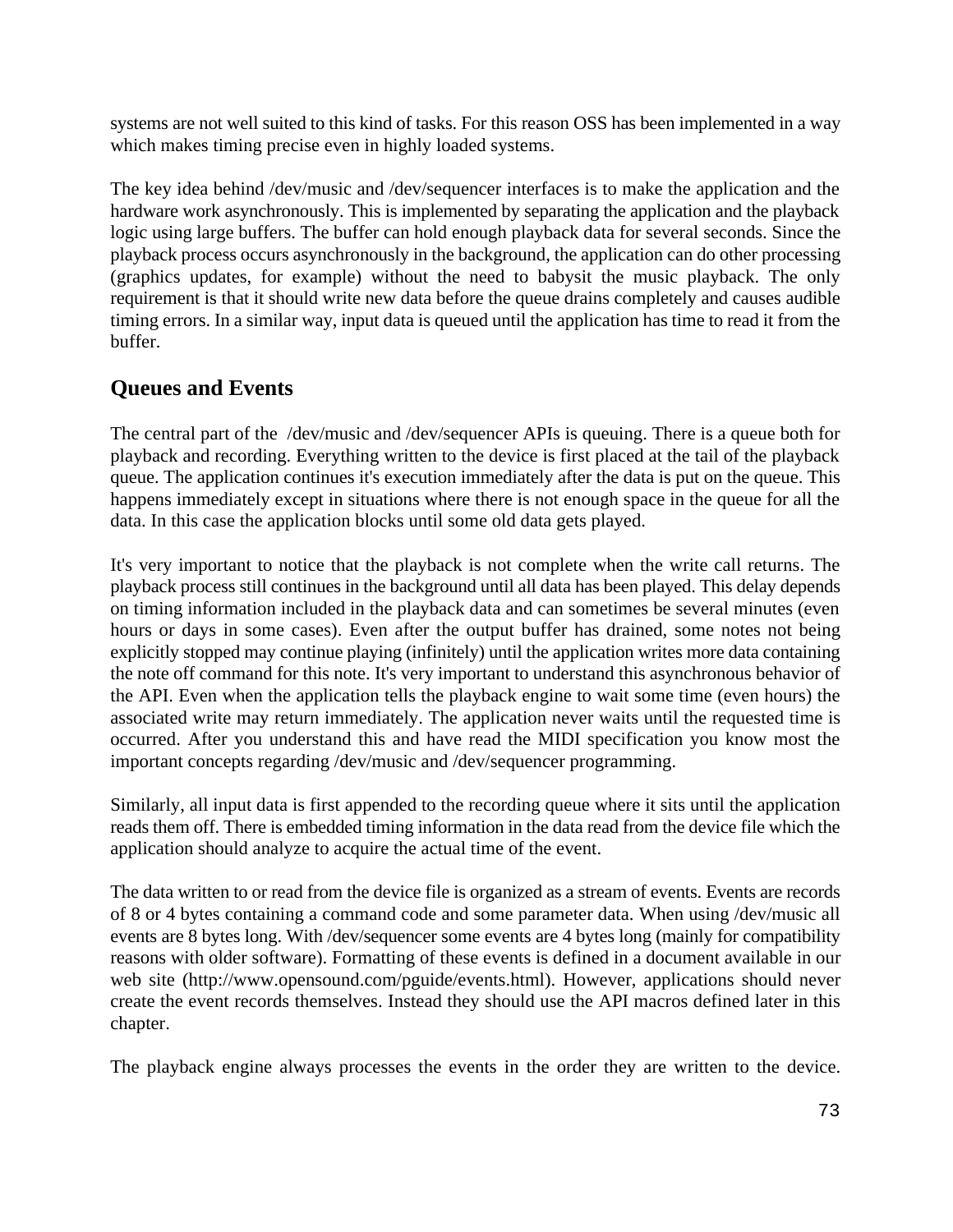systems are not well suited to this kind of tasks. For this reason OSS has been implemented in a way which makes timing precise even in highly loaded systems.

The key idea behind /dev/music and /dev/sequencer interfaces is to make the application and the hardware work asynchronously. This is implemented by separating the application and the playback logic using large buffers. The buffer can hold enough playback data for several seconds. Since the playback process occurs asynchronously in the background, the application can do other processing (graphics updates, for example) without the need to babysit the music playback. The only requirement is that it should write new data before the queue drains completely and causes audible timing errors. In a similar way, input data is queued until the application has time to read it from the buffer.

## Queues and Events

The central part of the /dev/music and /dev/sequencer APIs is queuing. There is a queue both for playback and recording. Everything written to the device is first placed at the tail of the playback queue. The application continues it's execution immediately after the data is put on the queue. This happens immediately except in situations where there is not enough space in the queue for all the data. In this case the application blocks until some old data gets played.

It's very important to notice that the playback is not complete when the write call returns. The playback process still continues in the background until all data has been played. This delay depends on timing information included in the playback data and can sometimes be several minutes (even hours or days in some cases). Even after the output buffer has drained, some notes not being explicitly stopped may continue playing (infinitely) until the application writes more data containing the note off command for this note. It's very important to understand this asynchronous behavior of the API. Even when the application tells the playback engine to wait some time (even hours) the associated write may return immediately. The application never waits until the requested time is occurred. After you understand this and have read the MIDI specification you know most the important concepts regarding /dev/music and /dev/sequencer programming.

Similarly, all input data is first appended to the recording queue where it sits until the application reads them off. There is embedded timing information in the data read from the device file which the application should analyze to acquire the actual time of the event.

The data written to or read from the device file is organized as a stream of events. Events are records of 8 or 4 bytes containing a command code and some parameter data. When using /dev/music all events are 8 bytes long. With /dev/sequencer some events are 4 bytes long (mainly for compatibility reasons with older software). Formatting of these events is defined in a document available in our web site (http://www.opensound.com/pguide/events.html). However, applications should never create the event records themselves. Instead they should use the API macros defined later in this chapter.

The playback engine always processes the events in the order they are written to the device.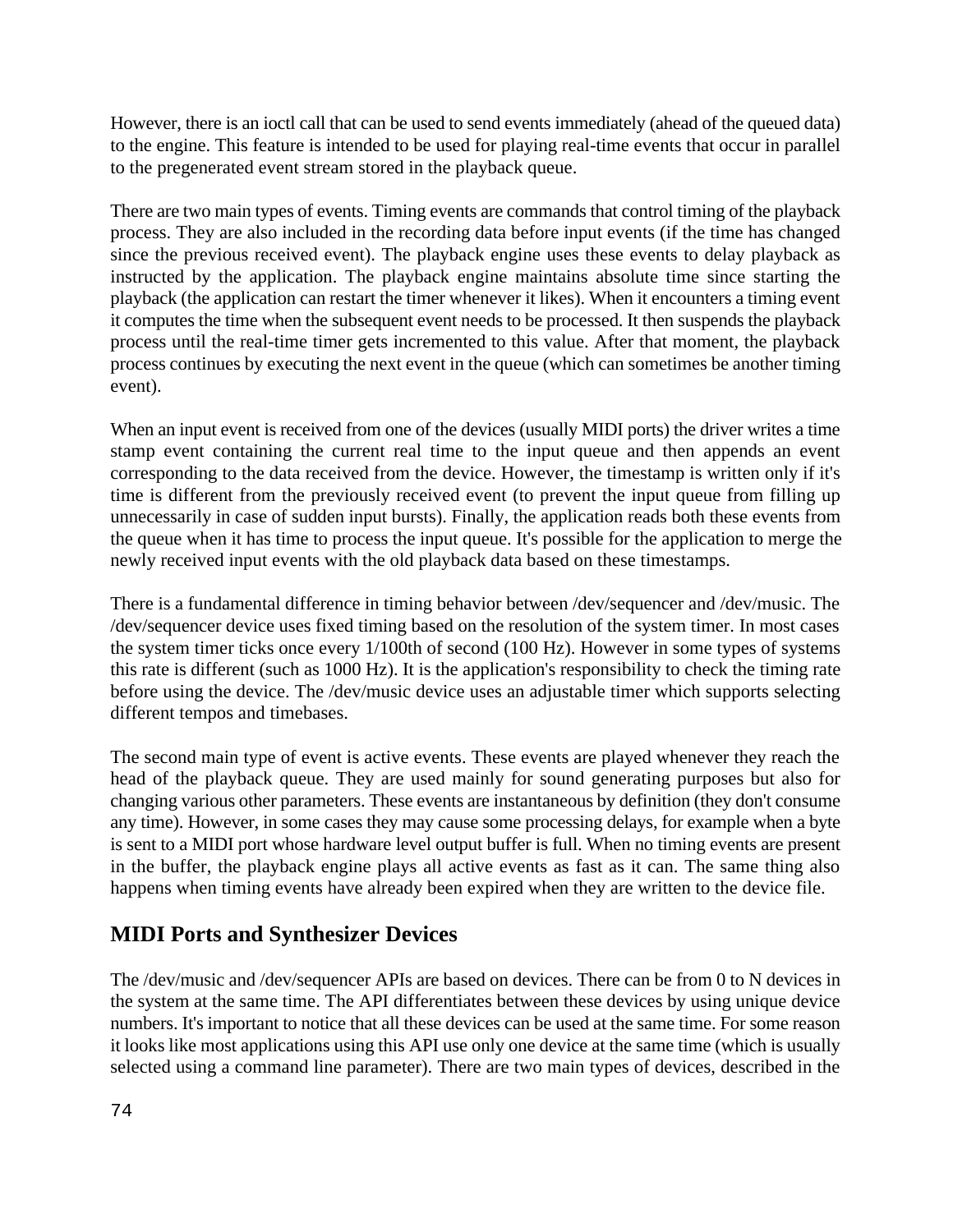However, there is an ioctl call that can be used to send events immediately (ahead of the queued data) to the engine. This feature is intended to be used for playing real-time events that occur in parallel to the pregenerated event stream stored in the playback queue.

There are two main types of events. Timing events are commands that control timing of the playback process. They are also included in the recording data before input events (if the time has changed since the previous received event). The playback engine uses these events to delay playback as instructed by the application. The playback engine maintains absolute time since starting the playback (the application can restart the timer whenever it likes). When it encounters a timing event it computes the time when the subsequent event needs to be processed. It then suspends the playback process until the real-time timer gets incremented to this value. After that moment, the playback process continues by executing the next event in the queue (which can sometimes be another timing event).

When an input event is received from one of the devices (usually MIDI ports) the driver writes a time stamp event containing the current real time to the input queue and then appends an event corresponding to the data received from the device. However, the timestamp is written only if it's time is different from the previously received event (to prevent the input queue from filling up unnecessarily in case of sudden input bursts). Finally, the application reads both these events from the queue when it has time to process the input queue. It's possible for the application to merge the newly received input events with the old playback data based on these timestamps.

There is a fundamental difference in timing behavior between /dev/sequencer and /dev/music. The /dev/sequencer device uses fixed timing based on the resolution of the system timer. In most cases the system timer ticks once every 1/100th of second (100 Hz). However in some types of systems this rate is different (such as 1000 Hz). It is the application's responsibility to check the timing rate before using the device. The /dev/music device uses an adjustable timer which supports selecting different tempos and timebases.

The second main type of event is active events. These events are played whenever they reach the head of the playback queue. They are used mainly for sound generating purposes but also for changing various other parameters. These events are instantaneous by definition (they don't consume any time). However, in some cases they may cause some processing delays, for example when a byte is sent to a MIDI port whose hardware level output buffer is full. When no timing events are present in the buffer, the playback engine plays all active events as fast as it can. The same thing also happens when timing events have already been expired when they are written to the device file.

## MIDI Ports and Synthesizer Devices

The /dev/music and /dev/sequencer APIs are based on devices. There can be from 0 to N devices in the system at the same time. The API differentiates between these devices by using unique device numbers. It's important to notice that all these devices can be used at the same time. For some reason it looks like most applications using this API use only one device at the same time (which is usually selected using a command line parameter). There are two main types of devices, described in the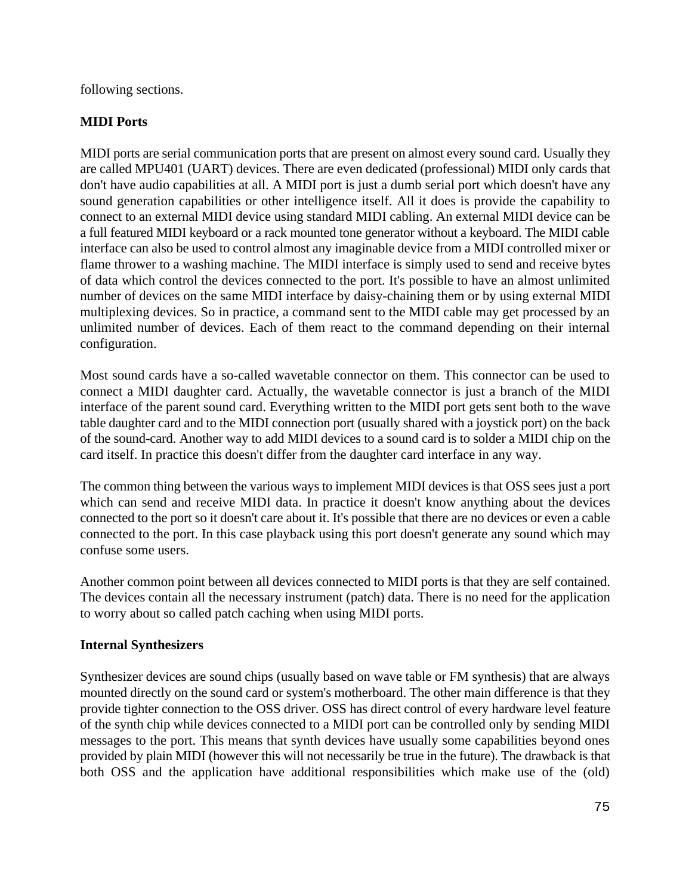following sections.

**MIDI Ports**

MIDI ports are serial communication ports that are present on almost every sound card. Usually they are called MPU401 (UART) devices. There are even dedicated (professional) MIDI only cards that don't have audio capabilities at all. A MIDI port is just a dumb serial port which doesn't have any sound generation capabilities or other intelligence itself. All it does is provide the capability to connect to an external MIDI device using standard MIDI cabling. An external MIDI device can be a full featured MIDI keyboard or a rack mounted tone generator without a keyboard. The MIDI cable interface can also be used to control almost any imaginable device from a MIDI controlled mixer or flame thrower to a washing machine. The MIDI interface is simply used to send and receive bytes of data which control the devices connected to the port. It's possible to have an almost unlimited number of devices on the same MIDI interface by daisy-chaining them or by using external MIDI multiplexing devices. So in practice, a command sent to the MIDI cable may get processed by an unlimited number of devices. Each of them react to the command depending on their internal configuration.

Most sound cards have a so-called wavetable connector on them. This connector can be used to connect a MIDI daughter card. Actually, the wavetable connector is just a branch of the MIDI interface of the parent sound card. Everything written to the MIDI port gets sent both to the wave table daughter card and to the MIDI connection port (usually shared with a joystick port) on the back of the sound-card. Another way to add MIDI devices to a sound card is to solder a MIDI chip on the card itself. In practice this doesn't differ from the daughter card interface in any way.

The common thing between the various ways to implement MIDI devices is that OSS sees just a port which can send and receive MIDI data. In practice it doesn't know anything about the devices connected to the port so it doesn't care about it. It's possible that there are no devices or even a cable connected to the port. In this case playback using this port doesn't generate any sound which may confuse some users.

Another common point between all devices connected to MIDI ports is that they are self contained. The devices contain all the necessary instrument (patch) data. There is no need for the application to worry about so called patch caching when using MIDI ports.

**Internal Synthesizers**

Synthesizer devices are sound chips (usually based on wave table or FM synthesis) that are always mounted directly on the sound card or system's motherboard. The other main difference is that they provide tighter connection to the OSS driver. OSS has direct control of every hardware level feature of the synth chip while devices connected to a MIDI port can be controlled only by sending MIDI messages to the port. This means that synth devices have usually some capabilities beyond ones provided by plain MIDI (however this will not necessarily be true in the future). The drawback is that both OSS and the application have additional responsibilities which make use of the (old)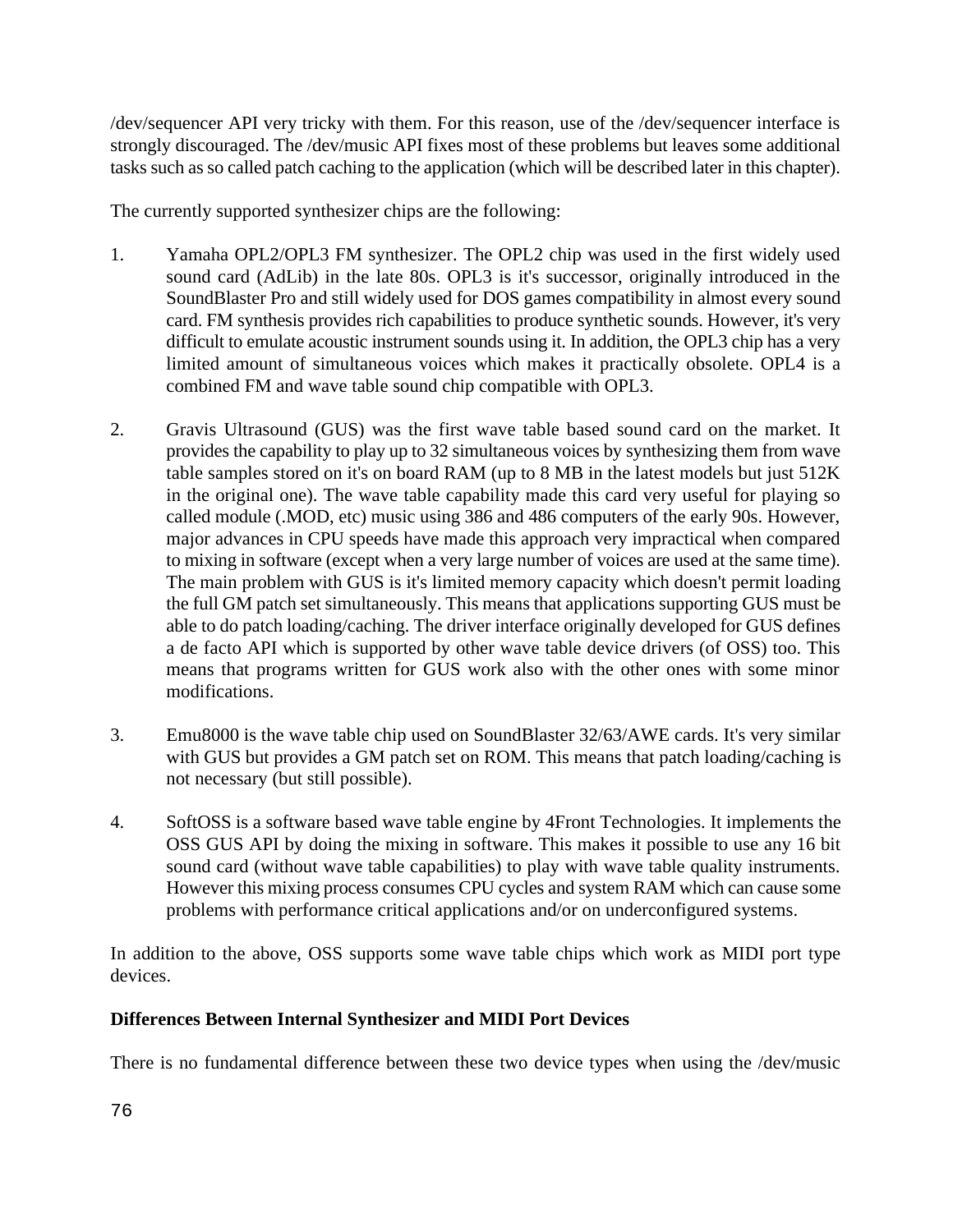/dev/sequencer API very tricky with them. For this reason, use of the /dev/sequencer interface is strongly discouraged. The /dev/music API fixes most of these problems but leaves some additional tasks such as so called patch caching to the application (which will be described later in this chapter).

The currently supported synthesizer chips are the following:

1. Yamaha OPL2/OPL3 FM synthesizer. The OPL2 chip was used in the first widely used sound card (AdLib) in the late 80s. OPL3 is it's successor, originally introduced in the SoundBlaster Pro and still widely used for DOS games compatibility in almost every sound card. FM synthesis provides rich capabilities to produce synthetic sounds. However, it's very difficult to emulate acoustic instrument sounds using it. In addition, the OPL3 chip has a very limited amount of simultaneous voices which makes it practically obsolete. OPL4 is a combined FM and wave table sound chip compatible with OPL3.

2. Gravis Ultrasound (GUS) was the first wave table based sound card on the market. It provides the capability to play up to 32 simultaneous voices by synthesizing them from wave table samples stored on it's on board RAM (up to 8 MB in the latest models but just 512K in the original one). The wave table capability made this card very useful for playing so called module (.MOD, etc) music using 386 and 486 computers of the early 90s. However, major advances in CPU speeds have made this approach very impractical when compared to mixing in software (except when a very large number of voices are used at the same time). The main problem with GUS is it's limited memory capacity which doesn't permit loading the full GM patch set simultaneously. This means that applications supporting GUS must be able to do patch loading/caching. The driver interface originally developed for GUS defines a de facto API which is supported by other wave table device drivers (of OSS) too. This means that programs written for GUS work also with the other ones with some minor modifications.

3. Emu8000 is the wave table chip used on SoundBlaster 32/63/AWE cards. It's very similar with GUS but provides a GM patch set on ROM. This means that patch loading/caching is not necessary (but still possible).

4. SoftOSS is a software based wave table engine by 4Front Technologies. It implements the OSS GUS API by doing the mixing in software. This makes it possible to use any 16 bit sound card (without wave table capabilities) to play with wave table quality instruments. However this mixing process consumes CPU cycles and system RAM which can cause some problems with performance critical applications and/or on underconfigured systems.

In addition to the above, OSS supports some wave table chips which work as MIDI port type devices.

### Differences Between Internal Synthesizer and MIDI Port Devices

There is no fundamental difference between these two device types when using the /dev/music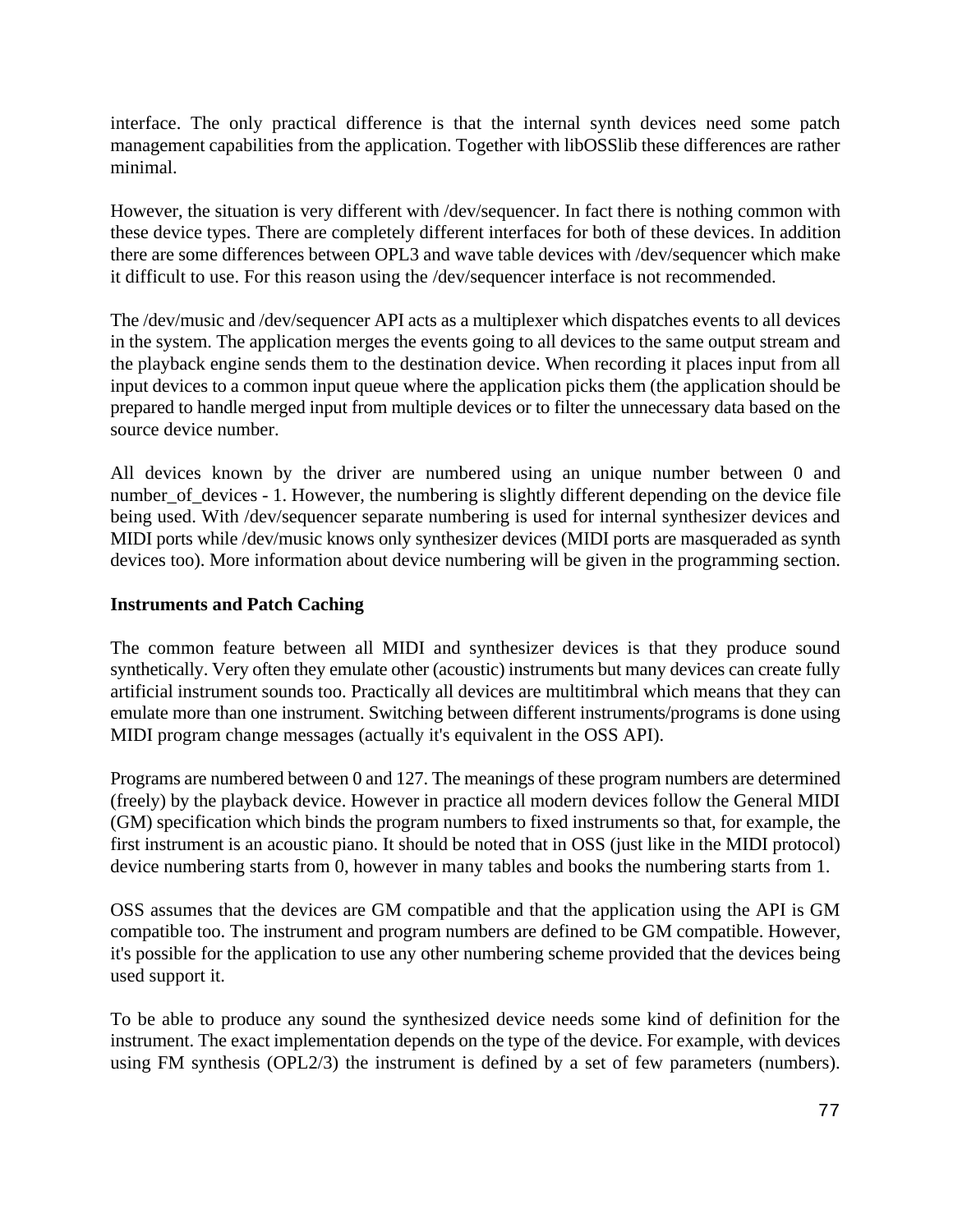interface. The only practical difference is that the internal synth devices need some patch management capabilities from the application. Together with libOSSlib these differences are rather minimal.

However, the situation is very different with /dev/sequencer. In fact there is nothing common with these device types. There are completely different interfaces for both of these devices. In addition there are some differences between OPL3 and wave table devices with /dev/sequencer which make it difficult to use. For this reason using the /dev/sequencer interface is not recommended.

The /dev/music and /dev/sequencer API acts as a multiplexer which dispatches events to all devices in the system. The application merges the events going to all devices to the same output stream and the playback engine sends them to the destination device. When recording it places input from all input devices to a common input queue where the application picks them (the application should be prepared to handle merged input from multiple devices or to filter the unnecessary data based on the source device number.

All devices known by the driver are numbered using an unique number between 0 and number_of_devices - 1. However, the numbering is slightly different depending on the device file being used. With /dev/sequencer separate numbering is used for internal synthesizer devices and MIDI ports while /dev/music knows only synthesizer devices (MIDI ports are masqueraded as synth devices too). More information about device numbering will be given in the programming section.

**Instruments and Patch Caching**

The common feature between all MIDI and synthesizer devices is that they produce sound synthetically. Very often they emulate other (acoustic) instruments but many devices can create fully artificial instrument sounds too. Practically all devices are multitimbral which means that they can emulate more than one instrument. Switching between different instruments/programs is done using MIDI program change messages (actually it's equivalent in the OSS API).

Programs are numbered between 0 and 127. The meanings of these program numbers are determined (freely) by the playback device. However in practice all modern devices follow the General MIDI (GM) specification which binds the program numbers to fixed instruments so that, for example, the first instrument is an acoustic piano. It should be noted that in OSS (just like in the MIDI protocol) device numbering starts from 0, however in many tables and books the numbering starts from 1.

OSS assumes that the devices are GM compatible and that the application using the API is GM compatible too. The instrument and program numbers are defined to be GM compatible. However, it's possible for the application to use any other numbering scheme provided that the devices being used support it.

To be able to produce any sound the synthesized device needs some kind of definition for the instrument. The exact implementation depends on the type of the device. For example, with devices using FM synthesis (OPL2/3) the instrument is defined by a set of few parameters (numbers).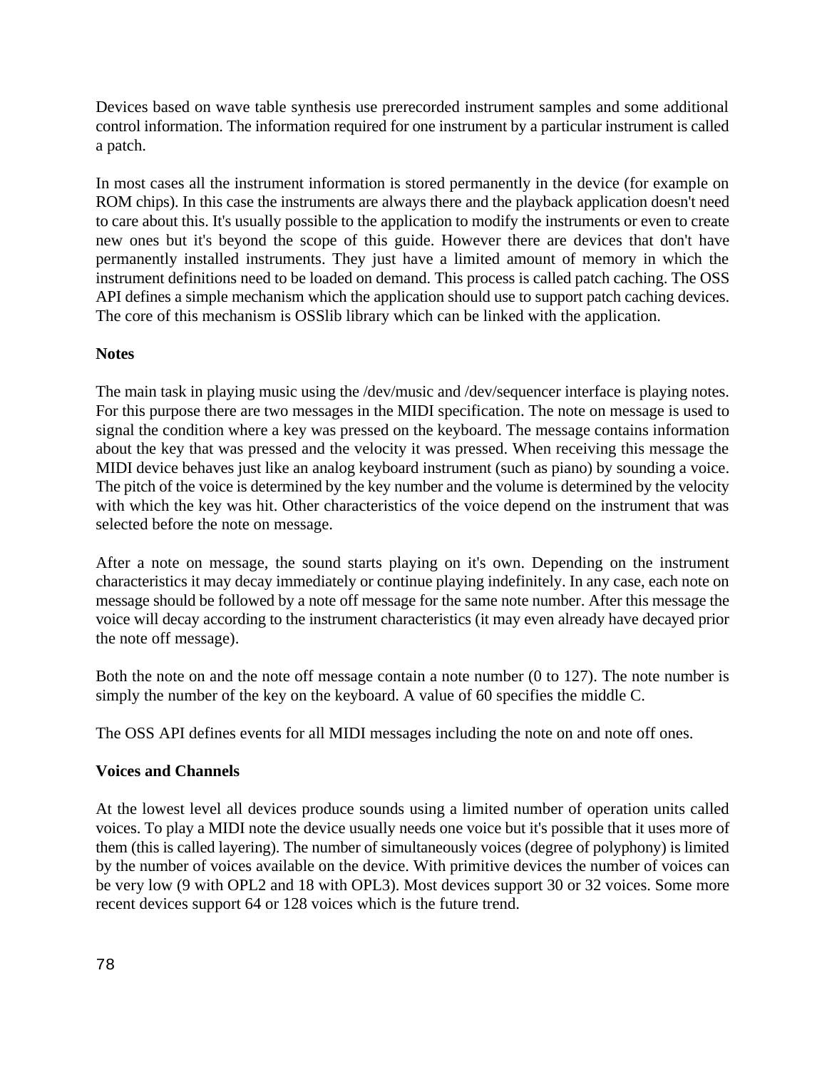Devices based on wave table synthesis use prerecorded instrument samples and some additional control information. The information required for one instrument by a particular instrument is called a patch.

In most cases all the instrument information is stored permanently in the device (for example on ROM chips). In this case the instruments are always there and the playback application doesn't need to care about this. It's usually possible to the application to modify the instruments or even to create new ones but it's beyond the scope of this guide. However there are devices that don't have permanently installed instruments. They just have a limited amount of memory in which the instrument definitions need to be loaded on demand. This process is called patch caching. The OSS API defines a simple mechanism which the application should use to support patch caching devices. The core of this mechanism is OSSlib library which can be linked with the application.

**Notes**

The main task in playing music using the /dev/music and /dev/sequencer interface is playing notes. For this purpose there are two messages in the MIDI specification. The note on message is used to signal the condition where a key was pressed on the keyboard. The message contains information about the key that was pressed and the velocity it was pressed. When receiving this message the MIDI device behaves just like an analog keyboard instrument (such as piano) by sounding a voice. The pitch of the voice is determined by the key number and the volume is determined by the velocity with which the key was hit. Other characteristics of the voice depend on the instrument that was selected before the note on message.

After a note on message, the sound starts playing on it's own. Depending on the instrument characteristics it may decay immediately or continue playing indefinitely. In any case, each note on message should be followed by a note off message for the same note number. After this message the voice will decay according to the instrument characteristics (it may even already have decayed prior the note off message).

Both the note on and the note off message contain a note number (0 to 127). The note number is simply the number of the key on the keyboard. A value of 60 specifies the middle C.

The OSS API defines events for all MIDI messages including the note on and note off ones.

**Voices and Channels**

At the lowest level all devices produce sounds using a limited number of operation units called voices. To play a MIDI note the device usually needs one voice but it's possible that it uses more of them (this is called layering). The number of simultaneously voices (degree of polyphony) is limited by the number of voices available on the device. With primitive devices the number of voices can be very low (9 with OPL2 and 18 with OPL3). Most devices support 30 or 32 voices. Some more recent devices support 64 or 128 voices which is the future trend.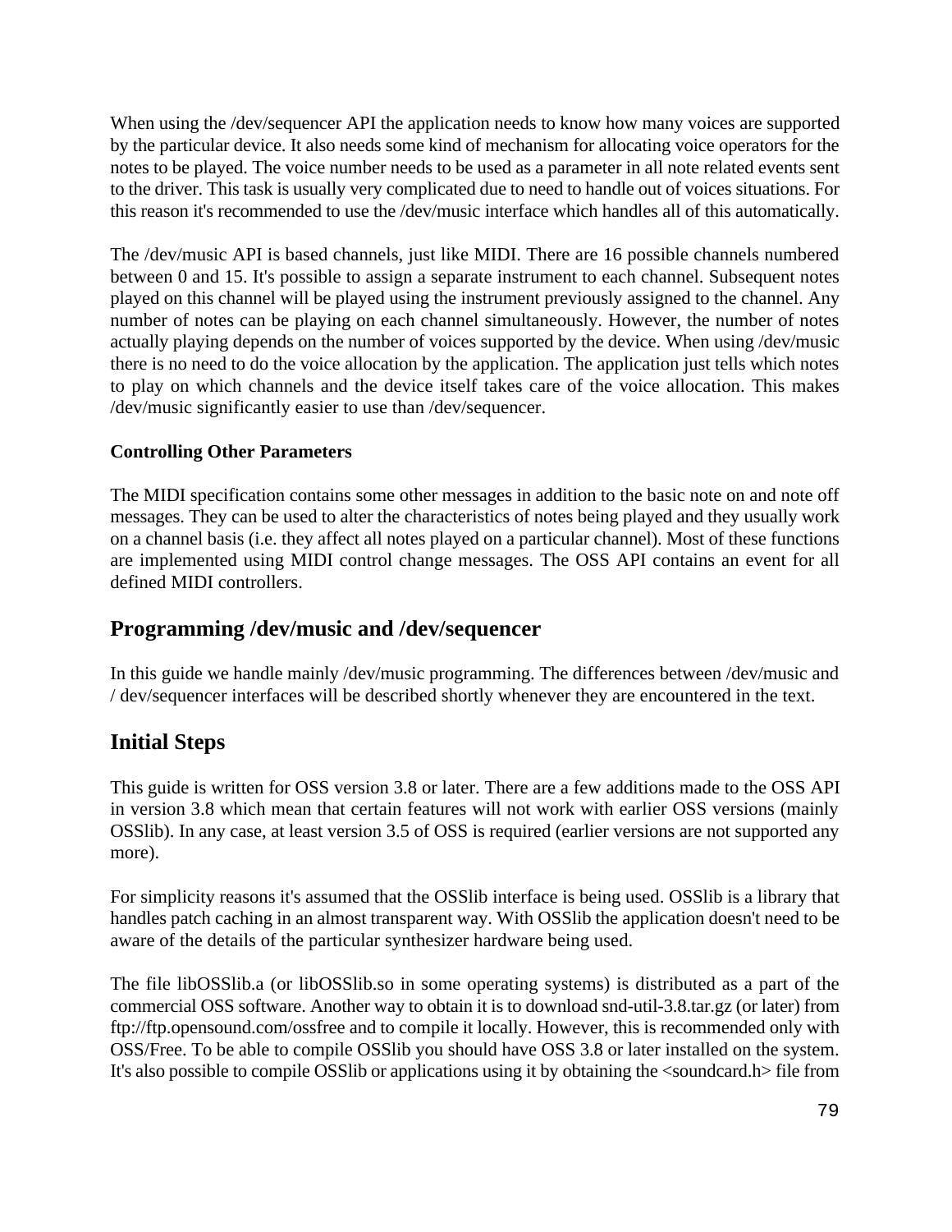When using the /dev/sequencer API the application needs to know how many voices are supported by the particular device. It also needs some kind of mechanism for allocating voice operators for the notes to be played. The voice number needs to be used as a parameter in all note related events sent to the driver. This task is usually very complicated due to need to handle out of voices situations. For this reason it's recommended to use the /dev/music interface which handles all of this automatically.

The /dev/music API is based channels, just like MIDI. There are 16 possible channels numbered between 0 and 15. It's possible to assign a separate instrument to each channel. Subsequent notes played on this channel will be played using the instrument previously assigned to the channel. Any number of notes can be playing on each channel simultaneously. However, the number of notes actually playing depends on the number of voices supported by the device. When using /dev/music there is no need to do the voice allocation by the application. The application just tells which notes to play on which channels and the device itself takes care of the voice allocation. This makes /dev/music significantly easier to use than /dev/sequencer.

**Controlling Other Parameters**

The MIDI specification contains some other messages in addition to the basic note on and note off messages. They can be used to alter the characteristics of notes being played and they usually work on a channel basis (i.e. they affect all notes played on a particular channel). Most of these functions are implemented using MIDI control change messages. The OSS API contains an event for all defined MIDI controllers.

## Programming /dev/music and /dev/sequencer

In this guide we handle mainly /dev/music programming. The differences between /dev/music and / dev/sequencer interfaces will be described shortly whenever they are encountered in the text.

## Initial Steps

This guide is written for OSS version 3.8 or later. There are a few additions made to the OSS API in version 3.8 which mean that certain features will not work with earlier OSS versions (mainly OSSlib). In any case, at least version 3.5 of OSS is required (earlier versions are not supported any more).

For simplicity reasons it's assumed that the OSSlib interface is being used. OSSlib is a library that handles patch caching in an almost transparent way. With OSSlib the application doesn't need to be aware of the details of the particular synthesizer hardware being used.

The file libOSSlib.a (or libOSSlib.so in some operating systems) is distributed as a part of the commercial OSS software. Another way to obtain it is to download snd-util-3.8.tar.gz (or later) from ftp://ftp.opensound.com/ossfree and to compile it locally. However, this is recommended only with OSS/Free. To be able to compile OSSlib you should have OSS 3.8 or later installed on the system. It's also possible to compile OSSlib or applications using it by obtaining the <soundcard.h> file from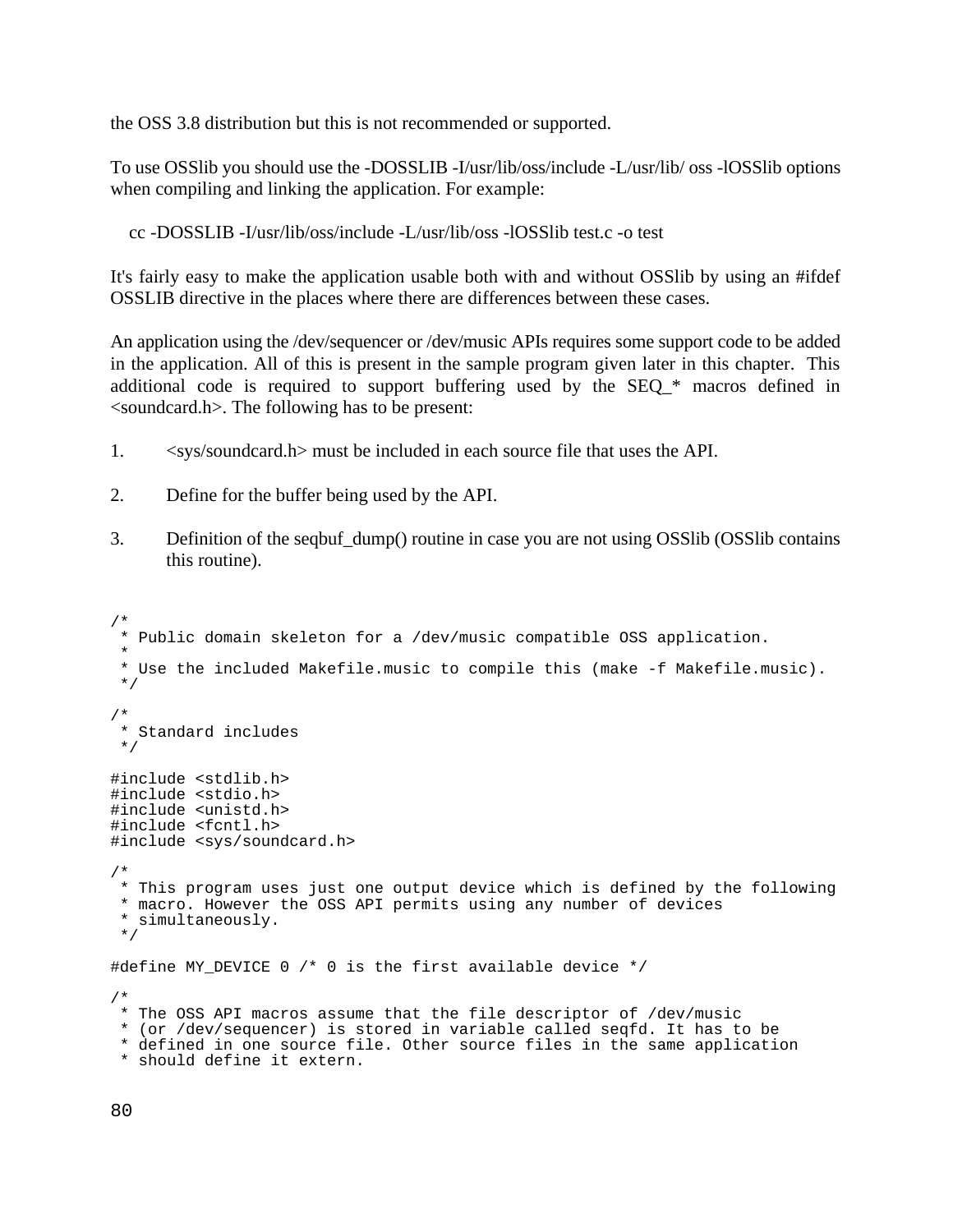the OSS 3.8 distribution but this is not recommended or supported.

To use OSSlib you should use the -DOSSLIB -I/usr/lib/oss/include -L/usr/lib/ oss -lOSSlib options when compiling and linking the application. For example:

```
cc -DOSSLIB -I/usr/lib/oss/include -L/usr/lib/oss -lOSSlib test.c -o test
```

It's fairly easy to make the application usable both with and without OSSlib by using an #ifdef OSSLIB directive in the places where there are differences between these cases.

An application using the /dev/sequencer or /dev/music APIs requires some support code to be added in the application. All of this is present in the sample program given later in this chapter. This additional code is required to support buffering used by the SEQ_* macros defined in <soundcard.h>. The following has to be present:

1. <sys/soundcard.h> must be included in each source file that uses the API.

2. Define for the buffer being used by the API.

3. Definition of the seqbuf_dump() routine in case you are not using OSSlib (OSSlib contains this routine).

```
/*
 * Public domain skeleton for a /dev/music compatible OSS application.
 *
 * Use the included Makefile.music to compile this (make -f Makefile.music).
 */

/*
 * Standard includes
 */

#include <stdlib.h>
#include <stdio.h>
#include <unistd.h>
#include <fcntl.h>
#include <sys/soundcard.h>

/*
 * This program uses just one output device which is defined by the following
 * macro. However the OSS API permits using any number of devices
 * simultaneously.
 */

#define MY_DEVICE 0 /* 0 is the first available device */

/*
 * The OSS API macros assume that the file descriptor of /dev/music
 * (or /dev/sequencer) is stored in variable called seqfd. It has to be
 * defined in one source file. Other source files in the same application
 * should define it extern.
```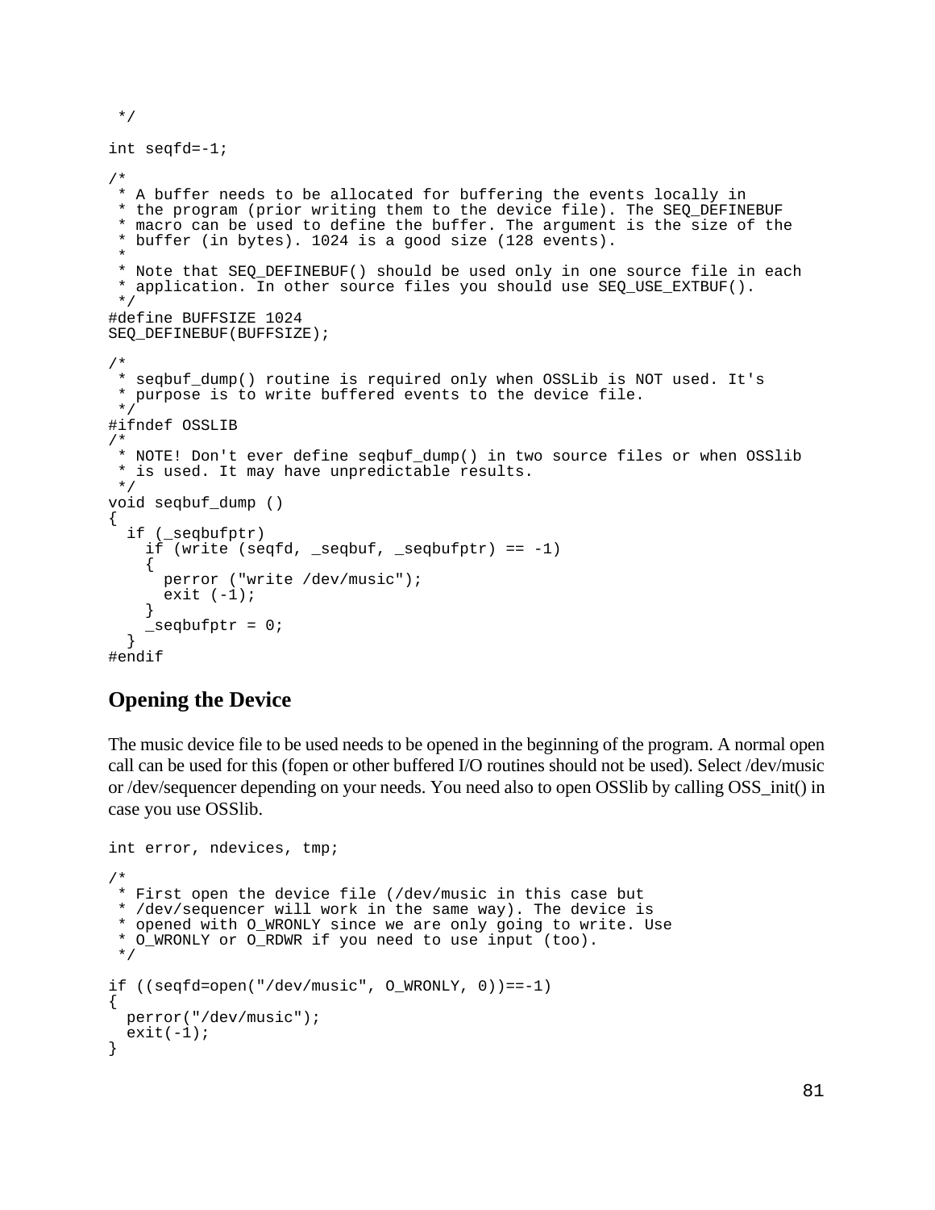```
 */

int seqfd=-1;

/*
 * A buffer needs to be allocated for buffering the events locally in
 * the program (prior writing them to the device file). The SEQ_DEFINEBUF
 * macro can be used to define the buffer. The argument is the size of the
 * buffer (in bytes). 1024 is a good size (128 events).
 *
 * Note that SEQ_DEFINEBUF() should be used only in one source file in each
 * application. In other source files you should use SEQ_USE_EXTBUF().
 */
#define BUFFSIZE 1024
SEQ_DEFINEBUF(BUFFSIZE);

/*
 * seqbuf_dump() routine is required only when OSSLib is NOT used. It's
 * purpose is to write buffered events to the device file.
 */
#ifndef OSSLIB
/*
 * NOTE! Don't ever define seqbuf_dump() in two source files or when OSSlib
 * is used. It may have unpredictable results.
 */
void seqbuf_dump ()
{
  if (_seqbufptr)
    if (write (seqfd, _seqbuf, _seqbufptr) == -1)
    {
      perror ("write /dev/music");
      exit (-1);
    }
    _seqbufptr = 0;
  }
#endif
```

## Opening the Device

The music device file to be used needs to be opened in the beginning of the program. A normal open call can be used for this (fopen or other buffered I/O routines should not be used). Select /dev/music or /dev/sequencer depending on your needs. You need also to open OSSlib by calling OSS_init() in case you use OSSlib.

```
int error, ndevices, tmp;

/*
 * First open the device file (/dev/music in this case but
 * /dev/sequencer will work in the same way). The device is
 * opened with O_WRONLY since we are only going to write. Use
 * O_WRONLY or O_RDWR if you need to use input (too).
 */

if ((seqfd=open("/dev/music", O_WRONLY, 0))==-1)
{
  perror("/dev/music");
  exit(-1);
}
```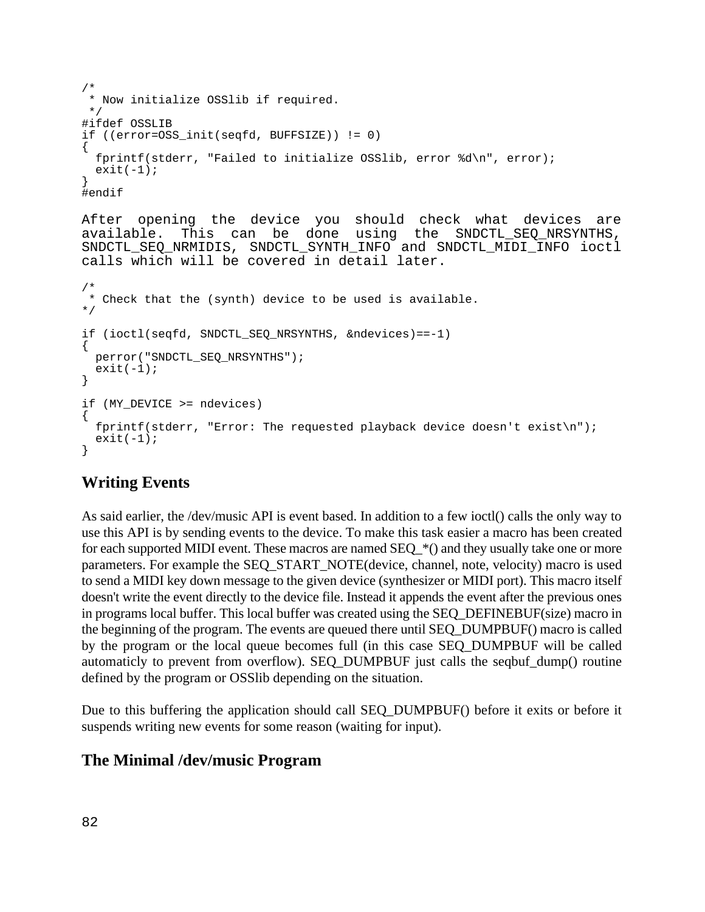```
/*
 * Now initialize OSSlib if required.
 */
#ifdef OSSLIB
if ((error=OSS_init(seqfd, BUFFSIZE)) != 0)
{
  fprintf(stderr, "Failed to initialize OSSlib, error %d\n", error);
  exit(-1);
}
#endif
```

After opening the device you should check what devices are available. This can be done using the SNDCTL_SEQ_NRSYNTHS, SNDCTL_SEQ_NRMIDIS, SNDCTL_SYNTH_INFO and SNDCTL_MIDI_INFO ioctl calls which will be covered in detail later.

```
/*
 * Check that the (synth) device to be used is available.
*/

if (ioctl(seqfd, SNDCTL_SEQ_NRSYNTHS, &ndevices)==-1)
{
  perror("SNDCTL_SEQ_NRSYNTHS");
  exit(-1);
}

if (MY_DEVICE >= ndevices)
{
  fprintf(stderr, "Error: The requested playback device doesn't exist\n");
  exit(-1);
}
```

## Writing Events

As said earlier, the /dev/music API is event based. In addition to a few ioctl() calls the only way to use this API is by sending events to the device. To make this task easier a macro has been created for each supported MIDI event. These macros are named SEQ_*() and they usually take one or more parameters. For example the SEQ_START_NOTE(device, channel, note, velocity) macro is used to send a MIDI key down message to the given device (synthesizer or MIDI port). This macro itself doesn't write the event directly to the device file. Instead it appends the event after the previous ones in programs local buffer. This local buffer was created using the SEQ_DEFINEBUF(size) macro in the beginning of the program. The events are queued there until SEQ_DUMPBUF() macro is called by the program or the local queue becomes full (in this case SEQ_DUMPBUF will be called automaticly to prevent from overflow). SEQ_DUMPBUF just calls the seqbuf_dump() routine defined by the program or OSSlib depending on the situation.

Due to this buffering the application should call SEQ_DUMPBUF() before it exits or before it suspends writing new events for some reason (waiting for input).

## The Minimal /dev/music Program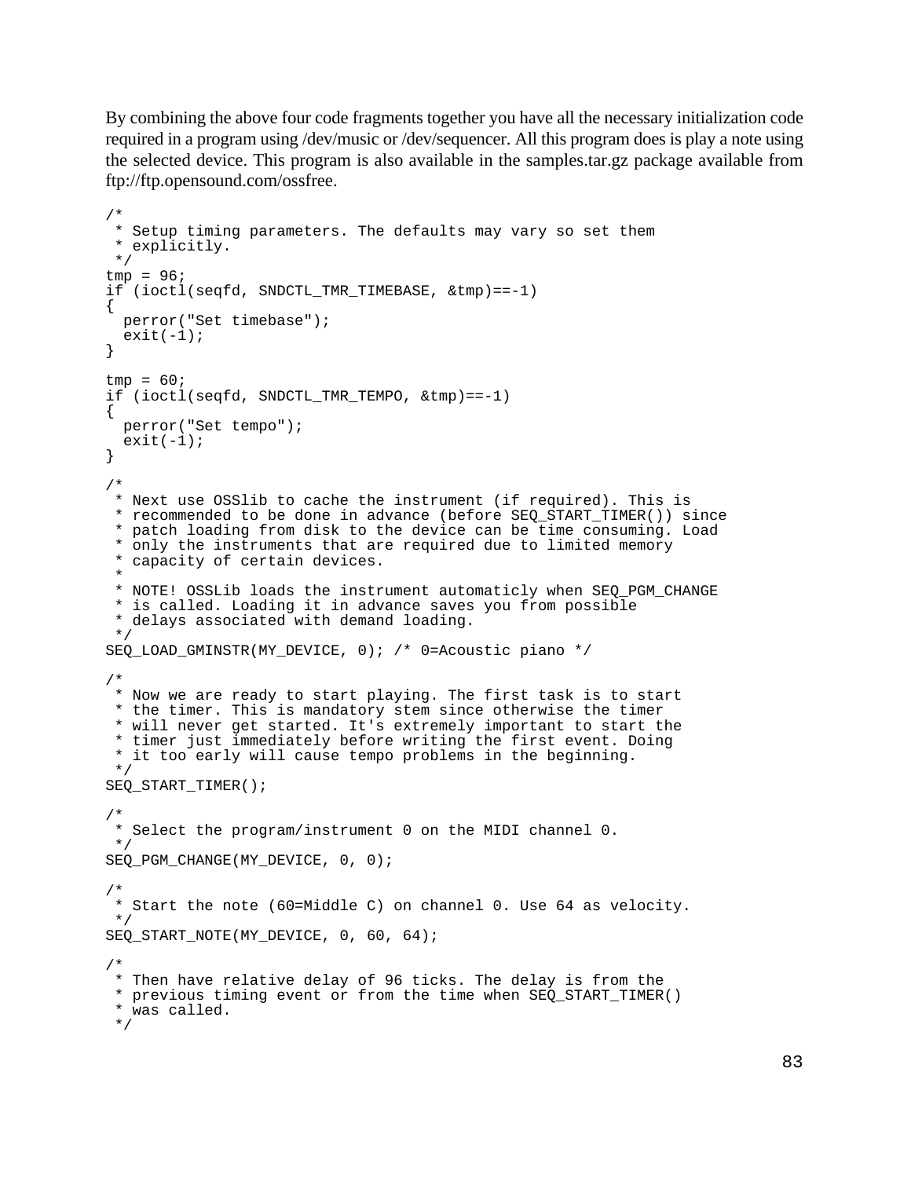By combining the above four code fragments together you have all the necessary initialization code required in a program using /dev/music or /dev/sequencer. All this program does is play a note using the selected device. This program is also available in the samples.tar.gz package available from ftp://ftp.opensound.com/ossfree.

```
/*
 * Setup timing parameters. The defaults may vary so set them
 * explicitly.
 */
tmp = 96;
if (ioctl(seqfd, SNDCTL_TMR_TIMEBASE, &tmp)==-1)
{
  perror("Set timebase");
  exit(-1);
}

tmp = 60;
if (ioctl(seqfd, SNDCTL_TMR_TEMPO, &tmp)==-1)
{
  perror("Set tempo");
  exit(-1);
}

/*
 * Next use OSSlib to cache the instrument (if required). This is
 * recommended to be done in advance (before SEQ_START_TIMER()) since
 * patch loading from disk to the device can be time consuming. Load
 * only the instruments that are required due to limited memory
 * capacity of certain devices.
 *
 * NOTE! OSSLib loads the instrument automaticly when SEQ_PGM_CHANGE
 * is called. Loading it in advance saves you from possible
 * delays associated with demand loading.
 */
SEQ_LOAD_GMINSTR(MY_DEVICE, 0); /* 0=Acoustic piano */

/*
 * Now we are ready to start playing. The first task is to start
 * the timer. This is mandatory stem since otherwise the timer
 * will never get started. It's extremely important to start the
 * timer just immediately before writing the first event. Doing
 * it too early will cause tempo problems in the beginning.
 */
SEQ_START_TIMER();

/*
 * Select the program/instrument 0 on the MIDI channel 0.
 */
SEQ_PGM_CHANGE(MY_DEVICE, 0, 0);

/*
 * Start the note (60=Middle C) on channel 0. Use 64 as velocity.
 */
SEQ_START_NOTE(MY_DEVICE, 0, 60, 64);

/*
 * Then have relative delay of 96 ticks. The delay is from the
 * previous timing event or from the time when SEQ_START_TIMER()
 * was called.
 */
```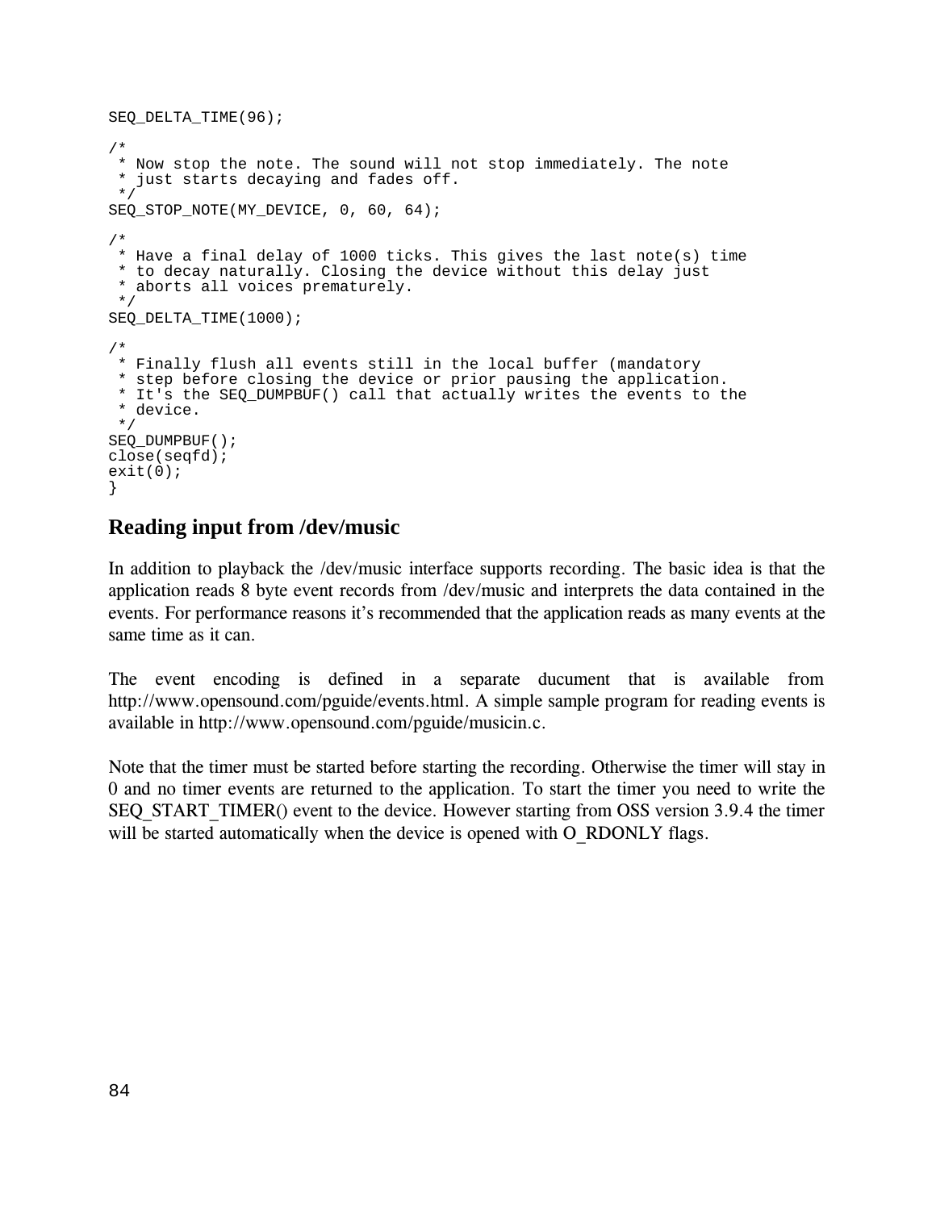```
SEQ_DELTA_TIME(96);

/*
 * Now stop the note. The sound will not stop immediately. The note
 * just starts decaying and fades off.
 */
SEQ_STOP_NOTE(MY_DEVICE, 0, 60, 64);

/*
 * Have a final delay of 1000 ticks. This gives the last note(s) time
 * to decay naturally. Closing the device without this delay just
 * aborts all voices prematurely.
 */
SEQ_DELTA_TIME(1000);

/*
 * Finally flush all events still in the local buffer (mandatory
 * step before closing the device or prior pausing the application.
 * It's the SEQ_DUMPBUF() call that actually writes the events to the
 * device.
 */
SEQ_DUMPBUF();
close(seqfd);
exit(0);
}
```

## Reading input from /dev/music

In addition to playback the /dev/music interface supports recording. The basic idea is that the application reads 8 byte event records from /dev/music and interprets the data contained in the events. For performance reasons it's recommended that the application reads as many events at the same time as it can.

The event encoding is defined in a separate ducument that is available from http://www.opensound.com/pguide/events.html. A simple sample program for reading events is available in http://www.opensound.com/pguide/musicin.c.

Note that the timer must be started before starting the recording. Otherwise the timer will stay in 0 and no timer events are returned to the application. To start the timer you need to write the SEQ_START_TIMER() event to the device. However starting from OSS version 3.9.4 the timer will be started automatically when the device is opened with O_RDONLY flags.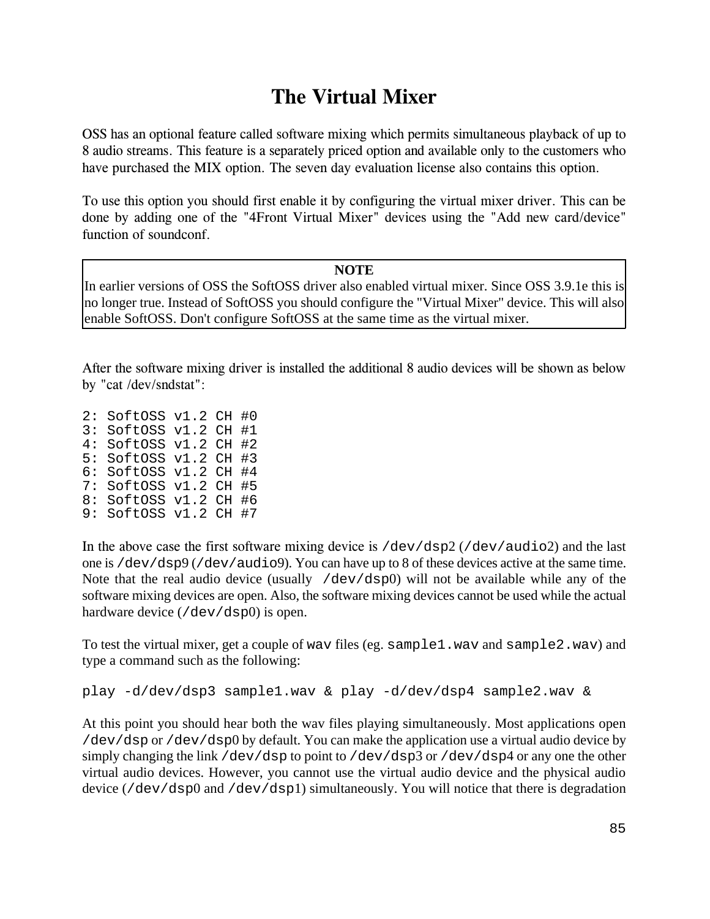# The Virtual Mixer

OSS has an optional feature called software mixing which permits simultaneous playback of up to 8 audio streams. This feature is a separately priced option and available only to the customers who have purchased the MIX option. The seven day evaluation license also contains this option.

To use this option you should first enable it by configuring the virtual mixer driver. This can be done by adding one of the "4Front Virtual Mixer" devices using the "Add new card/device" function of soundconf.

| NOTE |
|---|
| In earlier versions of OSS the SoftOSS driver also enabled virtual mixer. Since OSS 3.9.1e this is no longer true. Instead of SoftOSS you should configure the "Virtual Mixer" device. This will also enable SoftOSS. Don't configure SoftOSS at the same time as the virtual mixer. |

After the software mixing driver is installed the additional 8 audio devices will be shown as below by "cat /dev/sndstat":

```
2: SoftOSS v1.2 CH #0
3: SoftOSS v1.2 CH #1
4: SoftOSS v1.2 CH #2
5: SoftOSS v1.2 CH #3
6: SoftOSS v1.2 CH #4
7: SoftOSS v1.2 CH #5
8: SoftOSS v1.2 CH #6
9: SoftOSS v1.2 CH #7
```

In the above case the first software mixing device is `/dev/dsp2` (`/dev/audio2`) and the last one is `/dev/dsp9` (`/dev/audio9`). You can have up to 8 of these devices active at the same time. Note that the real audio device (usually `/dev/dsp0`) will not be available while any of the software mixing devices are open. Also, the software mixing devices cannot be used while the actual hardware device (`/dev/dsp0`) is open.

To test the virtual mixer, get a couple of `wav` files (eg. `sample1.wav` and `sample2.wav`) and type a command such as the following:

```
play -d/dev/dsp3 sample1.wav & play -d/dev/dsp4 sample2.wav &
```

At this point you should hear both the wav files playing simultaneously. Most applications open `/dev/dsp` or `/dev/dsp0` by default. You can make the application use a virtual audio device by simply changing the link `/dev/dsp` to point to `/dev/dsp3` or `/dev/dsp4` or any one the other virtual audio devices. However, you cannot use the virtual audio device and the physical audio device (`/dev/dsp0` and `/dev/dsp1`) simultaneously. You will notice that there is degradation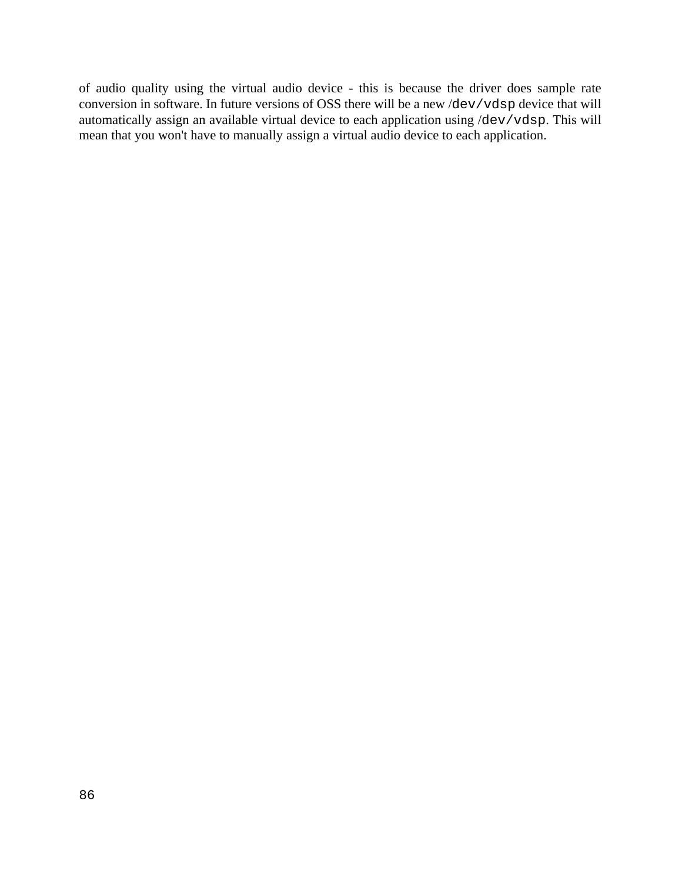of audio quality using the virtual audio device - this is because the driver does sample rate conversion in software. In future versions of OSS there will be a new `/dev/vdsp` device that will automatically assign an available virtual device to each application using `/dev/vdsp`. This will mean that you won't have to manually assign a virtual audio device to each application.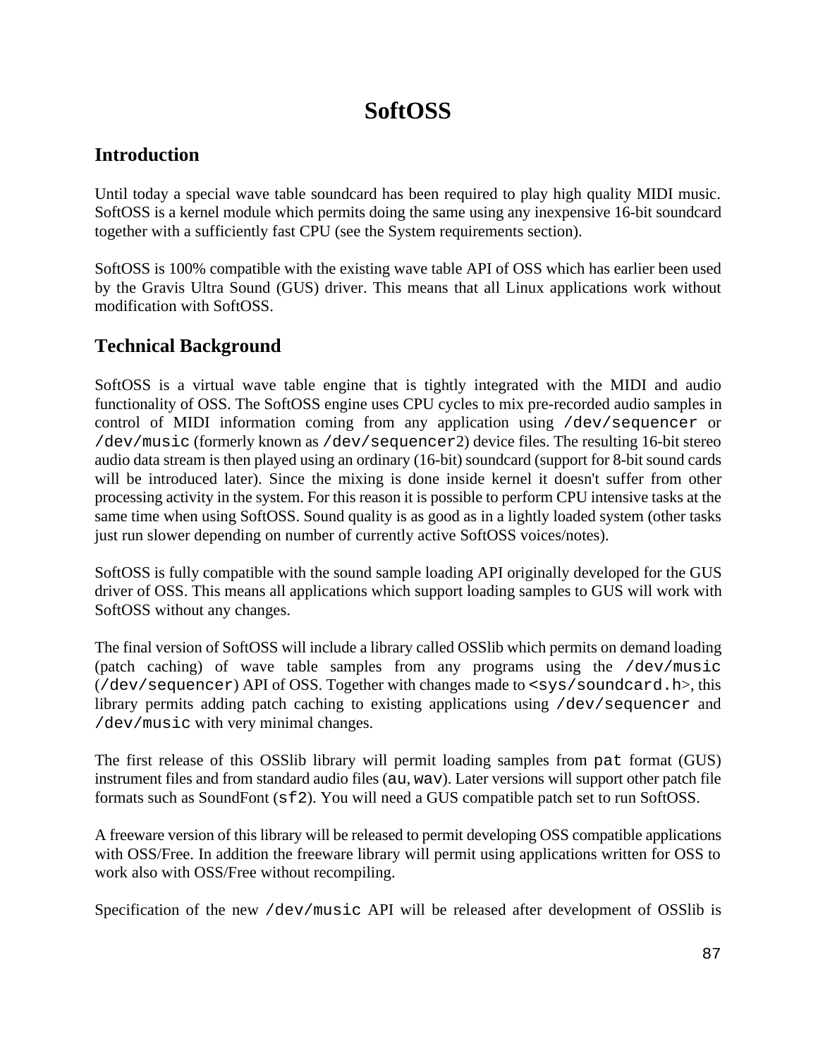# SoftOSS

## Introduction

Until today a special wave table soundcard has been required to play high quality MIDI music. SoftOSS is a kernel module which permits doing the same using any inexpensive 16-bit soundcard together with a sufficiently fast CPU (see the System requirements section).

SoftOSS is 100% compatible with the existing wave table API of OSS which has earlier been used by the Gravis Ultra Sound (GUS) driver. This means that all Linux applications work without modification with SoftOSS.

## Technical Background

SoftOSS is a virtual wave table engine that is tightly integrated with the MIDI and audio functionality of OSS. The SoftOSS engine uses CPU cycles to mix pre-recorded audio samples in control of MIDI information coming from any application using `/dev/sequencer` or `/dev/music` (formerly known as `/dev/sequencer2`) device files. The resulting 16-bit stereo audio data stream is then played using an ordinary (16-bit) soundcard (support for 8-bit sound cards will be introduced later). Since the mixing is done inside kernel it doesn't suffer from other processing activity in the system. For this reason it is possible to perform CPU intensive tasks at the same time when using SoftOSS. Sound quality is as good as in a lightly loaded system (other tasks just run slower depending on number of currently active SoftOSS voices/notes).

SoftOSS is fully compatible with the sound sample loading API originally developed for the GUS driver of OSS. This means all applications which support loading samples to GUS will work with SoftOSS without any changes.

The final version of SoftOSS will include a library called OSSlib which permits on demand loading (patch caching) of wave table samples from any programs using the `/dev/music` (`/dev/sequencer`) API of OSS. Together with changes made to `<sys/soundcard.h>`, this library permits adding patch caching to existing applications using `/dev/sequencer` and `/dev/music` with very minimal changes.

The first release of this OSSlib library will permit loading samples from `pat` format (GUS) instrument files and from standard audio files (`au`, `wav`). Later versions will support other patch file formats such as SoundFont (`sf2`). You will need a GUS compatible patch set to run SoftOSS.

A freeware version of this library will be released to permit developing OSS compatible applications with OSS/Free. In addition the freeware library will permit using applications written for OSS to work also with OSS/Free without recompiling.

Specification of the new `/dev/music` API will be released after development of OSSlib is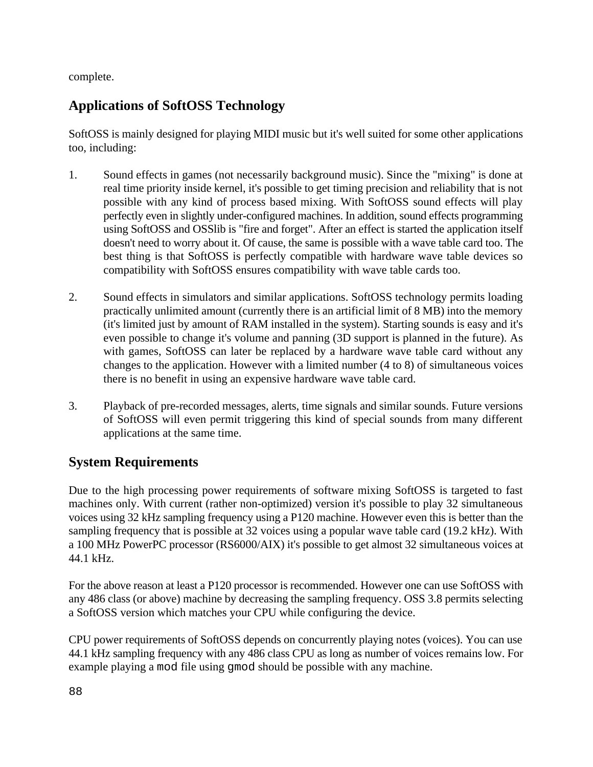complete.

## Applications of SoftOSS Technology

SoftOSS is mainly designed for playing MIDI music but it's well suited for some other applications too, including:

1. Sound effects in games (not necessarily background music). Since the "mixing" is done at real time priority inside kernel, it's possible to get timing precision and reliability that is not possible with any kind of process based mixing. With SoftOSS sound effects will play perfectly even in slightly under-configured machines. In addition, sound effects programming using SoftOSS and OSSlib is "fire and forget". After an effect is started the application itself doesn't need to worry about it. Of cause, the same is possible with a wave table card too. The best thing is that SoftOSS is perfectly compatible with hardware wave table devices so compatibility with SoftOSS ensures compatibility with wave table cards too.

2. Sound effects in simulators and similar applications. SoftOSS technology permits loading practically unlimited amount (currently there is an artificial limit of 8 MB) into the memory (it's limited just by amount of RAM installed in the system). Starting sounds is easy and it's even possible to change it's volume and panning (3D support is planned in the future). As with games, SoftOSS can later be replaced by a hardware wave table card without any changes to the application. However with a limited number (4 to 8) of simultaneous voices there is no benefit in using an expensive hardware wave table card.

3. Playback of pre-recorded messages, alerts, time signals and similar sounds. Future versions of SoftOSS will even permit triggering this kind of special sounds from many different applications at the same time.

## System Requirements

Due to the high processing power requirements of software mixing SoftOSS is targeted to fast machines only. With current (rather non-optimized) version it's possible to play 32 simultaneous voices using 32 kHz sampling frequency using a P120 machine. However even this is better than the sampling frequency that is possible at 32 voices using a popular wave table card (19.2 kHz). With a 100 MHz PowerPC processor (RS6000/AIX) it's possible to get almost 32 simultaneous voices at 44.1 kHz.

For the above reason at least a P120 processor is recommended. However one can use SoftOSS with any 486 class (or above) machine by decreasing the sampling frequency. OSS 3.8 permits selecting a SoftOSS version which matches your CPU while configuring the device.

CPU power requirements of SoftOSS depends on concurrently playing notes (voices). You can use 44.1 kHz sampling frequency with any 486 class CPU as long as number of voices remains low. For example playing a `mod` file using `gmod` should be possible with any machine.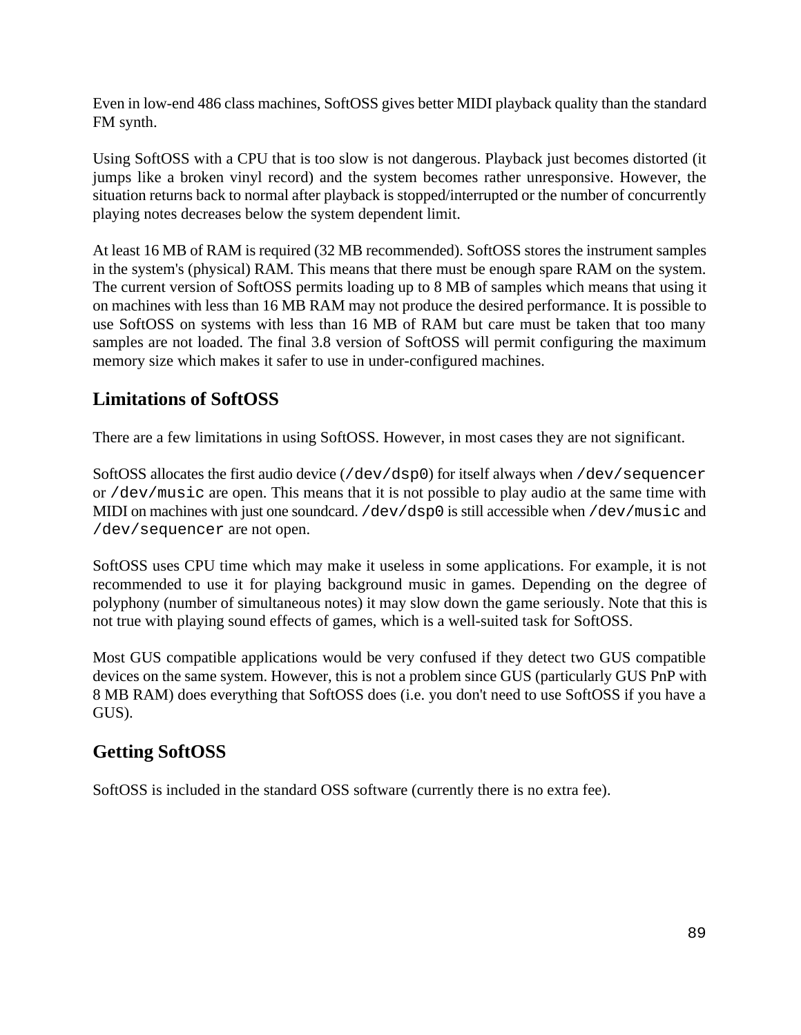Even in low-end 486 class machines, SoftOSS gives better MIDI playback quality than the standard FM synth.

Using SoftOSS with a CPU that is too slow is not dangerous. Playback just becomes distorted (it jumps like a broken vinyl record) and the system becomes rather unresponsive. However, the situation returns back to normal after playback is stopped/interrupted or the number of concurrently playing notes decreases below the system dependent limit.

At least 16 MB of RAM is required (32 MB recommended). SoftOSS stores the instrument samples in the system's (physical) RAM. This means that there must be enough spare RAM on the system. The current version of SoftOSS permits loading up to 8 MB of samples which means that using it on machines with less than 16 MB RAM may not produce the desired performance. It is possible to use SoftOSS on systems with less than 16 MB of RAM but care must be taken that too many samples are not loaded. The final 3.8 version of SoftOSS will permit configuring the maximum memory size which makes it safer to use in under-configured machines.

## Limitations of SoftOSS

There are a few limitations in using SoftOSS. However, in most cases they are not significant.

SoftOSS allocates the first audio device (`/dev/dsp0`) for itself always when `/dev/sequencer` or `/dev/music` are open. This means that it is not possible to play audio at the same time with MIDI on machines with just one soundcard. `/dev/dsp0` is still accessible when `/dev/music` and `/dev/sequencer` are not open.

SoftOSS uses CPU time which may make it useless in some applications. For example, it is not recommended to use it for playing background music in games. Depending on the degree of polyphony (number of simultaneous notes) it may slow down the game seriously. Note that this is not true with playing sound effects of games, which is a well-suited task for SoftOSS.

Most GUS compatible applications would be very confused if they detect two GUS compatible devices on the same system. However, this is not a problem since GUS (particularly GUS PnP with 8 MB RAM) does everything that SoftOSS does (i.e. you don't need to use SoftOSS if you have a GUS).

## Getting SoftOSS

SoftOSS is included in the standard OSS software (currently there is no extra fee).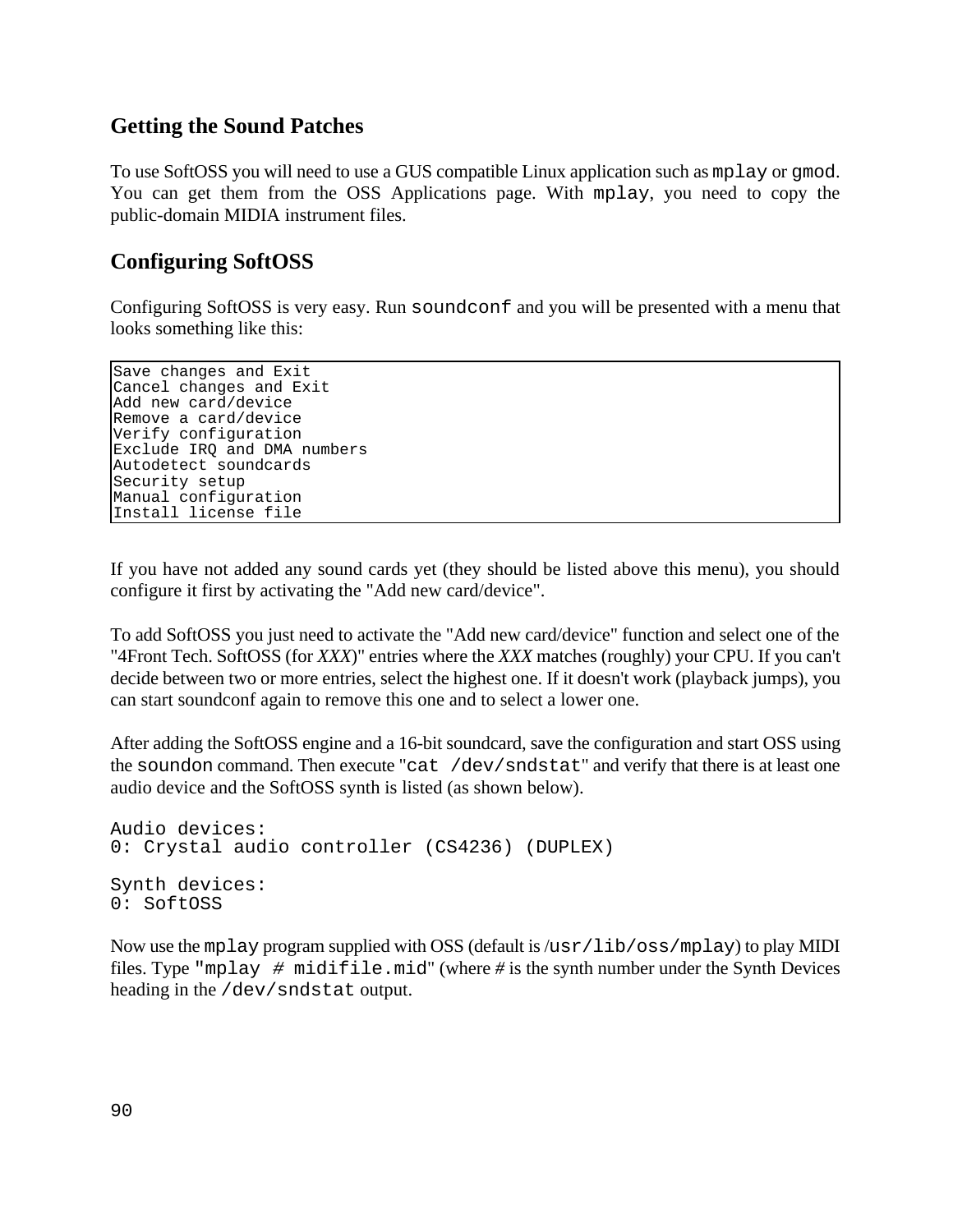## Getting the Sound Patches

To use SoftOSS you will need to use a GUS compatible Linux application such as `mplay` or `gmod`. You can get them from the OSS Applications page. With `mplay`, you need to copy the public-domain MIDIA instrument files.

## Configuring SoftOSS

Configuring SoftOSS is very easy. Run `soundconf` and you will be presented with a menu that looks something like this:

```
Save changes and Exit
Cancel changes and Exit
Add new card/device
Remove a card/device
Verify configuration
Exclude IRQ and DMA numbers
Autodetect soundcards
Security setup
Manual configuration
Install license file
```

If you have not added any sound cards yet (they should be listed above this menu), you should configure it first by activating the "Add new card/device".

To add SoftOSS you just need to activate the "Add new card/device" function and select one of the "4Front Tech. SoftOSS (for *XXX*)" entries where the *XXX* matches (roughly) your CPU. If you can't decide between two or more entries, select the highest one. If it doesn't work (playback jumps), you can start soundconf again to remove this one and to select a lower one.

After adding the SoftOSS engine and a 16-bit soundcard, save the configuration and start OSS using the `soundon` command. Then execute "`cat /dev/sndstat`" and verify that there is at least one audio device and the SoftOSS synth is listed (as shown below).

```
Audio devices:
0: Crystal audio controller (CS4236) (DUPLEX)

Synth devices:
0: SoftOSS
```

Now use the `mplay` program supplied with OSS (default is /`usr/lib/oss/mplay`) to play MIDI files. Type "`mplay # midifile.mid`" (where *#* is the synth number under the Synth Devices heading in the `/dev/sndstat` output.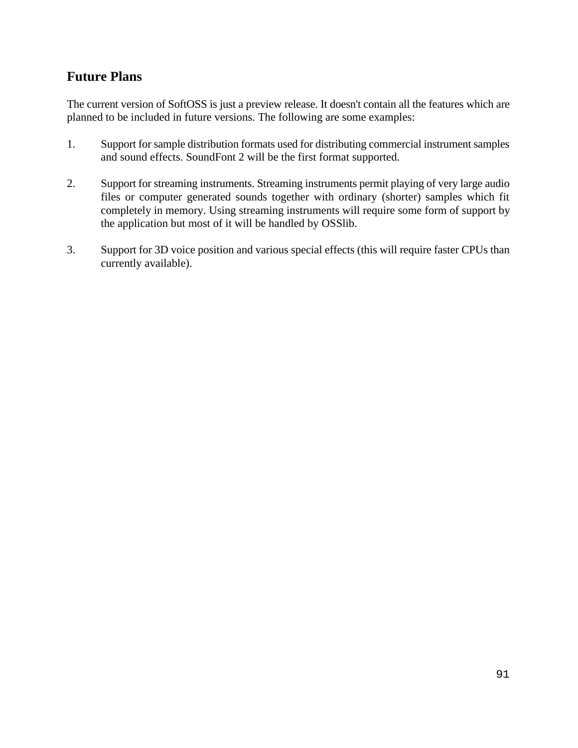## Future Plans

The current version of SoftOSS is just a preview release. It doesn't contain all the features which are planned to be included in future versions. The following are some examples:

1. Support for sample distribution formats used for distributing commercial instrument samples and sound effects. SoundFont 2 will be the first format supported.

2. Support for streaming instruments. Streaming instruments permit playing of very large audio files or computer generated sounds together with ordinary (shorter) samples which fit completely in memory. Using streaming instruments will require some form of support by the application but most of it will be handled by OSSlib.

3. Support for 3D voice position and various special effects (this will require faster CPUs than currently available).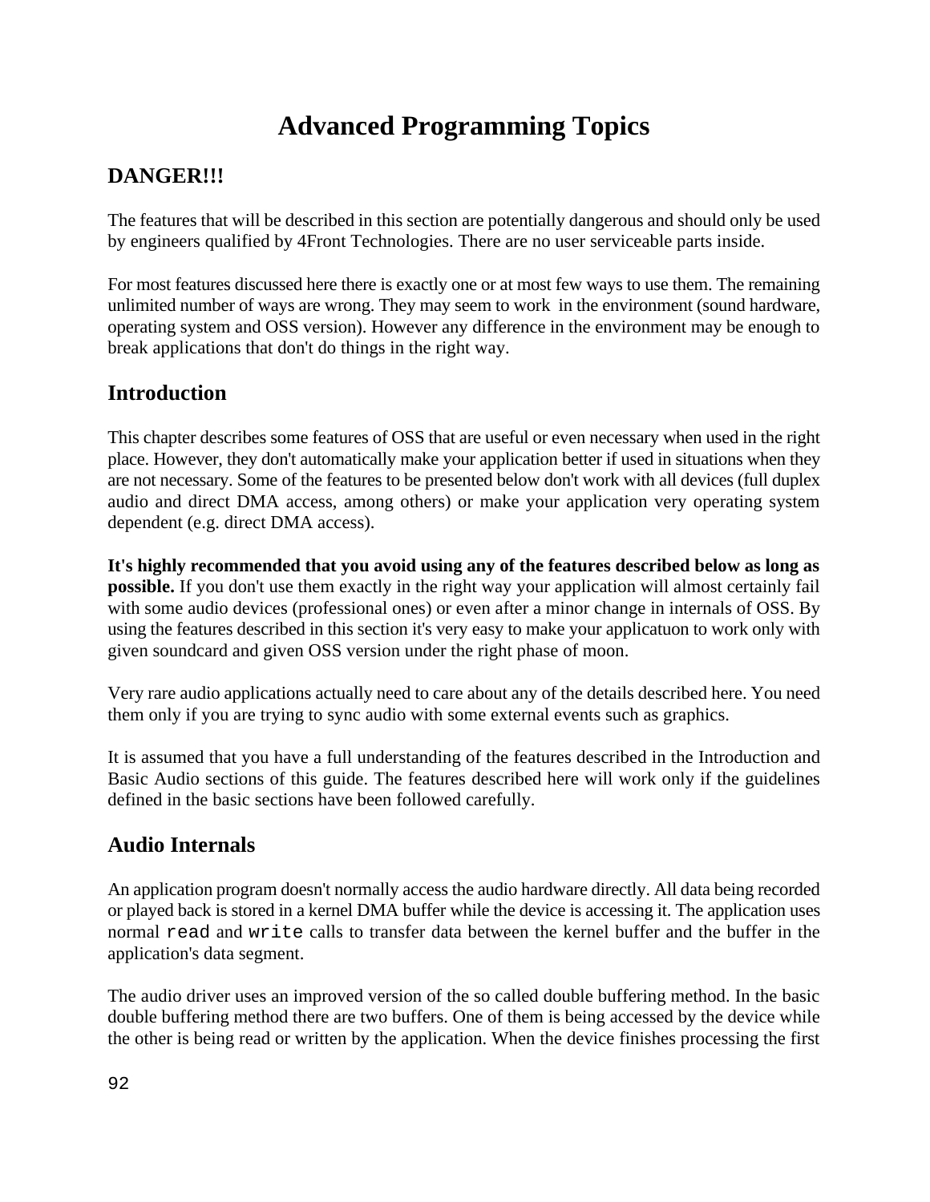# Advanced Programming Topics

## DANGER!!!

The features that will be described in this section are potentially dangerous and should only be used by engineers qualified by 4Front Technologies. There are no user serviceable parts inside.

For most features discussed here there is exactly one or at most few ways to use them. The remaining unlimited number of ways are wrong. They may seem to work in the environment (sound hardware, operating system and OSS version). However any difference in the environment may be enough to break applications that don't do things in the right way.

## Introduction

This chapter describes some features of OSS that are useful or even necessary when used in the right place. However, they don't automatically make your application better if used in situations when they are not necessary. Some of the features to be presented below don't work with all devices (full duplex audio and direct DMA access, among others) or make your application very operating system dependent (e.g. direct DMA access).

**It's highly recommended that you avoid using any of the features described below as long as possible.** If you don't use them exactly in the right way your application will almost certainly fail with some audio devices (professional ones) or even after a minor change in internals of OSS. By using the features described in this section it's very easy to make your applicatuon to work only with given soundcard and given OSS version under the right phase of moon.

Very rare audio applications actually need to care about any of the details described here. You need them only if you are trying to sync audio with some external events such as graphics.

It is assumed that you have a full understanding of the features described in the Introduction and Basic Audio sections of this guide. The features described here will work only if the guidelines defined in the basic sections have been followed carefully.

## Audio Internals

An application program doesn't normally access the audio hardware directly. All data being recorded or played back is stored in a kernel DMA buffer while the device is accessing it. The application uses normal `read` and `write` calls to transfer data between the kernel buffer and the buffer in the application's data segment.

The audio driver uses an improved version of the so called double buffering method. In the basic double buffering method there are two buffers. One of them is being accessed by the device while the other is being read or written by the application. When the device finishes processing the first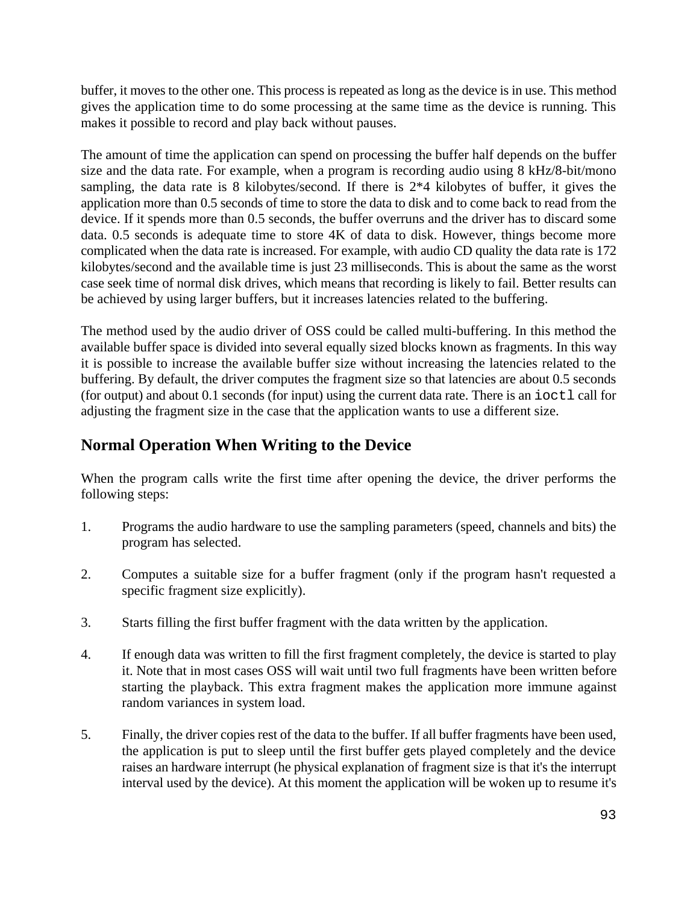buffer, it moves to the other one. This process is repeated as long as the device is in use. This method gives the application time to do some processing at the same time as the device is running. This makes it possible to record and play back without pauses.

The amount of time the application can spend on processing the buffer half depends on the buffer size and the data rate. For example, when a program is recording audio using 8 kHz/8-bit/mono sampling, the data rate is 8 kilobytes/second. If there is 2*4 kilobytes of buffer, it gives the application more than 0.5 seconds of time to store the data to disk and to come back to read from the device. If it spends more than 0.5 seconds, the buffer overruns and the driver has to discard some data. 0.5 seconds is adequate time to store 4K of data to disk. However, things become more complicated when the data rate is increased. For example, with audio CD quality the data rate is 172 kilobytes/second and the available time is just 23 milliseconds. This is about the same as the worst case seek time of normal disk drives, which means that recording is likely to fail. Better results can be achieved by using larger buffers, but it increases latencies related to the buffering.

The method used by the audio driver of OSS could be called multi-buffering. In this method the available buffer space is divided into several equally sized blocks known as fragments. In this way it is possible to increase the available buffer size without increasing the latencies related to the buffering. By default, the driver computes the fragment size so that latencies are about 0.5 seconds (for output) and about 0.1 seconds (for input) using the current data rate. There is an `ioctl` call for adjusting the fragment size in the case that the application wants to use a different size.

## Normal Operation When Writing to the Device

When the program calls write the first time after opening the device, the driver performs the following steps:

1. Programs the audio hardware to use the sampling parameters (speed, channels and bits) the program has selected.

2. Computes a suitable size for a buffer fragment (only if the program hasn't requested a specific fragment size explicitly).

3. Starts filling the first buffer fragment with the data written by the application.

4. If enough data was written to fill the first fragment completely, the device is started to play it. Note that in most cases OSS will wait until two full fragments have been written before starting the playback. This extra fragment makes the application more immune against random variances in system load.

5. Finally, the driver copies rest of the data to the buffer. If all buffer fragments have been used, the application is put to sleep until the first buffer gets played completely and the device raises an hardware interrupt (he physical explanation of fragment size is that it's the interrupt interval used by the device). At this moment the application will be woken up to resume it's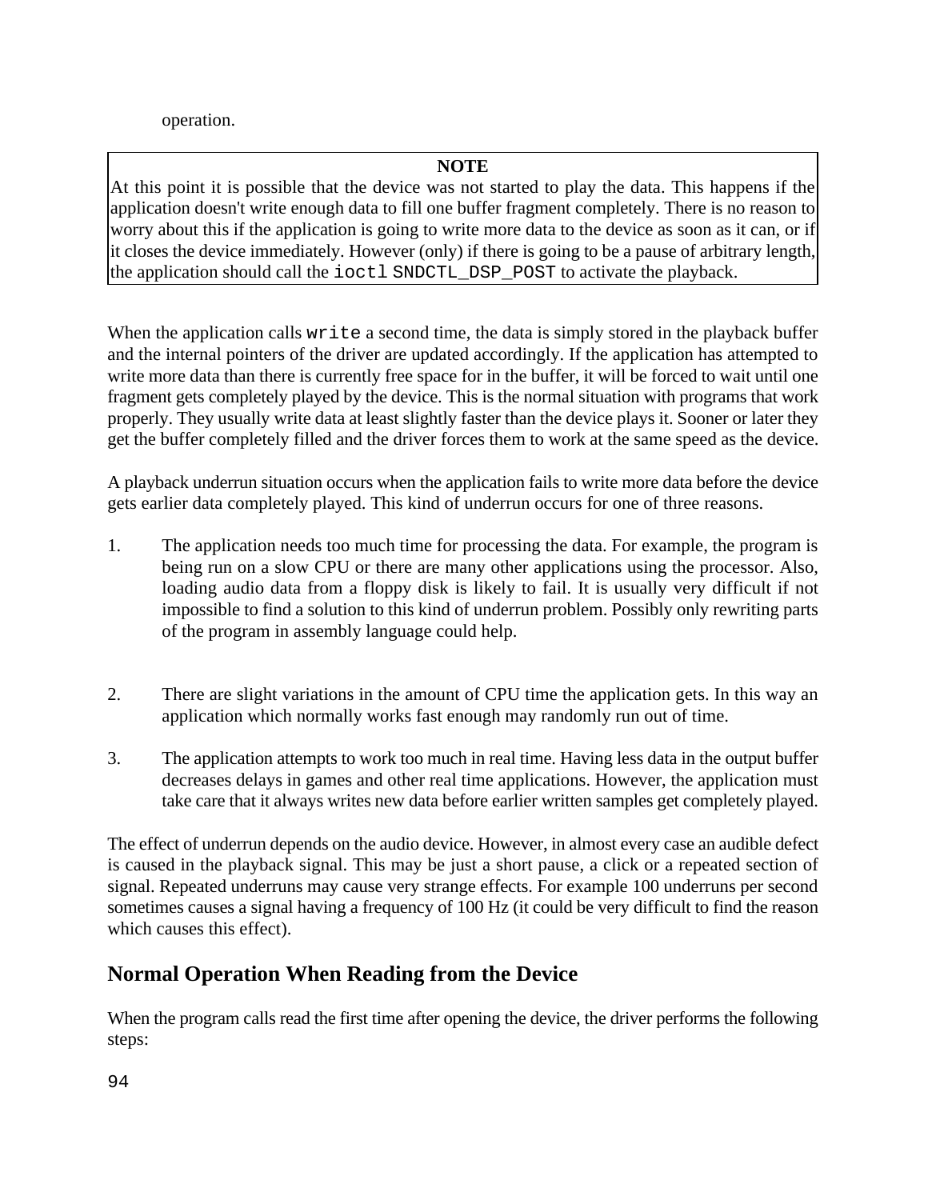operation.

> **NOTE**
>
> At this point it is possible that the device was not started to play the data. This happens if the application doesn't write enough data to fill one buffer fragment completely. There is no reason to worry about this if the application is going to write more data to the device as soon as it can, or if it closes the device immediately. However (only) if there is going to be a pause of arbitrary length, the application should call the `ioctl` `SNDCTL_DSP_POST` to activate the playback.

When the application calls `write` a second time, the data is simply stored in the playback buffer and the internal pointers of the driver are updated accordingly. If the application has attempted to write more data than there is currently free space for in the buffer, it will be forced to wait until one fragment gets completely played by the device. This is the normal situation with programs that work properly. They usually write data at least slightly faster than the device plays it. Sooner or later they get the buffer completely filled and the driver forces them to work at the same speed as the device.

A playback underrun situation occurs when the application fails to write more data before the device gets earlier data completely played. This kind of underrun occurs for one of three reasons.

1. The application needs too much time for processing the data. For example, the program is being run on a slow CPU or there are many other applications using the processor. Also, loading audio data from a floppy disk is likely to fail. It is usually very difficult if not impossible to find a solution to this kind of underrun problem. Possibly only rewriting parts of the program in assembly language could help.

2. There are slight variations in the amount of CPU time the application gets. In this way an application which normally works fast enough may randomly run out of time.

3. The application attempts to work too much in real time. Having less data in the output buffer decreases delays in games and other real time applications. However, the application must take care that it always writes new data before earlier written samples get completely played.

The effect of underrun depends on the audio device. However, in almost every case an audible defect is caused in the playback signal. This may be just a short pause, a click or a repeated section of signal. Repeated underruns may cause very strange effects. For example 100 underruns per second sometimes causes a signal having a frequency of 100 Hz (it could be very difficult to find the reason which causes this effect).

## Normal Operation When Reading from the Device

When the program calls read the first time after opening the device, the driver performs the following steps: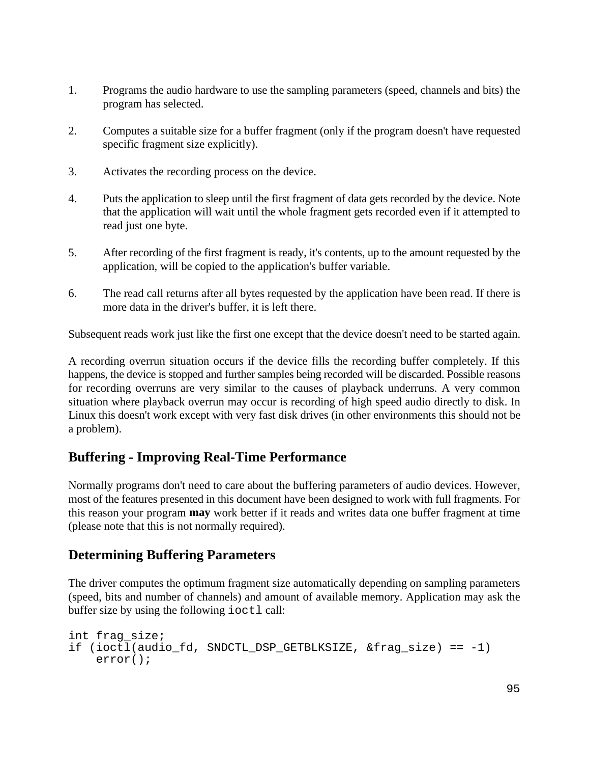1. Programs the audio hardware to use the sampling parameters (speed, channels and bits) the program has selected.

2. Computes a suitable size for a buffer fragment (only if the program doesn't have requested specific fragment size explicitly).

3. Activates the recording process on the device.

4. Puts the application to sleep until the first fragment of data gets recorded by the device. Note that the application will wait until the whole fragment gets recorded even if it attempted to read just one byte.

5. After recording of the first fragment is ready, it's contents, up to the amount requested by the application, will be copied to the application's buffer variable.

6. The read call returns after all bytes requested by the application have been read. If there is more data in the driver's buffer, it is left there.

Subsequent reads work just like the first one except that the device doesn't need to be started again.

A recording overrun situation occurs if the device fills the recording buffer completely. If this happens, the device is stopped and further samples being recorded will be discarded. Possible reasons for recording overruns are very similar to the causes of playback underruns. A very common situation where playback overrun may occur is recording of high speed audio directly to disk. In Linux this doesn't work except with very fast disk drives (in other environments this should not be a problem).

## Buffering - Improving Real-Time Performance

Normally programs don't need to care about the buffering parameters of audio devices. However, most of the features presented in this document have been designed to work with full fragments. For this reason your program **may** work better if it reads and writes data one buffer fragment at time (please note that this is not normally required).

## Determining Buffering Parameters

The driver computes the optimum fragment size automatically depending on sampling parameters (speed, bits and number of channels) and amount of available memory. Application may ask the buffer size by using the following `ioctl` call:

```
int frag_size;
if (ioctl(audio_fd, SNDCTL_DSP_GETBLKSIZE, &frag_size) == -1)
    error();
```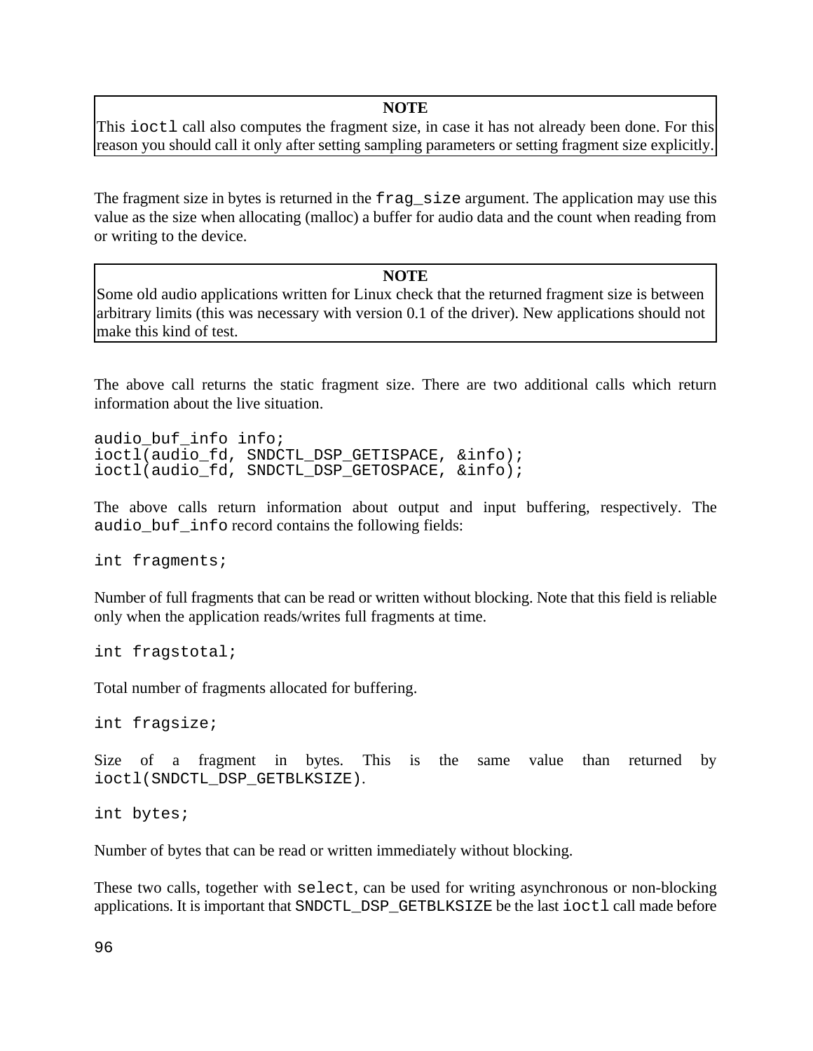> **NOTE**
> This `ioctl` call also computes the fragment size, in case it has not already been done. For this reason you should call it only after setting sampling parameters or setting fragment size explicitly.

The fragment size in bytes is returned in the `frag_size` argument. The application may use this value as the size when allocating (malloc) a buffer for audio data and the count when reading from or writing to the device.

> **NOTE**
> Some old audio applications written for Linux check that the returned fragment size is between arbitrary limits (this was necessary with version 0.1 of the driver). New applications should not make this kind of test.

The above call returns the static fragment size. There are two additional calls which return information about the live situation.

```
audio_buf_info info;
ioctl(audio_fd, SNDCTL_DSP_GETISPACE, &info);
ioctl(audio_fd, SNDCTL_DSP_GETOSPACE, &info);
```

The above calls return information about output and input buffering, respectively. The `audio_buf_info` record contains the following fields:

```
int fragments;
```

Number of full fragments that can be read or written without blocking. Note that this field is reliable only when the application reads/writes full fragments at time.

```
int fragstotal;
```

Total number of fragments allocated for buffering.

```
int fragsize;
```

Size of a fragment in bytes. This is the same value than returned by `ioctl(SNDCTL_DSP_GETBLKSIZE)`.

```
int bytes;
```

Number of bytes that can be read or written immediately without blocking.

These two calls, together with `select`, can be used for writing asynchronous or non-blocking applications. It is important that `SNDCTL_DSP_GETBLKSIZE` be the last `ioctl` call made before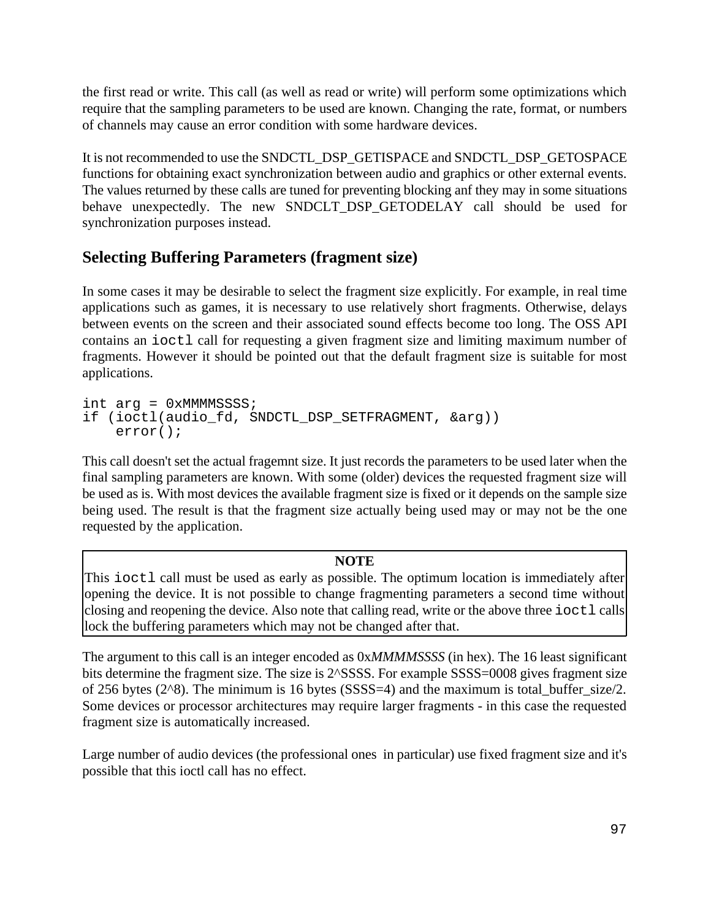the first read or write. This call (as well as read or write) will perform some optimizations which require that the sampling parameters to be used are known. Changing the rate, format, or numbers of channels may cause an error condition with some hardware devices.

It is not recommended to use the SNDCTL_DSP_GETISPACE and SNDCTL_DSP_GETOSPACE functions for obtaining exact synchronization between audio and graphics or other external events. The values returned by these calls are tuned for preventing blocking anf they may in some situations behave unexpectedly. The new SNDCLT_DSP_GETODELAY call should be used for synchronization purposes instead.

## Selecting Buffering Parameters (fragment size)

In some cases it may be desirable to select the fragment size explicitly. For example, in real time applications such as games, it is necessary to use relatively short fragments. Otherwise, delays between events on the screen and their associated sound effects become too long. The OSS API contains an `ioctl` call for requesting a given fragment size and limiting maximum number of fragments. However it should be pointed out that the default fragment size is suitable for most applications.

```
int arg = 0xMMMMSSSS;
if (ioctl(audio_fd, SNDCTL_DSP_SETFRAGMENT, &arg))
    error();
```

This call doesn't set the actual fragemnt size. It just records the parameters to be used later when the final sampling parameters are known. With some (older) devices the requested fragment size will be used as is. With most devices the available fragment size is fixed or it depends on the sample size being used. The result is that the fragment size actually being used may or may not be the one requested by the application.

| NOTE |
| --- |
| This `ioctl` call must be used as early as possible. The optimum location is immediately after opening the device. It is not possible to change fragmenting parameters a second time without closing and reopening the device. Also note that calling read, write or the above three `ioctl` calls lock the buffering parameters which may not be changed after that. |

The argument to this call is an integer encoded as 0x*MMMMSSSS* (in hex). The 16 least significant bits determine the fragment size. The size is 2^SSSS. For example SSSS=0008 gives fragment size of 256 bytes (2^8). The minimum is 16 bytes (SSSS=4) and the maximum is total_buffer_size/2. Some devices or processor architectures may require larger fragments - in this case the requested fragment size is automatically increased.

Large number of audio devices (the professional ones in particular) use fixed fragment size and it's possible that this ioctl call has no effect.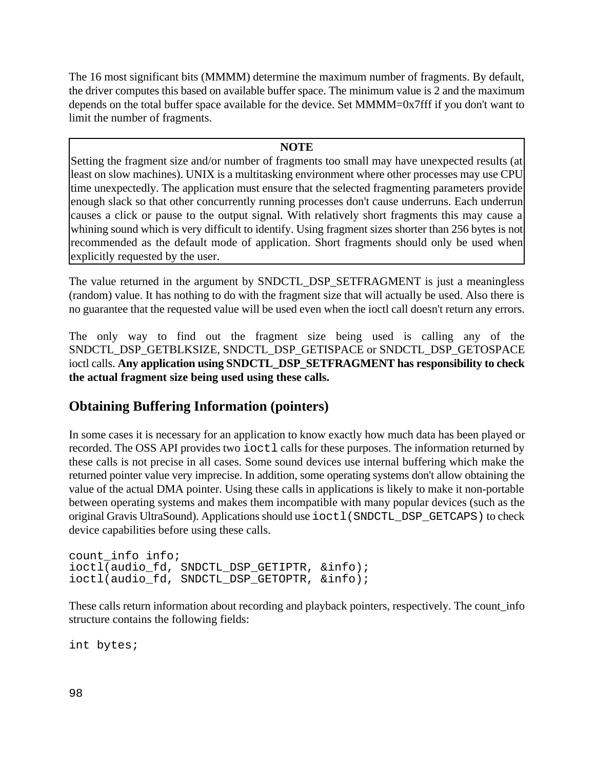The 16 most significant bits (MMMM) determine the maximum number of fragments. By default, the driver computes this based on available buffer space. The minimum value is 2 and the maximum depends on the total buffer space available for the device. Set MMMM=0x7fff if you don't want to limit the number of fragments.

> **NOTE**
>
> Setting the fragment size and/or number of fragments too small may have unexpected results (at least on slow machines). UNIX is a multitasking environment where other processes may use CPU time unexpectedly. The application must ensure that the selected fragmenting parameters provide enough slack so that other concurrently running processes don't cause underruns. Each underrun causes a click or pause to the output signal. With relatively short fragments this may cause a whining sound which is very difficult to identify. Using fragment sizes shorter than 256 bytes is not recommended as the default mode of application. Short fragments should only be used when explicitly requested by the user.

The value returned in the argument by SNDCTL_DSP_SETFRAGMENT is just a meaningless (random) value. It has nothing to do with the fragment size that will actually be used. Also there is no guarantee that the requested value will be used even when the ioctl call doesn't return any errors.

The only way to find out the fragment size being used is calling any of the SNDCTL_DSP_GETBLKSIZE, SNDCTL_DSP_GETISPACE or SNDCTL_DSP_GETOSPACE ioctl calls. **Any application using SNDCTL_DSP_SETFRAGMENT has responsibility to check the actual fragment size being used using these calls.**

## Obtaining Buffering Information (pointers)

In some cases it is necessary for an application to know exactly how much data has been played or recorded. The OSS API provides two `ioctl` calls for these purposes. The information returned by these calls is not precise in all cases. Some sound devices use internal buffering which make the returned pointer value very imprecise. In addition, some operating systems don't allow obtaining the value of the actual DMA pointer. Using these calls in applications is likely to make it non-portable between operating systems and makes them incompatible with many popular devices (such as the original Gravis UltraSound). Applications should use `ioctl(SNDCTL_DSP_GETCAPS)` to check device capabilities before using these calls.

```
count_info info;
ioctl(audio_fd, SNDCTL_DSP_GETIPTR, &info);
ioctl(audio_fd, SNDCTL_DSP_GETOPTR, &info);
```

These calls return information about recording and playback pointers, respectively. The count_info structure contains the following fields:

```
int bytes;
```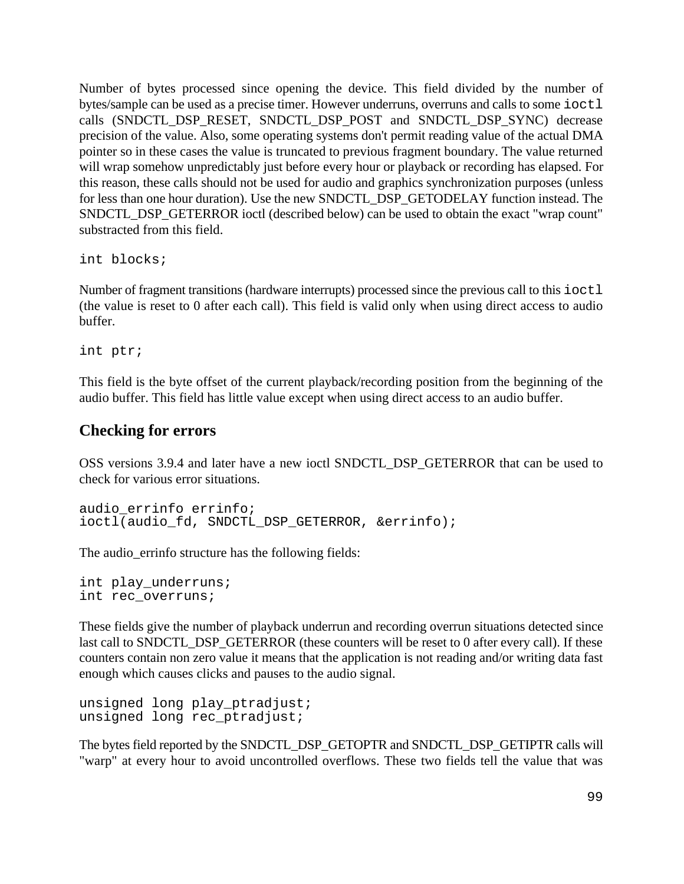Number of bytes processed since opening the device. This field divided by the number of bytes/sample can be used as a precise timer. However underruns, overruns and calls to some `ioctl` calls (SNDCTL_DSP_RESET, SNDCTL_DSP_POST and SNDCTL_DSP_SYNC) decrease precision of the value. Also, some operating systems don't permit reading value of the actual DMA pointer so in these cases the value is truncated to previous fragment boundary. The value returned will wrap somehow unpredictably just before every hour or playback or recording has elapsed. For this reason, these calls should not be used for audio and graphics synchronization purposes (unless for less than one hour duration). Use the new SNDCTL_DSP_GETODELAY function instead. The SNDCTL_DSP_GETERROR ioctl (described below) can be used to obtain the exact "wrap count" substracted from this field.

```
int blocks;
```

Number of fragment transitions (hardware interrupts) processed since the previous call to this `ioctl` (the value is reset to 0 after each call). This field is valid only when using direct access to audio buffer.

```
int ptr;
```

This field is the byte offset of the current playback/recording position from the beginning of the audio buffer. This field has little value except when using direct access to an audio buffer.

## Checking for errors

OSS versions 3.9.4 and later have a new ioctl SNDCTL_DSP_GETERROR that can be used to check for various error situations.

```
audio_errinfo errinfo;
ioctl(audio_fd, SNDCTL_DSP_GETERROR, &errinfo);
```

The audio_errinfo structure has the following fields:

```
int play_underruns;
int rec_overruns;
```

These fields give the number of playback underrun and recording overrun situations detected since last call to SNDCTL_DSP_GETERROR (these counters will be reset to 0 after every call). If these counters contain non zero value it means that the application is not reading and/or writing data fast enough which causes clicks and pauses to the audio signal.

```
unsigned long play_ptradjust;
unsigned long rec_ptradjust;
```

The bytes field reported by the SNDCTL_DSP_GETOPTR and SNDCTL_DSP_GETIPTR calls will "warp" at every hour to avoid uncontrolled overflows. These two fields tell the value that was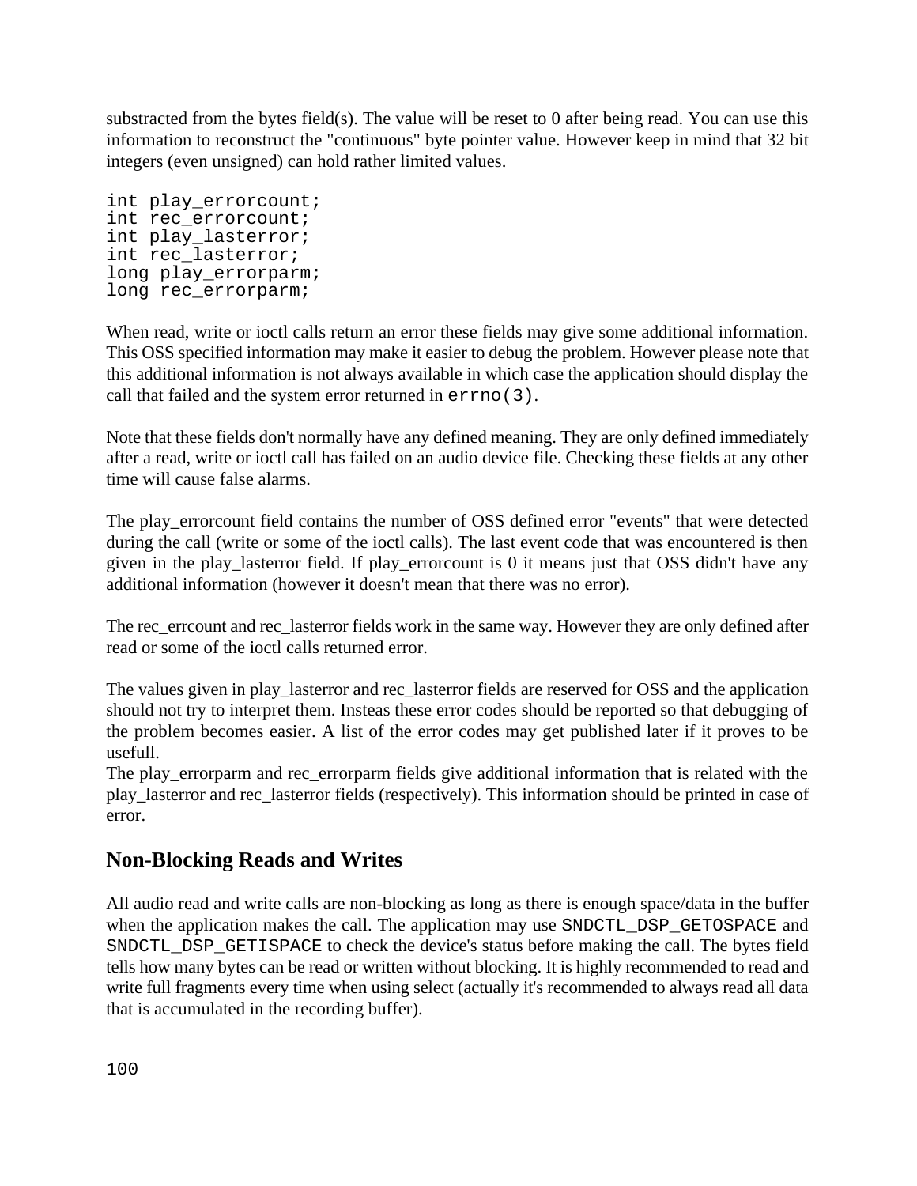substracted from the bytes field(s). The value will be reset to 0 after being read. You can use this information to reconstruct the "continuous" byte pointer value. However keep in mind that 32 bit integers (even unsigned) can hold rather limited values.

```
int play_errorcount;
int rec_errorcount;
int play_lasterror;
int rec_lasterror;
long play_errorparm;
long rec_errorparm;
```

When read, write or ioctl calls return an error these fields may give some additional information. This OSS specified information may make it easier to debug the problem. However please note that this additional information is not always available in which case the application should display the call that failed and the system error returned in `errno(3)`.

Note that these fields don't normally have any defined meaning. They are only defined immediately after a read, write or ioctl call has failed on an audio device file. Checking these fields at any other time will cause false alarms.

The play_errorcount field contains the number of OSS defined error "events" that were detected during the call (write or some of the ioctl calls). The last event code that was encountered is then given in the play_lasterror field. If play_errorcount is 0 it means just that OSS didn't have any additional information (however it doesn't mean that there was no error).

The rec_errcount and rec_lasterror fields work in the same way. However they are only defined after read or some of the ioctl calls returned error.

The values given in play_lasterror and rec_lasterror fields are reserved for OSS and the application should not try to interpret them. Insteas these error codes should be reported so that debugging of the problem becomes easier. A list of the error codes may get published later if it proves to be usefull.
The play_errorparm and rec_errorparm fields give additional information that is related with the play_lasterror and rec_lasterror fields (respectively). This information should be printed in case of error.

## Non-Blocking Reads and Writes

All audio read and write calls are non-blocking as long as there is enough space/data in the buffer when the application makes the call. The application may use `SNDCTL_DSP_GETOSPACE` and `SNDCTL_DSP_GETISPACE` to check the device's status before making the call. The bytes field tells how many bytes can be read or written without blocking. It is highly recommended to read and write full fragments every time when using select (actually it's recommended to always read all data that is accumulated in the recording buffer).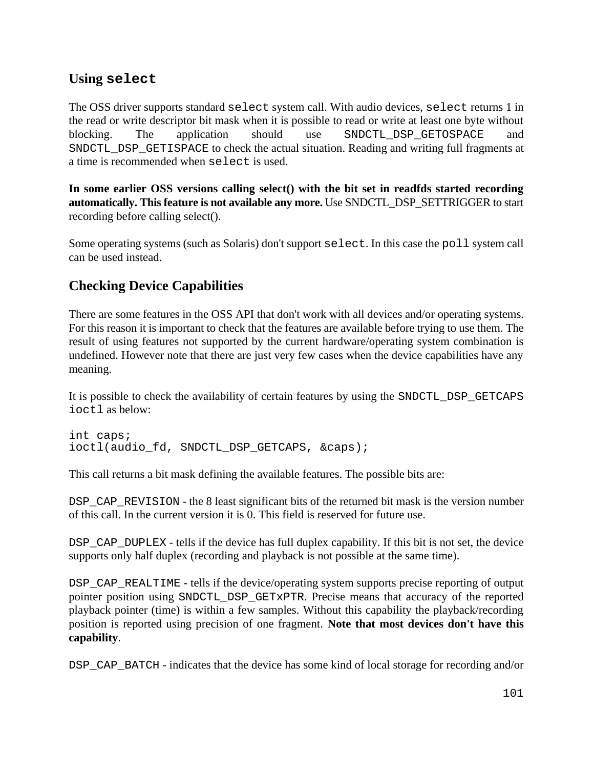## Using `select`

The OSS driver supports standard `select` system call. With audio devices, `select` returns 1 in the read or write descriptor bit mask when it is possible to read or write at least one byte without blocking. The application should use `SNDCTL_DSP_GETOSPACE` and `SNDCTL_DSP_GETISPACE` to check the actual situation. Reading and writing full fragments at a time is recommended when `select` is used.

**In some earlier OSS versions calling select() with the bit set in readfds started recording automatically. This feature is not available any more.** Use SNDCTL_DSP_SETTRIGGER to start recording before calling select().

Some operating systems (such as Solaris) don't support `select`. In this case the `poll` system call can be used instead.

## Checking Device Capabilities

There are some features in the OSS API that don't work with all devices and/or operating systems. For this reason it is important to check that the features are available before trying to use them. The result of using features not supported by the current hardware/operating system combination is undefined. However note that there are just very few cases when the device capabilities have any meaning.

It is possible to check the availability of certain features by using the `SNDCTL_DSP_GETCAPS` `ioctl` as below:

```
int caps;
ioctl(audio_fd, SNDCTL_DSP_GETCAPS, &caps);
```

This call returns a bit mask defining the available features. The possible bits are:

`DSP_CAP_REVISION` - the 8 least significant bits of the returned bit mask is the version number of this call. In the current version it is 0. This field is reserved for future use.

`DSP_CAP_DUPLEX` - tells if the device has full duplex capability. If this bit is not set, the device supports only half duplex (recording and playback is not possible at the same time).

`DSP_CAP_REALTIME` - tells if the device/operating system supports precise reporting of output pointer position using `SNDCTL_DSP_GETxPTR`. Precise means that accuracy of the reported playback pointer (time) is within a few samples. Without this capability the playback/recording position is reported using precision of one fragment. **Note that most devices don't have this capability**.

`DSP_CAP_BATCH` - indicates that the device has some kind of local storage for recording and/or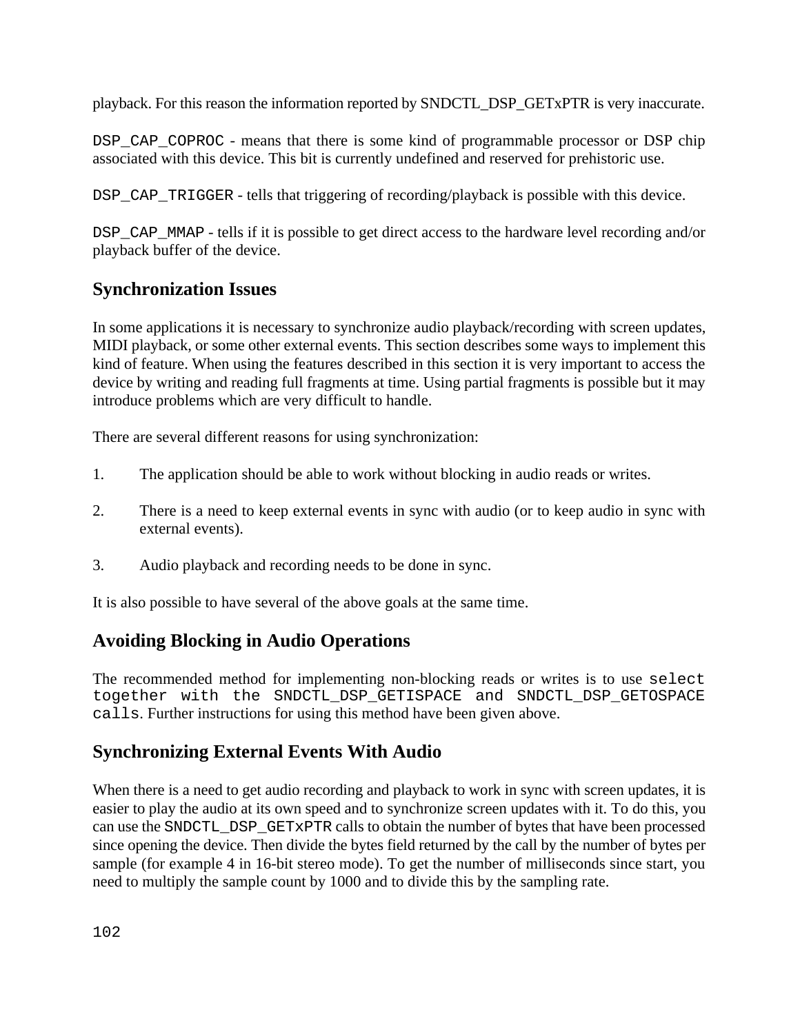playback. For this reason the information reported by SNDCTL_DSP_GETxPTR is very inaccurate.

`DSP_CAP_COPROC` - means that there is some kind of programmable processor or DSP chip associated with this device. This bit is currently undefined and reserved for prehistoric use.

`DSP_CAP_TRIGGER` - tells that triggering of recording/playback is possible with this device.

`DSP_CAP_MMAP` - tells if it is possible to get direct access to the hardware level recording and/or playback buffer of the device.

## Synchronization Issues

In some applications it is necessary to synchronize audio playback/recording with screen updates, MIDI playback, or some other external events. This section describes some ways to implement this kind of feature. When using the features described in this section it is very important to access the device by writing and reading full fragments at time. Using partial fragments is possible but it may introduce problems which are very difficult to handle.

There are several different reasons for using synchronization:

1. The application should be able to work without blocking in audio reads or writes.
2. There is a need to keep external events in sync with audio (or to keep audio in sync with external events).
3. Audio playback and recording needs to be done in sync.

It is also possible to have several of the above goals at the same time.

## Avoiding Blocking in Audio Operations

The recommended method for implementing non-blocking reads or writes is to use `select together with the SNDCTL_DSP_GETISPACE and SNDCTL_DSP_GETOSPACE calls`. Further instructions for using this method have been given above.

## Synchronizing External Events With Audio

When there is a need to get audio recording and playback to work in sync with screen updates, it is easier to play the audio at its own speed and to synchronize screen updates with it. To do this, you can use the `SNDCTL_DSP_GETxPTR` calls to obtain the number of bytes that have been processed since opening the device. Then divide the bytes field returned by the call by the number of bytes per sample (for example 4 in 16-bit stereo mode). To get the number of milliseconds since start, you need to multiply the sample count by 1000 and to divide this by the sampling rate.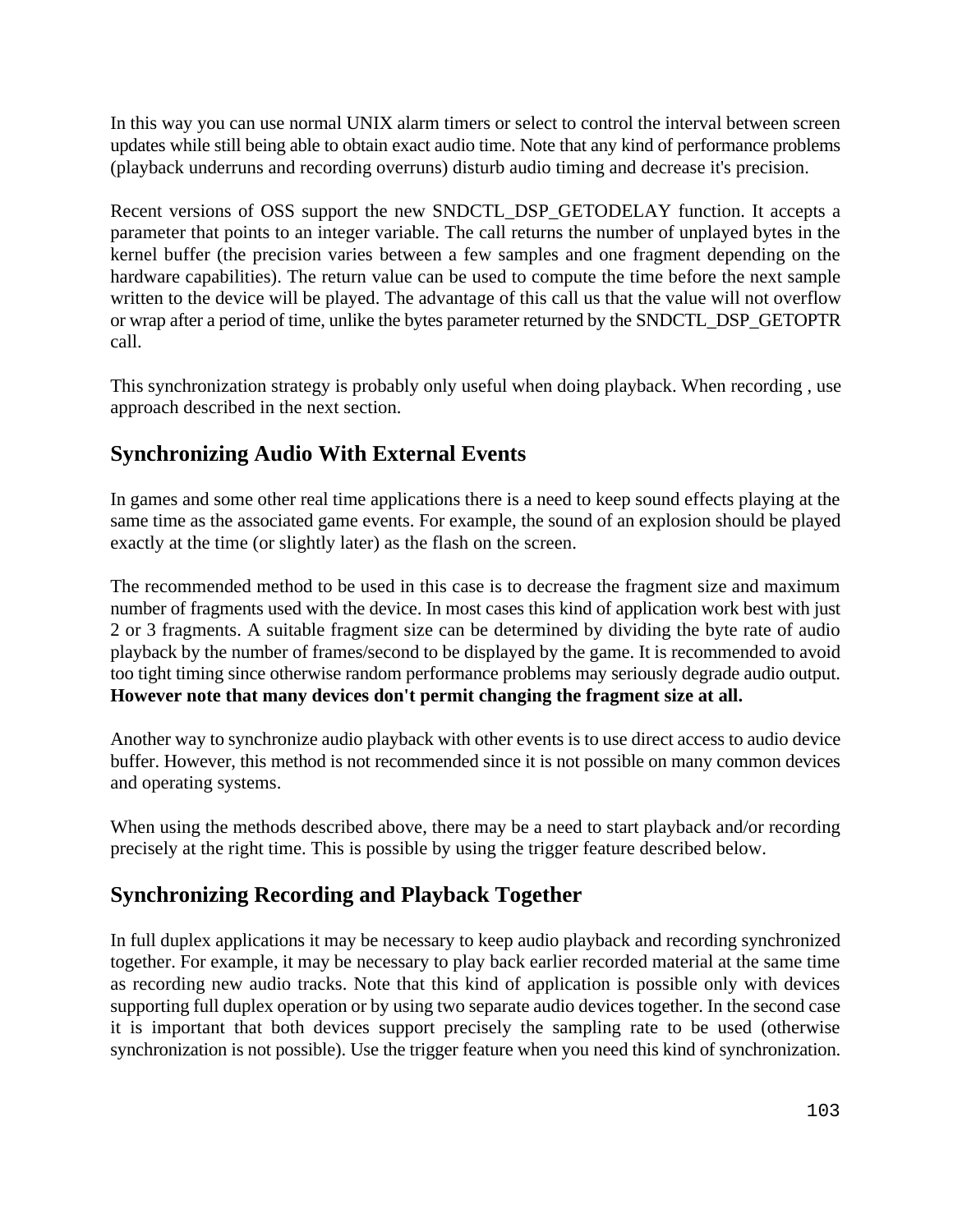In this way you can use normal UNIX alarm timers or select to control the interval between screen updates while still being able to obtain exact audio time. Note that any kind of performance problems (playback underruns and recording overruns) disturb audio timing and decrease it's precision.

Recent versions of OSS support the new SNDCTL_DSP_GETODELAY function. It accepts a parameter that points to an integer variable. The call returns the number of unplayed bytes in the kernel buffer (the precision varies between a few samples and one fragment depending on the hardware capabilities). The return value can be used to compute the time before the next sample written to the device will be played. The advantage of this call us that the value will not overflow or wrap after a period of time, unlike the bytes parameter returned by the SNDCTL_DSP_GETOPTR call.

This synchronization strategy is probably only useful when doing playback. When recording , use approach described in the next section.

## Synchronizing Audio With External Events

In games and some other real time applications there is a need to keep sound effects playing at the same time as the associated game events. For example, the sound of an explosion should be played exactly at the time (or slightly later) as the flash on the screen.

The recommended method to be used in this case is to decrease the fragment size and maximum number of fragments used with the device. In most cases this kind of application work best with just 2 or 3 fragments. A suitable fragment size can be determined by dividing the byte rate of audio playback by the number of frames/second to be displayed by the game. It is recommended to avoid too tight timing since otherwise random performance problems may seriously degrade audio output. **However note that many devices don't permit changing the fragment size at all.**

Another way to synchronize audio playback with other events is to use direct access to audio device buffer. However, this method is not recommended since it is not possible on many common devices and operating systems.

When using the methods described above, there may be a need to start playback and/or recording precisely at the right time. This is possible by using the trigger feature described below.

## Synchronizing Recording and Playback Together

In full duplex applications it may be necessary to keep audio playback and recording synchronized together. For example, it may be necessary to play back earlier recorded material at the same time as recording new audio tracks. Note that this kind of application is possible only with devices supporting full duplex operation or by using two separate audio devices together. In the second case it is important that both devices support precisely the sampling rate to be used (otherwise synchronization is not possible). Use the trigger feature when you need this kind of synchronization.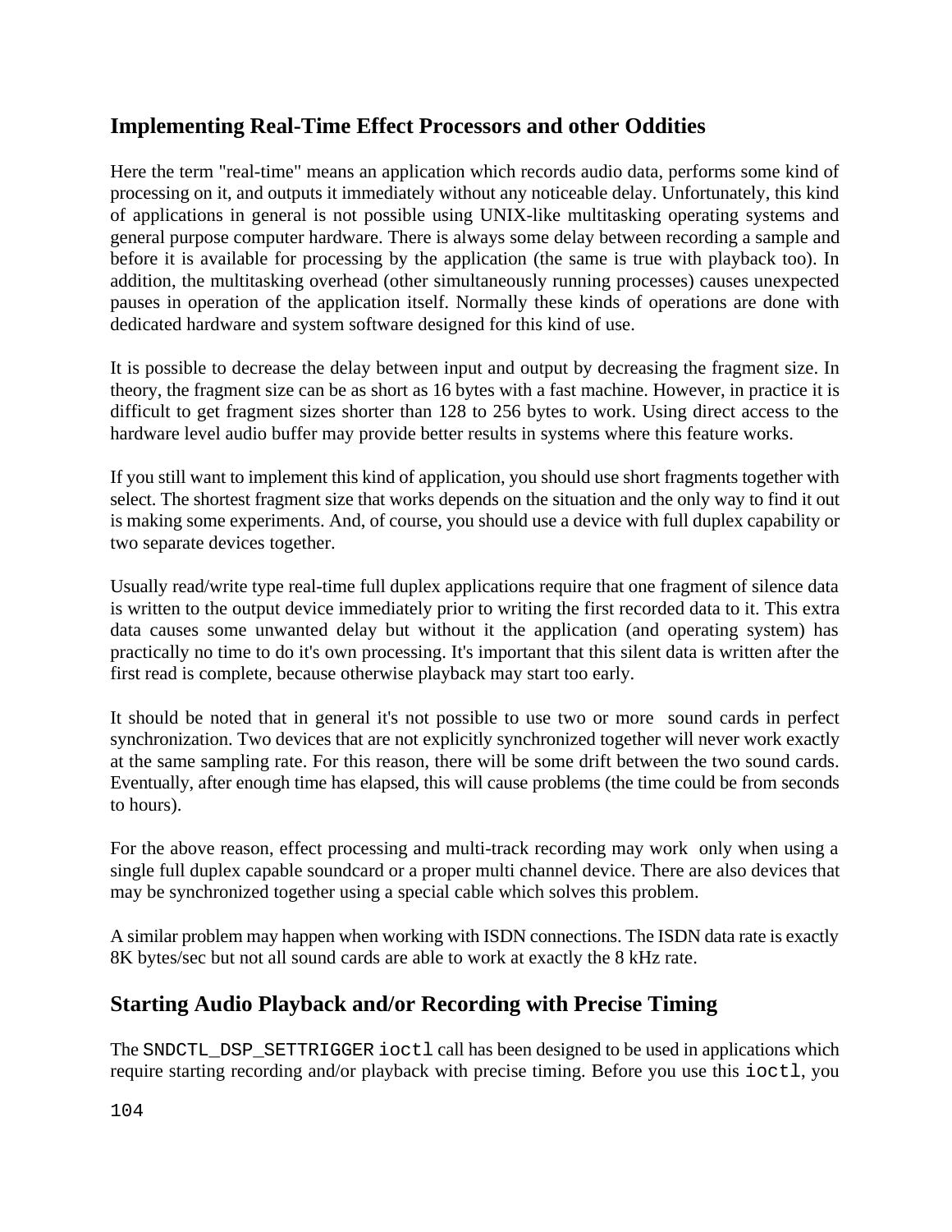## Implementing Real-Time Effect Processors and other Oddities

Here the term "real-time" means an application which records audio data, performs some kind of processing on it, and outputs it immediately without any noticeable delay. Unfortunately, this kind of applications in general is not possible using UNIX-like multitasking operating systems and general purpose computer hardware. There is always some delay between recording a sample and before it is available for processing by the application (the same is true with playback too). In addition, the multitasking overhead (other simultaneously running processes) causes unexpected pauses in operation of the application itself. Normally these kinds of operations are done with dedicated hardware and system software designed for this kind of use.

It is possible to decrease the delay between input and output by decreasing the fragment size. In theory, the fragment size can be as short as 16 bytes with a fast machine. However, in practice it is difficult to get fragment sizes shorter than 128 to 256 bytes to work. Using direct access to the hardware level audio buffer may provide better results in systems where this feature works.

If you still want to implement this kind of application, you should use short fragments together with select. The shortest fragment size that works depends on the situation and the only way to find it out is making some experiments. And, of course, you should use a device with full duplex capability or two separate devices together.

Usually read/write type real-time full duplex applications require that one fragment of silence data is written to the output device immediately prior to writing the first recorded data to it. This extra data causes some unwanted delay but without it the application (and operating system) has practically no time to do it's own processing. It's important that this silent data is written after the first read is complete, because otherwise playback may start too early.

It should be noted that in general it's not possible to use two or more sound cards in perfect synchronization. Two devices that are not explicitly synchronized together will never work exactly at the same sampling rate. For this reason, there will be some drift between the two sound cards. Eventually, after enough time has elapsed, this will cause problems (the time could be from seconds to hours).

For the above reason, effect processing and multi-track recording may work only when using a single full duplex capable soundcard or a proper multi channel device. There are also devices that may be synchronized together using a special cable which solves this problem.

A similar problem may happen when working with ISDN connections. The ISDN data rate is exactly 8K bytes/sec but not all sound cards are able to work at exactly the 8 kHz rate.

## Starting Audio Playback and/or Recording with Precise Timing

The `SNDCTL_DSP_SETTRIGGER` `ioctl` call has been designed to be used in applications which require starting recording and/or playback with precise timing. Before you use this `ioctl`, you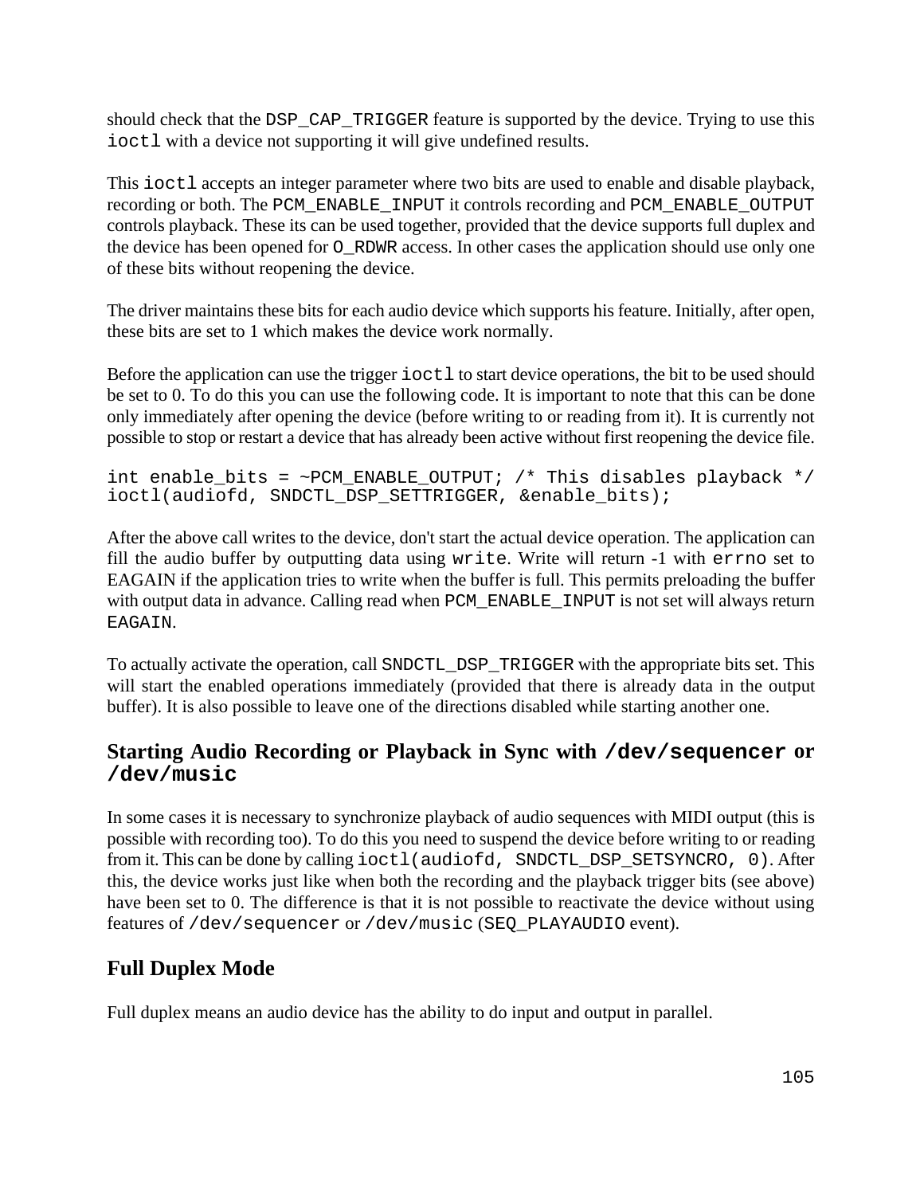should check that the `DSP_CAP_TRIGGER` feature is supported by the device. Trying to use this `ioctl` with a device not supporting it will give undefined results.

This `ioctl` accepts an integer parameter where two bits are used to enable and disable playback, recording or both. The `PCM_ENABLE_INPUT` it controls recording and `PCM_ENABLE_OUTPUT` controls playback. These its can be used together, provided that the device supports full duplex and the device has been opened for `O_RDWR` access. In other cases the application should use only one of these bits without reopening the device.

The driver maintains these bits for each audio device which supports his feature. Initially, after open, these bits are set to 1 which makes the device work normally.

Before the application can use the trigger `ioctl` to start device operations, the bit to be used should be set to 0. To do this you can use the following code. It is important to note that this can be done only immediately after opening the device (before writing to or reading from it). It is currently not possible to stop or restart a device that has already been active without first reopening the device file.

```
int enable_bits = ~PCM_ENABLE_OUTPUT; /* This disables playback */
ioctl(audiofd, SNDCTL_DSP_SETTRIGGER, &enable_bits);
```

After the above call writes to the device, don't start the actual device operation. The application can fill the audio buffer by outputting data using `write`. Write will return -1 with `errno` set to EAGAIN if the application tries to write when the buffer is full. This permits preloading the buffer with output data in advance. Calling read when `PCM_ENABLE_INPUT` is not set will always return `EAGAIN`.

To actually activate the operation, call `SNDCTL_DSP_TRIGGER` with the appropriate bits set. This will start the enabled operations immediately (provided that there is already data in the output buffer). It is also possible to leave one of the directions disabled while starting another one.

## Starting Audio Recording or Playback in Sync with `/dev/sequencer` or `/dev/music`

In some cases it is necessary to synchronize playback of audio sequences with MIDI output (this is possible with recording too). To do this you need to suspend the device before writing to or reading from it. This can be done by calling `ioctl(audiofd, SNDCTL_DSP_SETSYNCRO, 0)`. After this, the device works just like when both the recording and the playback trigger bits (see above) have been set to 0. The difference is that it is not possible to reactivate the device without using features of `/dev/sequencer` or `/dev/music` (`SEQ_PLAYAUDIO` event).

## Full Duplex Mode

Full duplex means an audio device has the ability to do input and output in parallel.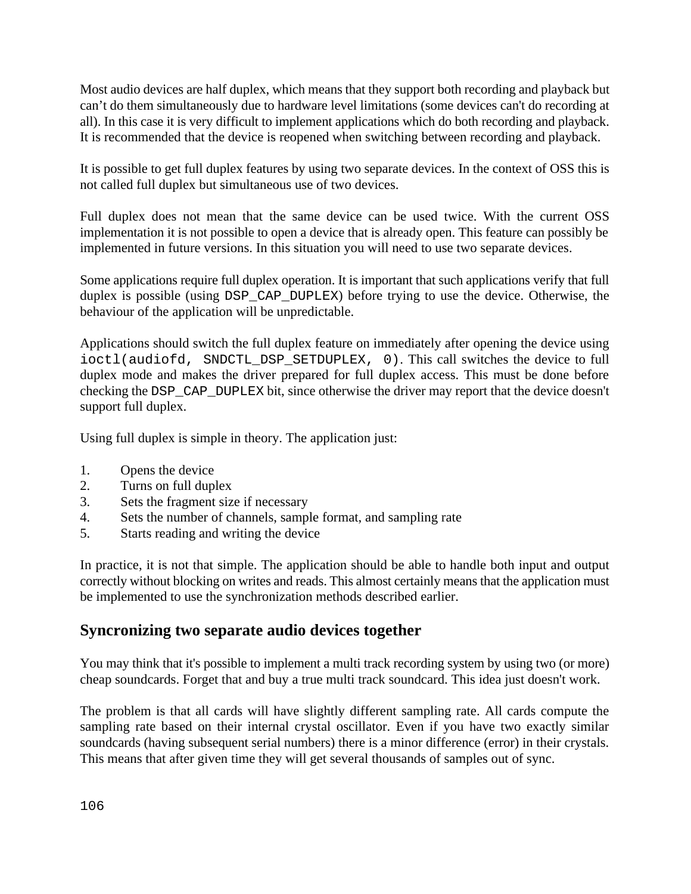Most audio devices are half duplex, which means that they support both recording and playback but can’t do them simultaneously due to hardware level limitations (some devices can't do recording at all). In this case it is very difficult to implement applications which do both recording and playback. It is recommended that the device is reopened when switching between recording and playback.

It is possible to get full duplex features by using two separate devices. In the context of OSS this is not called full duplex but simultaneous use of two devices.

Full duplex does not mean that the same device can be used twice. With the current OSS implementation it is not possible to open a device that is already open. This feature can possibly be implemented in future versions. In this situation you will need to use two separate devices.

Some applications require full duplex operation. It is important that such applications verify that full duplex is possible (using `DSP_CAP_DUPLEX`) before trying to use the device. Otherwise, the behaviour of the application will be unpredictable.

Applications should switch the full duplex feature on immediately after opening the device using `ioctl(audiofd, SNDCTL_DSP_SETDUPLEX, 0)`. This call switches the device to full duplex mode and makes the driver prepared for full duplex access. This must be done before checking the `DSP_CAP_DUPLEX` bit, since otherwise the driver may report that the device doesn't support full duplex.

Using full duplex is simple in theory. The application just:

1. Opens the device
2. Turns on full duplex
3. Sets the fragment size if necessary
4. Sets the number of channels, sample format, and sampling rate
5. Starts reading and writing the device

In practice, it is not that simple. The application should be able to handle both input and output correctly without blocking on writes and reads. This almost certainly means that the application must be implemented to use the synchronization methods described earlier.

## Syncronizing two separate audio devices together

You may think that it's possible to implement a multi track recording system by using two (or more) cheap soundcards. Forget that and buy a true multi track soundcard. This idea just doesn't work.

The problem is that all cards will have slightly different sampling rate. All cards compute the sampling rate based on their internal crystal oscillator. Even if you have two exactly similar soundcards (having subsequent serial numbers) there is a minor difference (error) in their crystals. This means that after given time they will get several thousands of samples out of sync.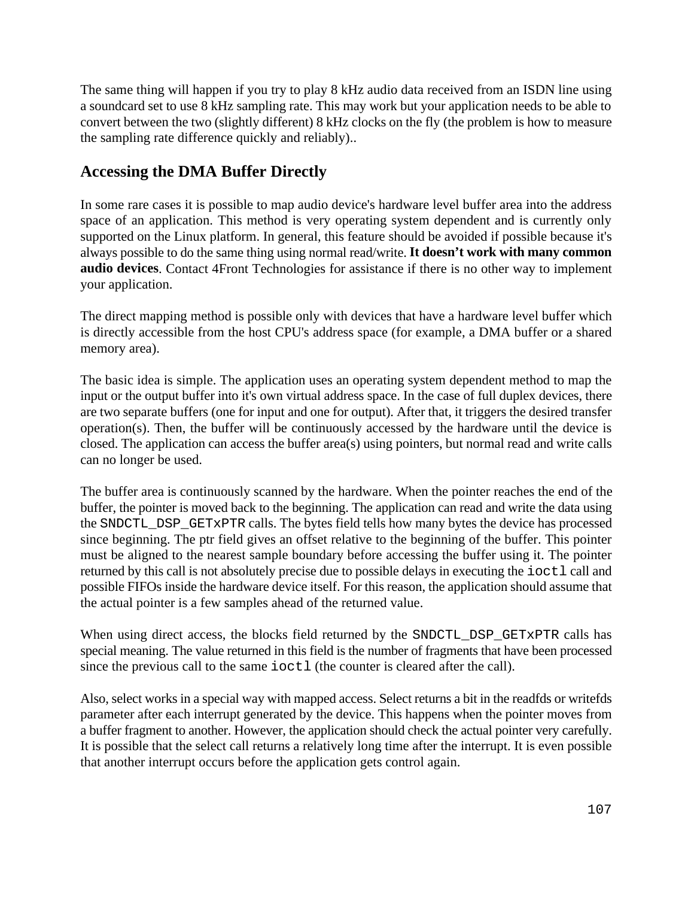The same thing will happen if you try to play 8 kHz audio data received from an ISDN line using a soundcard set to use 8 kHz sampling rate. This may work but your application needs to be able to convert between the two (slightly different) 8 kHz clocks on the fly (the problem is how to measure the sampling rate difference quickly and reliably)..

## Accessing the DMA Buffer Directly

In some rare cases it is possible to map audio device's hardware level buffer area into the address space of an application. This method is very operating system dependent and is currently only supported on the Linux platform. In general, this feature should be avoided if possible because it's always possible to do the same thing using normal read/write. **It doesn't work with many common audio devices**. Contact 4Front Technologies for assistance if there is no other way to implement your application.

The direct mapping method is possible only with devices that have a hardware level buffer which is directly accessible from the host CPU's address space (for example, a DMA buffer or a shared memory area).

The basic idea is simple. The application uses an operating system dependent method to map the input or the output buffer into it's own virtual address space. In the case of full duplex devices, there are two separate buffers (one for input and one for output). After that, it triggers the desired transfer operation(s). Then, the buffer will be continuously accessed by the hardware until the device is closed. The application can access the buffer area(s) using pointers, but normal read and write calls can no longer be used.

The buffer area is continuously scanned by the hardware. When the pointer reaches the end of the buffer, the pointer is moved back to the beginning. The application can read and write the data using the `SNDCTL_DSP_GETxPTR` calls. The bytes field tells how many bytes the device has processed since beginning. The ptr field gives an offset relative to the beginning of the buffer. This pointer must be aligned to the nearest sample boundary before accessing the buffer using it. The pointer returned by this call is not absolutely precise due to possible delays in executing the `ioctl` call and possible FIFOs inside the hardware device itself. For this reason, the application should assume that the actual pointer is a few samples ahead of the returned value.

When using direct access, the blocks field returned by the `SNDCTL_DSP_GETxPTR` calls has special meaning. The value returned in this field is the number of fragments that have been processed since the previous call to the same `ioctl` (the counter is cleared after the call).

Also, select works in a special way with mapped access. Select returns a bit in the readfds or writefds parameter after each interrupt generated by the device. This happens when the pointer moves from a buffer fragment to another. However, the application should check the actual pointer very carefully. It is possible that the select call returns a relatively long time after the interrupt. It is even possible that another interrupt occurs before the application gets control again.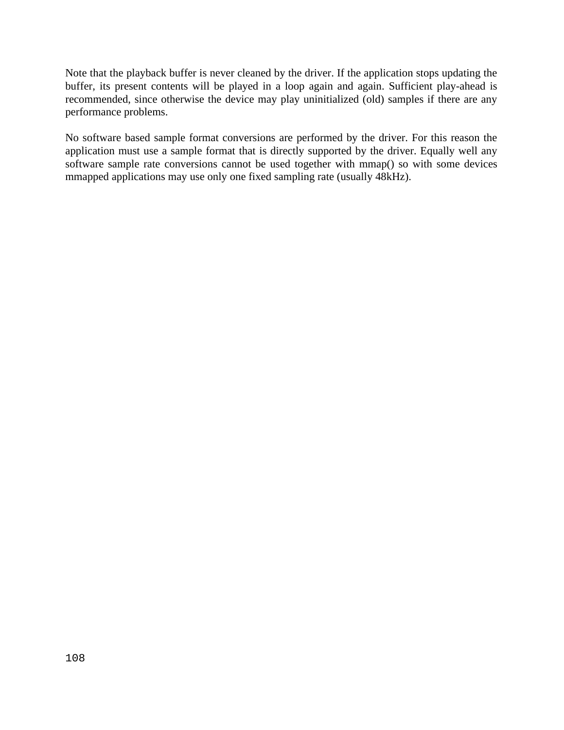Note that the playback buffer is never cleaned by the driver. If the application stops updating the buffer, its present contents will be played in a loop again and again. Sufficient play-ahead is recommended, since otherwise the device may play uninitialized (old) samples if there are any performance problems.

No software based sample format conversions are performed by the driver. For this reason the application must use a sample format that is directly supported by the driver. Equally well any software sample rate conversions cannot be used together with mmap() so with some devices mmapped applications may use only one fixed sampling rate (usually 48kHz).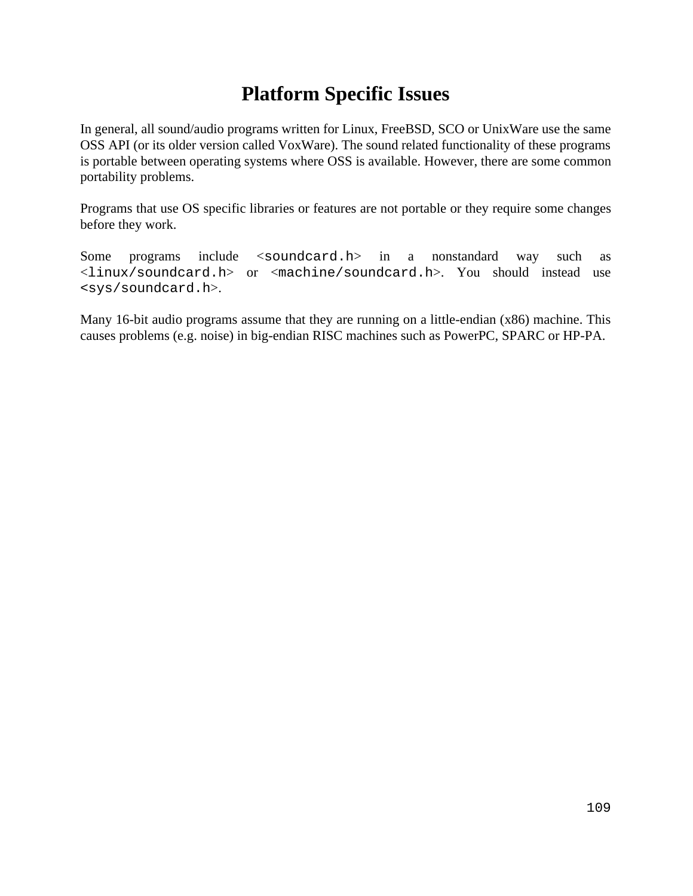# Platform Specific Issues

In general, all sound/audio programs written for Linux, FreeBSD, SCO or UnixWare use the same OSS API (or its older version called VoxWare). The sound related functionality of these programs is portable between operating systems where OSS is available. However, there are some common portability problems.

Programs that use OS specific libraries or features are not portable or they require some changes before they work.

Some programs include <`soundcard.h`> in a nonstandard way such as <`linux/soundcard.h`> or <`machine/soundcard.h`>. You should instead use `<sys/soundcard.h`>.

Many 16-bit audio programs assume that they are running on a little-endian (x86) machine. This causes problems (e.g. noise) in big-endian RISC machines such as PowerPC, SPARC or HP-PA.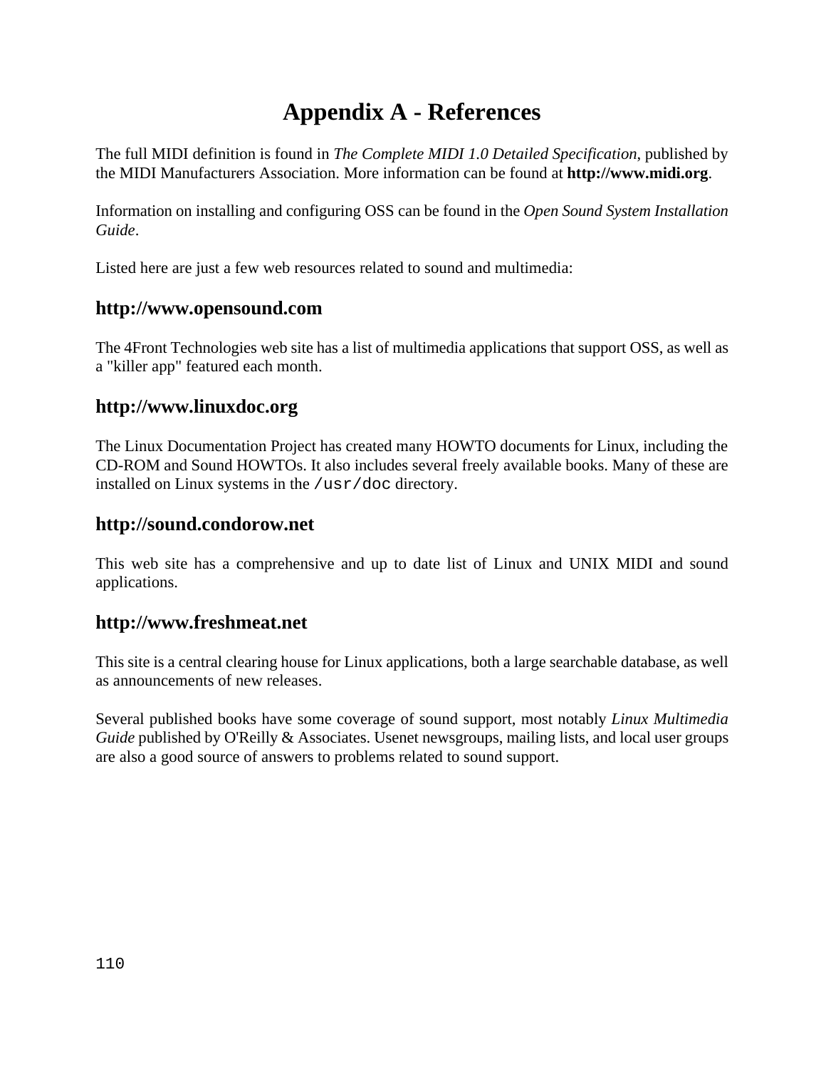# Appendix A - References

The full MIDI definition is found in *The Complete MIDI 1.0 Detailed Specification*, published by the MIDI Manufacturers Association. More information can be found at **http://www.midi.org**.

Information on installing and configuring OSS can be found in the *Open Sound System Installation Guide*.

Listed here are just a few web resources related to sound and multimedia:

## http://www.opensound.com

The 4Front Technologies web site has a list of multimedia applications that support OSS, as well as a "killer app" featured each month.

## http://www.linuxdoc.org

The Linux Documentation Project has created many HOWTO documents for Linux, including the CD-ROM and Sound HOWTOs. It also includes several freely available books. Many of these are installed on Linux systems in the `/usr/doc` directory.

## http://sound.condorow.net

This web site has a comprehensive and up to date list of Linux and UNIX MIDI and sound applications.

## http://www.freshmeat.net

This site is a central clearing house for Linux applications, both a large searchable database, as well as announcements of new releases.

Several published books have some coverage of sound support, most notably *Linux Multimedia Guide* published by O'Reilly & Associates. Usenet newsgroups, mailing lists, and local user groups are also a good source of answers to problems related to sound support.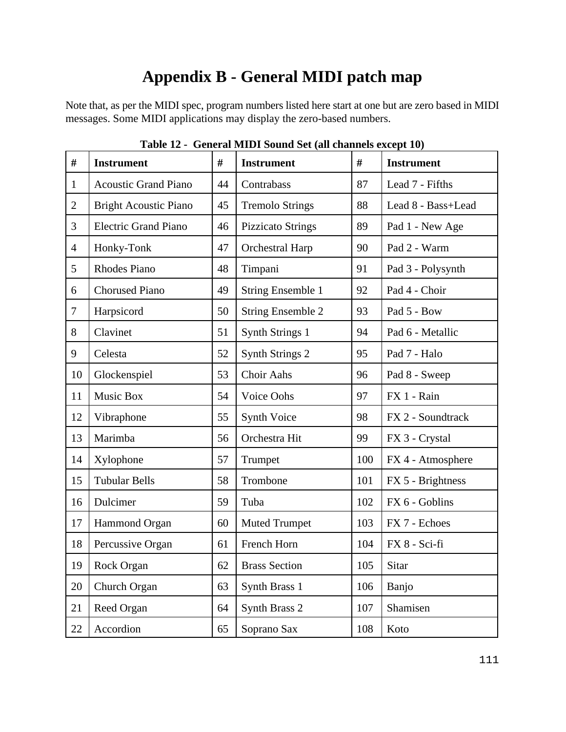# Appendix B - General MIDI patch map

Note that, as per the MIDI spec, program numbers listed here start at one but are zero based in MIDI messages. Some MIDI applications may display the zero-based numbers.

**Table 12 - General MIDI Sound Set (all channels except 10)**

| # | Instrument | # | Instrument | # | Instrument |
|---|---|---|---|---|---|
| 1 | Acoustic Grand Piano | 44 | Contrabass | 87 | Lead 7 - Fifths |
| 2 | Bright Acoustic Piano | 45 | Tremolo Strings | 88 | Lead 8 - Bass+Lead |
| 3 | Electric Grand Piano | 46 | Pizzicato Strings | 89 | Pad 1 - New Age |
| 4 | Honky-Tonk | 47 | Orchestral Harp | 90 | Pad 2 - Warm |
| 5 | Rhodes Piano | 48 | Timpani | 91 | Pad 3 - Polysynth |
| 6 | Chorused Piano | 49 | String Ensemble 1 | 92 | Pad 4 - Choir |
| 7 | Harpsicord | 50 | String Ensemble 2 | 93 | Pad 5 - Bow |
| 8 | Clavinet | 51 | Synth Strings 1 | 94 | Pad 6 - Metallic |
| 9 | Celesta | 52 | Synth Strings 2 | 95 | Pad 7 - Halo |
| 10 | Glockenspiel | 53 | Choir Aahs | 96 | Pad 8 - Sweep |
| 11 | Music Box | 54 | Voice Oohs | 97 | FX 1 - Rain |
| 12 | Vibraphone | 55 | Synth Voice | 98 | FX 2 - Soundtrack |
| 13 | Marimba | 56 | Orchestra Hit | 99 | FX 3 - Crystal |
| 14 | Xylophone | 57 | Trumpet | 100 | FX 4 - Atmosphere |
| 15 | Tubular Bells | 58 | Trombone | 101 | FX 5 - Brightness |
| 16 | Dulcimer | 59 | Tuba | 102 | FX 6 - Goblins |
| 17 | Hammond Organ | 60 | Muted Trumpet | 103 | FX 7 - Echoes |
| 18 | Percussive Organ | 61 | French Horn | 104 | FX 8 - Sci-fi |
| 19 | Rock Organ | 62 | Brass Section | 105 | Sitar |
| 20 | Church Organ | 63 | Synth Brass 1 | 106 | Banjo |
| 21 | Reed Organ | 64 | Synth Brass 2 | 107 | Shamisen |
| 22 | Accordion | 65 | Soprano Sax | 108 | Koto |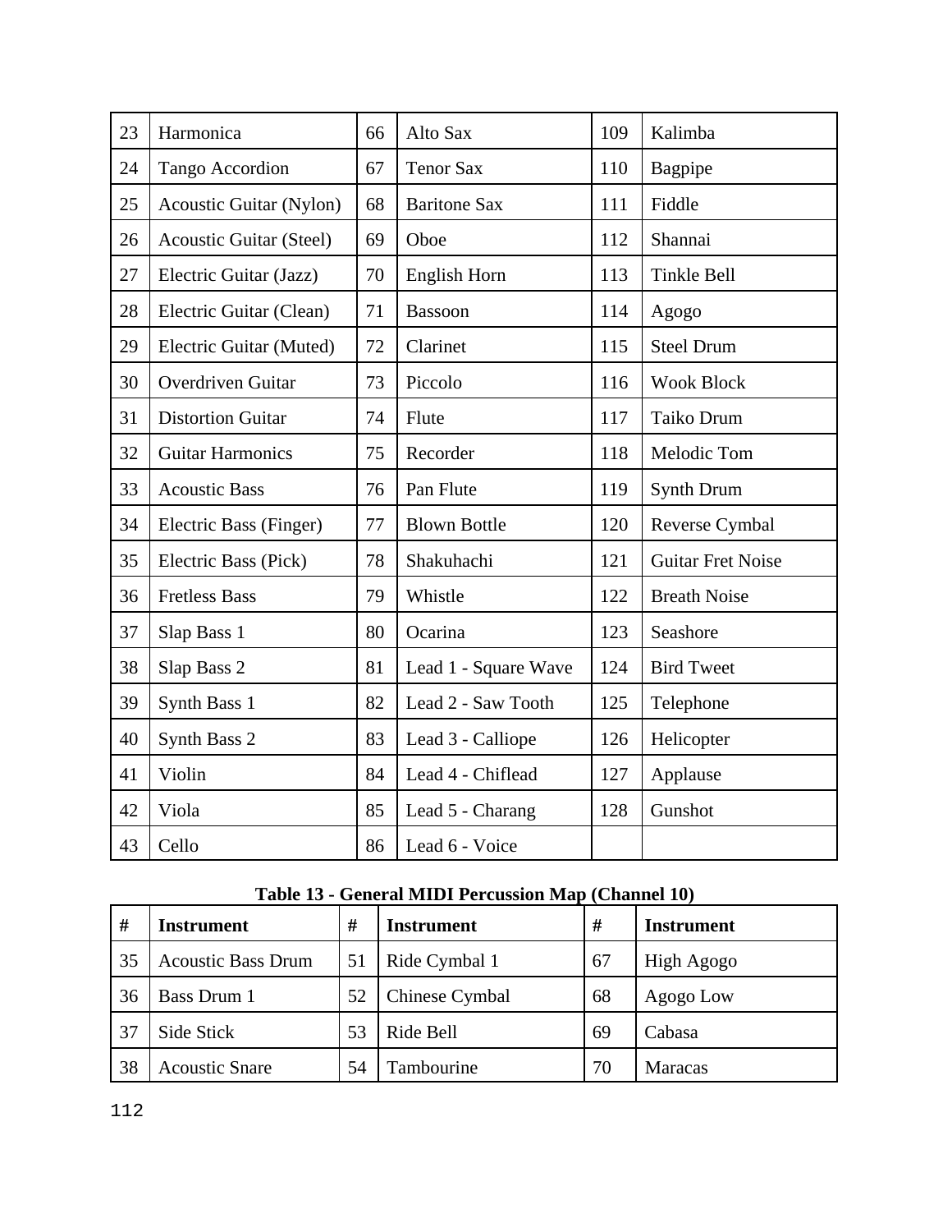| | | | | | |
|---|---|---|---|---|---|
| 23 | Harmonica | 66 | Alto Sax | 109 | Kalimba |
| 24 | Tango Accordion | 67 | Tenor Sax | 110 | Bagpipe |
| 25 | Acoustic Guitar (Nylon) | 68 | Baritone Sax | 111 | Fiddle |
| 26 | Acoustic Guitar (Steel) | 69 | Oboe | 112 | Shannai |
| 27 | Electric Guitar (Jazz) | 70 | English Horn | 113 | Tinkle Bell |
| 28 | Electric Guitar (Clean) | 71 | Bassoon | 114 | Agogo |
| 29 | Electric Guitar (Muted) | 72 | Clarinet | 115 | Steel Drum |
| 30 | Overdriven Guitar | 73 | Piccolo | 116 | Wook Block |
| 31 | Distortion Guitar | 74 | Flute | 117 | Taiko Drum |
| 32 | Guitar Harmonics | 75 | Recorder | 118 | Melodic Tom |
| 33 | Acoustic Bass | 76 | Pan Flute | 119 | Synth Drum |
| 34 | Electric Bass (Finger) | 77 | Blown Bottle | 120 | Reverse Cymbal |
| 35 | Electric Bass (Pick) | 78 | Shakuhachi | 121 | Guitar Fret Noise |
| 36 | Fretless Bass | 79 | Whistle | 122 | Breath Noise |
| 37 | Slap Bass 1 | 80 | Ocarina | 123 | Seashore |
| 38 | Slap Bass 2 | 81 | Lead 1 - Square Wave | 124 | Bird Tweet |
| 39 | Synth Bass 1 | 82 | Lead 2 - Saw Tooth | 125 | Telephone |
| 40 | Synth Bass 2 | 83 | Lead 3 - Calliope | 126 | Helicopter |
| 41 | Violin | 84 | Lead 4 - Chiflead | 127 | Applause |
| 42 | Viola | 85 | Lead 5 - Charang | 128 | Gunshot |
| 43 | Cello | 86 | Lead 6 - Voice | | |

**Table 13 - General MIDI Percussion Map (Channel 10)**

| # | Instrument | # | Instrument | # | Instrument |
|---|---|---|---|---|---|
| 35 | Acoustic Bass Drum | 51 | Ride Cymbal 1 | 67 | High Agogo |
| 36 | Bass Drum 1 | 52 | Chinese Cymbal | 68 | Agogo Low |
| 37 | Side Stick | 53 | Ride Bell | 69 | Cabasa |
| 38 | Acoustic Snare | 54 | Tambourine | 70 | Maracas |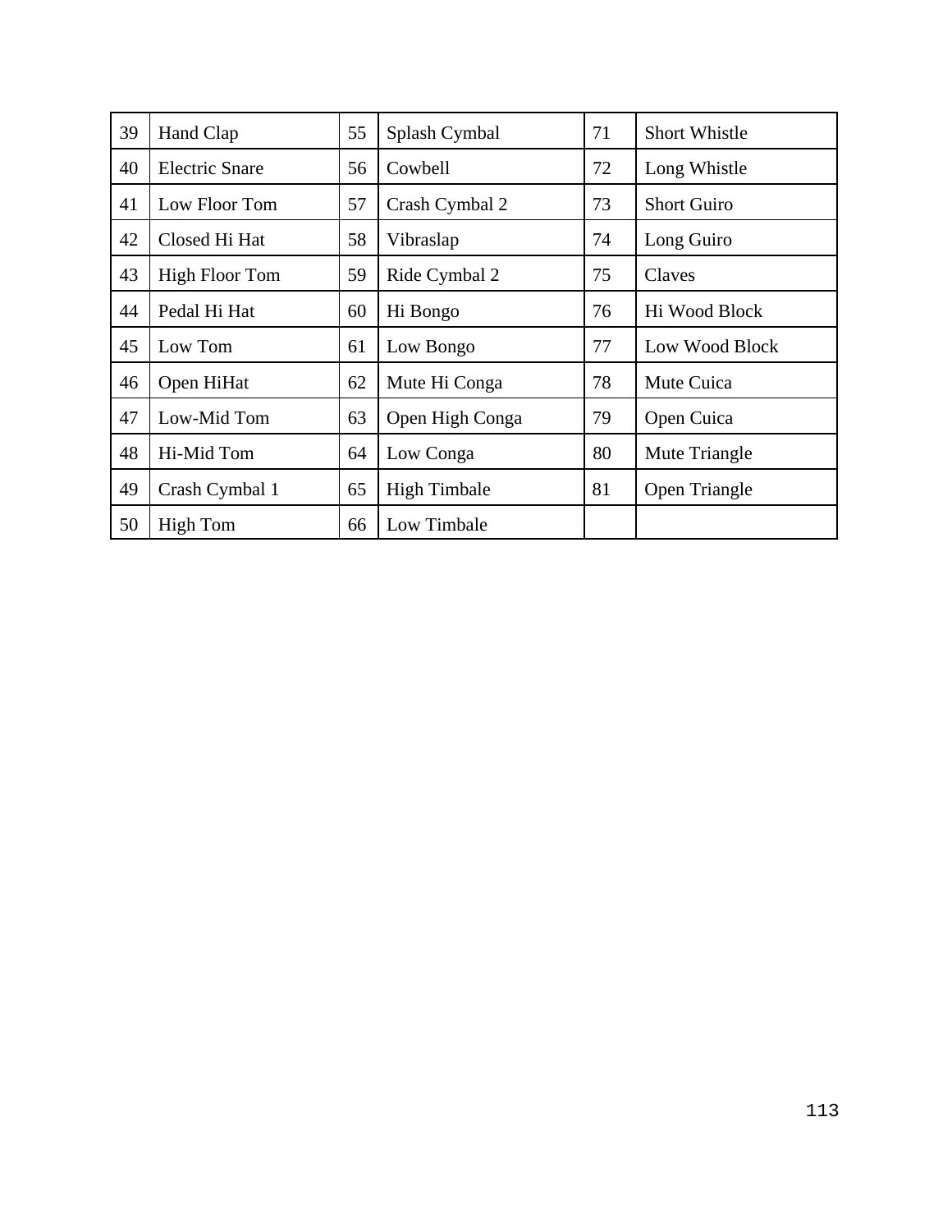| 39 | Hand Clap | 55 | Splash Cymbal | 71 | Short Whistle |
|---|---|---|---|---|---|
| 40 | Electric Snare | 56 | Cowbell | 72 | Long Whistle |
| 41 | Low Floor Tom | 57 | Crash Cymbal 2 | 73 | Short Guiro |
| 42 | Closed Hi Hat | 58 | Vibraslap | 74 | Long Guiro |
| 43 | High Floor Tom | 59 | Ride Cymbal 2 | 75 | Claves |
| 44 | Pedal Hi Hat | 60 | Hi Bongo | 76 | Hi Wood Block |
| 45 | Low Tom | 61 | Low Bongo | 77 | Low Wood Block |
| 46 | Open HiHat | 62 | Mute Hi Conga | 78 | Mute Cuica |
| 47 | Low-Mid Tom | 63 | Open High Conga | 79 | Open Cuica |
| 48 | Hi-Mid Tom | 64 | Low Conga | 80 | Mute Triangle |
| 49 | Crash Cymbal 1 | 65 | High Timbale | 81 | Open Triangle |
| 50 | High Tom | 66 | Low Timbale | | |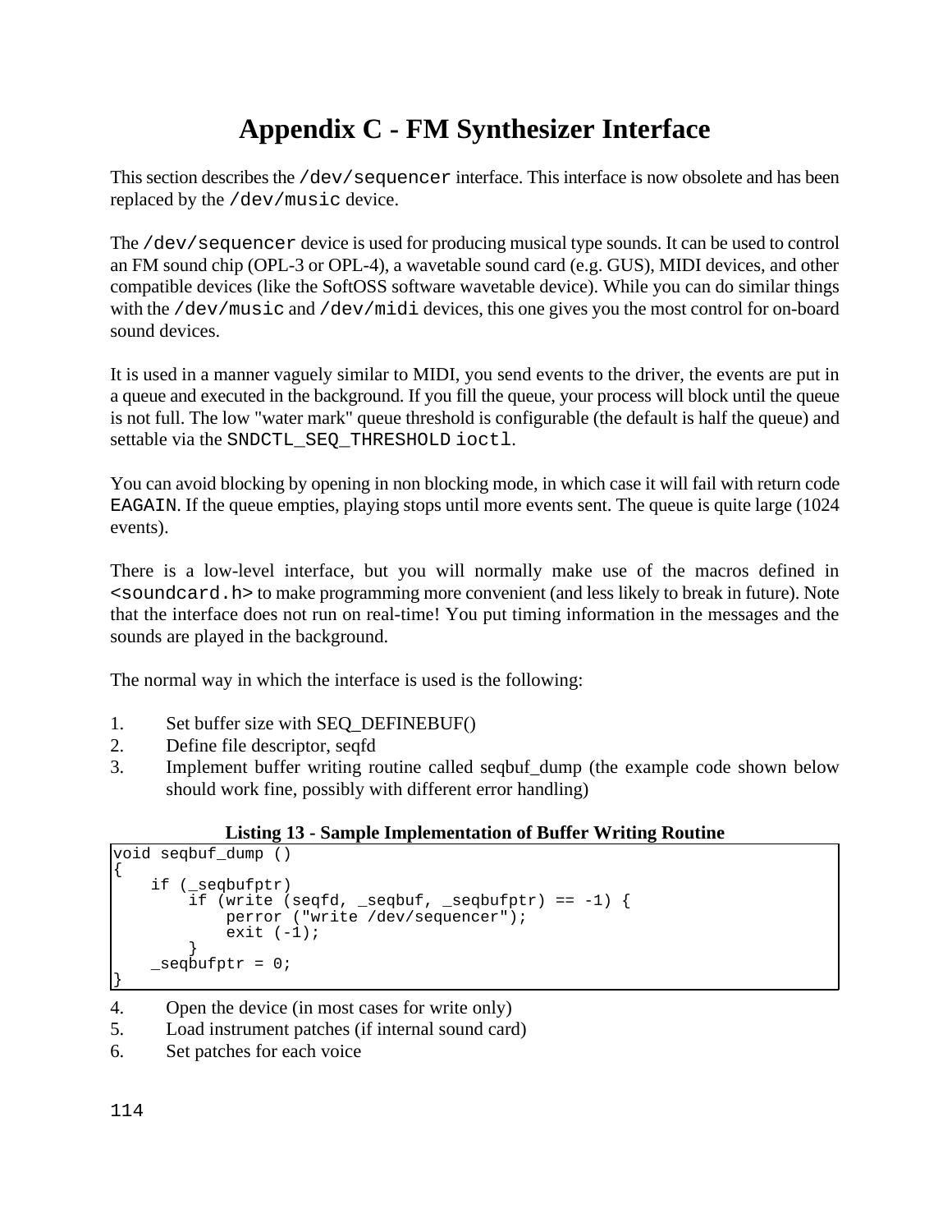# Appendix C - FM Synthesizer Interface

This section describes the `/dev/sequencer` interface. This interface is now obsolete and has been replaced by the `/dev/music` device.

The `/dev/sequencer` device is used for producing musical type sounds. It can be used to control an FM sound chip (OPL-3 or OPL-4), a wavetable sound card (e.g. GUS), MIDI devices, and other compatible devices (like the SoftOSS software wavetable device). While you can do similar things with the `/dev/music` and `/dev/midi` devices, this one gives you the most control for on-board sound devices.

It is used in a manner vaguely similar to MIDI, you send events to the driver, the events are put in a queue and executed in the background. If you fill the queue, your process will block until the queue is not full. The low "water mark" queue threshold is configurable (the default is half the queue) and settable via the `SNDCTL_SEQ_THRESHOLD` `ioctl`.

You can avoid blocking by opening in non blocking mode, in which case it will fail with return code `EAGAIN`. If the queue empties, playing stops until more events sent. The queue is quite large (1024 events).

There is a low-level interface, but you will normally make use of the macros defined in `<soundcard.h>` to make programming more convenient (and less likely to break in future). Note that the interface does not run on real-time! You put timing information in the messages and the sounds are played in the background.

The normal way in which the interface is used is the following:

1. Set buffer size with SEQ_DEFINEBUF()
2. Define file descriptor, seqfd
3. Implement buffer writing routine called seqbuf_dump (the example code shown below should work fine, possibly with different error handling)

**Listing 13 - Sample Implementation of Buffer Writing Routine**

```
void seqbuf_dump ()
{
    if (_seqbufptr)
        if (write (seqfd, _seqbuf, _seqbufptr) == -1) {
            perror ("write /dev/sequencer");
            exit (-1);
        }
    _seqbufptr = 0;
}
```

4. Open the device (in most cases for write only)
5. Load instrument patches (if internal sound card)
6. Set patches for each voice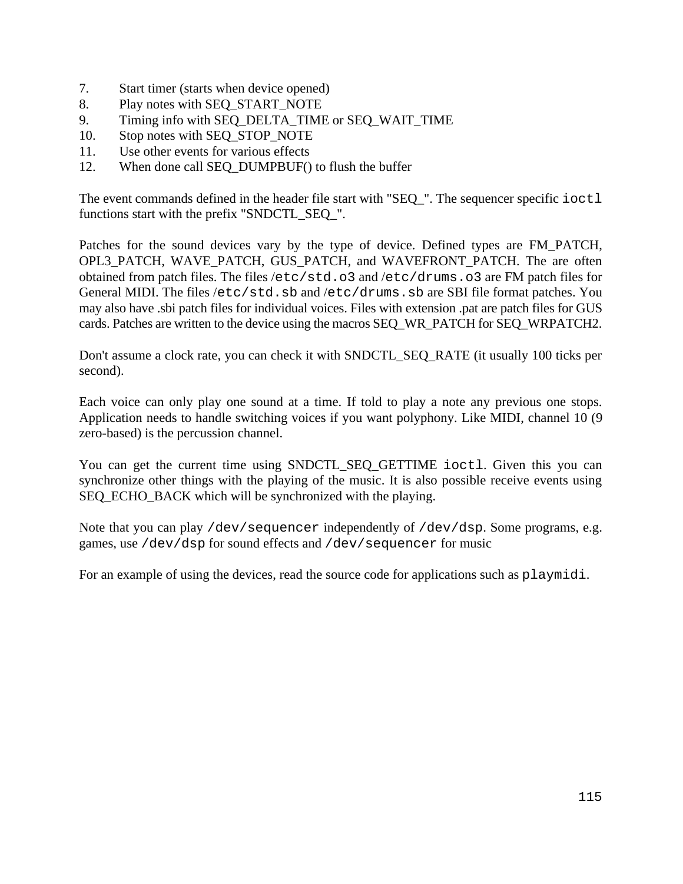7. Start timer (starts when device opened)
8. Play notes with SEQ_START_NOTE
9. Timing info with SEQ_DELTA_TIME or SEQ_WAIT_TIME
10. Stop notes with SEQ_STOP_NOTE
11. Use other events for various effects
12. When done call SEQ_DUMPBUF() to flush the buffer

The event commands defined in the header file start with "SEQ_". The sequencer specific `ioctl` functions start with the prefix "SNDCTL_SEQ_".

Patches for the sound devices vary by the type of device. Defined types are FM_PATCH, OPL3_PATCH, WAVE_PATCH, GUS_PATCH, and WAVEFRONT_PATCH. The are often obtained from patch files. The files /`etc/std.o3` and /`etc/drums.o3` are FM patch files for General MIDI. The files /`etc/std.sb` and /`etc/drums.sb` are SBI file format patches. You may also have .sbi patch files for individual voices. Files with extension .pat are patch files for GUS cards. Patches are written to the device using the macros SEQ_WR_PATCH for SEQ_WRPATCH2.

Don't assume a clock rate, you can check it with SNDCTL_SEQ_RATE (it usually 100 ticks per second).

Each voice can only play one sound at a time. If told to play a note any previous one stops. Application needs to handle switching voices if you want polyphony. Like MIDI, channel 10 (9 zero-based) is the percussion channel.

You can get the current time using SNDCTL_SEQ_GETTIME `ioctl`. Given this you can synchronize other things with the playing of the music. It is also possible receive events using SEQ_ECHO_BACK which will be synchronized with the playing.

Note that you can play `/dev/sequencer` independently of `/dev/dsp`. Some programs, e.g. games, use `/dev/dsp` for sound effects and `/dev/sequencer` for music

For an example of using the devices, read the source code for applications such as `playmidi`.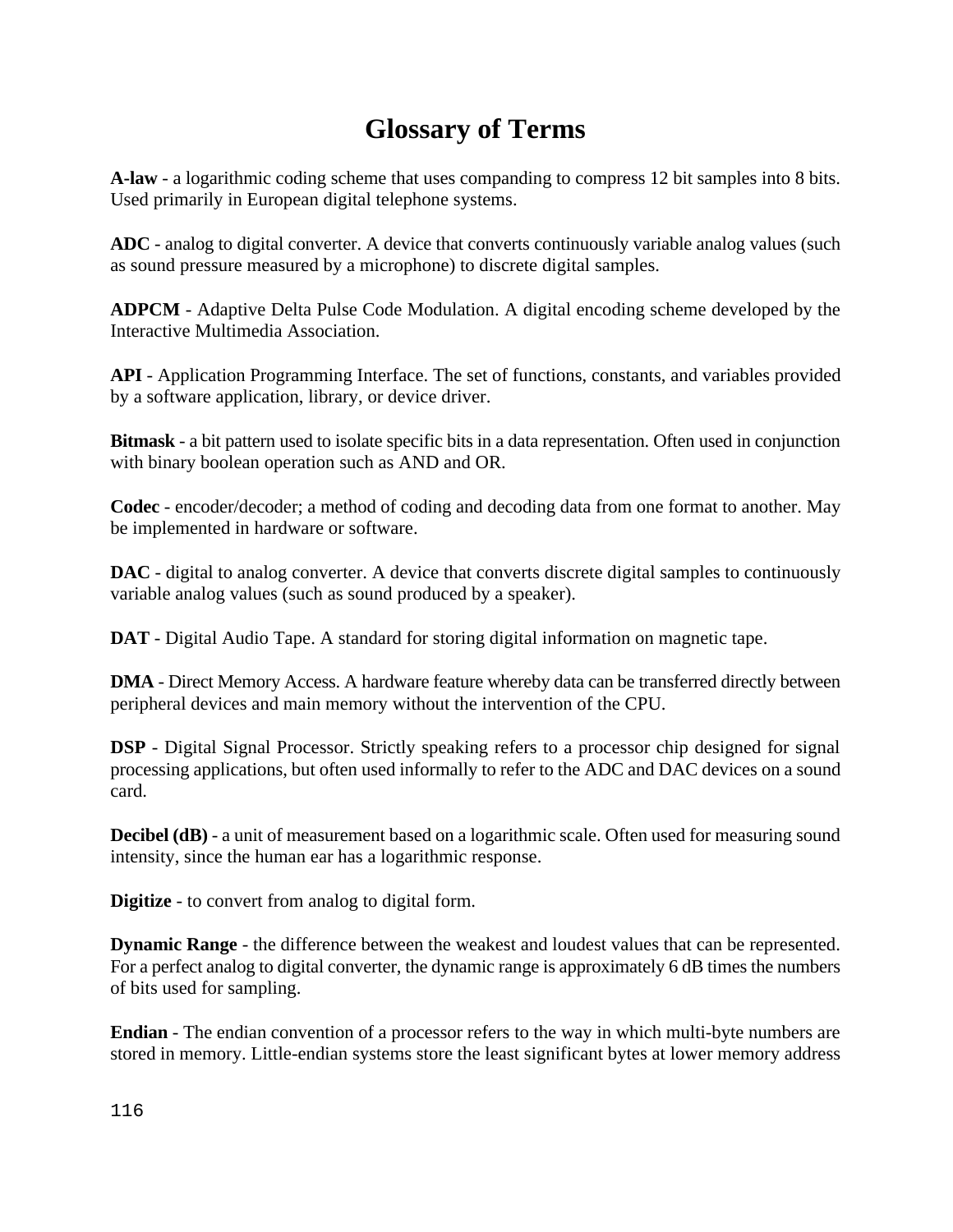# Glossary of Terms

**A-law** - a logarithmic coding scheme that uses companding to compress 12 bit samples into 8 bits. Used primarily in European digital telephone systems.

**ADC** - analog to digital converter. A device that converts continuously variable analog values (such as sound pressure measured by a microphone) to discrete digital samples.

**ADPCM** - Adaptive Delta Pulse Code Modulation. A digital encoding scheme developed by the Interactive Multimedia Association.

**API** - Application Programming Interface. The set of functions, constants, and variables provided by a software application, library, or device driver.

**Bitmask** - a bit pattern used to isolate specific bits in a data representation. Often used in conjunction with binary boolean operation such as AND and OR.

**Codec** - encoder/decoder; a method of coding and decoding data from one format to another. May be implemented in hardware or software.

**DAC** - digital to analog converter. A device that converts discrete digital samples to continuously variable analog values (such as sound produced by a speaker).

**DAT** - Digital Audio Tape. A standard for storing digital information on magnetic tape.

**DMA** - Direct Memory Access. A hardware feature whereby data can be transferred directly between peripheral devices and main memory without the intervention of the CPU.

**DSP** - Digital Signal Processor. Strictly speaking refers to a processor chip designed for signal processing applications, but often used informally to refer to the ADC and DAC devices on a sound card.

**Decibel (dB)** - a unit of measurement based on a logarithmic scale. Often used for measuring sound intensity, since the human ear has a logarithmic response.

**Digitize** - to convert from analog to digital form.

**Dynamic Range** - the difference between the weakest and loudest values that can be represented. For a perfect analog to digital converter, the dynamic range is approximately 6 dB times the numbers of bits used for sampling.

**Endian** - The endian convention of a processor refers to the way in which multi-byte numbers are stored in memory. Little-endian systems store the least significant bytes at lower memory address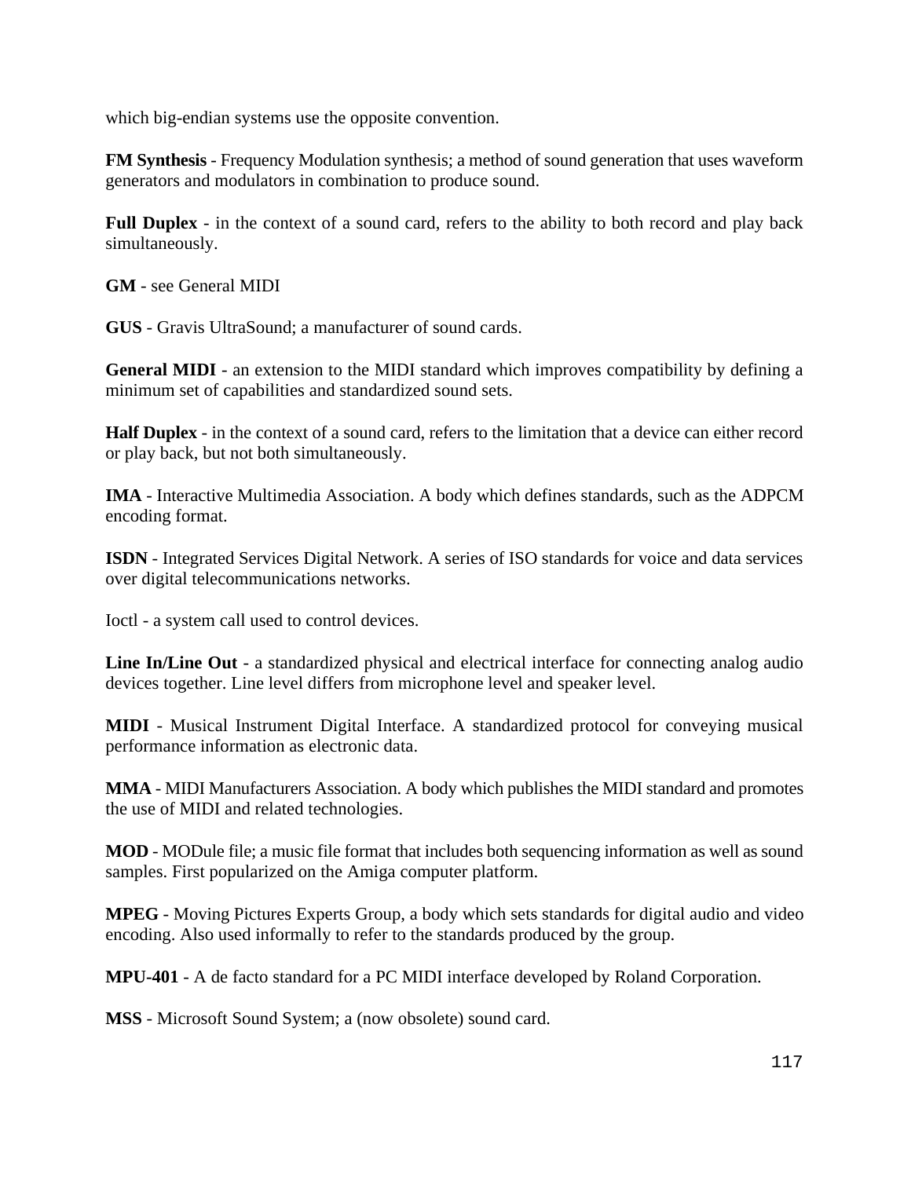which big-endian systems use the opposite convention.

**FM Synthesis** - Frequency Modulation synthesis; a method of sound generation that uses waveform generators and modulators in combination to produce sound.

**Full Duplex** - in the context of a sound card, refers to the ability to both record and play back simultaneously.

**GM** - see General MIDI

**GUS** - Gravis UltraSound; a manufacturer of sound cards.

**General MIDI** - an extension to the MIDI standard which improves compatibility by defining a minimum set of capabilities and standardized sound sets.

**Half Duplex** - in the context of a sound card, refers to the limitation that a device can either record or play back, but not both simultaneously.

**IMA** - Interactive Multimedia Association. A body which defines standards, such as the ADPCM encoding format.

**ISDN** - Integrated Services Digital Network. A series of ISO standards for voice and data services over digital telecommunications networks.

Ioctl - a system call used to control devices.

**Line In/Line Out** - a standardized physical and electrical interface for connecting analog audio devices together. Line level differs from microphone level and speaker level.

**MIDI** - Musical Instrument Digital Interface. A standardized protocol for conveying musical performance information as electronic data.

**MMA** - MIDI Manufacturers Association. A body which publishes the MIDI standard and promotes the use of MIDI and related technologies.

**MOD** - MODule file; a music file format that includes both sequencing information as well as sound samples. First popularized on the Amiga computer platform.

**MPEG** - Moving Pictures Experts Group, a body which sets standards for digital audio and video encoding. Also used informally to refer to the standards produced by the group.

**MPU-401** - A de facto standard for a PC MIDI interface developed by Roland Corporation.

**MSS** - Microsoft Sound System; a (now obsolete) sound card.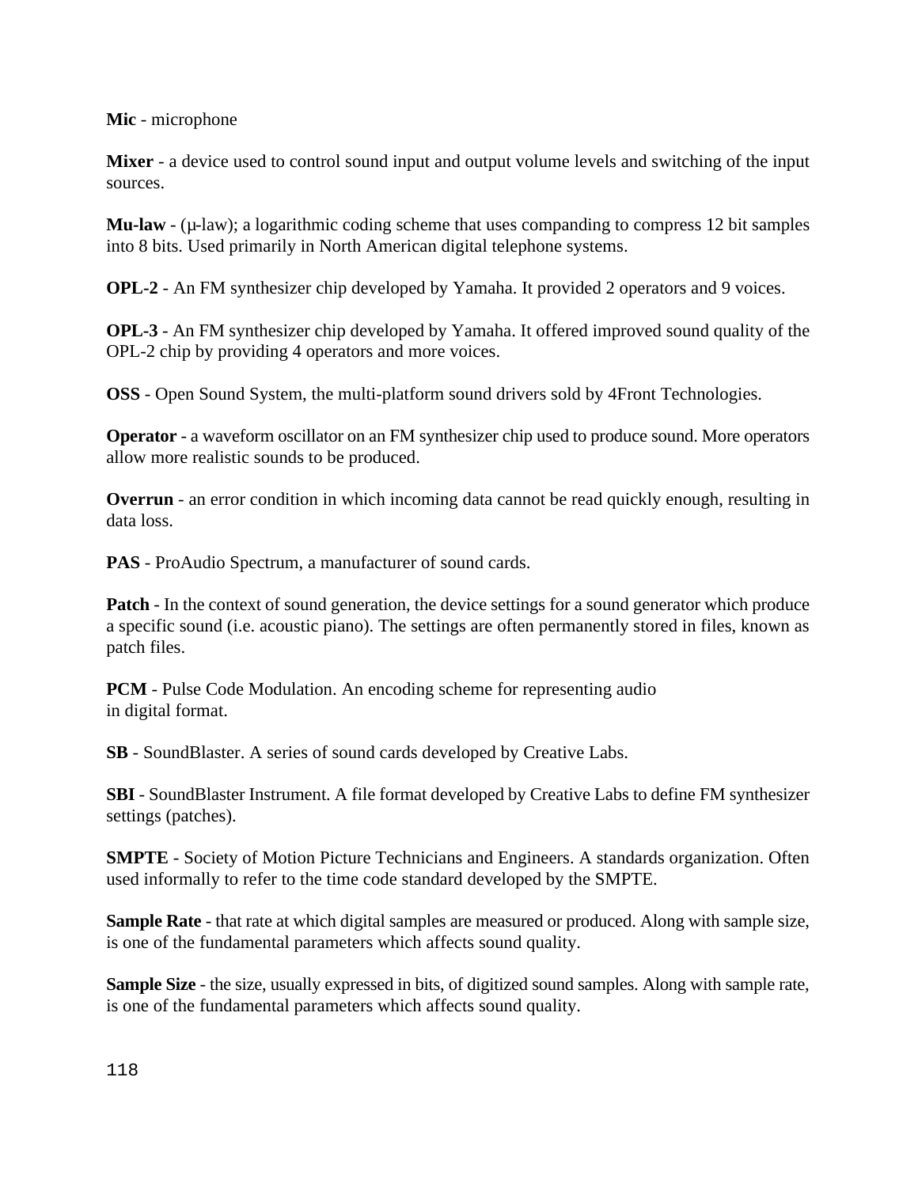**Mic** - microphone

**Mixer** - a device used to control sound input and output volume levels and switching of the input sources.

**Mu-law** - (μ-law); a logarithmic coding scheme that uses companding to compress 12 bit samples into 8 bits. Used primarily in North American digital telephone systems.

**OPL-2** - An FM synthesizer chip developed by Yamaha. It provided 2 operators and 9 voices.

**OPL-3** - An FM synthesizer chip developed by Yamaha. It offered improved sound quality of the OPL-2 chip by providing 4 operators and more voices.

**OSS** - Open Sound System, the multi-platform sound drivers sold by 4Front Technologies.

**Operator** - a waveform oscillator on an FM synthesizer chip used to produce sound. More operators allow more realistic sounds to be produced.

**Overrun** - an error condition in which incoming data cannot be read quickly enough, resulting in data loss.

**PAS** - ProAudio Spectrum, a manufacturer of sound cards.

**Patch** - In the context of sound generation, the device settings for a sound generator which produce a specific sound (i.e. acoustic piano). The settings are often permanently stored in files, known as patch files.

**PCM** - Pulse Code Modulation. An encoding scheme for representing audio in digital format.

**SB** - SoundBlaster. A series of sound cards developed by Creative Labs.

**SBI** - SoundBlaster Instrument. A file format developed by Creative Labs to define FM synthesizer settings (patches).

**SMPTE** - Society of Motion Picture Technicians and Engineers. A standards organization. Often used informally to refer to the time code standard developed by the SMPTE.

**Sample Rate** - that rate at which digital samples are measured or produced. Along with sample size, is one of the fundamental parameters which affects sound quality.

**Sample Size** - the size, usually expressed in bits, of digitized sound samples. Along with sample rate, is one of the fundamental parameters which affects sound quality.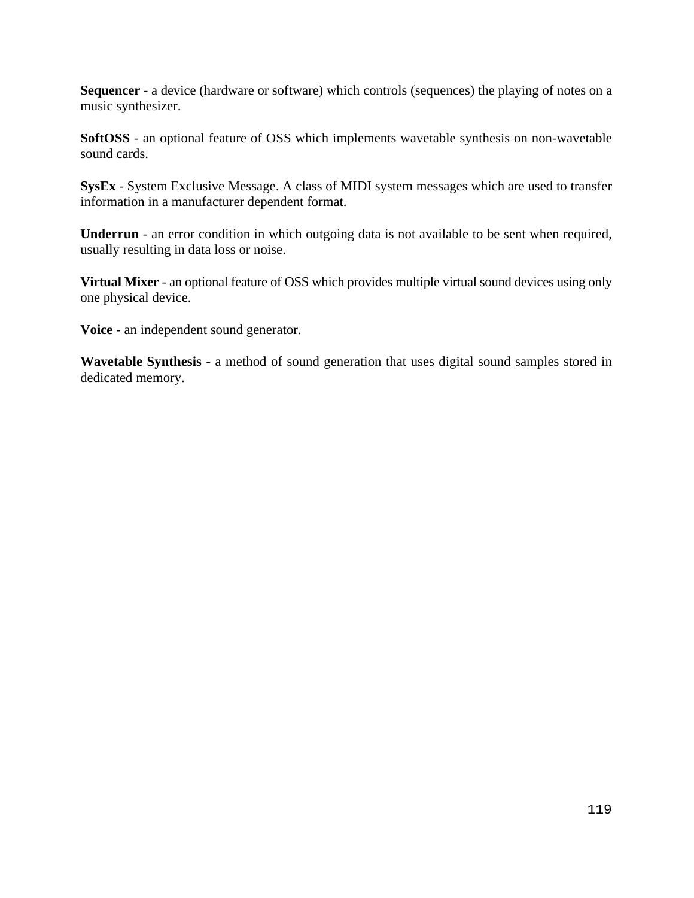**Sequencer** - a device (hardware or software) which controls (sequences) the playing of notes on a music synthesizer.

**SoftOSS** - an optional feature of OSS which implements wavetable synthesis on non-wavetable sound cards.

**SysEx** - System Exclusive Message. A class of MIDI system messages which are used to transfer information in a manufacturer dependent format.

**Underrun** - an error condition in which outgoing data is not available to be sent when required, usually resulting in data loss or noise.

**Virtual Mixer** - an optional feature of OSS which provides multiple virtual sound devices using only one physical device.

**Voice** - an independent sound generator.

**Wavetable Synthesis** - a method of sound generation that uses digital sound samples stored in dedicated memory.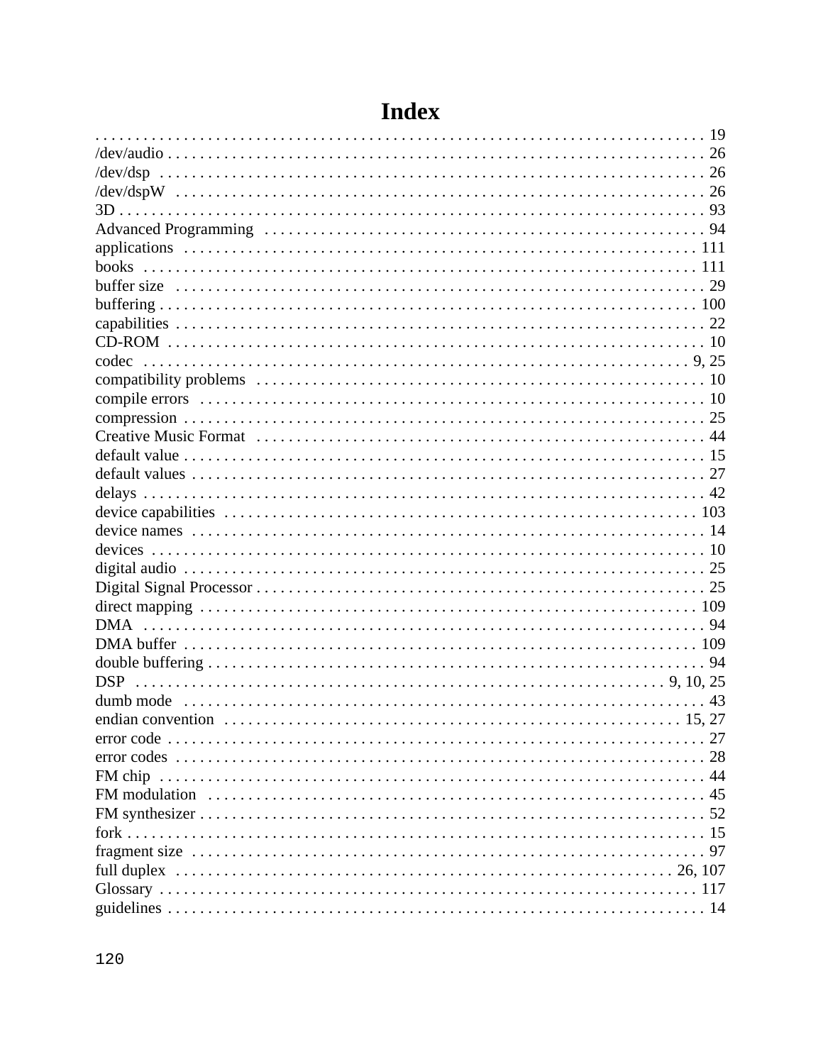# Index

. . . . . . . . . . . . . . . . . . . . . . . . . . . . . . . . . . . . . . . . . 19
/dev/audio . . . . . . . . . . . . . . . . . . . . . . . . . . . . . . . . . . . . 26
/dev/dsp . . . . . . . . . . . . . . . . . . . . . . . . . . . . . . . . . . . . . 26
/dev/dspW . . . . . . . . . . . . . . . . . . . . . . . . . . . . . . . . . . . . 26
3D . . . . . . . . . . . . . . . . . . . . . . . . . . . . . . . . . . . . . . . . 93
Advanced Programming . . . . . . . . . . . . . . . . . . . . . . . . . . . . . . 94
applications . . . . . . . . . . . . . . . . . . . . . . . . . . . . . . . . . . . 111
books . . . . . . . . . . . . . . . . . . . . . . . . . . . . . . . . . . . . . . 111
buffer size . . . . . . . . . . . . . . . . . . . . . . . . . . . . . . . . . . . . 29
buffering . . . . . . . . . . . . . . . . . . . . . . . . . . . . . . . . . . . . . 100
capabilities . . . . . . . . . . . . . . . . . . . . . . . . . . . . . . . . . . . 22
CD-ROM . . . . . . . . . . . . . . . . . . . . . . . . . . . . . . . . . . . . . 10
codec . . . . . . . . . . . . . . . . . . . . . . . . . . . . . . . . . . . . . . 9, 25
compatibility problems . . . . . . . . . . . . . . . . . . . . . . . . . . . . . 10
compile errors . . . . . . . . . . . . . . . . . . . . . . . . . . . . . . . . . . 10
compression . . . . . . . . . . . . . . . . . . . . . . . . . . . . . . . . . . . 25
Creative Music Format . . . . . . . . . . . . . . . . . . . . . . . . . . . . . 44
default value . . . . . . . . . . . . . . . . . . . . . . . . . . . . . . . . . . 15
default values . . . . . . . . . . . . . . . . . . . . . . . . . . . . . . . . . . 27
delays . . . . . . . . . . . . . . . . . . . . . . . . . . . . . . . . . . . . . . 42
device capabilities . . . . . . . . . . . . . . . . . . . . . . . . . . . . . . . 103
device names . . . . . . . . . . . . . . . . . . . . . . . . . . . . . . . . . . 14
devices . . . . . . . . . . . . . . . . . . . . . . . . . . . . . . . . . . . . . 10
digital audio . . . . . . . . . . . . . . . . . . . . . . . . . . . . . . . . . . 25
Digital Signal Processor . . . . . . . . . . . . . . . . . . . . . . . . . . . . 25
direct mapping . . . . . . . . . . . . . . . . . . . . . . . . . . . . . . . . . 109
DMA . . . . . . . . . . . . . . . . . . . . . . . . . . . . . . . . . . . . . . . 94
DMA buffer . . . . . . . . . . . . . . . . . . . . . . . . . . . . . . . . . . . 109
double buffering . . . . . . . . . . . . . . . . . . . . . . . . . . . . . . . . 94
DSP . . . . . . . . . . . . . . . . . . . . . . . . . . . . . . . . . . . . . . 9, 10, 25
dumb mode . . . . . . . . . . . . . . . . . . . . . . . . . . . . . . . . . . . 43
endian convention . . . . . . . . . . . . . . . . . . . . . . . . . . . . . . . 15, 27
error code . . . . . . . . . . . . . . . . . . . . . . . . . . . . . . . . . . . . 27
error codes . . . . . . . . . . . . . . . . . . . . . . . . . . . . . . . . . . . 28
FM chip . . . . . . . . . . . . . . . . . . . . . . . . . . . . . . . . . . . . . 44
FM modulation . . . . . . . . . . . . . . . . . . . . . . . . . . . . . . . . . . 45
FM synthesizer . . . . . . . . . . . . . . . . . . . . . . . . . . . . . . . . . 52
fork . . . . . . . . . . . . . . . . . . . . . . . . . . . . . . . . . . . . . . . 15
fragment size . . . . . . . . . . . . . . . . . . . . . . . . . . . . . . . . . . 97
full duplex . . . . . . . . . . . . . . . . . . . . . . . . . . . . . . . . . . . 26, 107
Glossary . . . . . . . . . . . . . . . . . . . . . . . . . . . . . . . . . . . . . 117
guidelines . . . . . . . . . . . . . . . . . . . . . . . . . . . . . . . . . . . . 14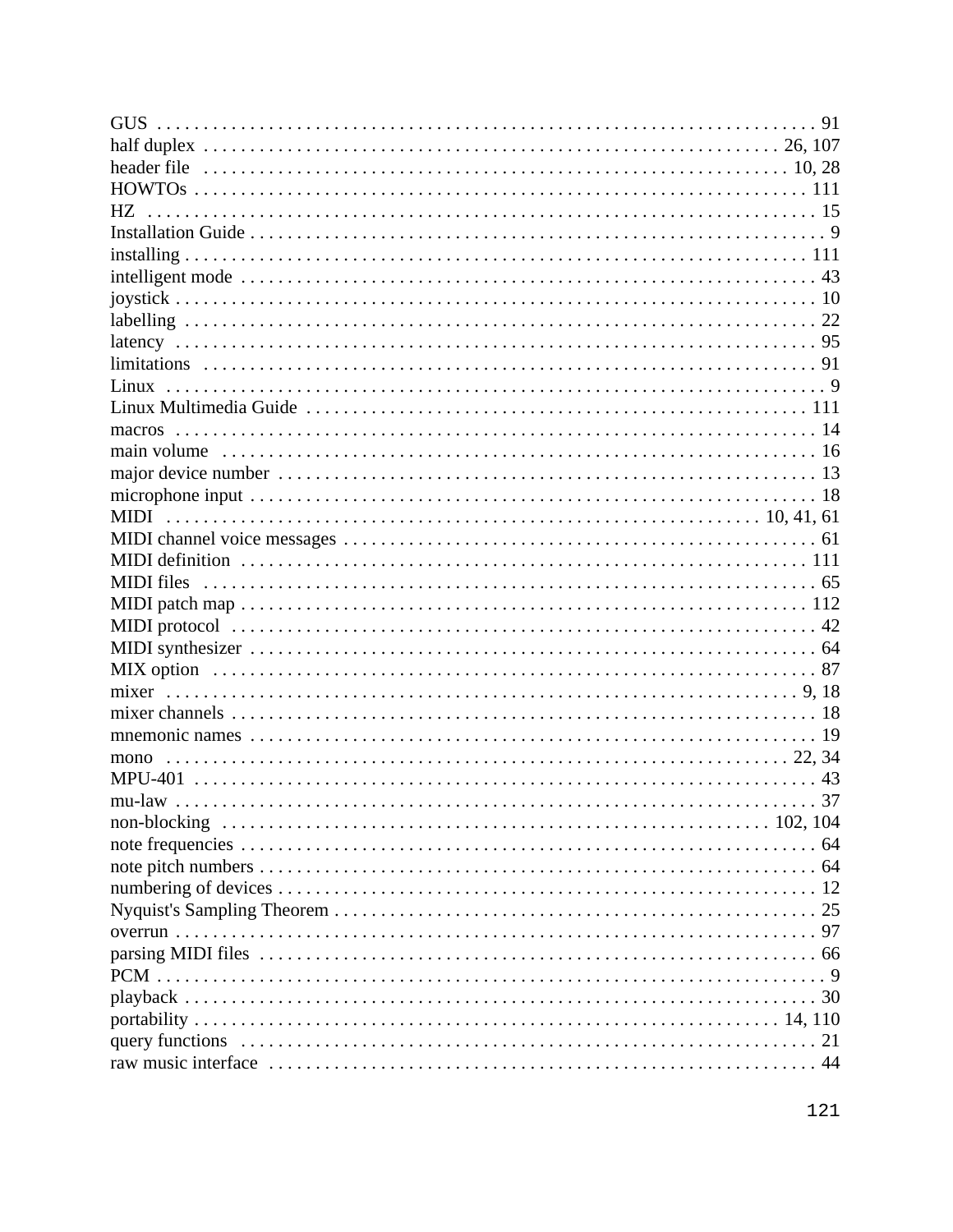GUS . . . . . . . . . . . . . . . . . . . . . . . . . . . . . . . . . . . . . . . . . . . . . . . . . . . . . . . . . . . . . . . . . . . . 91
half duplex . . . . . . . . . . . . . . . . . . . . . . . . . . . . . . . . . . . . . . . . . . . . . . . . . . . . . . . . . . . . . 26, 107
header file . . . . . . . . . . . . . . . . . . . . . . . . . . . . . . . . . . . . . . . . . . . . . . . . . . . . . . . . . . . . . . 10, 28
HOWTOs . . . . . . . . . . . . . . . . . . . . . . . . . . . . . . . . . . . . . . . . . . . . . . . . . . . . . . . . . . . . . . . . . 111
HZ . . . . . . . . . . . . . . . . . . . . . . . . . . . . . . . . . . . . . . . . . . . . . . . . . . . . . . . . . . . . . . . . . . . . . 15
Installation Guide . . . . . . . . . . . . . . . . . . . . . . . . . . . . . . . . . . . . . . . . . . . . . . . . . . . . . . . . . . . . 9
installing . . . . . . . . . . . . . . . . . . . . . . . . . . . . . . . . . . . . . . . . . . . . . . . . . . . . . . . . . . . . . . . . . 111
intelligent mode . . . . . . . . . . . . . . . . . . . . . . . . . . . . . . . . . . . . . . . . . . . . . . . . . . . . . . . . . . . . . 43
joystick . . . . . . . . . . . . . . . . . . . . . . . . . . . . . . . . . . . . . . . . . . . . . . . . . . . . . . . . . . . . . . . . . . . 10
labelling . . . . . . . . . . . . . . . . . . . . . . . . . . . . . . . . . . . . . . . . . . . . . . . . . . . . . . . . . . . . . . . . . . 22
latency . . . . . . . . . . . . . . . . . . . . . . . . . . . . . . . . . . . . . . . . . . . . . . . . . . . . . . . . . . . . . . . . . . . 95
limitations . . . . . . . . . . . . . . . . . . . . . . . . . . . . . . . . . . . . . . . . . . . . . . . . . . . . . . . . . . . . . . . . 91
Linux . . . . . . . . . . . . . . . . . . . . . . . . . . . . . . . . . . . . . . . . . . . . . . . . . . . . . . . . . . . . . . . . . . . . . 9
Linux Multimedia Guide . . . . . . . . . . . . . . . . . . . . . . . . . . . . . . . . . . . . . . . . . . . . . . . . . . . . . 111
macros . . . . . . . . . . . . . . . . . . . . . . . . . . . . . . . . . . . . . . . . . . . . . . . . . . . . . . . . . . . . . . . . . . . 14
main volume . . . . . . . . . . . . . . . . . . . . . . . . . . . . . . . . . . . . . . . . . . . . . . . . . . . . . . . . . . . . . . . 16
major device number . . . . . . . . . . . . . . . . . . . . . . . . . . . . . . . . . . . . . . . . . . . . . . . . . . . . . . . . 13
microphone input . . . . . . . . . . . . . . . . . . . . . . . . . . . . . . . . . . . . . . . . . . . . . . . . . . . . . . . . . . . 18
MIDI . . . . . . . . . . . . . . . . . . . . . . . . . . . . . . . . . . . . . . . . . . . . . . . . . . . . . . . . . . . . . . . 10, 41, 61
MIDI channel voice messages . . . . . . . . . . . . . . . . . . . . . . . . . . . . . . . . . . . . . . . . . . . . . . . . . . 61
MIDI definition . . . . . . . . . . . . . . . . . . . . . . . . . . . . . . . . . . . . . . . . . . . . . . . . . . . . . . . . . . . . 111
MIDI files . . . . . . . . . . . . . . . . . . . . . . . . . . . . . . . . . . . . . . . . . . . . . . . . . . . . . . . . . . . . . . . . . 65
MIDI patch map . . . . . . . . . . . . . . . . . . . . . . . . . . . . . . . . . . . . . . . . . . . . . . . . . . . . . . . . . . . . 112
MIDI protocol . . . . . . . . . . . . . . . . . . . . . . . . . . . . . . . . . . . . . . . . . . . . . . . . . . . . . . . . . . . . . . 42
MIDI synthesizer . . . . . . . . . . . . . . . . . . . . . . . . . . . . . . . . . . . . . . . . . . . . . . . . . . . . . . . . . . . 64
MIX option . . . . . . . . . . . . . . . . . . . . . . . . . . . . . . . . . . . . . . . . . . . . . . . . . . . . . . . . . . . . . . . . 87
mixer . . . . . . . . . . . . . . . . . . . . . . . . . . . . . . . . . . . . . . . . . . . . . . . . . . . . . . . . . . . . . . . . . . 9, 18
mixer channels . . . . . . . . . . . . . . . . . . . . . . . . . . . . . . . . . . . . . . . . . . . . . . . . . . . . . . . . . . . . . 18
mnemonic names . . . . . . . . . . . . . . . . . . . . . . . . . . . . . . . . . . . . . . . . . . . . . . . . . . . . . . . . . . . 19
mono . . . . . . . . . . . . . . . . . . . . . . . . . . . . . . . . . . . . . . . . . . . . . . . . . . . . . . . . . . . . . . . . . 22, 34
MPU-401 . . . . . . . . . . . . . . . . . . . . . . . . . . . . . . . . . . . . . . . . . . . . . . . . . . . . . . . . . . . . . . . . . 43
mu-law . . . . . . . . . . . . . . . . . . . . . . . . . . . . . . . . . . . . . . . . . . . . . . . . . . . . . . . . . . . . . . . . . . . 37
non-blocking . . . . . . . . . . . . . . . . . . . . . . . . . . . . . . . . . . . . . . . . . . . . . . . . . . . . . . . . . 102, 104
note frequencies . . . . . . . . . . . . . . . . . . . . . . . . . . . . . . . . . . . . . . . . . . . . . . . . . . . . . . . . . . . . 64
note pitch numbers . . . . . . . . . . . . . . . . . . . . . . . . . . . . . . . . . . . . . . . . . . . . . . . . . . . . . . . . . . 64
numbering of devices . . . . . . . . . . . . . . . . . . . . . . . . . . . . . . . . . . . . . . . . . . . . . . . . . . . . . . . . 12
Nyquist's Sampling Theorem . . . . . . . . . . . . . . . . . . . . . . . . . . . . . . . . . . . . . . . . . . . . . . . . . . 25
overrun . . . . . . . . . . . . . . . . . . . . . . . . . . . . . . . . . . . . . . . . . . . . . . . . . . . . . . . . . . . . . . . . . . . 97
parsing MIDI files . . . . . . . . . . . . . . . . . . . . . . . . . . . . . . . . . . . . . . . . . . . . . . . . . . . . . . . . . . . 66
PCM . . . . . . . . . . . . . . . . . . . . . . . . . . . . . . . . . . . . . . . . . . . . . . . . . . . . . . . . . . . . . . . . . . . . . . 9
playback . . . . . . . . . . . . . . . . . . . . . . . . . . . . . . . . . . . . . . . . . . . . . . . . . . . . . . . . . . . . . . . . . . 30
portability . . . . . . . . . . . . . . . . . . . . . . . . . . . . . . . . . . . . . . . . . . . . . . . . . . . . . . . . . . . . . 14, 110
query functions . . . . . . . . . . . . . . . . . . . . . . . . . . . . . . . . . . . . . . . . . . . . . . . . . . . . . . . . . . . . . 21
raw music interface . . . . . . . . . . . . . . . . . . . . . . . . . . . . . . . . . . . . . . . . . . . . . . . . . . . . . . . . . . 44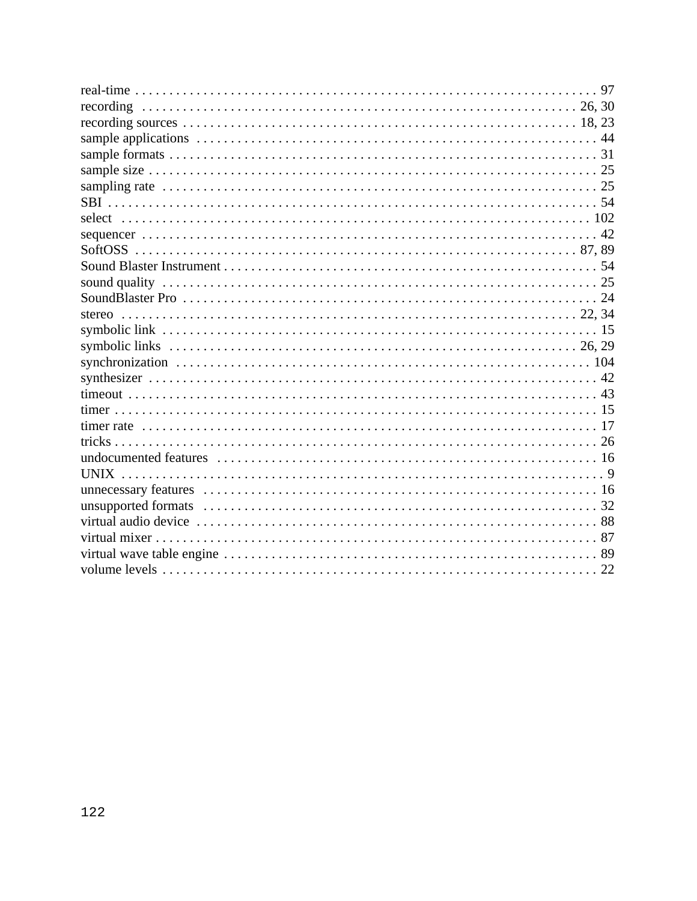real-time . . . . . . . . . . . . . . . . . . . . . . . . . . . . . . . . . . . . . . . . . . . . . . . . . . . . . . . . . . . . . . . . . . . 97
recording . . . . . . . . . . . . . . . . . . . . . . . . . . . . . . . . . . . . . . . . . . . . . . . . . . . . . . . . . . . . . . . . 26, 30
recording sources . . . . . . . . . . . . . . . . . . . . . . . . . . . . . . . . . . . . . . . . . . . . . . . . . . . . . . . . . 18, 23
sample applications . . . . . . . . . . . . . . . . . . . . . . . . . . . . . . . . . . . . . . . . . . . . . . . . . . . . . . . . . . . 44
sample formats . . . . . . . . . . . . . . . . . . . . . . . . . . . . . . . . . . . . . . . . . . . . . . . . . . . . . . . . . . . . . . 31
sample size . . . . . . . . . . . . . . . . . . . . . . . . . . . . . . . . . . . . . . . . . . . . . . . . . . . . . . . . . . . . . . . . 25
sampling rate . . . . . . . . . . . . . . . . . . . . . . . . . . . . . . . . . . . . . . . . . . . . . . . . . . . . . . . . . . . . . . . 25
SBI . . . . . . . . . . . . . . . . . . . . . . . . . . . . . . . . . . . . . . . . . . . . . . . . . . . . . . . . . . . . . . . . . . . . . . . 54
select . . . . . . . . . . . . . . . . . . . . . . . . . . . . . . . . . . . . . . . . . . . . . . . . . . . . . . . . . . . . . . . . . . . 102
sequencer . . . . . . . . . . . . . . . . . . . . . . . . . . . . . . . . . . . . . . . . . . . . . . . . . . . . . . . . . . . . . . . . . 42
SoftOSS . . . . . . . . . . . . . . . . . . . . . . . . . . . . . . . . . . . . . . . . . . . . . . . . . . . . . . . . . . . . . . . 87, 89
Sound Blaster Instrument . . . . . . . . . . . . . . . . . . . . . . . . . . . . . . . . . . . . . . . . . . . . . . . . . . . . . . 54
sound quality . . . . . . . . . . . . . . . . . . . . . . . . . . . . . . . . . . . . . . . . . . . . . . . . . . . . . . . . . . . . . . . 25
SoundBlaster Pro . . . . . . . . . . . . . . . . . . . . . . . . . . . . . . . . . . . . . . . . . . . . . . . . . . . . . . . . . . . . 24
stereo . . . . . . . . . . . . . . . . . . . . . . . . . . . . . . . . . . . . . . . . . . . . . . . . . . . . . . . . . . . . . . . . . 22, 34
symbolic link . . . . . . . . . . . . . . . . . . . . . . . . . . . . . . . . . . . . . . . . . . . . . . . . . . . . . . . . . . . . . . . 15
symbolic links . . . . . . . . . . . . . . . . . . . . . . . . . . . . . . . . . . . . . . . . . . . . . . . . . . . . . . . . . . . 26, 29
synchronization . . . . . . . . . . . . . . . . . . . . . . . . . . . . . . . . . . . . . . . . . . . . . . . . . . . . . . . . . . . . 104
synthesizer . . . . . . . . . . . . . . . . . . . . . . . . . . . . . . . . . . . . . . . . . . . . . . . . . . . . . . . . . . . . . . . . 42
timeout . . . . . . . . . . . . . . . . . . . . . . . . . . . . . . . . . . . . . . . . . . . . . . . . . . . . . . . . . . . . . . . . . . . 43
timer . . . . . . . . . . . . . . . . . . . . . . . . . . . . . . . . . . . . . . . . . . . . . . . . . . . . . . . . . . . . . . . . . . . . . 15
timer rate . . . . . . . . . . . . . . . . . . . . . . . . . . . . . . . . . . . . . . . . . . . . . . . . . . . . . . . . . . . . . . . . . 17
tricks . . . . . . . . . . . . . . . . . . . . . . . . . . . . . . . . . . . . . . . . . . . . . . . . . . . . . . . . . . . . . . . . . . . . . 26
undocumented features . . . . . . . . . . . . . . . . . . . . . . . . . . . . . . . . . . . . . . . . . . . . . . . . . . . . . . . 16
UNIX . . . . . . . . . . . . . . . . . . . . . . . . . . . . . . . . . . . . . . . . . . . . . . . . . . . . . . . . . . . . . . . . . . . . . . 9
unnecessary features . . . . . . . . . . . . . . . . . . . . . . . . . . . . . . . . . . . . . . . . . . . . . . . . . . . . . . . . . 16
unsupported formats . . . . . . . . . . . . . . . . . . . . . . . . . . . . . . . . . . . . . . . . . . . . . . . . . . . . . . . . . 32
virtual audio device . . . . . . . . . . . . . . . . . . . . . . . . . . . . . . . . . . . . . . . . . . . . . . . . . . . . . . . . . . 88
virtual mixer . . . . . . . . . . . . . . . . . . . . . . . . . . . . . . . . . . . . . . . . . . . . . . . . . . . . . . . . . . . . . . . . 87
virtual wave table engine . . . . . . . . . . . . . . . . . . . . . . . . . . . . . . . . . . . . . . . . . . . . . . . . . . . . . . 89
volume levels . . . . . . . . . . . . . . . . . . . . . . . . . . . . . . . . . . . . . . . . . . . . . . . . . . . . . . . . . . . . . . . 22